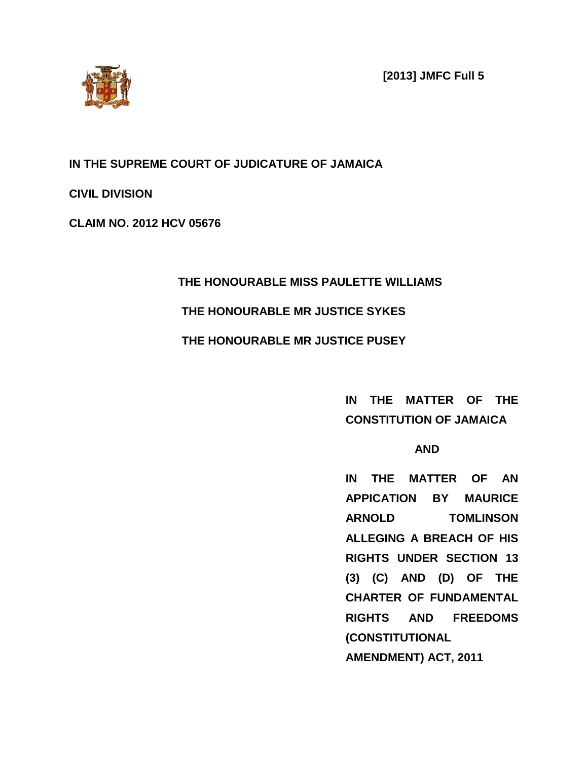**[2013] JMFC Full 5**

**IN THE SUPREME COURT OF JUDICATURE OF JAMAICA**

**CIVIL DIVISION**

**CLAIM NO. 2012 HCV 05676**

**THE HONOURABLE MISS PAULETTE WILLIAMS**

**THE HONOURABLE MR JUSTICE SYKES**

**THE HONOURABLE MR JUSTICE PUSEY**

**IN THE MATTER OF THE CONSTITUTION OF JAMAICA**

**AND**

**IN THE MATTER OF AN APPICATION BY MAURICE ARNOLD TOMLINSON ALLEGING A BREACH OF HIS RIGHTS UNDER SECTION 13 (3) (C) AND (D) OF THE CHARTER OF FUNDAMENTAL RIGHTS AND FREEDOMS (CONSTITUTIONAL AMENDMENT) ACT, 2011**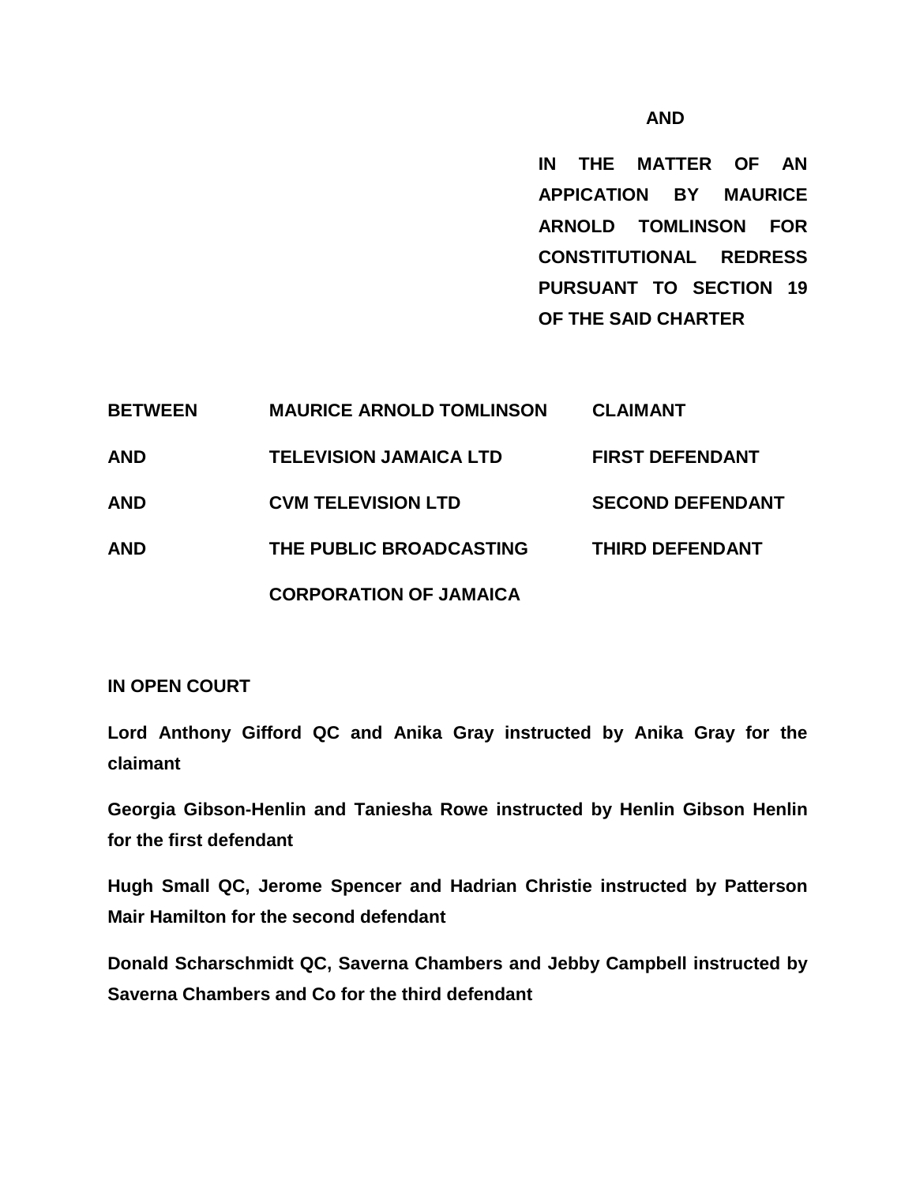**AND**

**IN THE MATTER OF AN APPICATION BY MAURICE ARNOLD TOMLINSON FOR CONSTITUTIONAL REDRESS PURSUANT TO SECTION 19 OF THE SAID CHARTER**

| | | |
|---|---|---|
| **BETWEEN** | **MAURICE ARNOLD TOMLINSON** | **CLAIMANT** |
| **AND** | **TELEVISION JAMAICA LTD** | **FIRST DEFENDANT** |
| **AND** | **CVM TELEVISION LTD** | **SECOND DEFENDANT** |
| **AND** | **THE PUBLIC BROADCASTING CORPORATION OF JAMAICA** | **THIRD DEFENDANT** |

**IN OPEN COURT**

**Lord Anthony Gifford QC and Anika Gray instructed by Anika Gray for the claimant**

**Georgia Gibson-Henlin and Taniesha Rowe instructed by Henlin Gibson Henlin for the first defendant**

**Hugh Small QC, Jerome Spencer and Hadrian Christie instructed by Patterson Mair Hamilton for the second defendant**

**Donald Scharschmidt QC, Saverna Chambers and Jebby Campbell instructed by Saverna Chambers and Co for the third defendant**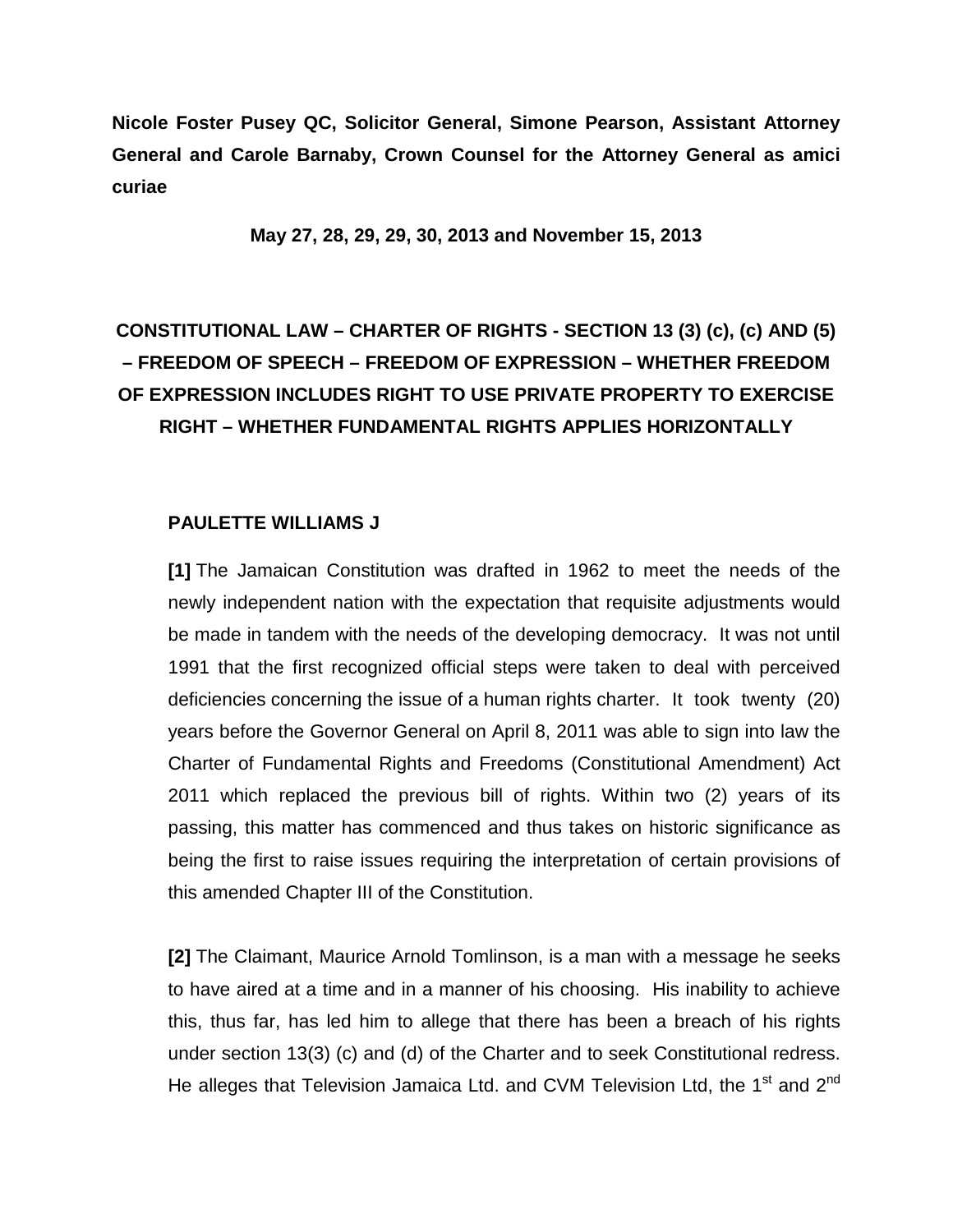**Nicole Foster Pusey QC, Solicitor General, Simone Pearson, Assistant Attorney General and Carole Barnaby, Crown Counsel for the Attorney General as amici curiae**

**May 27, 28, 29, 29, 30, 2013 and November 15, 2013**

**CONSTITUTIONAL LAW – CHARTER OF RIGHTS - SECTION 13 (3) (c), (c) AND (5) – FREEDOM OF SPEECH – FREEDOM OF EXPRESSION – WHETHER FREEDOM OF EXPRESSION INCLUDES RIGHT TO USE PRIVATE PROPERTY TO EXERCISE RIGHT – WHETHER FUNDAMENTAL RIGHTS APPLIES HORIZONTALLY**

**PAULETTE WILLIAMS J**

**[1]** The Jamaican Constitution was drafted in 1962 to meet the needs of the newly independent nation with the expectation that requisite adjustments would be made in tandem with the needs of the developing democracy. It was not until 1991 that the first recognized official steps were taken to deal with perceived deficiencies concerning the issue of a human rights charter. It took twenty (20) years before the Governor General on April 8, 2011 was able to sign into law the Charter of Fundamental Rights and Freedoms (Constitutional Amendment) Act 2011 which replaced the previous bill of rights. Within two (2) years of its passing, this matter has commenced and thus takes on historic significance as being the first to raise issues requiring the interpretation of certain provisions of this amended Chapter III of the Constitution.

**[2]** The Claimant, Maurice Arnold Tomlinson, is a man with a message he seeks to have aired at a time and in a manner of his choosing. His inability to achieve this, thus far, has led him to allege that there has been a breach of his rights under section 13(3) (c) and (d) of the Charter and to seek Constitutional redress. He alleges that Television Jamaica Ltd. and CVM Television Ltd, the 1st and 2nd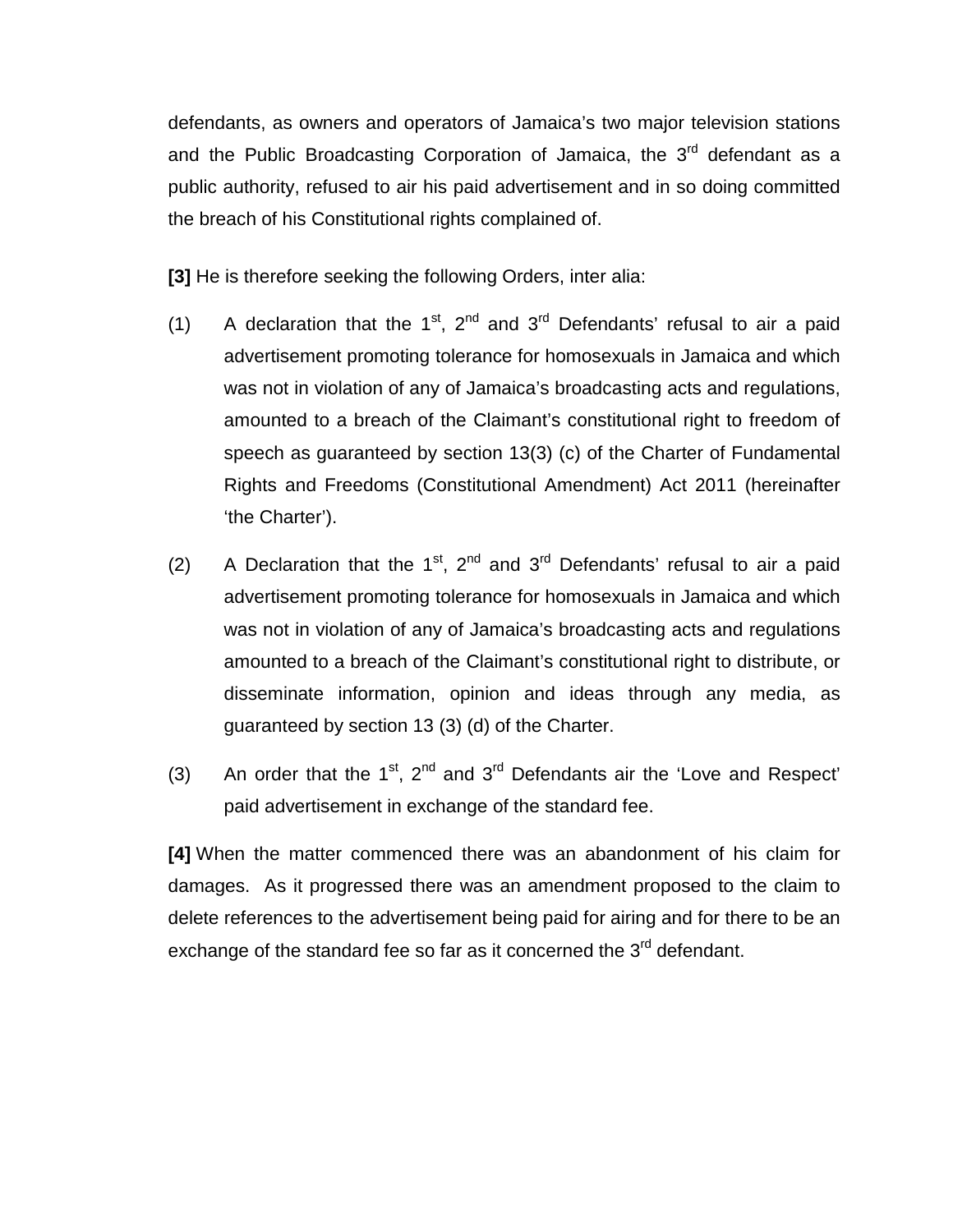defendants, as owners and operators of Jamaica's two major television stations and the Public Broadcasting Corporation of Jamaica, the 3rd defendant as a public authority, refused to air his paid advertisement and in so doing committed the breach of his Constitutional rights complained of.

**[3]** He is therefore seeking the following Orders, inter alia:

(1) A declaration that the 1st, 2nd and 3rd Defendants' refusal to air a paid advertisement promoting tolerance for homosexuals in Jamaica and which was not in violation of any of Jamaica's broadcasting acts and regulations, amounted to a breach of the Claimant's constitutional right to freedom of speech as guaranteed by section 13(3) (c) of the Charter of Fundamental Rights and Freedoms (Constitutional Amendment) Act 2011 (hereinafter 'the Charter').

(2) A Declaration that the 1st, 2nd and 3rd Defendants' refusal to air a paid advertisement promoting tolerance for homosexuals in Jamaica and which was not in violation of any of Jamaica's broadcasting acts and regulations amounted to a breach of the Claimant's constitutional right to distribute, or disseminate information, opinion and ideas through any media, as guaranteed by section 13 (3) (d) of the Charter.

(3) An order that the 1st, 2nd and 3rd Defendants air the 'Love and Respect' paid advertisement in exchange of the standard fee.

**[4]** When the matter commenced there was an abandonment of his claim for damages. As it progressed there was an amendment proposed to the claim to delete references to the advertisement being paid for airing and for there to be an exchange of the standard fee so far as it concerned the 3rd defendant.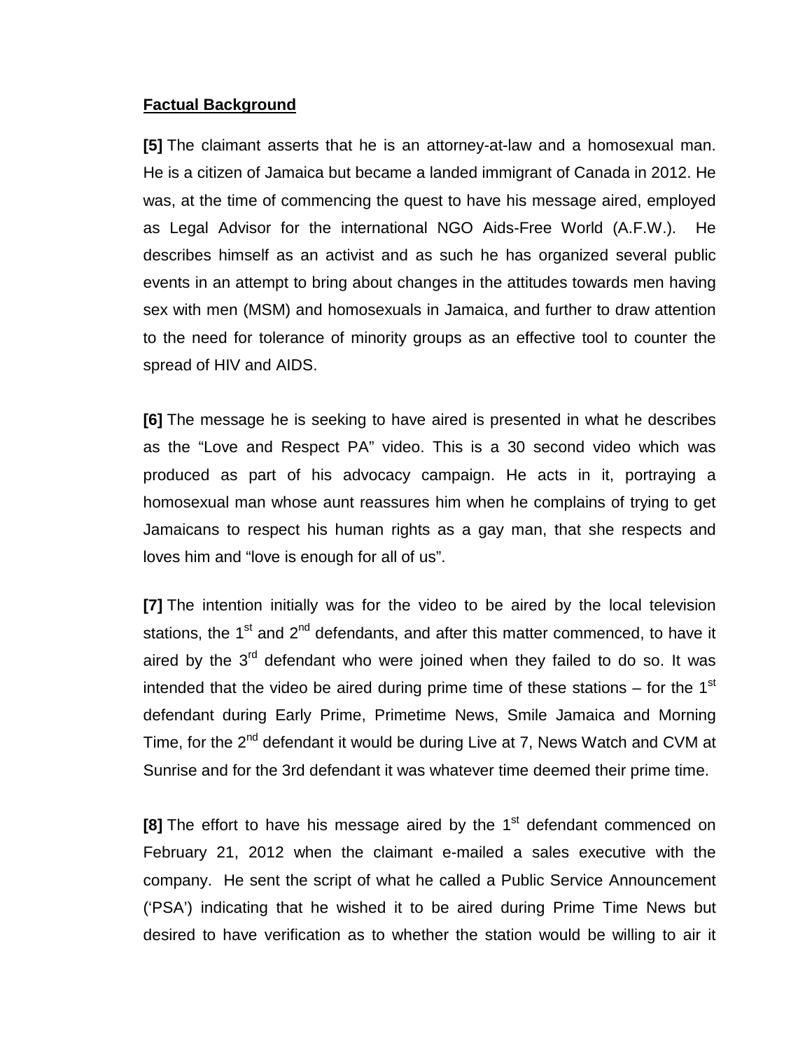**Factual Background**

**[5]** The claimant asserts that he is an attorney-at-law and a homosexual man. He is a citizen of Jamaica but became a landed immigrant of Canada in 2012. He was, at the time of commencing the quest to have his message aired, employed as Legal Advisor for the international NGO Aids-Free World (A.F.W.). He describes himself as an activist and as such he has organized several public events in an attempt to bring about changes in the attitudes towards men having sex with men (MSM) and homosexuals in Jamaica, and further to draw attention to the need for tolerance of minority groups as an effective tool to counter the spread of HIV and AIDS.

**[6]** The message he is seeking to have aired is presented in what he describes as the "Love and Respect PA" video. This is a 30 second video which was produced as part of his advocacy campaign. He acts in it, portraying a homosexual man whose aunt reassures him when he complains of trying to get Jamaicans to respect his human rights as a gay man, that she respects and loves him and "love is enough for all of us".

**[7]** The intention initially was for the video to be aired by the local television stations, the 1st and 2nd defendants, and after this matter commenced, to have it aired by the 3rd defendant who were joined when they failed to do so. It was intended that the video be aired during prime time of these stations – for the 1st defendant during Early Prime, Primetime News, Smile Jamaica and Morning Time, for the 2nd defendant it would be during Live at 7, News Watch and CVM at Sunrise and for the 3rd defendant it was whatever time deemed their prime time.

**[8]** The effort to have his message aired by the 1st defendant commenced on February 21, 2012 when the claimant e-mailed a sales executive with the company. He sent the script of what he called a Public Service Announcement ('PSA') indicating that he wished it to be aired during Prime Time News but desired to have verification as to whether the station would be willing to air it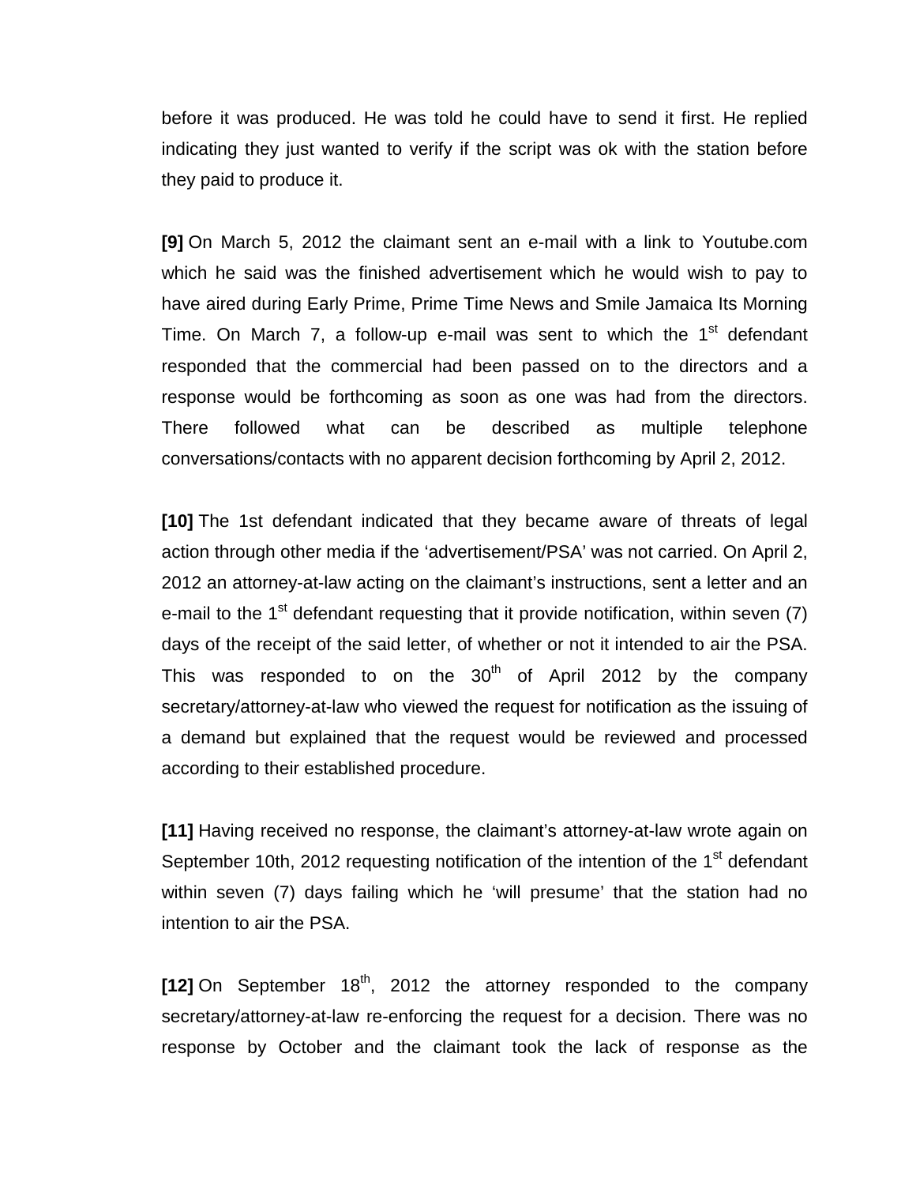before it was produced. He was told he could have to send it first. He replied indicating they just wanted to verify if the script was ok with the station before they paid to produce it.

**[9]** On March 5, 2012 the claimant sent an e-mail with a link to Youtube.com which he said was the finished advertisement which he would wish to pay to have aired during Early Prime, Prime Time News and Smile Jamaica Its Morning Time. On March 7, a follow-up e-mail was sent to which the 1st defendant responded that the commercial had been passed on to the directors and a response would be forthcoming as soon as one was had from the directors. There followed what can be described as multiple telephone conversations/contacts with no apparent decision forthcoming by April 2, 2012.

**[10]** The 1st defendant indicated that they became aware of threats of legal action through other media if the 'advertisement/PSA' was not carried. On April 2, 2012 an attorney-at-law acting on the claimant's instructions, sent a letter and an e-mail to the 1st defendant requesting that it provide notification, within seven (7) days of the receipt of the said letter, of whether or not it intended to air the PSA. This was responded to on the 30th of April 2012 by the company secretary/attorney-at-law who viewed the request for notification as the issuing of a demand but explained that the request would be reviewed and processed according to their established procedure.

**[11]** Having received no response, the claimant's attorney-at-law wrote again on September 10th, 2012 requesting notification of the intention of the 1st defendant within seven (7) days failing which he 'will presume' that the station had no intention to air the PSA.

**[12]** On September 18th, 2012 the attorney responded to the company secretary/attorney-at-law re-enforcing the request for a decision. There was no response by October and the claimant took the lack of response as the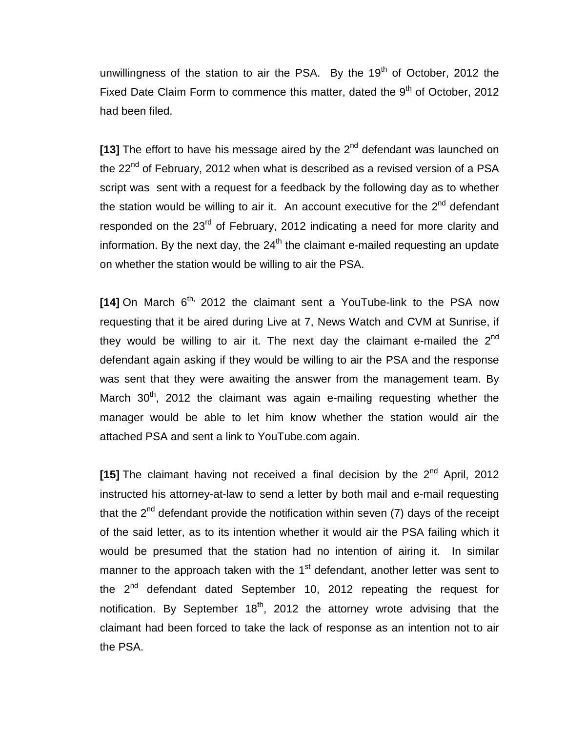unwillingness of the station to air the PSA. By the 19th of October, 2012 the Fixed Date Claim Form to commence this matter, dated the 9th of October, 2012 had been filed.

**[13]** The effort to have his message aired by the 2nd defendant was launched on the 22nd of February, 2012 when what is described as a revised version of a PSA script was sent with a request for a feedback by the following day as to whether the station would be willing to air it. An account executive for the 2nd defendant responded on the 23rd of February, 2012 indicating a need for more clarity and information. By the next day, the 24th the claimant e-mailed requesting an update on whether the station would be willing to air the PSA.

**[14]** On March 6th, 2012 the claimant sent a YouTube-link to the PSA now requesting that it be aired during Live at 7, News Watch and CVM at Sunrise, if they would be willing to air it. The next day the claimant e-mailed the 2nd defendant again asking if they would be willing to air the PSA and the response was sent that they were awaiting the answer from the management team. By March 30th, 2012 the claimant was again e-mailing requesting whether the manager would be able to let him know whether the station would air the attached PSA and sent a link to YouTube.com again.

**[15]** The claimant having not received a final decision by the 2nd April, 2012 instructed his attorney-at-law to send a letter by both mail and e-mail requesting that the 2nd defendant provide the notification within seven (7) days of the receipt of the said letter, as to its intention whether it would air the PSA failing which it would be presumed that the station had no intention of airing it. In similar manner to the approach taken with the 1st defendant, another letter was sent to the 2nd defendant dated September 10, 2012 repeating the request for notification. By September 18th, 2012 the attorney wrote advising that the claimant had been forced to take the lack of response as an intention not to air the PSA.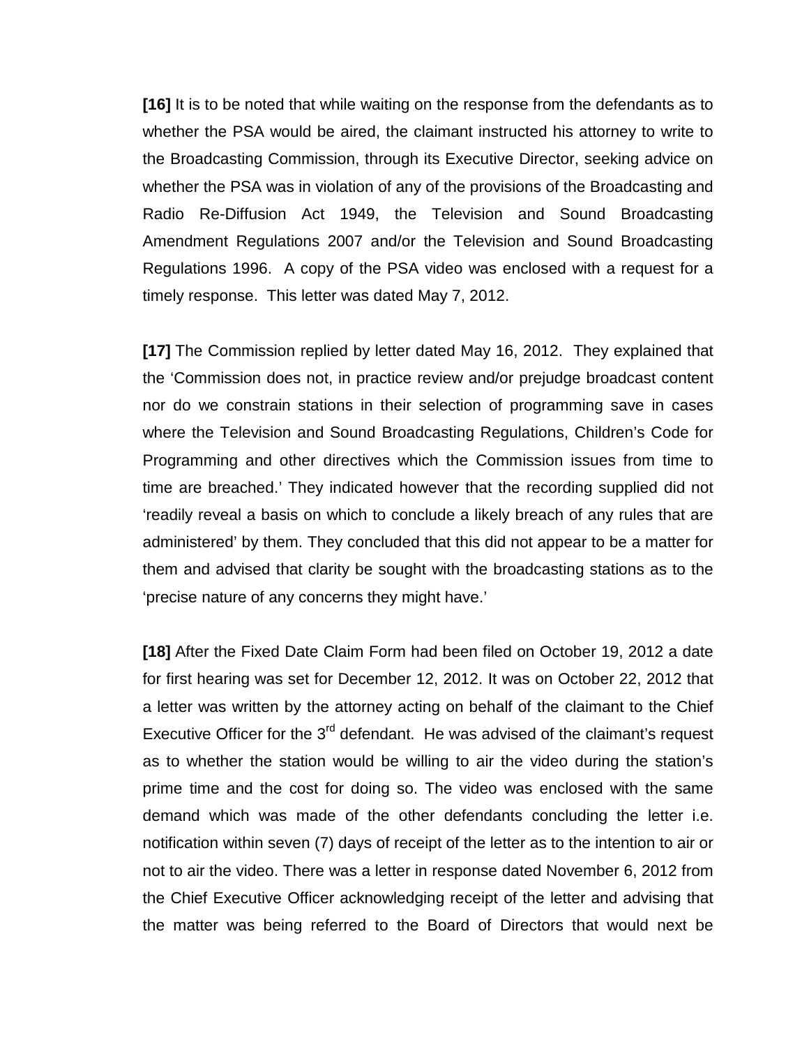**[16]** It is to be noted that while waiting on the response from the defendants as to whether the PSA would be aired, the claimant instructed his attorney to write to the Broadcasting Commission, through its Executive Director, seeking advice on whether the PSA was in violation of any of the provisions of the Broadcasting and Radio Re-Diffusion Act 1949, the Television and Sound Broadcasting Amendment Regulations 2007 and/or the Television and Sound Broadcasting Regulations 1996. A copy of the PSA video was enclosed with a request for a timely response. This letter was dated May 7, 2012.

**[17]** The Commission replied by letter dated May 16, 2012. They explained that the 'Commission does not, in practice review and/or prejudge broadcast content nor do we constrain stations in their selection of programming save in cases where the Television and Sound Broadcasting Regulations, Children's Code for Programming and other directives which the Commission issues from time to time are breached.' They indicated however that the recording supplied did not 'readily reveal a basis on which to conclude a likely breach of any rules that are administered' by them. They concluded that this did not appear to be a matter for them and advised that clarity be sought with the broadcasting stations as to the 'precise nature of any concerns they might have.'

**[18]** After the Fixed Date Claim Form had been filed on October 19, 2012 a date for first hearing was set for December 12, 2012. It was on October 22, 2012 that a letter was written by the attorney acting on behalf of the claimant to the Chief Executive Officer for the 3rd defendant. He was advised of the claimant's request as to whether the station would be willing to air the video during the station's prime time and the cost for doing so. The video was enclosed with the same demand which was made of the other defendants concluding the letter i.e. notification within seven (7) days of receipt of the letter as to the intention to air or not to air the video. There was a letter in response dated November 6, 2012 from the Chief Executive Officer acknowledging receipt of the letter and advising that the matter was being referred to the Board of Directors that would next be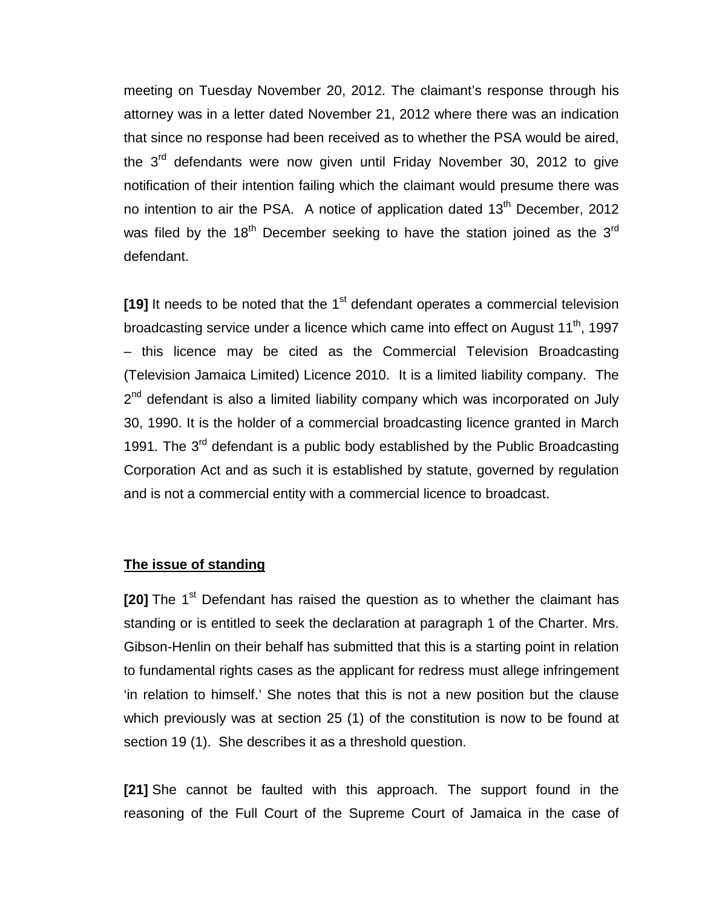meeting on Tuesday November 20, 2012. The claimant's response through his attorney was in a letter dated November 21, 2012 where there was an indication that since no response had been received as to whether the PSA would be aired, the 3rd defendants were now given until Friday November 30, 2012 to give notification of their intention failing which the claimant would presume there was no intention to air the PSA. A notice of application dated 13th December, 2012 was filed by the 18th December seeking to have the station joined as the 3rd defendant.

**[19]** It needs to be noted that the 1st defendant operates a commercial television broadcasting service under a licence which came into effect on August 11th, 1997 – this licence may be cited as the Commercial Television Broadcasting (Television Jamaica Limited) Licence 2010. It is a limited liability company. The 2nd defendant is also a limited liability company which was incorporated on July 30, 1990. It is the holder of a commercial broadcasting licence granted in March 1991. The 3rd defendant is a public body established by the Public Broadcasting Corporation Act and as such it is established by statute, governed by regulation and is not a commercial entity with a commercial licence to broadcast.

**The issue of standing**

**[20]** The 1st Defendant has raised the question as to whether the claimant has standing or is entitled to seek the declaration at paragraph 1 of the Charter. Mrs. Gibson-Henlin on their behalf has submitted that this is a starting point in relation to fundamental rights cases as the applicant for redress must allege infringement 'in relation to himself.' She notes that this is not a new position but the clause which previously was at section 25 (1) of the constitution is now to be found at section 19 (1). She describes it as a threshold question.

**[21]** She cannot be faulted with this approach. The support found in the reasoning of the Full Court of the Supreme Court of Jamaica in the case of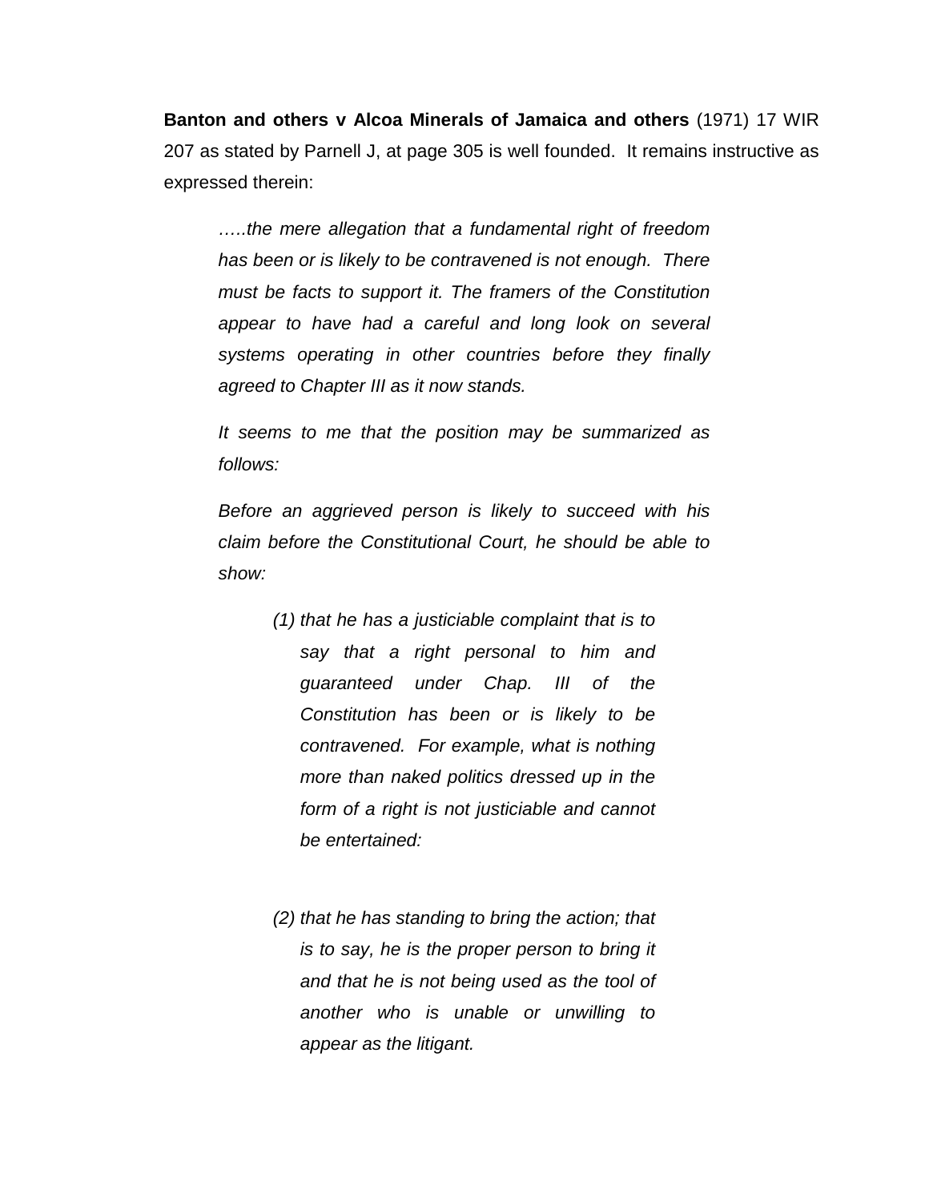**Banton and others v Alcoa Minerals of Jamaica and others** (1971) 17 WIR 207 as stated by Parnell J, at page 305 is well founded. It remains instructive as expressed therein:

> *…..the mere allegation that a fundamental right of freedom has been or is likely to be contravened is not enough. There must be facts to support it. The framers of the Constitution appear to have had a careful and long look on several systems operating in other countries before they finally agreed to Chapter III as it now stands.*
>
> *It seems to me that the position may be summarized as follows:*
>
> *Before an aggrieved person is likely to succeed with his claim before the Constitutional Court, he should be able to show:*
>
> *(1) that he has a justiciable complaint that is to say that a right personal to him and guaranteed under Chap. III of the Constitution has been or is likely to be contravened. For example, what is nothing more than naked politics dressed up in the form of a right is not justiciable and cannot be entertained:*
>
> *(2) that he has standing to bring the action; that is to say, he is the proper person to bring it and that he is not being used as the tool of another who is unable or unwilling to appear as the litigant.*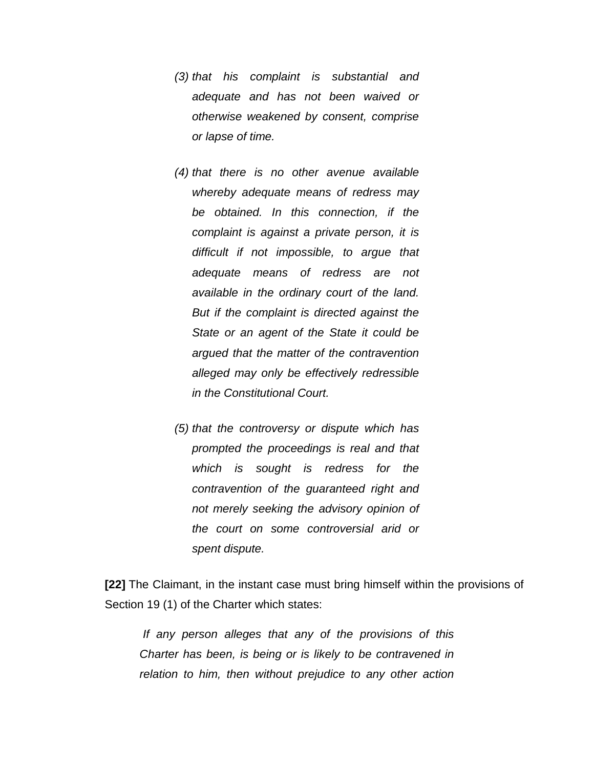> *(3) that his complaint is substantial and adequate and has not been waived or otherwise weakened by consent, comprise or lapse of time.*
>
> *(4) that there is no other avenue available whereby adequate means of redress may be obtained. In this connection, if the complaint is against a private person, it is difficult if not impossible, to argue that adequate means of redress are not available in the ordinary court of the land. But if the complaint is directed against the State or an agent of the State it could be argued that the matter of the contravention alleged may only be effectively redressible in the Constitutional Court.*
>
> *(5) that the controversy or dispute which has prompted the proceedings is real and that which is sought is redress for the contravention of the guaranteed right and not merely seeking the advisory opinion of the court on some controversial arid or spent dispute.*

**[22]** The Claimant, in the instant case must bring himself within the provisions of Section 19 (1) of the Charter which states:

> *If any person alleges that any of the provisions of this Charter has been, is being or is likely to be contravened in relation to him, then without prejudice to any other action*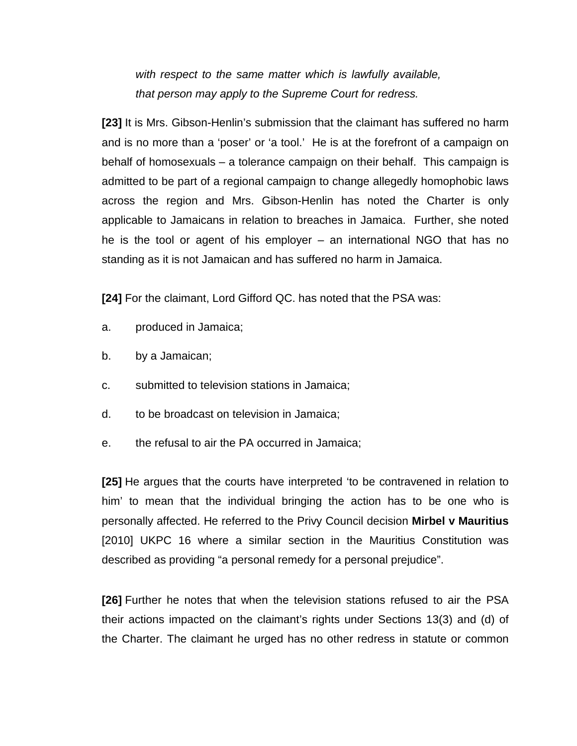*with respect to the same matter which is lawfully available, that person may apply to the Supreme Court for redress.*

**[23]** It is Mrs. Gibson-Henlin's submission that the claimant has suffered no harm and is no more than a 'poser' or 'a tool.' He is at the forefront of a campaign on behalf of homosexuals – a tolerance campaign on their behalf. This campaign is admitted to be part of a regional campaign to change allegedly homophobic laws across the region and Mrs. Gibson-Henlin has noted the Charter is only applicable to Jamaicans in relation to breaches in Jamaica. Further, she noted he is the tool or agent of his employer – an international NGO that has no standing as it is not Jamaican and has suffered no harm in Jamaica.

**[24]** For the claimant, Lord Gifford QC. has noted that the PSA was:

a. produced in Jamaica;

b. by a Jamaican;

c. submitted to television stations in Jamaica;

d. to be broadcast on television in Jamaica;

e. the refusal to air the PA occurred in Jamaica;

**[25]** He argues that the courts have interpreted 'to be contravened in relation to him' to mean that the individual bringing the action has to be one who is personally affected. He referred to the Privy Council decision **Mirbel v Mauritius** [2010] UKPC 16 where a similar section in the Mauritius Constitution was described as providing "a personal remedy for a personal prejudice".

**[26]** Further he notes that when the television stations refused to air the PSA their actions impacted on the claimant's rights under Sections 13(3) and (d) of the Charter. The claimant he urged has no other redress in statute or common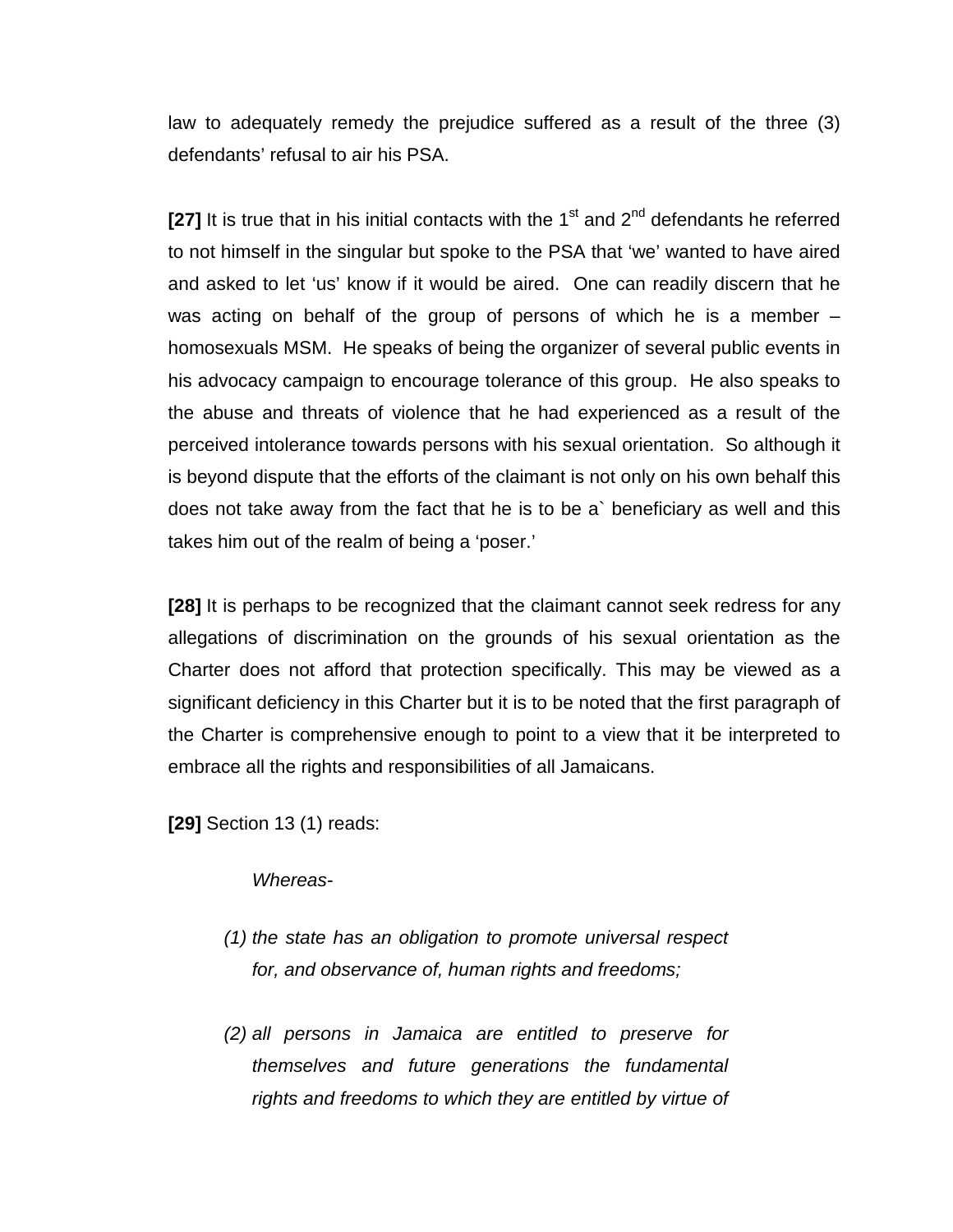law to adequately remedy the prejudice suffered as a result of the three (3) defendants' refusal to air his PSA.

**[27]** It is true that in his initial contacts with the 1st and 2nd defendants he referred to not himself in the singular but spoke to the PSA that 'we' wanted to have aired and asked to let 'us' know if it would be aired. One can readily discern that he was acting on behalf of the group of persons of which he is a member – homosexuals MSM. He speaks of being the organizer of several public events in his advocacy campaign to encourage tolerance of this group. He also speaks to the abuse and threats of violence that he had experienced as a result of the perceived intolerance towards persons with his sexual orientation. So although it is beyond dispute that the efforts of the claimant is not only on his own behalf this does not take away from the fact that he is to be a` beneficiary as well and this takes him out of the realm of being a 'poser.'

**[28]** It is perhaps to be recognized that the claimant cannot seek redress for any allegations of discrimination on the grounds of his sexual orientation as the Charter does not afford that protection specifically. This may be viewed as a significant deficiency in this Charter but it is to be noted that the first paragraph of the Charter is comprehensive enough to point to a view that it be interpreted to embrace all the rights and responsibilities of all Jamaicans.

**[29]** Section 13 (1) reads:

> *Whereas-*
>
> *(1) the state has an obligation to promote universal respect for, and observance of, human rights and freedoms;*
>
> *(2) all persons in Jamaica are entitled to preserve for themselves and future generations the fundamental rights and freedoms to which they are entitled by virtue of*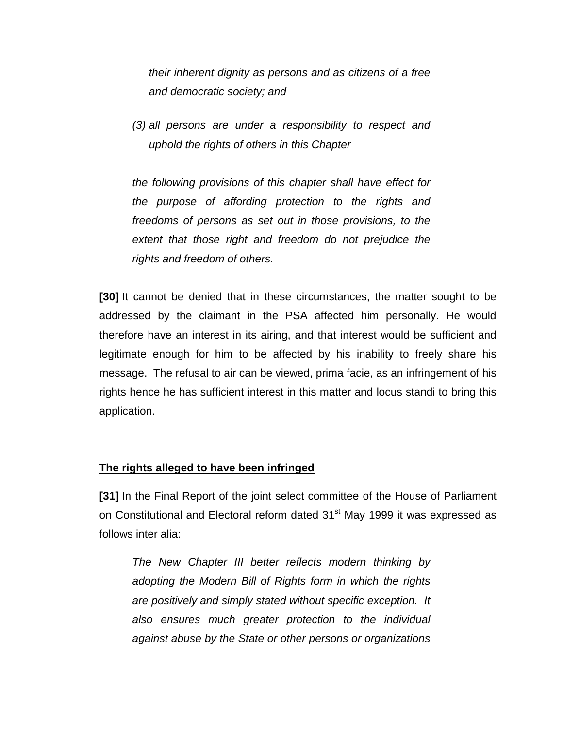*their inherent dignity as persons and as citizens of a free and democratic society; and*

*(3) all persons are under a responsibility to respect and uphold the rights of others in this Chapter*

*the following provisions of this chapter shall have effect for the purpose of affording protection to the rights and freedoms of persons as set out in those provisions, to the extent that those right and freedom do not prejudice the rights and freedom of others.*

**[30]** It cannot be denied that in these circumstances, the matter sought to be addressed by the claimant in the PSA affected him personally. He would therefore have an interest in its airing, and that interest would be sufficient and legitimate enough for him to be affected by his inability to freely share his message. The refusal to air can be viewed, prima facie, as an infringement of his rights hence he has sufficient interest in this matter and locus standi to bring this application.

**<u>The rights alleged to have been infringed</u>**

**[31]** In the Final Report of the joint select committee of the House of Parliament on Constitutional and Electoral reform dated 31st May 1999 it was expressed as follows inter alia:

*The New Chapter III better reflects modern thinking by adopting the Modern Bill of Rights form in which the rights are positively and simply stated without specific exception. It also ensures much greater protection to the individual against abuse by the State or other persons or organizations*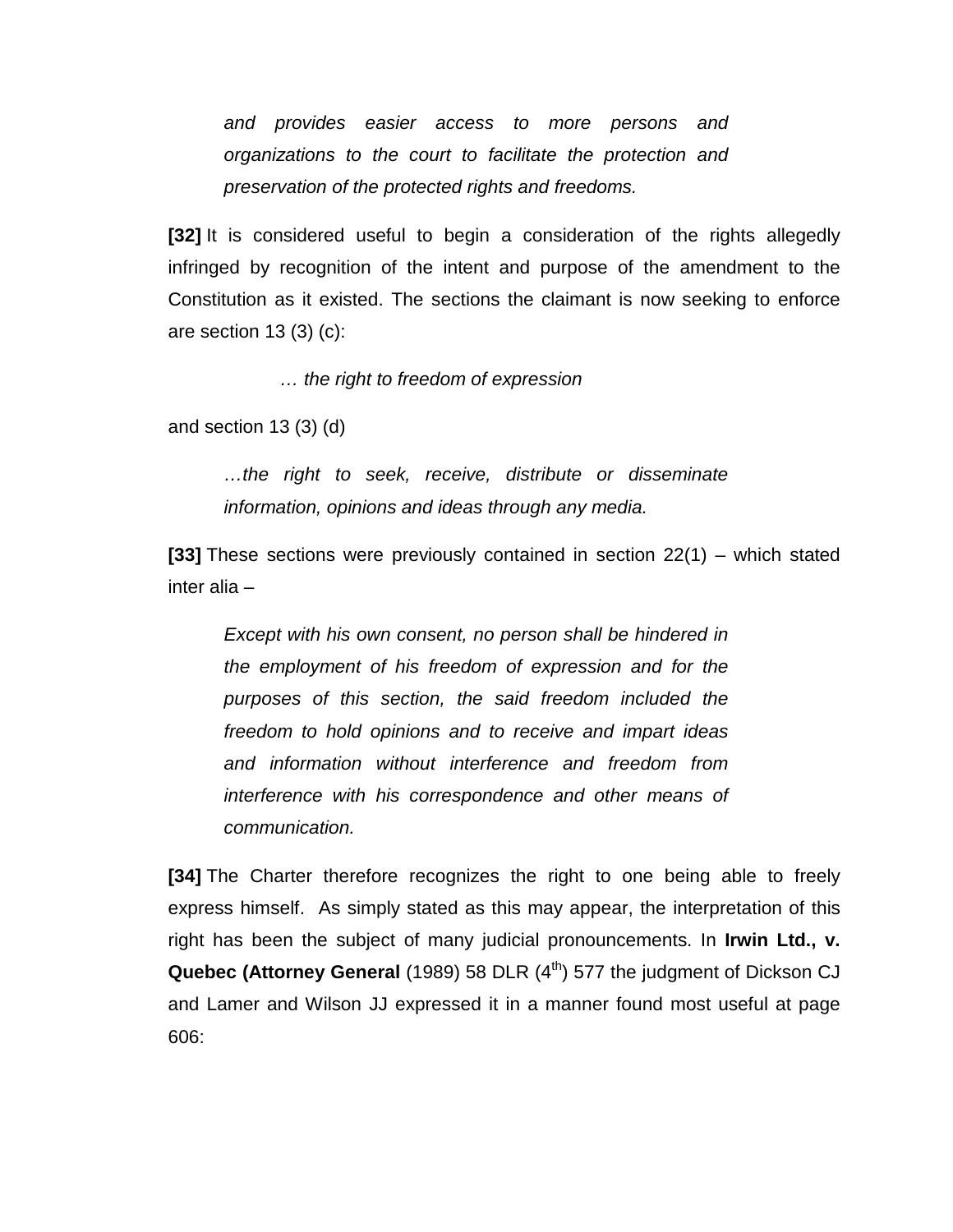> *and provides easier access to more persons and organizations to the court to facilitate the protection and preservation of the protected rights and freedoms.*

**[32]** It is considered useful to begin a consideration of the rights allegedly infringed by recognition of the intent and purpose of the amendment to the Constitution as it existed. The sections the claimant is now seeking to enforce are section 13 (3) (c):

> *… the right to freedom of expression*

and section 13 (3) (d)

> *…the right to seek, receive, distribute or disseminate information, opinions and ideas through any media.*

**[33]** These sections were previously contained in section 22(1) – which stated inter alia –

> *Except with his own consent, no person shall be hindered in the employment of his freedom of expression and for the purposes of this section, the said freedom included the freedom to hold opinions and to receive and impart ideas and information without interference and freedom from interference with his correspondence and other means of communication.*

**[34]** The Charter therefore recognizes the right to one being able to freely express himself. As simply stated as this may appear, the interpretation of this right has been the subject of many judicial pronouncements. In **Irwin Ltd., v. Quebec (Attorney General** (1989) 58 DLR (4th) 577 the judgment of Dickson CJ and Lamer and Wilson JJ expressed it in a manner found most useful at page 606: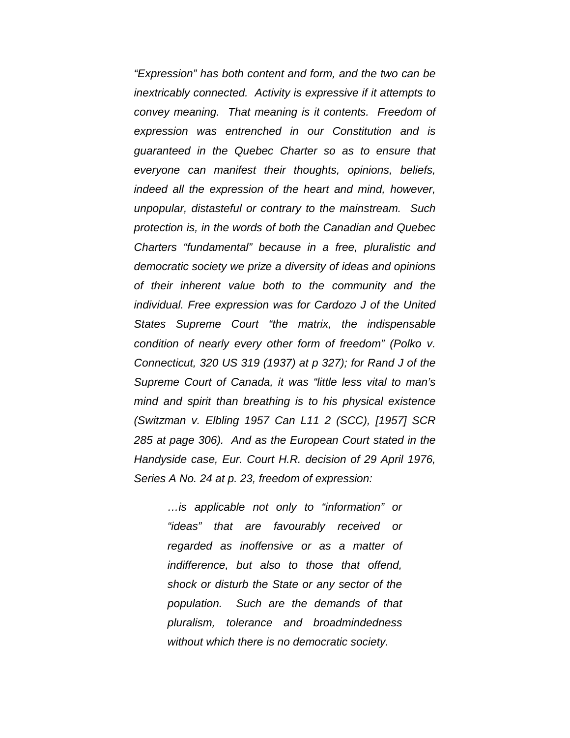*“Expression” has both content and form, and the two can be inextricably connected. Activity is expressive if it attempts to convey meaning. That meaning is it contents. Freedom of expression was entrenched in our Constitution and is guaranteed in the Quebec Charter so as to ensure that everyone can manifest their thoughts, opinions, beliefs, indeed all the expression of the heart and mind, however, unpopular, distasteful or contrary to the mainstream. Such protection is, in the words of both the Canadian and Quebec Charters “fundamental” because in a free, pluralistic and democratic society we prize a diversity of ideas and opinions of their inherent value both to the community and the individual. Free expression was for Cardozo J of the United States Supreme Court “the matrix, the indispensable condition of nearly every other form of freedom” (Polko v. Connecticut, 320 US 319 (1937) at p 327); for Rand J of the Supreme Court of Canada, it was “little less vital to man’s mind and spirit than breathing is to his physical existence (Switzman v. Elbling 1957 Can L11 2 (SCC), [1957] SCR 285 at page 306). And as the European Court stated in the Handyside case, Eur. Court H.R. decision of 29 April 1976, Series A No. 24 at p. 23, freedom of expression:*

> *…is applicable not only to “information” or “ideas” that are favourably received or regarded as inoffensive or as a matter of indifference, but also to those that offend, shock or disturb the State or any sector of the population. Such are the demands of that pluralism, tolerance and broadmindedness without which there is no democratic society.*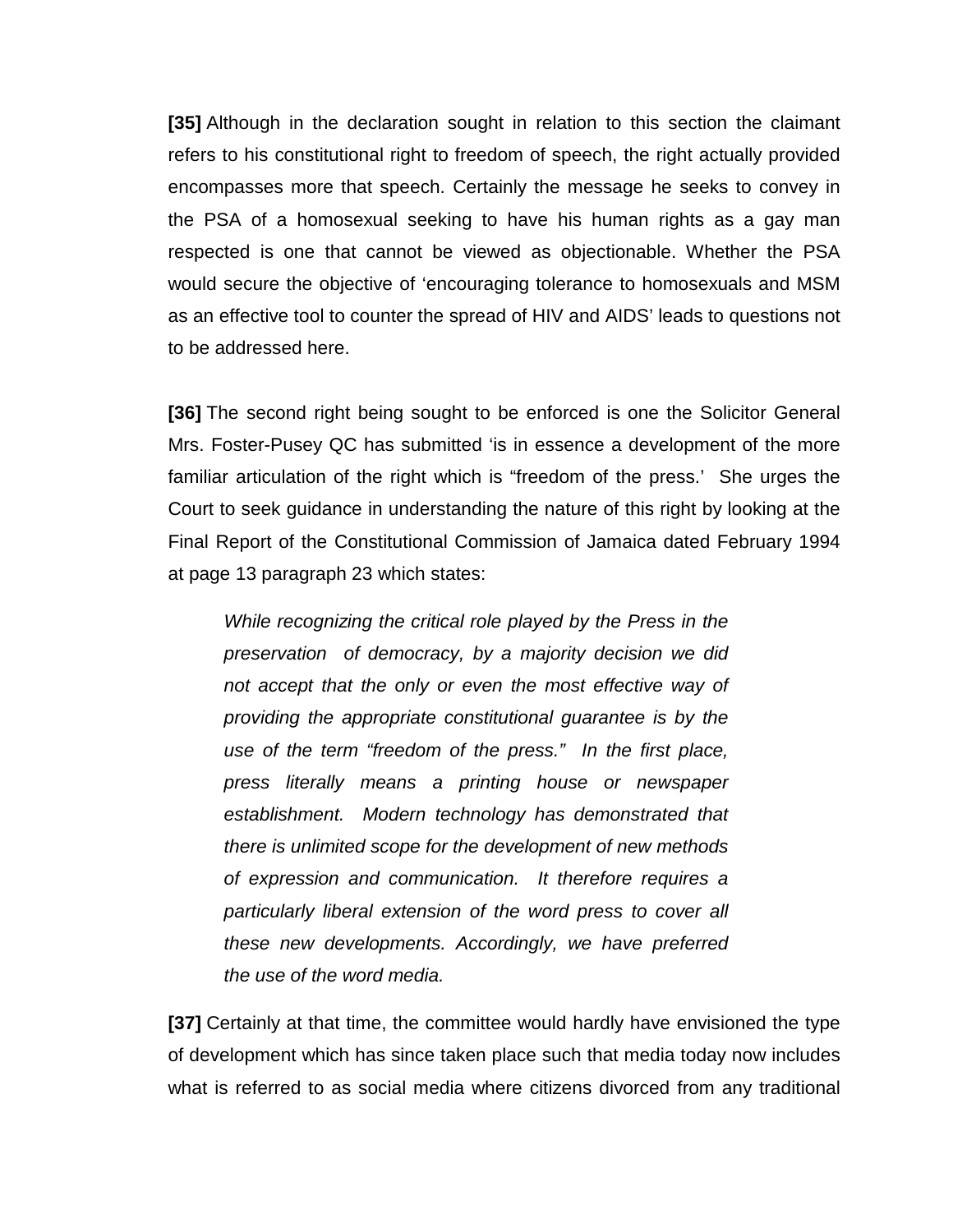**[35]** Although in the declaration sought in relation to this section the claimant refers to his constitutional right to freedom of speech, the right actually provided encompasses more that speech. Certainly the message he seeks to convey in the PSA of a homosexual seeking to have his human rights as a gay man respected is one that cannot be viewed as objectionable. Whether the PSA would secure the objective of 'encouraging tolerance to homosexuals and MSM as an effective tool to counter the spread of HIV and AIDS' leads to questions not to be addressed here.

**[36]** The second right being sought to be enforced is one the Solicitor General Mrs. Foster-Pusey QC has submitted 'is in essence a development of the more familiar articulation of the right which is "freedom of the press.' She urges the Court to seek guidance in understanding the nature of this right by looking at the Final Report of the Constitutional Commission of Jamaica dated February 1994 at page 13 paragraph 23 which states:

> *While recognizing the critical role played by the Press in the preservation of democracy, by a majority decision we did not accept that the only or even the most effective way of providing the appropriate constitutional guarantee is by the use of the term "freedom of the press." In the first place, press literally means a printing house or newspaper establishment. Modern technology has demonstrated that there is unlimited scope for the development of new methods of expression and communication. It therefore requires a particularly liberal extension of the word press to cover all these new developments. Accordingly, we have preferred the use of the word media.*

**[37]** Certainly at that time, the committee would hardly have envisioned the type of development which has since taken place such that media today now includes what is referred to as social media where citizens divorced from any traditional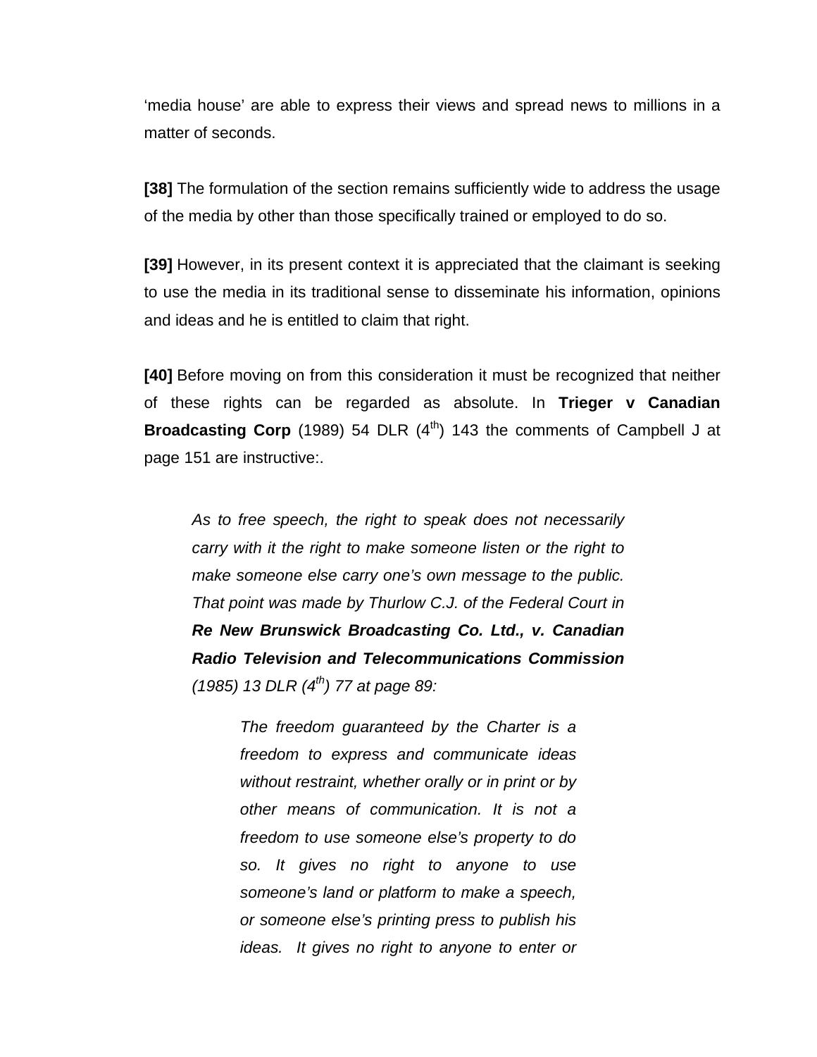'media house' are able to express their views and spread news to millions in a matter of seconds.

**[38]** The formulation of the section remains sufficiently wide to address the usage of the media by other than those specifically trained or employed to do so.

**[39]** However, in its present context it is appreciated that the claimant is seeking to use the media in its traditional sense to disseminate his information, opinions and ideas and he is entitled to claim that right.

**[40]** Before moving on from this consideration it must be recognized that neither of these rights can be regarded as absolute. In **Trieger v Canadian Broadcasting Corp** (1989) 54 DLR (4th) 143 the comments of Campbell J at page 151 are instructive:.

> *As to free speech, the right to speak does not necessarily carry with it the right to make someone listen or the right to make someone else carry one's own message to the public. That point was made by Thurlow C.J. of the Federal Court in **Re New Brunswick Broadcasting Co. Ltd., v. Canadian Radio Television and Telecommunications Commission** (1985) 13 DLR (4th) 77 at page 89:*
>
> > *The freedom guaranteed by the Charter is a freedom to express and communicate ideas without restraint, whether orally or in print or by other means of communication. It is not a freedom to use someone else's property to do so. It gives no right to anyone to use someone's land or platform to make a speech, or someone else's printing press to publish his ideas. It gives no right to anyone to enter or*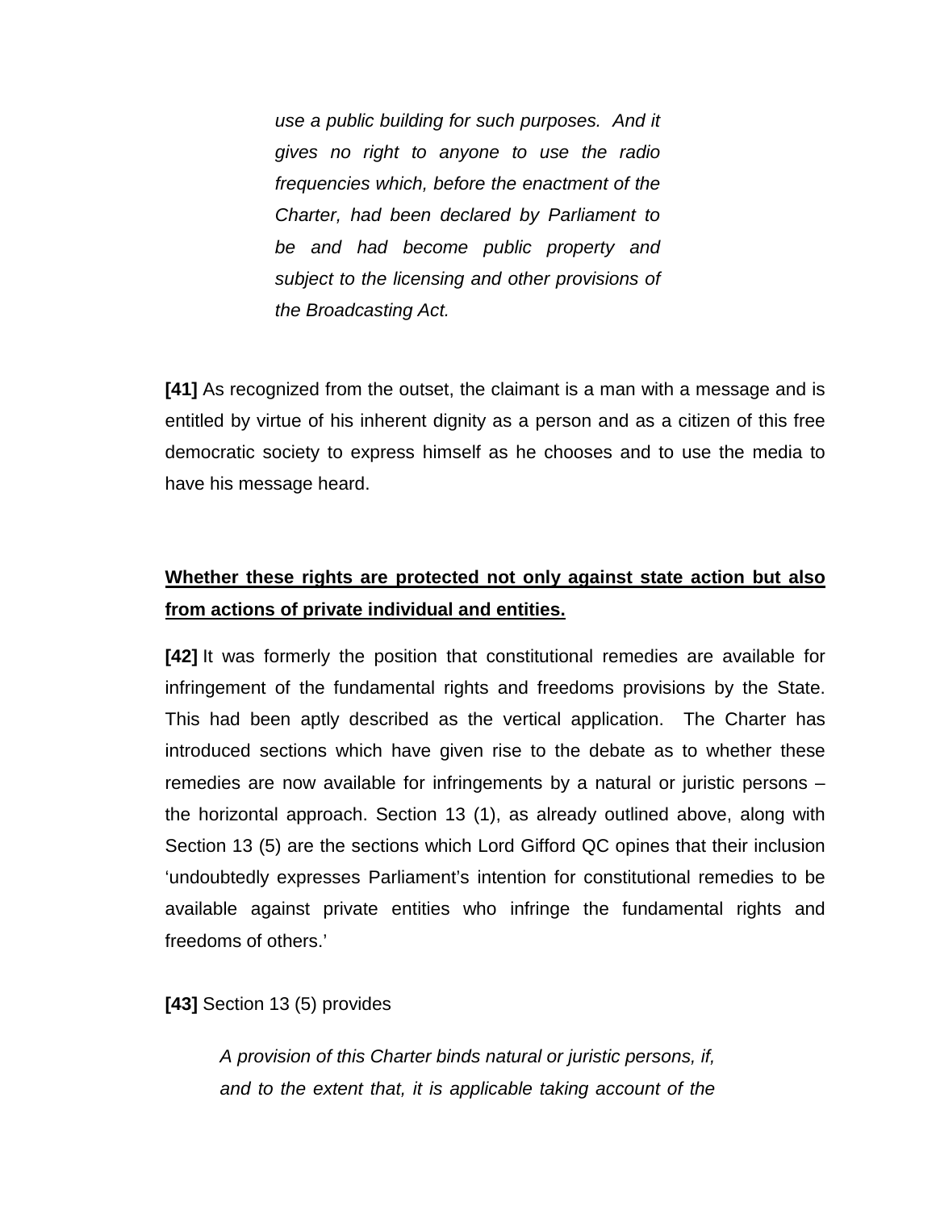> *use a public building for such purposes. And it gives no right to anyone to use the radio frequencies which, before the enactment of the Charter, had been declared by Parliament to be and had become public property and subject to the licensing and other provisions of the Broadcasting Act.*

**[41]** As recognized from the outset, the claimant is a man with a message and is entitled by virtue of his inherent dignity as a person and as a citizen of this free democratic society to express himself as he chooses and to use the media to have his message heard.

**<u>Whether these rights are protected not only against state action but also from actions of private individual and entities.</u>**

**[42]** It was formerly the position that constitutional remedies are available for infringement of the fundamental rights and freedoms provisions by the State. This had been aptly described as the vertical application. The Charter has introduced sections which have given rise to the debate as to whether these remedies are now available for infringements by a natural or juristic persons – the horizontal approach. Section 13 (1), as already outlined above, along with Section 13 (5) are the sections which Lord Gifford QC opines that their inclusion 'undoubtedly expresses Parliament's intention for constitutional remedies to be available against private entities who infringe the fundamental rights and freedoms of others.'

**[43]** Section 13 (5) provides

> *A provision of this Charter binds natural or juristic persons, if, and to the extent that, it is applicable taking account of the*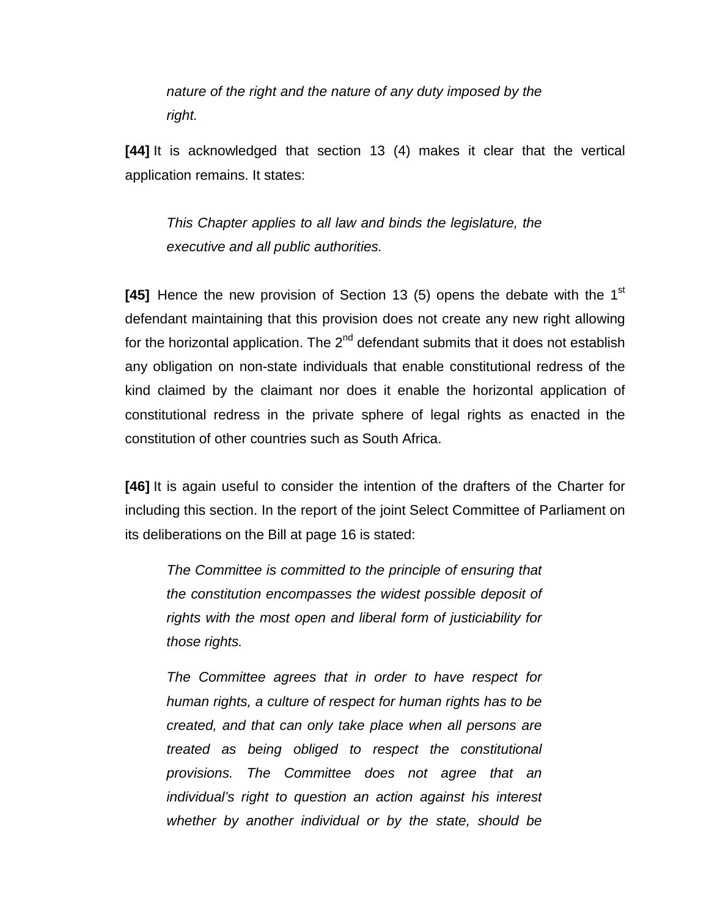> *nature of the right and the nature of any duty imposed by the right.*

**[44]** It is acknowledged that section 13 (4) makes it clear that the vertical application remains. It states:

> *This Chapter applies to all law and binds the legislature, the executive and all public authorities.*

**[45]** Hence the new provision of Section 13 (5) opens the debate with the 1st defendant maintaining that this provision does not create any new right allowing for the horizontal application. The 2nd defendant submits that it does not establish any obligation on non-state individuals that enable constitutional redress of the kind claimed by the claimant nor does it enable the horizontal application of constitutional redress in the private sphere of legal rights as enacted in the constitution of other countries such as South Africa.

**[46]** It is again useful to consider the intention of the drafters of the Charter for including this section. In the report of the joint Select Committee of Parliament on its deliberations on the Bill at page 16 is stated:

> *The Committee is committed to the principle of ensuring that the constitution encompasses the widest possible deposit of rights with the most open and liberal form of justiciability for those rights.*
>
> *The Committee agrees that in order to have respect for human rights, a culture of respect for human rights has to be created, and that can only take place when all persons are treated as being obliged to respect the constitutional provisions. The Committee does not agree that an individual's right to question an action against his interest whether by another individual or by the state, should be*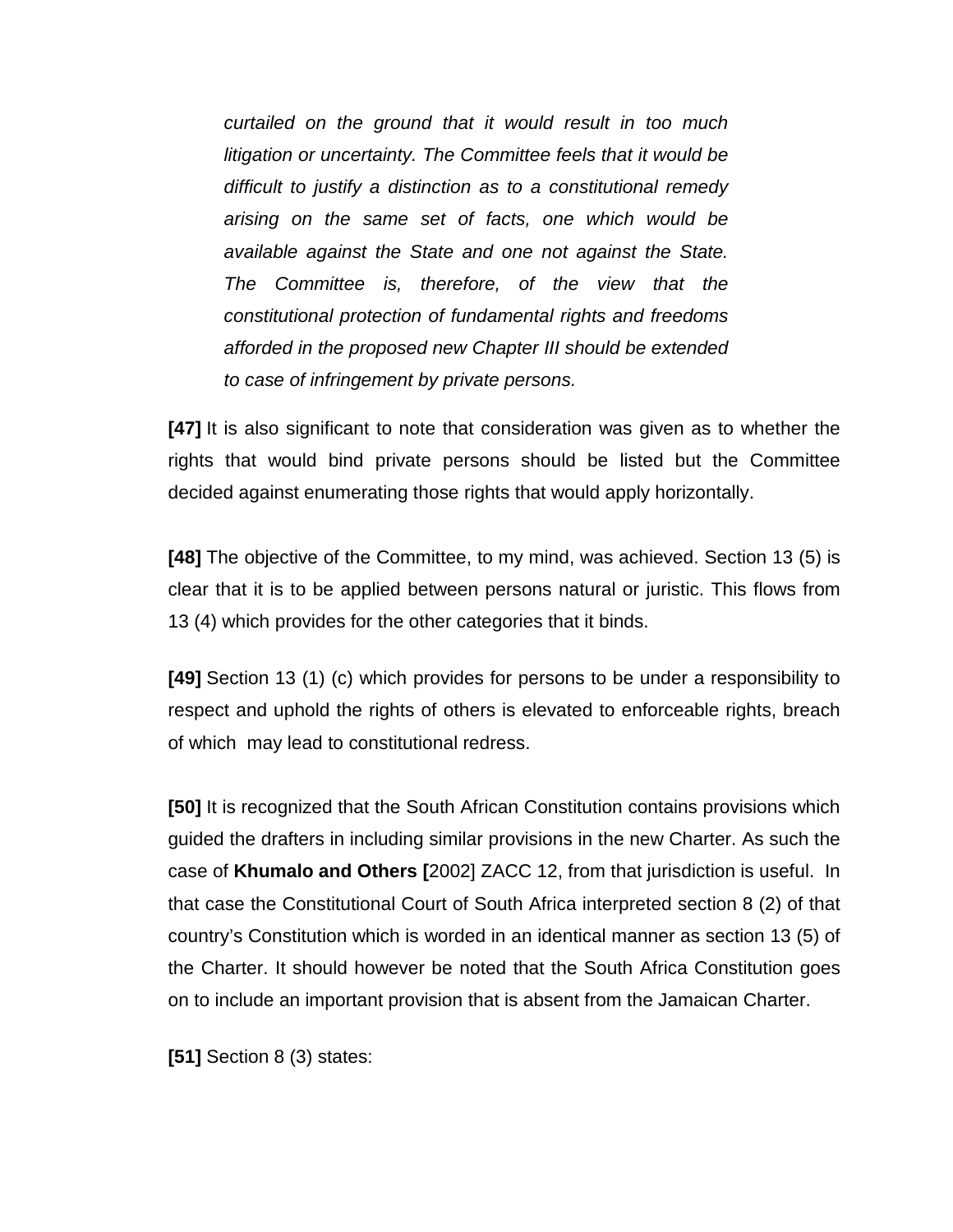*curtailed on the ground that it would result in too much litigation or uncertainty. The Committee feels that it would be difficult to justify a distinction as to a constitutional remedy arising on the same set of facts, one which would be available against the State and one not against the State. The Committee is, therefore, of the view that the constitutional protection of fundamental rights and freedoms afforded in the proposed new Chapter III should be extended to case of infringement by private persons.*

**[47]** It is also significant to note that consideration was given as to whether the rights that would bind private persons should be listed but the Committee decided against enumerating those rights that would apply horizontally.

**[48]** The objective of the Committee, to my mind, was achieved. Section 13 (5) is clear that it is to be applied between persons natural or juristic. This flows from 13 (4) which provides for the other categories that it binds.

**[49]** Section 13 (1) (c) which provides for persons to be under a responsibility to respect and uphold the rights of others is elevated to enforceable rights, breach of which may lead to constitutional redress.

**[50]** It is recognized that the South African Constitution contains provisions which guided the drafters in including similar provisions in the new Charter. As such the case of **Khumalo and Others [**2002] ZACC 12, from that jurisdiction is useful. In that case the Constitutional Court of South Africa interpreted section 8 (2) of that country's Constitution which is worded in an identical manner as section 13 (5) of the Charter. It should however be noted that the South Africa Constitution goes on to include an important provision that is absent from the Jamaican Charter.

**[51]** Section 8 (3) states: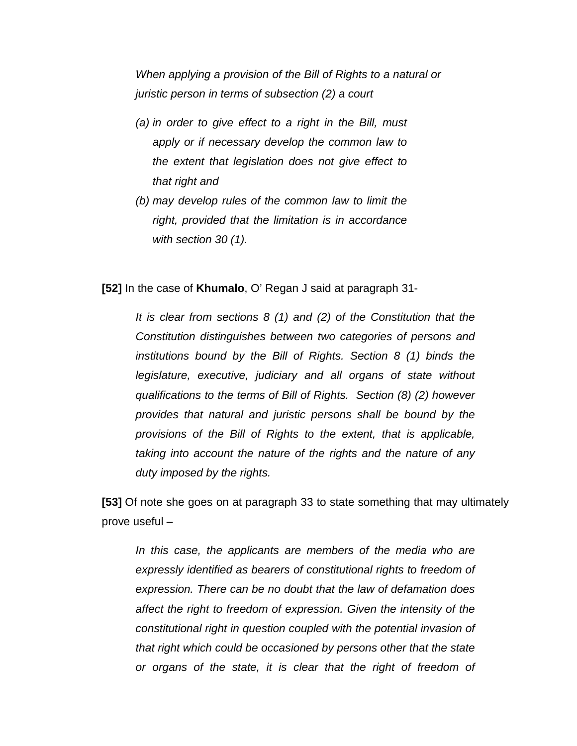*When applying a provision of the Bill of Rights to a natural or juristic person in terms of subsection (2) a court*

*(a) in order to give effect to a right in the Bill, must apply or if necessary develop the common law to the extent that legislation does not give effect to that right and*

*(b) may develop rules of the common law to limit the right, provided that the limitation is in accordance with section 30 (1).*

**[52]** In the case of **Khumalo**, O' Regan J said at paragraph 31-

*It is clear from sections 8 (1) and (2) of the Constitution that the Constitution distinguishes between two categories of persons and institutions bound by the Bill of Rights. Section 8 (1) binds the legislature, executive, judiciary and all organs of state without qualifications to the terms of Bill of Rights. Section (8) (2) however provides that natural and juristic persons shall be bound by the provisions of the Bill of Rights to the extent, that is applicable, taking into account the nature of the rights and the nature of any duty imposed by the rights.*

**[53]** Of note she goes on at paragraph 33 to state something that may ultimately prove useful –

*In this case, the applicants are members of the media who are expressly identified as bearers of constitutional rights to freedom of expression. There can be no doubt that the law of defamation does affect the right to freedom of expression. Given the intensity of the constitutional right in question coupled with the potential invasion of that right which could be occasioned by persons other that the state or organs of the state, it is clear that the right of freedom of*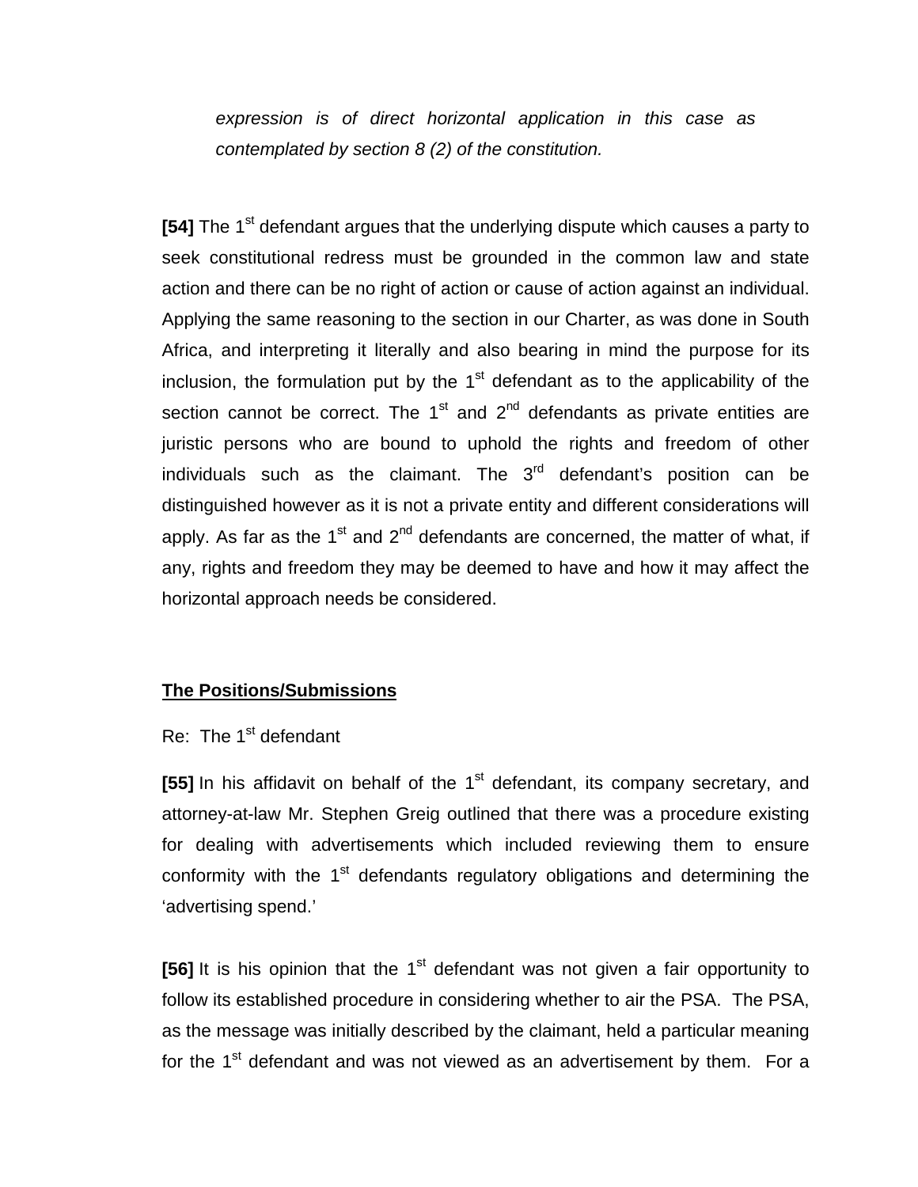*expression is of direct horizontal application in this case as contemplated by section 8 (2) of the constitution.*

**[54]** The 1st defendant argues that the underlying dispute which causes a party to seek constitutional redress must be grounded in the common law and state action and there can be no right of action or cause of action against an individual. Applying the same reasoning to the section in our Charter, as was done in South Africa, and interpreting it literally and also bearing in mind the purpose for its inclusion, the formulation put by the 1st defendant as to the applicability of the section cannot be correct. The 1st and 2nd defendants as private entities are juristic persons who are bound to uphold the rights and freedom of other individuals such as the claimant. The 3rd defendant's position can be distinguished however as it is not a private entity and different considerations will apply. As far as the 1st and 2nd defendants are concerned, the matter of what, if any, rights and freedom they may be deemed to have and how it may affect the horizontal approach needs be considered.

**<u>The Positions/Submissions</u>**

Re: The 1st defendant

**[55]** In his affidavit on behalf of the 1st defendant, its company secretary, and attorney-at-law Mr. Stephen Greig outlined that there was a procedure existing for dealing with advertisements which included reviewing them to ensure conformity with the 1st defendants regulatory obligations and determining the 'advertising spend.'

**[56]** It is his opinion that the 1st defendant was not given a fair opportunity to follow its established procedure in considering whether to air the PSA. The PSA, as the message was initially described by the claimant, held a particular meaning for the 1st defendant and was not viewed as an advertisement by them. For a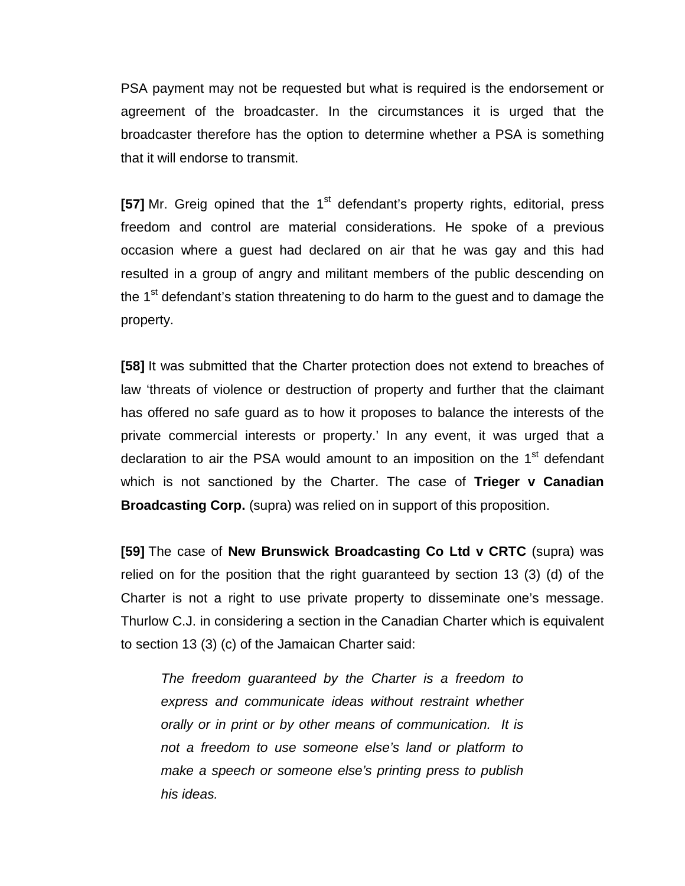PSA payment may not be requested but what is required is the endorsement or agreement of the broadcaster. In the circumstances it is urged that the broadcaster therefore has the option to determine whether a PSA is something that it will endorse to transmit.

**[57]** Mr. Greig opined that the 1st defendant's property rights, editorial, press freedom and control are material considerations. He spoke of a previous occasion where a guest had declared on air that he was gay and this had resulted in a group of angry and militant members of the public descending on the 1st defendant's station threatening to do harm to the guest and to damage the property.

**[58]** It was submitted that the Charter protection does not extend to breaches of law 'threats of violence or destruction of property and further that the claimant has offered no safe guard as to how it proposes to balance the interests of the private commercial interests or property.' In any event, it was urged that a declaration to air the PSA would amount to an imposition on the 1st defendant which is not sanctioned by the Charter. The case of **Trieger v Canadian Broadcasting Corp.** (supra) was relied on in support of this proposition.

**[59]** The case of **New Brunswick Broadcasting Co Ltd v CRTC** (supra) was relied on for the position that the right guaranteed by section 13 (3) (d) of the Charter is not a right to use private property to disseminate one's message. Thurlow C.J. in considering a section in the Canadian Charter which is equivalent to section 13 (3) (c) of the Jamaican Charter said:

> *The freedom guaranteed by the Charter is a freedom to express and communicate ideas without restraint whether orally or in print or by other means of communication. It is not a freedom to use someone else's land or platform to make a speech or someone else's printing press to publish his ideas.*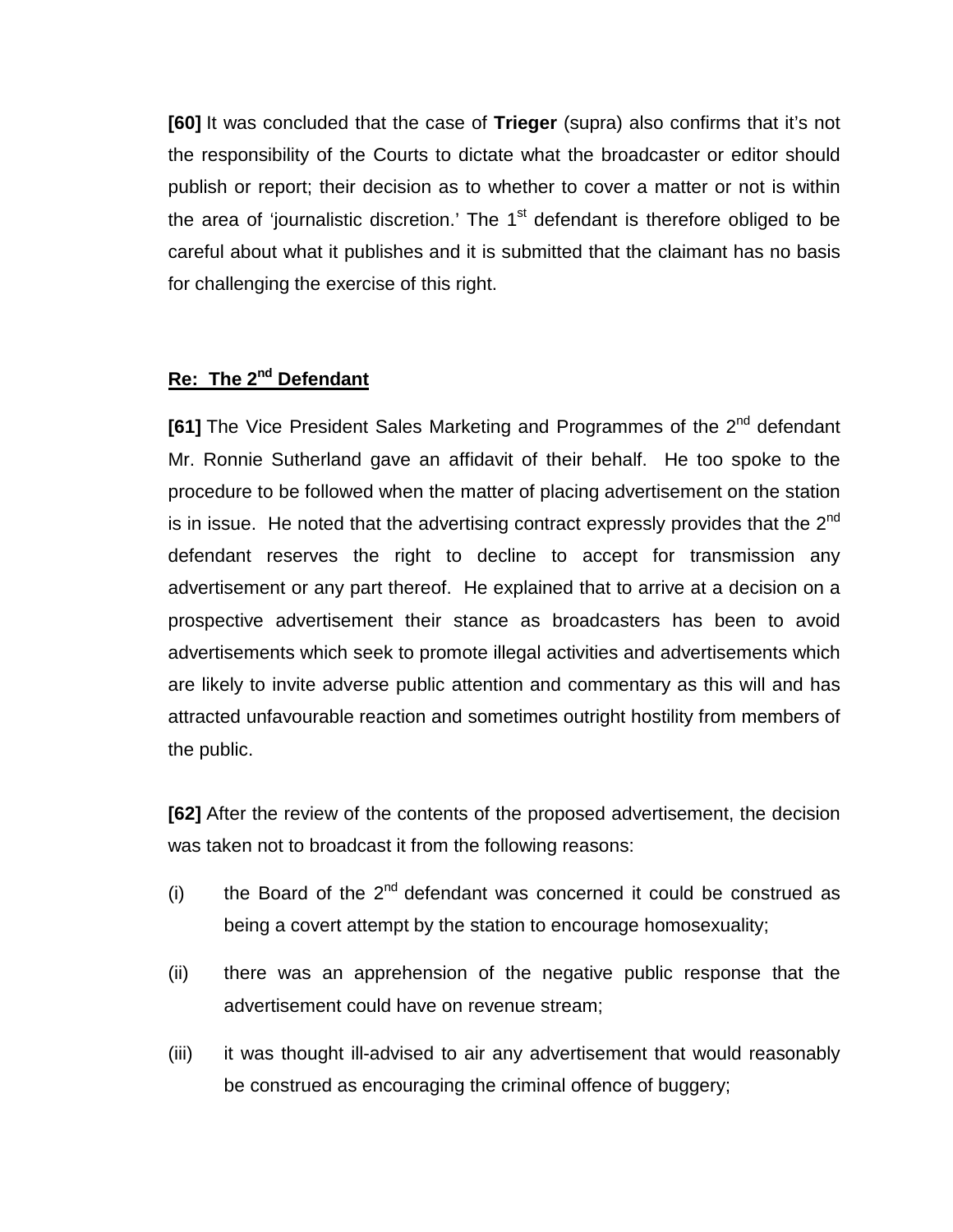**[60]** It was concluded that the case of **Trieger** (supra) also confirms that it's not the responsibility of the Courts to dictate what the broadcaster or editor should publish or report; their decision as to whether to cover a matter or not is within the area of 'journalistic discretion.' The 1st defendant is therefore obliged to be careful about what it publishes and it is submitted that the claimant has no basis for challenging the exercise of this right.

**Re: The 2nd Defendant**

**[61]** The Vice President Sales Marketing and Programmes of the 2nd defendant Mr. Ronnie Sutherland gave an affidavit of their behalf. He too spoke to the procedure to be followed when the matter of placing advertisement on the station is in issue. He noted that the advertising contract expressly provides that the 2nd defendant reserves the right to decline to accept for transmission any advertisement or any part thereof. He explained that to arrive at a decision on a prospective advertisement their stance as broadcasters has been to avoid advertisements which seek to promote illegal activities and advertisements which are likely to invite adverse public attention and commentary as this will and has attracted unfavourable reaction and sometimes outright hostility from members of the public.

**[62]** After the review of the contents of the proposed advertisement, the decision was taken not to broadcast it from the following reasons:

(i) the Board of the 2nd defendant was concerned it could be construed as being a covert attempt by the station to encourage homosexuality;

(ii) there was an apprehension of the negative public response that the advertisement could have on revenue stream;

(iii) it was thought ill-advised to air any advertisement that would reasonably be construed as encouraging the criminal offence of buggery;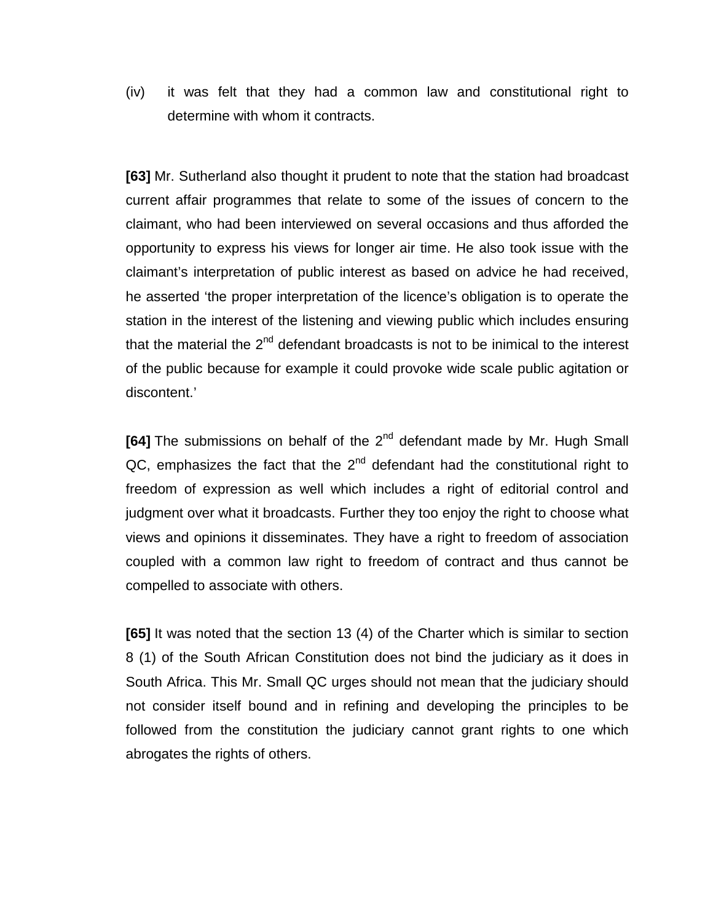(iv) it was felt that they had a common law and constitutional right to determine with whom it contracts.

**[63]** Mr. Sutherland also thought it prudent to note that the station had broadcast current affair programmes that relate to some of the issues of concern to the claimant, who had been interviewed on several occasions and thus afforded the opportunity to express his views for longer air time. He also took issue with the claimant's interpretation of public interest as based on advice he had received, he asserted 'the proper interpretation of the licence's obligation is to operate the station in the interest of the listening and viewing public which includes ensuring that the material the 2nd defendant broadcasts is not to be inimical to the interest of the public because for example it could provoke wide scale public agitation or discontent.'

**[64]** The submissions on behalf of the 2nd defendant made by Mr. Hugh Small QC, emphasizes the fact that the 2nd defendant had the constitutional right to freedom of expression as well which includes a right of editorial control and judgment over what it broadcasts. Further they too enjoy the right to choose what views and opinions it disseminates. They have a right to freedom of association coupled with a common law right to freedom of contract and thus cannot be compelled to associate with others.

**[65]** It was noted that the section 13 (4) of the Charter which is similar to section 8 (1) of the South African Constitution does not bind the judiciary as it does in South Africa. This Mr. Small QC urges should not mean that the judiciary should not consider itself bound and in refining and developing the principles to be followed from the constitution the judiciary cannot grant rights to one which abrogates the rights of others.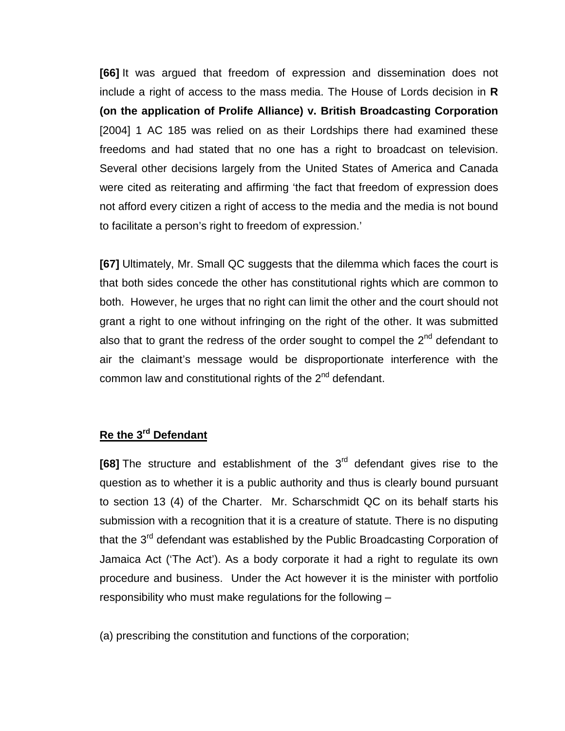**[66]** It was argued that freedom of expression and dissemination does not include a right of access to the mass media. The House of Lords decision in **R (on the application of Prolife Alliance) v. British Broadcasting Corporation** [2004] 1 AC 185 was relied on as their Lordships there had examined these freedoms and had stated that no one has a right to broadcast on television. Several other decisions largely from the United States of America and Canada were cited as reiterating and affirming 'the fact that freedom of expression does not afford every citizen a right of access to the media and the media is not bound to facilitate a person's right to freedom of expression.'

**[67]** Ultimately, Mr. Small QC suggests that the dilemma which faces the court is that both sides concede the other has constitutional rights which are common to both. However, he urges that no right can limit the other and the court should not grant a right to one without infringing on the right of the other. It was submitted also that to grant the redress of the order sought to compel the 2nd defendant to air the claimant's message would be disproportionate interference with the common law and constitutional rights of the 2nd defendant.

**<u>Re the 3rd Defendant</u>**

**[68]** The structure and establishment of the 3rd defendant gives rise to the question as to whether it is a public authority and thus is clearly bound pursuant to section 13 (4) of the Charter. Mr. Scharschmidt QC on its behalf starts his submission with a recognition that it is a creature of statute. There no disputing that the 3rd defendant was established by the Public Broadcasting Corporation of Jamaica Act ('The Act'). As a body corporate it had a right to regulate its own procedure and business. Under the Act however it is the minister with portfolio responsibility who must make regulations for the following –

(a) prescribing the constitution and functions of the corporation;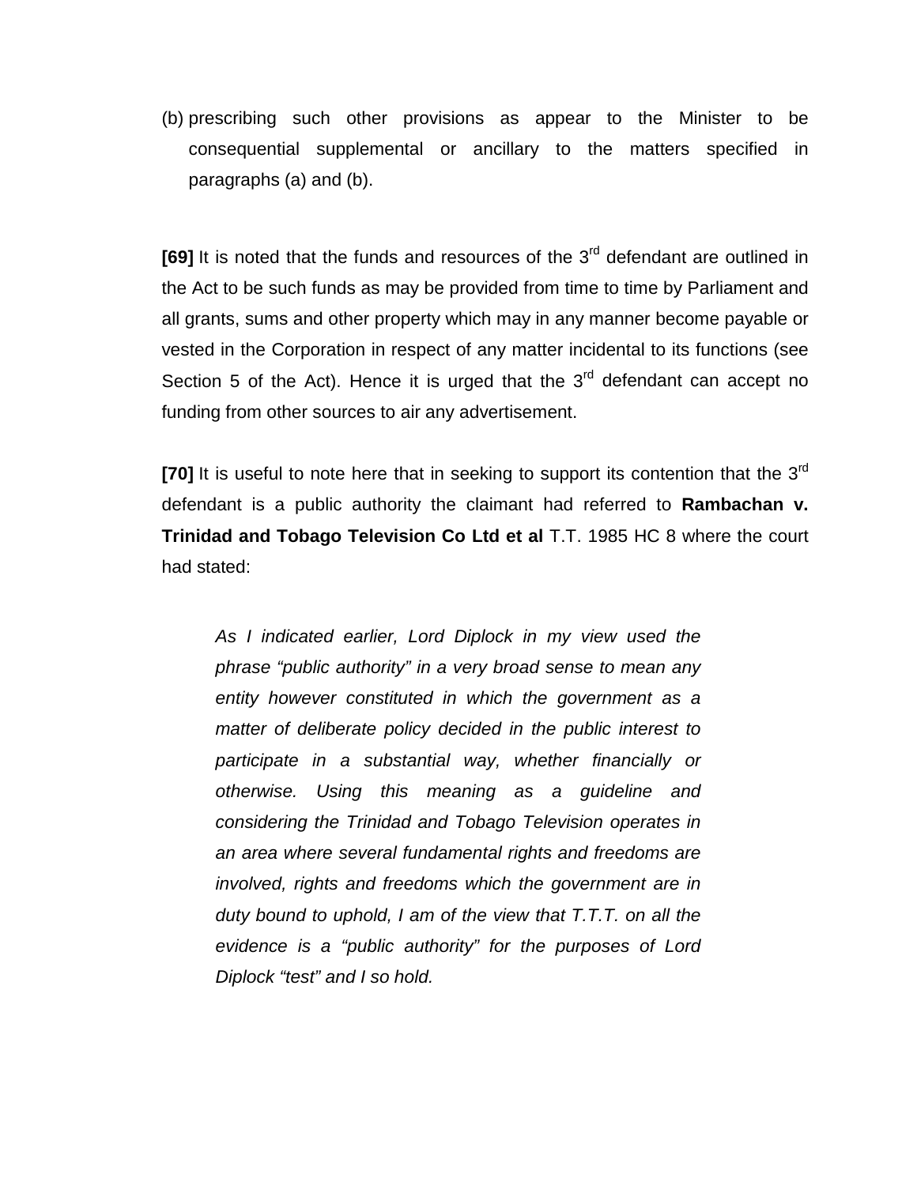(b) prescribing such other provisions as appear to the Minister to be consequential supplemental or ancillary to the matters specified in paragraphs (a) and (b).

**[69]** It is noted that the funds and resources of the 3rd defendant are outlined in the Act to be such funds as may be provided from time to time by Parliament and all grants, sums and other property which may in any manner become payable or vested in the Corporation in respect of any matter incidental to its functions (see Section 5 of the Act). Hence it is urged that the 3rd defendant can accept no funding from other sources to air any advertisement.

**[70]** It is useful to note here that in seeking to support its contention that the 3rd defendant is a public authority the claimant had referred to **Rambachan v. Trinidad and Tobago Television Co Ltd et al** T.T. 1985 HC 8 where the court had stated:

> *As I indicated earlier, Lord Diplock in my view used the phrase "public authority" in a very broad sense to mean any entity however constituted in which the government as a matter of deliberate policy decided in the public interest to participate in a substantial way, whether financially or otherwise. Using this meaning as a guideline and considering the Trinidad and Tobago Television operates in an area where several fundamental rights and freedoms are involved, rights and freedoms which the government are in duty bound to uphold, I am of the view that T.T.T. on all the evidence is a "public authority" for the purposes of Lord Diplock "test" and I so hold.*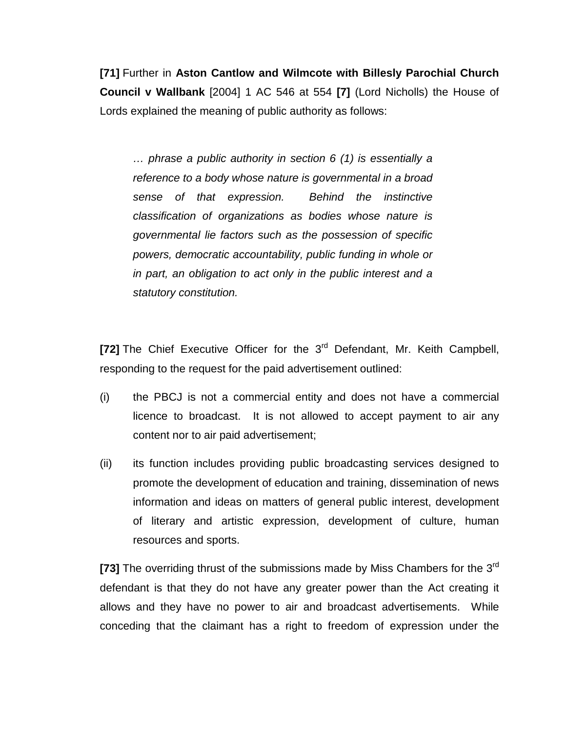**[71]** Further in **Aston Cantlow and Wilmcote with Billesly Parochial Church Council v Wallbank** [2004] 1 AC 546 at 554 **[7]** (Lord Nicholls) the House of Lords explained the meaning of public authority as follows:

> *… phrase a public authority in section 6 (1) is essentially a reference to a body whose nature is governmental in a broad sense of that expression. Behind the instinctive classification of organizations as bodies whose nature is governmental lie factors such as the possession of specific powers, democratic accountability, public funding in whole or in part, an obligation to act only in the public interest and a statutory constitution.*

**[72]** The Chief Executive Officer for the 3rd Defendant, Mr. Keith Campbell, responding to the request for the paid advertisement outlined:

(i) the PBCJ is not a commercial entity and does not have a commercial licence to broadcast. It is not allowed to accept payment to air any content nor to air paid advertisement;

(ii) its function includes providing public broadcasting services designed to promote the development of education and training, dissemination of news information and ideas on matters of general public interest, development of literary and artistic expression, development of culture, human resources and sports.

**[73]** The overriding thrust of the submissions made by Miss Chambers for the 3rd defendant is that they do not have any greater power than the Act creating it allows and they have no power to air and broadcast advertisements. While conceding that the claimant has a right to freedom of expression under the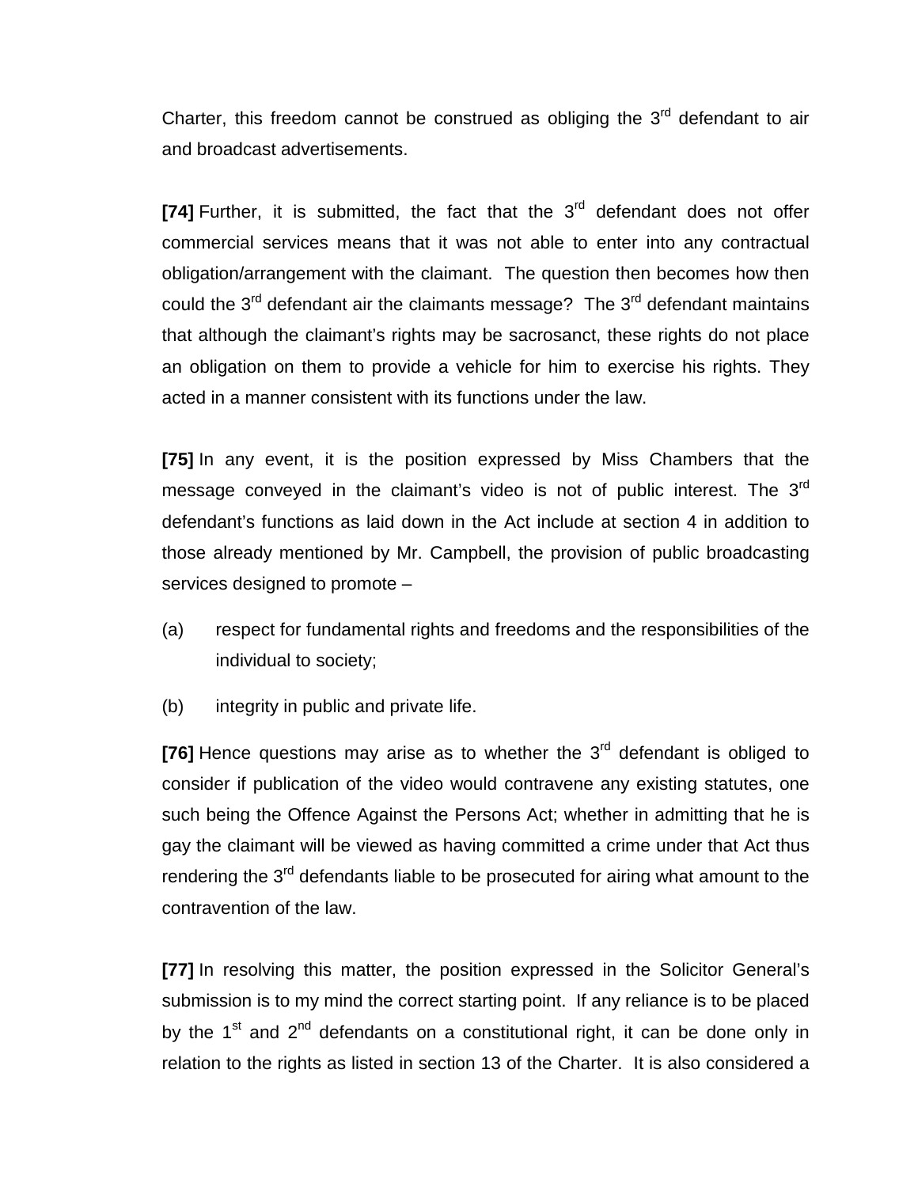Charter, this freedom cannot be construed as obliging the 3rd defendant to air and broadcast advertisements.

**[74]** Further, it is submitted, the fact that the 3rd defendant does not offer commercial services means that it was not able to enter into any contractual obligation/arrangement with the claimant. The question then becomes how then could the 3rd defendant air the claimants message? The 3rd defendant maintains that although the claimant's rights may be sacrosanct, these rights do not place an obligation on them to provide a vehicle for him to exercise his rights. They acted in a manner consistent with its functions under the law.

**[75]** In any event, it is the position expressed by Miss Chambers that the message conveyed in the claimant's video is not of public interest. The 3rd defendant's functions as laid down in the Act include at section 4 in addition to those already mentioned by Mr. Campbell, the provision of public broadcasting services designed to promote –

(a) respect for fundamental rights and freedoms and the responsibilities of the individual to society;

(b) integrity in public and private life.

**[76]** Hence questions may arise as to whether the 3rd defendant is obliged to consider if publication of the video would contravene any existing statutes, one such being the Offence Against the Persons Act; whether in admitting that he is gay the claimant will be viewed as having committed a crime under that Act thus rendering the 3rd defendants liable to be prosecuted for airing what amount to the contravention of the law.

**[77]** In resolving this matter, the position expressed in the Solicitor General's submission is to my mind the correct starting point. If any reliance is to be placed by the 1st and 2nd defendants on a constitutional right, it can be done only in relation to the rights as listed in section 13 of the Charter. It is also considered a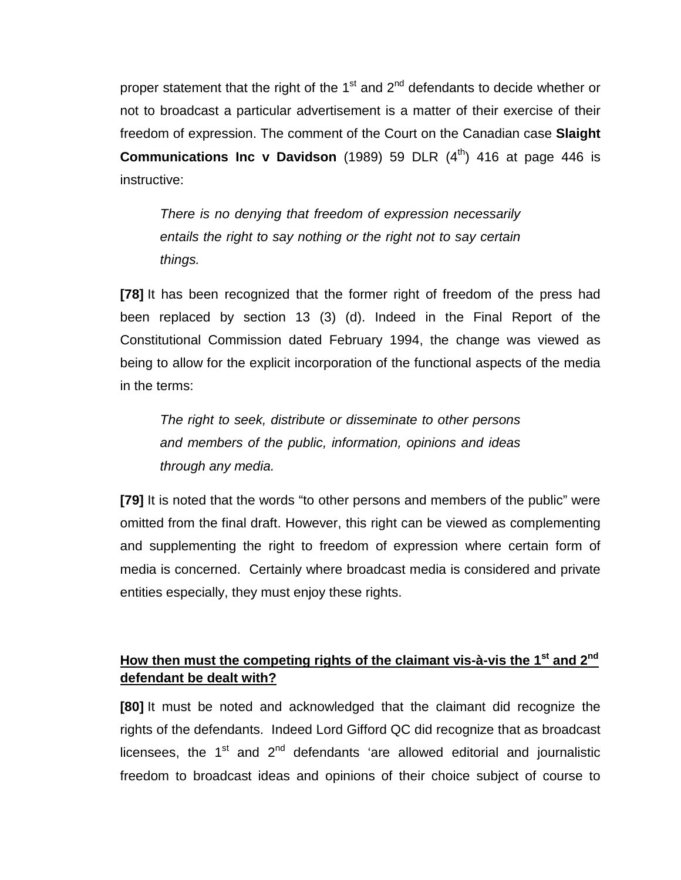proper statement that the right of the 1st and 2nd defendants to decide whether or not to broadcast a particular advertisement is a matter of their exercise of their freedom of expression. The comment of the Court on the Canadian case **Slaight Communications Inc v Davidson** (1989) 59 DLR (4th) 416 at page 446 is instructive:

> *There is no denying that freedom of expression necessarily entails the right to say nothing or the right not to say certain things.*

**[78]** It has been recognized that the former right of freedom of the press had been replaced by section 13 (3) (d). Indeed in the Final Report of the Constitutional Commission dated February 1994, the change was viewed as being to allow for the explicit incorporation of the functional aspects of the media in the terms:

> *The right to seek, distribute or disseminate to other persons and members of the public, information, opinions and ideas through any media.*

**[79]** It is noted that the words "to other persons and members of the public" were omitted from the final draft. However, this right can be viewed as complementing and supplementing the right to freedom of expression where certain form of media is concerned. Certainly where broadcast media is considered and private entities especially, they must enjoy these rights.

**<u>How then must the competing rights of the claimant vis-à-vis the 1st and 2nd defendant be dealt with?</u>**

**[80]** It must be noted and acknowledged that the claimant did recognize the rights of the defendants. Indeed Lord Gifford QC did recognize that as broadcast licensees, the 1st and 2nd defendants 'are allowed editorial and journalistic freedom to broadcast ideas and opinions of their choice subject of course to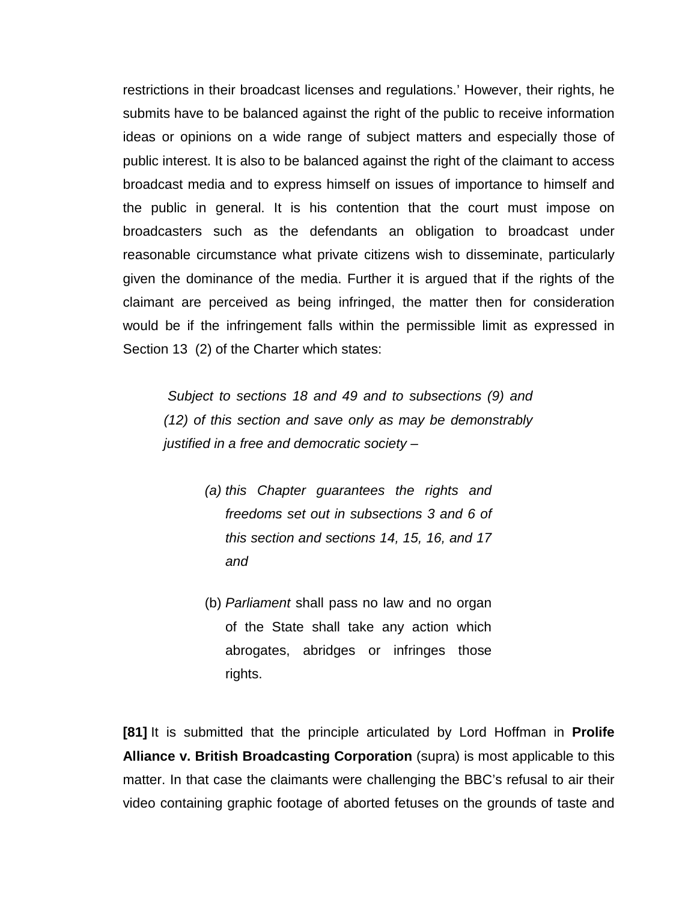restrictions in their broadcast licenses and regulations.' However, their rights, he submits have to be balanced against the right of the public to receive information ideas or opinions on a wide range of subject matters and especially those of public interest. It is also to be balanced against the right of the claimant to access broadcast media and to express himself on issues of importance to himself and the public in general. It is his contention that the court must impose on broadcasters such as the defendants an obligation to broadcast under reasonable circumstance what private citizens wish to disseminate, particularly given the dominance of the media. Further it is argued that if the rights of the claimant are perceived as being infringed, the matter then for consideration would be if the infringement falls within the permissible limit as expressed in Section 13 (2) of the Charter which states:

> *Subject to sections 18 and 49 and to subsections (9) and (12) of this section and save only as may be demonstrably justified in a free and democratic society –*
>
> *(a) this Chapter guarantees the rights and freedoms set out in subsections 3 and 6 of this section and sections 14, 15, 16, and 17 and*
>
> (b) *Parliament* shall pass no law and no organ of the State shall take any action which abrogates, abridges or infringes those rights.

**[81]** It is submitted that the principle articulated by Lord Hoffman in **Prolife Alliance v. British Broadcasting Corporation** (supra) is most applicable to this matter. In that case the claimants were challenging the BBC's refusal to air their video containing graphic footage of aborted fetuses on the grounds of taste and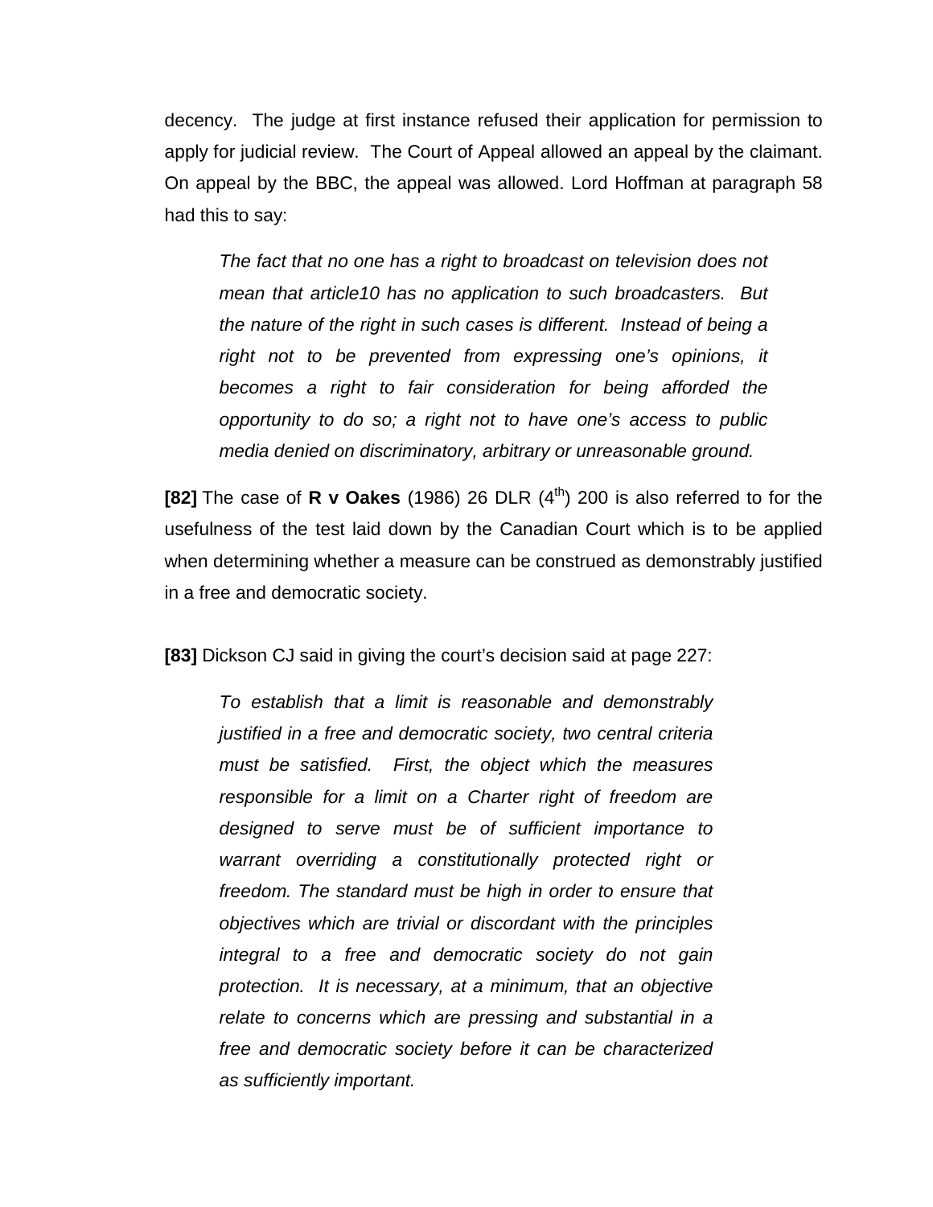decency. The judge at first instance refused their application for permission to apply for judicial review. The Court of Appeal allowed an appeal by the claimant. On appeal by the BBC, the appeal was allowed. Lord Hoffman at paragraph 58 had this to say:

> *The fact that no one has a right to broadcast on television does not mean that article10 has no application to such broadcasters. But the nature of the right in such cases is different. Instead of being a right not to be prevented from expressing one's opinions, it becomes a right to fair consideration for being afforded the opportunity to do so; a right not to have one's access to public media denied on discriminatory, arbitrary or unreasonable ground.*

**[82]** The case of **R v Oakes** (1986) 26 DLR (4th) 200 is also referred to for the usefulness of the test laid down by the Canadian Court which is to be applied when determining whether a measure can be construed as demonstrably justified in a free and democratic society.

**[83]** Dickson CJ said in giving the court's decision said at page 227:

> *To establish that a limit is reasonable and demonstrably justified in a free and democratic society, two central criteria must be satisfied. First, the object which the measures responsible for a limit on a Charter right of freedom are designed to serve must be of sufficient importance to warrant overriding a constitutionally protected right or freedom. The standard must be high in order to ensure that objectives which are trivial or discordant with the principles integral to a free and democratic society do not gain protection. It is necessary, at a minimum, that an objective relate to concerns which are pressing and substantial in a free and democratic society before it can be characterized as sufficiently important.*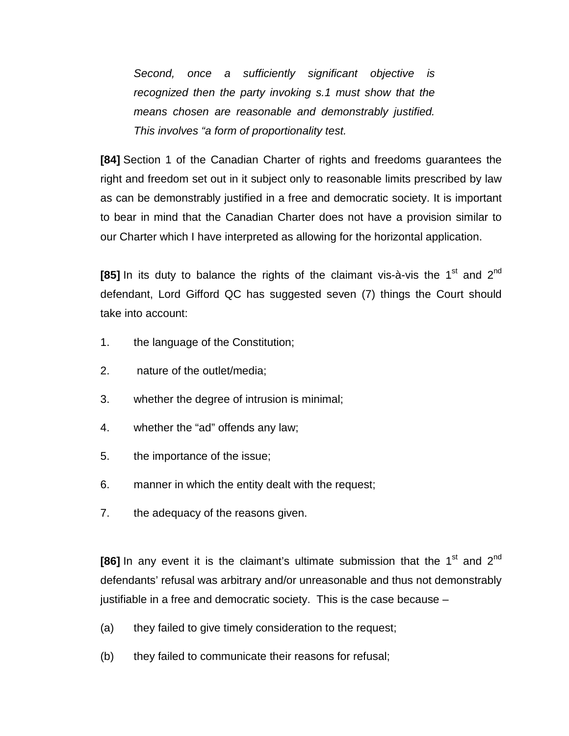> *Second, once a sufficiently significant objective is recognized then the party invoking s.1 must show that the means chosen are reasonable and demonstrably justified. This involves "a form of proportionality test.*

**[84]** Section 1 of the Canadian Charter of rights and freedoms guarantees the right and freedom set out in it subject only to reasonable limits prescribed by law as can be demonstrably justified in a free and democratic society. It is important to bear in mind that the Canadian Charter does not have a provision similar to our Charter which I have interpreted as allowing for the horizontal application.

**[85]** In its duty to balance the rights of the claimant vis-à-vis the 1st and 2nd defendant, Lord Gifford QC has suggested seven (7) things the Court should take into account:

1. the language of the Constitution;
2. nature of the outlet/media;
3. whether the degree of intrusion is minimal;
4. whether the "ad" offends any law;
5. the importance of the issue;
6. manner in which the entity dealt with the request;
7. the adequacy of the reasons given.

**[86]** In any event it is the claimant's ultimate submission that the 1st and 2nd defendants' refusal was arbitrary and/or unreasonable and thus not demonstrably justifiable in a free and democratic society. This is the case because –

(a) they failed to give timely consideration to the request;

(b) they failed to communicate their reasons for refusal;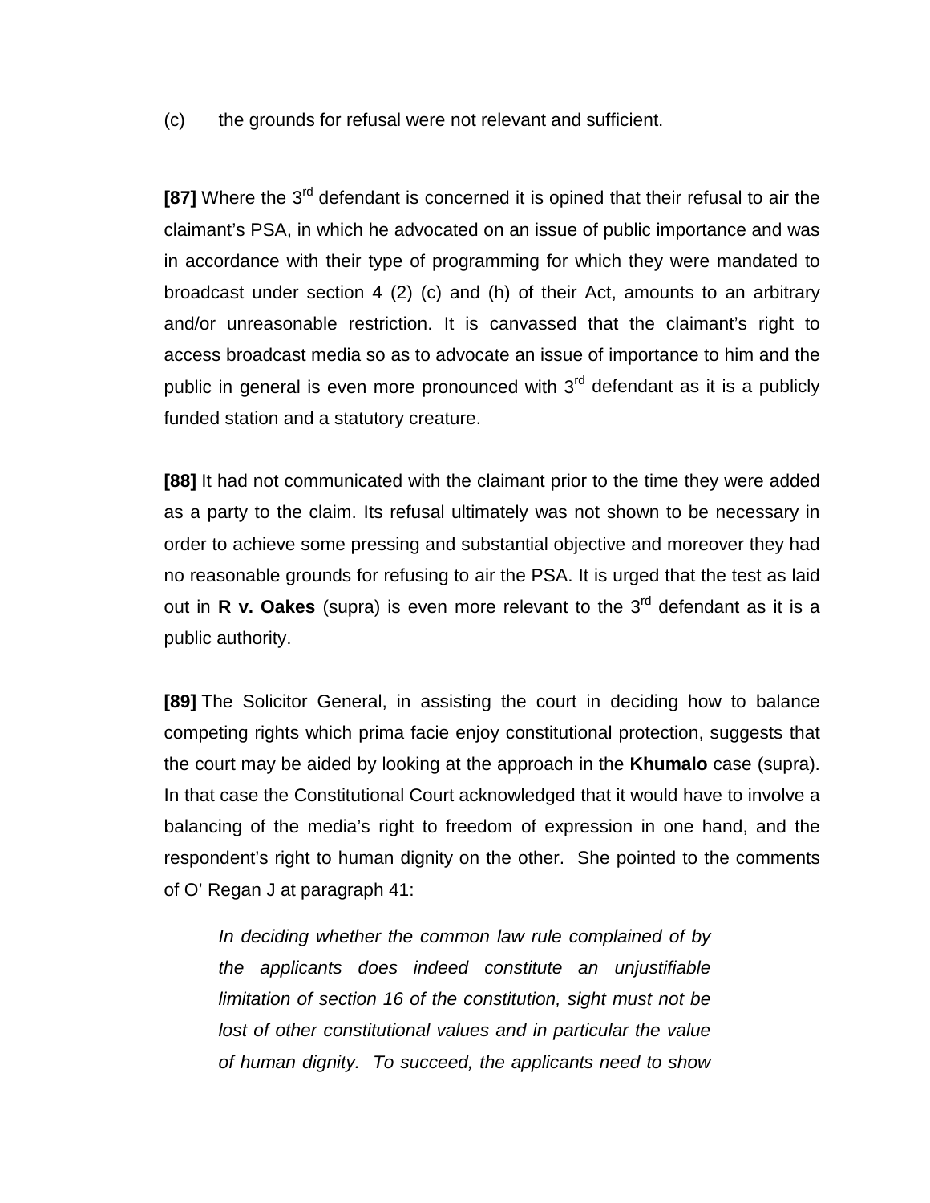(c) the grounds for refusal were not relevant and sufficient.

**[87]** Where the 3rd defendant is concerned it is opined that their refusal to air the claimant's PSA, in which he advocated on an issue of public importance and was in accordance with their type of programming for which they were mandated to broadcast under section 4 (2) (c) and (h) of their Act, amounts to an arbitrary and/or unreasonable restriction. It is canvassed that the claimant's right to access broadcast media so as to advocate an issue of importance to him and the public in general is even more pronounced with 3rd defendant as it is a publicly funded station and a statutory creature.

**[88]** It had not communicated with the claimant prior to the time they were added as a party to the claim. Its refusal ultimately was not shown to be necessary in order to achieve some pressing and substantial objective and moreover they had no reasonable grounds for refusing to air the PSA. It is urged that the test as laid out in **R v. Oakes** (supra) is even more relevant to the 3rd defendant as it is a public authority.

**[89]** The Solicitor General, in assisting the court in deciding how to balance competing rights which prima facie enjoy constitutional protection, suggests that the court may be aided by looking at the approach in the **Khumalo** case (supra). In that case the Constitutional Court acknowledged that it would have to involve a balancing of the media's right to freedom of expression in one hand, and the respondent's right to human dignity on the other. She pointed to the comments of O' Regan J at paragraph 41:

> *In deciding whether the common law rule complained of by the applicants does indeed constitute an unjustifiable limitation of section 16 of the constitution, sight must not be lost of other constitutional values and in particular the value of human dignity. To succeed, the applicants need to show*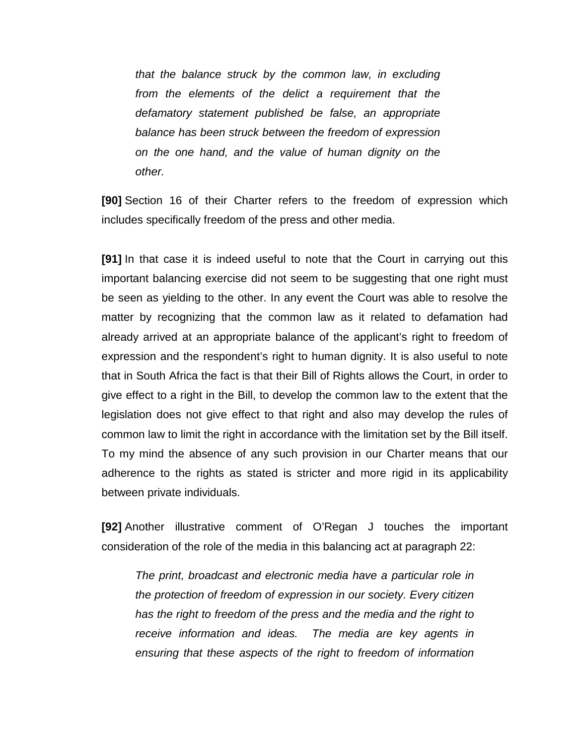> *that the balance struck by the common law, in excluding from the elements of the delict a requirement that the defamatory statement published be false, an appropriate balance has been struck between the freedom of expression on the one hand, and the value of human dignity on the other.*

**[90]** Section 16 of their Charter refers to the freedom of expression which includes specifically freedom of the press and other media.

**[91]** In that case it is indeed useful to note that the Court in carrying out this important balancing exercise did not seem to be suggesting that one right must be seen as yielding to the other. In any event the Court was able to resolve the matter by recognizing that the common law as it related to defamation had already arrived at an appropriate balance of the applicant's right to freedom of expression and the respondent's right to human dignity. It is also useful to note that in South Africa the fact is that their Bill of Rights allows the Court, in order to give effect to a right in the Bill, to develop the common law to the extent that the legislation does not give effect to that right and also may develop the rules of common law to limit the right in accordance with the limitation set by the Bill itself. To my mind the absence of any such provision in our Charter means that our adherence to the rights as stated is stricter and more rigid in its applicability between private individuals.

**[92]** Another illustrative comment of O'Regan J touches the important consideration of the role of the media in this balancing act at paragraph 22:

> *The print, broadcast and electronic media have a particular role in the protection of freedom of expression in our society. Every citizen has the right to freedom of the press and the media and the right to receive information and ideas. The media are key agents in ensuring that these aspects of the right to freedom of information*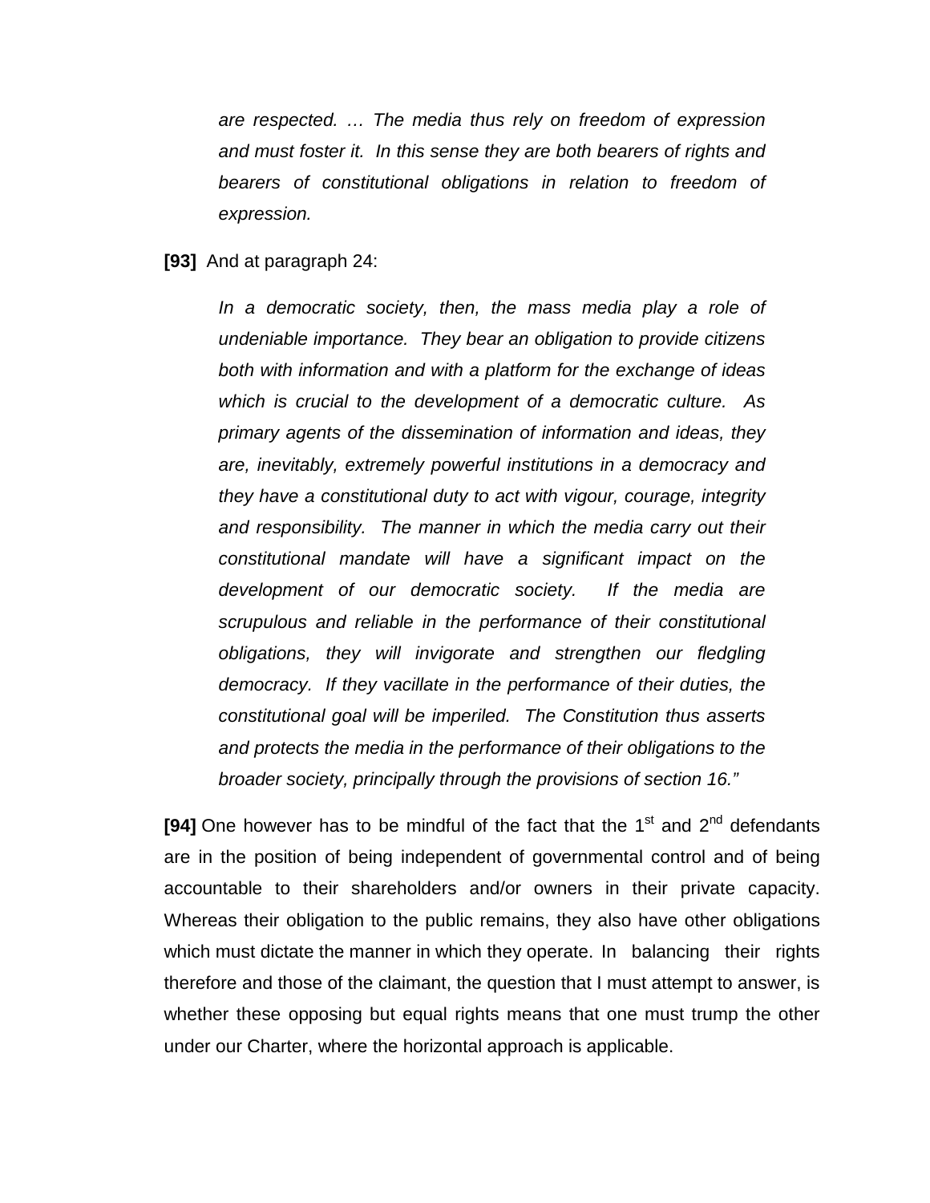*are respected. … The media thus rely on freedom of expression and must foster it. In this sense they are both bearers of rights and bearers of constitutional obligations in relation to freedom of expression.*

**[93]** And at paragraph 24:

*In a democratic society, then, the mass media play a role of undeniable importance. They bear an obligation to provide citizens both with information and with a platform for the exchange of ideas which is crucial to the development of a democratic culture. As primary agents of the dissemination of information and ideas, they are, inevitably, extremely powerful institutions in a democracy and they have a constitutional duty to act with vigour, courage, integrity and responsibility. The manner in which the media carry out their constitutional mandate will have a significant impact on the development of our democratic society. If the media are scrupulous and reliable in the performance of their constitutional obligations, they will invigorate and strengthen our fledgling democracy. If they vacillate in the performance of their duties, the constitutional goal will be imperiled. The Constitution thus asserts and protects the media in the performance of their obligations to the broader society, principally through the provisions of section 16."*

**[94]** One however has to be mindful of the fact that the 1st and 2nd defendants are in the position of being independent of governmental control and of being accountable to their shareholders and/or owners in their private capacity. Whereas their obligation to the public remains, they also have other obligations which must dictate the manner in which they operate. In balancing their rights therefore and those of the claimant, the question that I must attempt to answer, is whether these opposing but equal rights means that one must trump the other under our Charter, where the horizontal approach is applicable.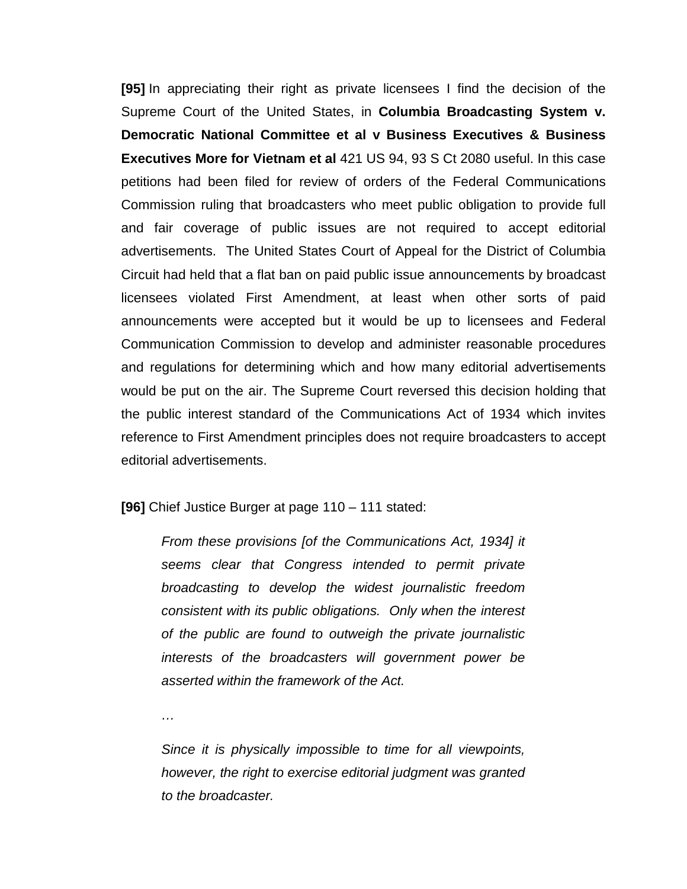**[95]** In appreciating their right as private licensees I find the decision of the Supreme Court of the United States, in **Columbia Broadcasting System v. Democratic National Committee et al v Business Executives & Business Executives More for Vietnam et al** 421 US 94, 93 S Ct 2080 useful. In this case petitions had been filed for review of orders of the Federal Communications Commission ruling that broadcasters who meet public obligation to provide full and fair coverage of public issues are not required to accept editorial advertisements. The United States Court of Appeal for the District of Columbia Circuit had held that a flat ban on paid public issue announcements by broadcast licensees violated First Amendment, at least when other sorts of paid announcements were accepted but it would be up to licensees and Federal Communication Commission to develop and administer reasonable procedures and regulations for determining which and how many editorial advertisements would be put on the air. The Supreme Court reversed this decision holding that the public interest standard of the Communications Act of 1934 which invites reference to First Amendment principles does not require broadcasters to accept editorial advertisements.

**[96]** Chief Justice Burger at page 110 – 111 stated:

> *From these provisions [of the Communications Act, 1934] it seems clear that Congress intended to permit private broadcasting to develop the widest journalistic freedom consistent with its public obligations. Only when the interest of the public are found to outweigh the private journalistic interests of the broadcasters will government power be asserted within the framework of the Act.*
>
> *…*
>
> *Since it is physically impossible to time for all viewpoints, however, the right to exercise editorial judgment was granted to the broadcaster.*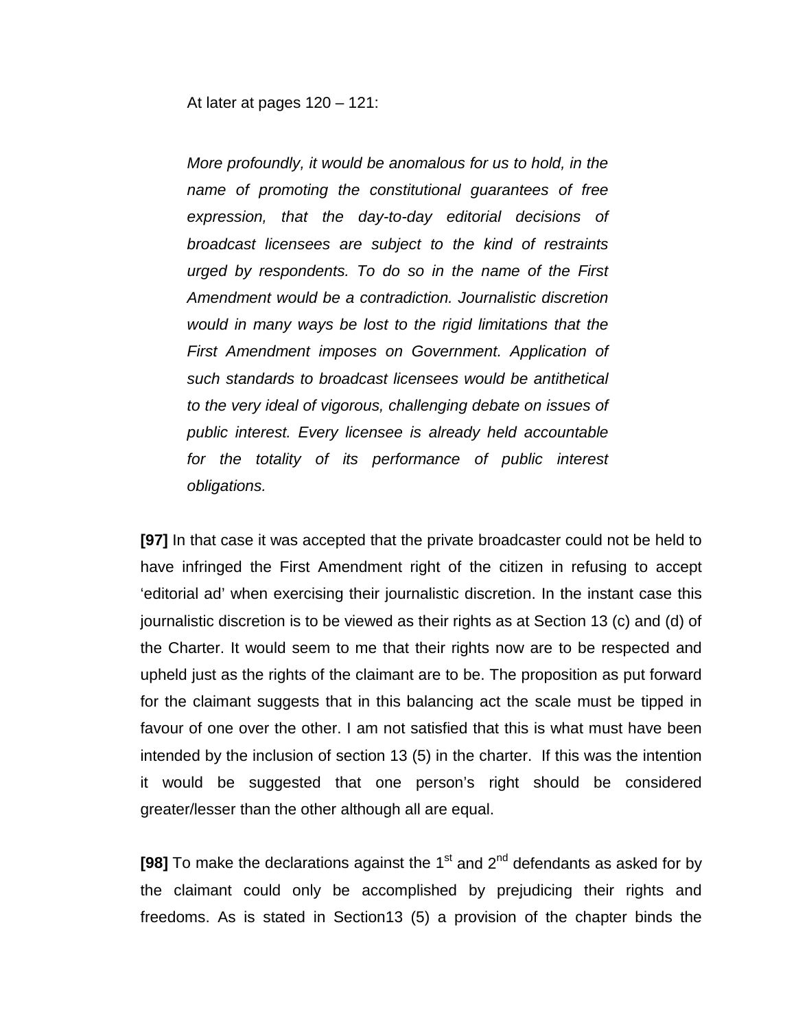At later at pages 120 – 121:

> *More profoundly, it would be anomalous for us to hold, in the name of promoting the constitutional guarantees of free expression, that the day-to-day editorial decisions of broadcast licensees are subject to the kind of restraints urged by respondents. To do so in the name of the First Amendment would be a contradiction. Journalistic discretion would in many ways be lost to the rigid limitations that the First Amendment imposes on Government. Application of such standards to broadcast licensees would be antithetical to the very ideal of vigorous, challenging debate on issues of public interest. Every licensee is already held accountable for the totality of its performance of public interest obligations.*

**[97]** In that case it was accepted that the private broadcaster could not be held to have infringed the First Amendment right of the citizen in refusing to accept 'editorial ad' when exercising their journalistic discretion. In the instant case this journalistic discretion is to be viewed as their rights as at Section 13 (c) and (d) of the Charter. It would seem to me that their rights now are to be respected and upheld just as the rights of the claimant are to be. The proposition as put forward for the claimant suggests that in this balancing act the scale must be tipped in favour of one over the other. I am not satisfied that this is what must have been intended by the inclusion of section 13 (5) in the charter. If this was the intention it would be suggested that one person's right should be considered greater/lesser than the other although all are equal.

**[98]** To make the declarations against the 1st and 2nd defendants as asked for by the claimant could only be accomplished by prejudicing their rights and freedoms. As is stated in Section13 (5) a provision of the chapter binds the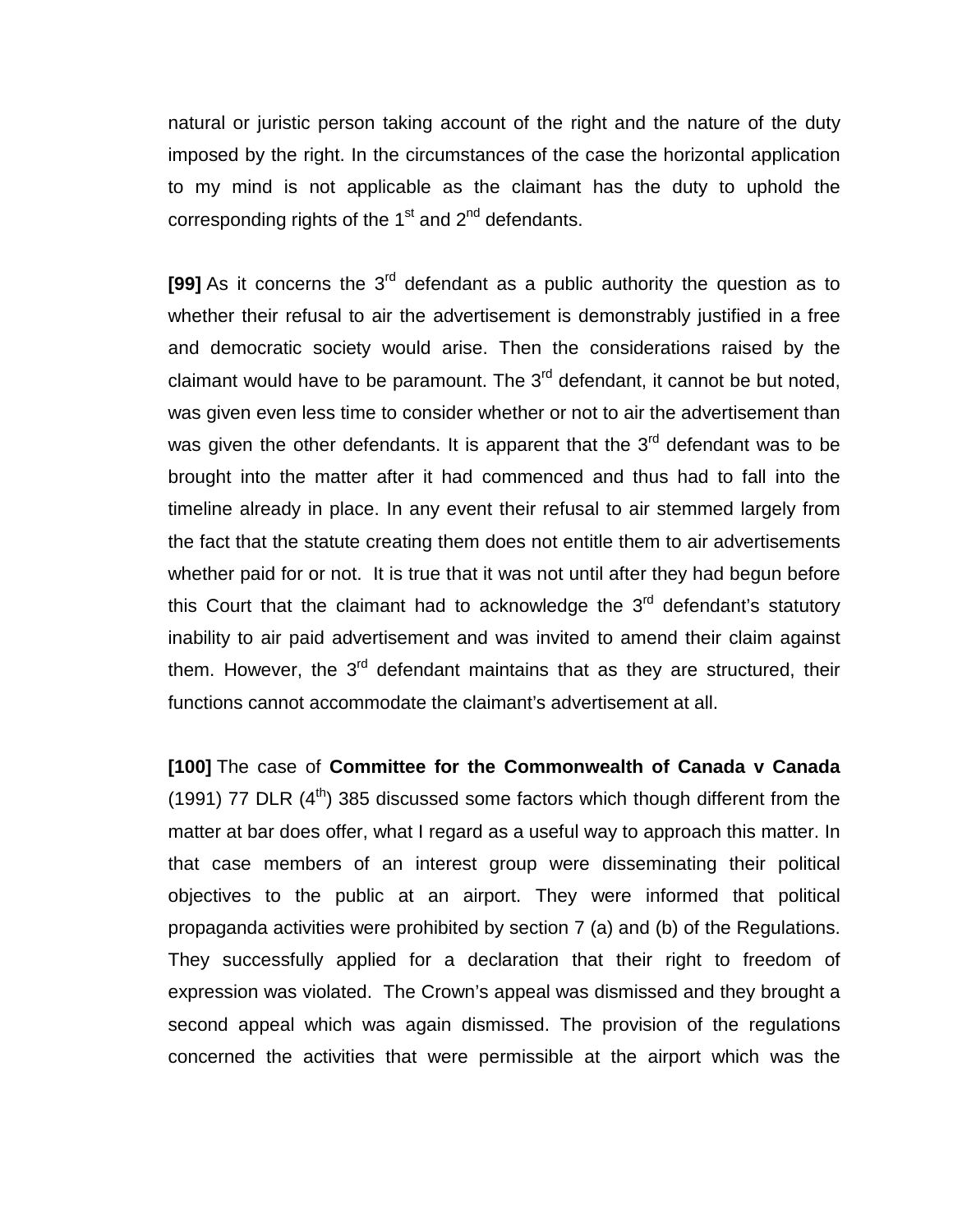natural or juristic person taking account of the right and the nature of the duty imposed by the right. In the circumstances of the case the horizontal application to my mind is not applicable as the claimant has the duty to uphold the corresponding rights of the 1st and 2nd defendants.

**[99]** As it concerns the 3rd defendant as a public authority the question as to whether their refusal to air the advertisement is demonstrably justified in a free and democratic society would arise. Then the considerations raised by the claimant would have to be paramount. The 3rd defendant, it cannot be but noted, was given even less time to consider whether or not to air the advertisement than was given the other defendants. It is apparent that the 3rd defendant was to be brought into the matter after it had commenced and thus had to fall into the timeline already in place. In any event their refusal to air stemmed largely from the fact that the statute creating them does not entitle them to air advertisements whether paid for or not. It is true that it was not until after they had begun before this Court that the claimant had to acknowledge the 3rd defendant's statutory inability to air paid advertisement and was invited to amend their claim against them. However, the 3rd defendant maintains that as they are structured, their functions cannot accommodate the claimant's advertisement at all.

**[100]** The case of **Committee for the Commonwealth of Canada v Canada** (1991) 77 DLR (4th) 385 discussed some factors which though different from the matter at bar does offer, what I regard as a useful way to approach this matter. In that case members of an interest group were disseminating their political objectives to the public at an airport. They were informed that political propaganda activities were prohibited by section 7 (a) and (b) of the Regulations. They successfully applied for a declaration that their right to freedom of expression was violated. The Crown's appeal was dismissed and they brought a second appeal which was again dismissed. The provision of the regulations concerned the activities that were permissible at the airport which was the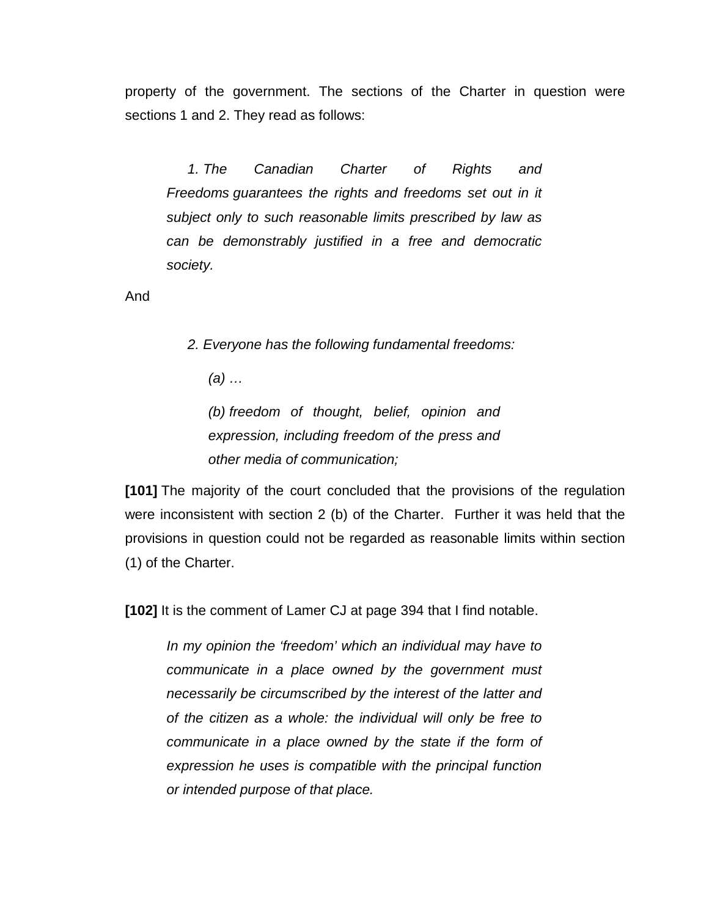property of the government. The sections of the Charter in question were sections 1 and 2. They read as follows:

> *1. The Canadian Charter of Rights and Freedoms guarantees the rights and freedoms set out in it subject only to such reasonable limits prescribed by law as can be demonstrably justified in a free and democratic society.*

And

> *2. Everyone has the following fundamental freedoms:*
>
> *(a) …*
>
> *(b) freedom of thought, belief, opinion and expression, including freedom of the press and other media of communication;*

**[101]** The majority of the court concluded that the provisions of the regulation were inconsistent with section 2 (b) of the Charter. Further it was held that the provisions in question could not be regarded as reasonable limits within section (1) of the Charter.

**[102]** It is the comment of Lamer CJ at page 394 that I find notable.

> *In my opinion the 'freedom' which an individual may have to communicate in a place owned by the government must necessarily be circumscribed by the interest of the latter and of the citizen as a whole: the individual will only be free to communicate in a place owned by the state if the form of expression he uses is compatible with the principal function or intended purpose of that place.*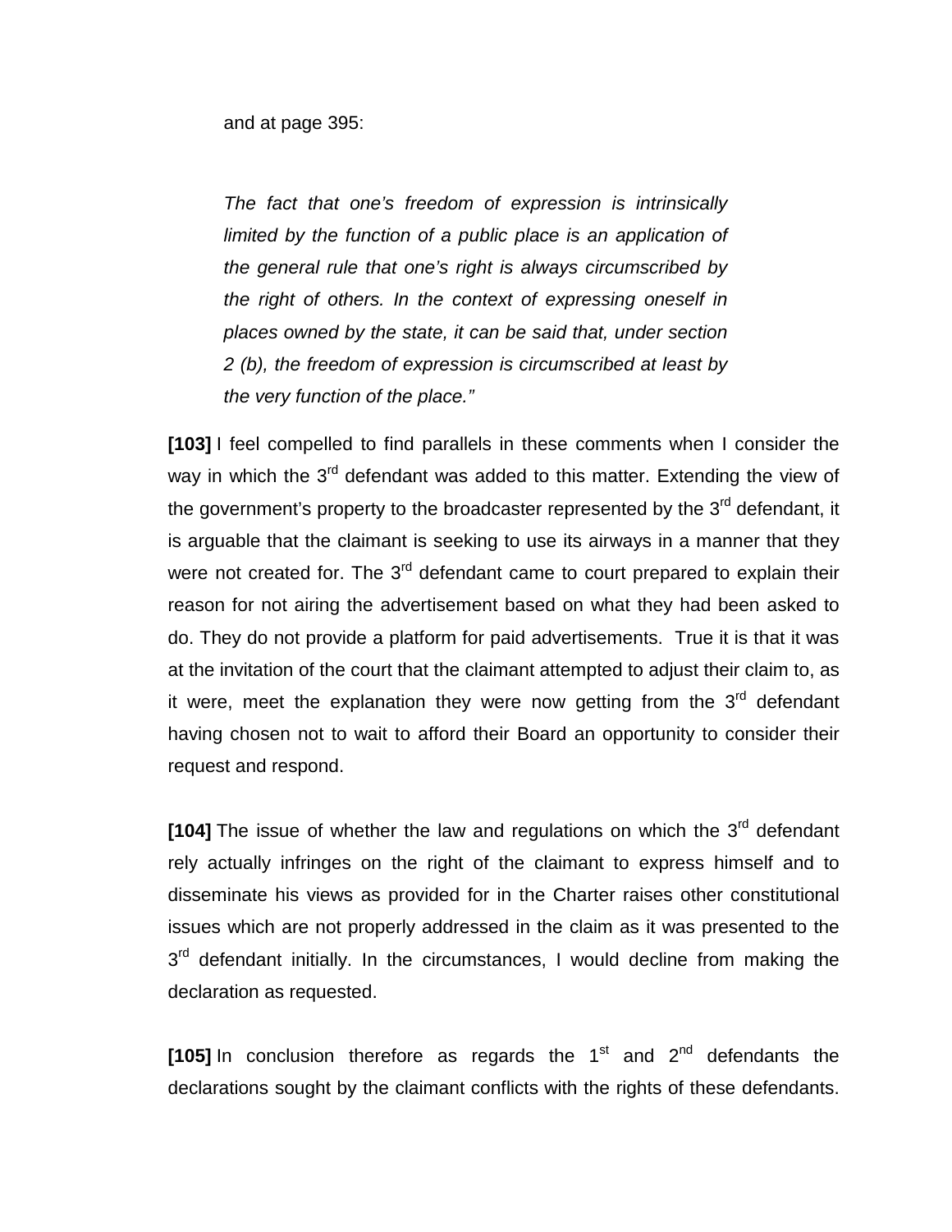and at page 395:

> *The fact that one's freedom of expression is intrinsically limited by the function of a public place is an application of the general rule that one's right is always circumscribed by the right of others. In the context of expressing oneself in places owned by the state, it can be said that, under section 2 (b), the freedom of expression is circumscribed at least by the very function of the place."*

**[103]** I feel compelled to find parallels in these comments when I consider the way in which the 3rd defendant was added to this matter. Extending the view of the government's property to the broadcaster represented by the 3rd defendant, it is arguable that the claimant is seeking to use its airways in a manner that they were not created for. The 3rd defendant came to court prepared to explain their reason for not airing the advertisement based on what they had been asked to do. They do not provide a platform for paid advertisements. True it is that it was at the invitation of the court that the claimant attempted to adjust their claim to, as it were, meet the explanation they were now getting from the 3rd defendant having chosen not to wait to afford their Board an opportunity to consider their request and respond.

**[104]** The issue of whether the law and regulations on which the 3rd defendant rely actually infringes on the right of the claimant to express himself and to disseminate his views as provided for in the Charter raises other constitutional issues which are not properly addressed in the claim as it was presented to the 3rd defendant initially. In the circumstances, I would decline from making the declaration as requested.

**[105]** In conclusion therefore as regards the 1st and 2nd defendants the declarations sought by the claimant conflicts with the rights of these defendants.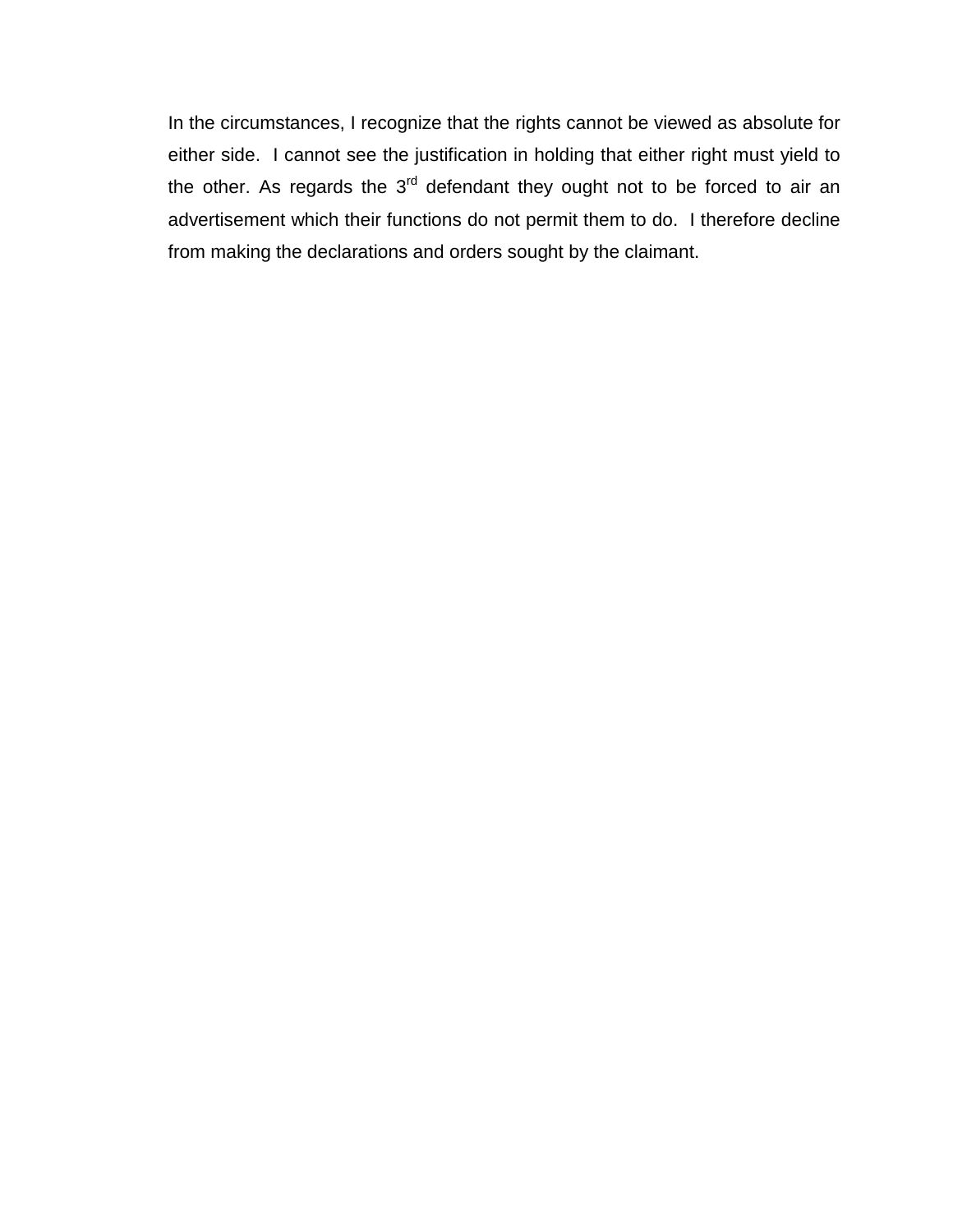In the circumstances, I recognize that the rights cannot be viewed as absolute for either side. I cannot see the justification in holding that either right must yield to the other. As regards the 3rd defendant they ought not to be forced to air an advertisement which their functions do not permit them to do. I therefore decline from making the declarations and orders sought by the claimant.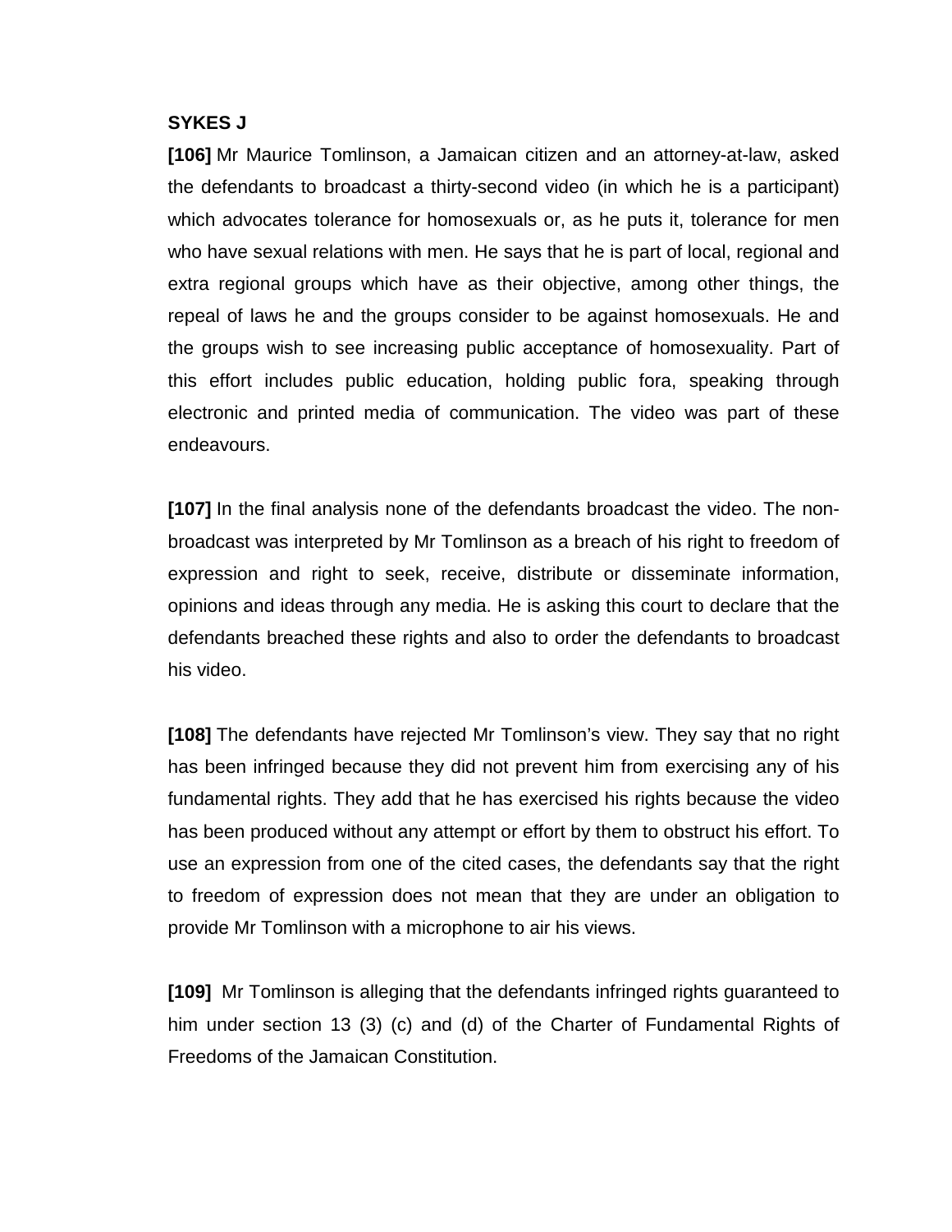**SYKES J**

**[106]** Mr Maurice Tomlinson, a Jamaican citizen and an attorney-at-law, asked the defendants to broadcast a thirty-second video (in which he is a participant) which advocates tolerance for homosexuals or, as he puts it, tolerance for men who have sexual relations with men. He says that he is part of local, regional and extra regional groups which have as their objective, among other things, the repeal of laws he and the groups consider to be against homosexuals. He and the groups wish to see increasing public acceptance of homosexuality. Part of this effort includes public education, holding public fora, speaking through electronic and printed media of communication. The video was part of these endeavours.

**[107]** In the final analysis none of the defendants broadcast the video. The non-broadcast was interpreted by Mr Tomlinson as a breach of his right to freedom of expression and right to seek, receive, distribute or disseminate information, opinions and ideas through any media. He is asking this court to declare that the defendants breached these rights and also to order the defendants to broadcast his video.

**[108]** The defendants have rejected Mr Tomlinson's view. They say that no right has been infringed because they did not prevent him from exercising any of his fundamental rights. They add that he has exercised his rights because the video has been produced without any attempt or effort by them to obstruct his effort. To use an expression from one of the cited cases, the defendants say that the right to freedom of expression does not mean that they are under an obligation to provide Mr Tomlinson with a microphone to air his views.

**[109]** Mr Tomlinson is alleging that the defendants infringed rights guaranteed to him under section 13 (3) (c) and (d) of the Charter of Fundamental Rights of Freedoms of the Jamaican Constitution.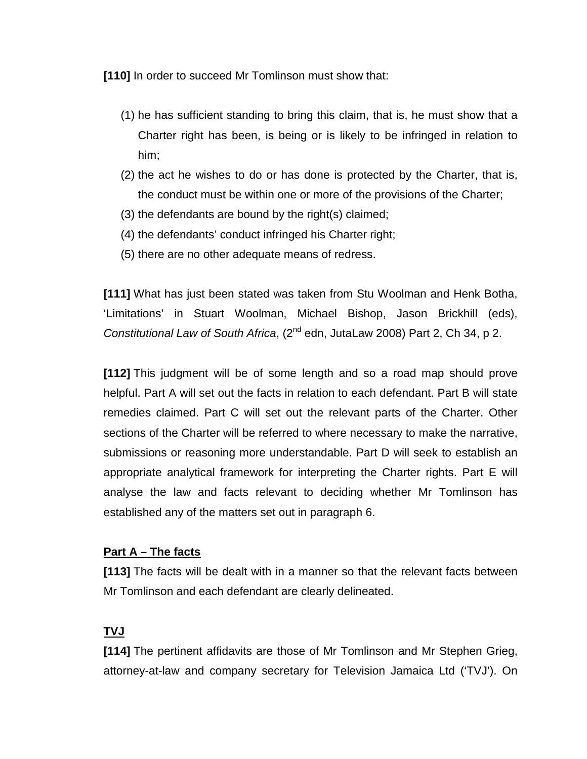**[110]** In order to succeed Mr Tomlinson must show that:

(1) he has sufficient standing to bring this claim, that is, he must show that a Charter right has been, is being or is likely to be infringed in relation to him;
(2) the act he wishes to do or has done is protected by the Charter, that is, the conduct must be within one or more of the provisions of the Charter;
(3) the defendants are bound by the right(s) claimed;
(4) the defendants' conduct infringed his Charter right;
(5) there are no other adequate means of redress.

**[111]** What has just been stated was taken from Stu Woolman and Henk Botha, 'Limitations' in Stuart Woolman, Michael Bishop, Jason Brickhill (eds), *Constitutional Law of South Africa*, (2nd edn, JutaLaw 2008) Part 2, Ch 34, p 2.

**[112]** This judgment will be of some length and so a road map should prove helpful. Part A will set out the facts in relation to each defendant. Part B will state remedies claimed. Part C will set out the relevant parts of the Charter. Other sections of the Charter will be referred to where necessary to make the narrative, submissions or reasoning more understandable. Part D will seek to establish an appropriate analytical framework for interpreting the Charter rights. Part E will analyse the law and facts relevant to deciding whether Mr Tomlinson has established any of the matters set out in paragraph 6.

## Part A – The facts

**[113]** The facts will be dealt with in a manner so that the relevant facts between Mr Tomlinson and each defendant are clearly delineated.

### TVJ

**[114]** The pertinent affidavits are those of Mr Tomlinson and Mr Stephen Grieg, attorney-at-law and company secretary for Television Jamaica Ltd ('TVJ'). On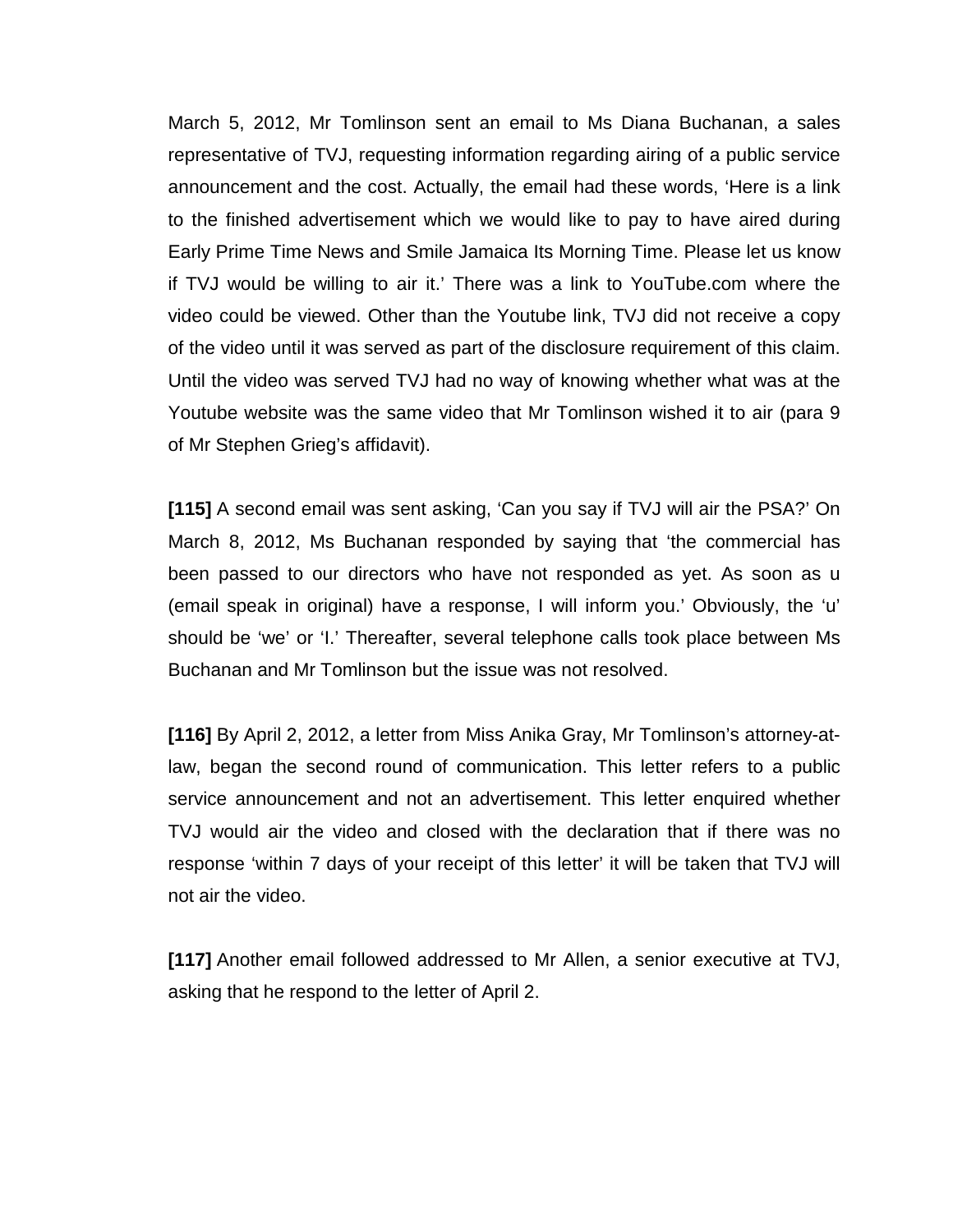March 5, 2012, Mr Tomlinson sent an email to Ms Diana Buchanan, a sales representative of TVJ, requesting information regarding airing of a public service announcement and the cost. Actually, the email had these words, 'Here is a link to the finished advertisement which we would like to pay to have aired during Early Prime Time News and Smile Jamaica Its Morning Time. Please let us know if TVJ would be willing to air it.' There was a link to YouTube.com where the video could be viewed. Other than the Youtube link, TVJ did not receive a copy of the video until it was served as part of the disclosure requirement of this claim. Until the video was served TVJ had no way of knowing whether what was at the Youtube website was the same video that Mr Tomlinson wished it to air (para 9 of Mr Stephen Grieg's affidavit).

**[115]** A second email was sent asking, 'Can you say if TVJ will air the PSA?' On March 8, 2012, Ms Buchanan responded by saying that 'the commercial has been passed to our directors who have not responded as yet. As soon as u (email speak in original) have a response, I will inform you.' Obviously, the 'u' should be 'we' or 'I.' Thereafter, several telephone calls took place between Ms Buchanan and Mr Tomlinson but the issue was not resolved.

**[116]** By April 2, 2012, a letter from Miss Anika Gray, Mr Tomlinson's attorney-at-law, began the second round of communication. This letter refers to a public service announcement and not an advertisement. This letter enquired whether TVJ would air the video and closed with the declaration that if there was no response 'within 7 days of your receipt of this letter' it will be taken that TVJ will not air the video.

**[117]** Another email followed addressed to Mr Allen, a senior executive at TVJ, asking that he respond to the letter of April 2.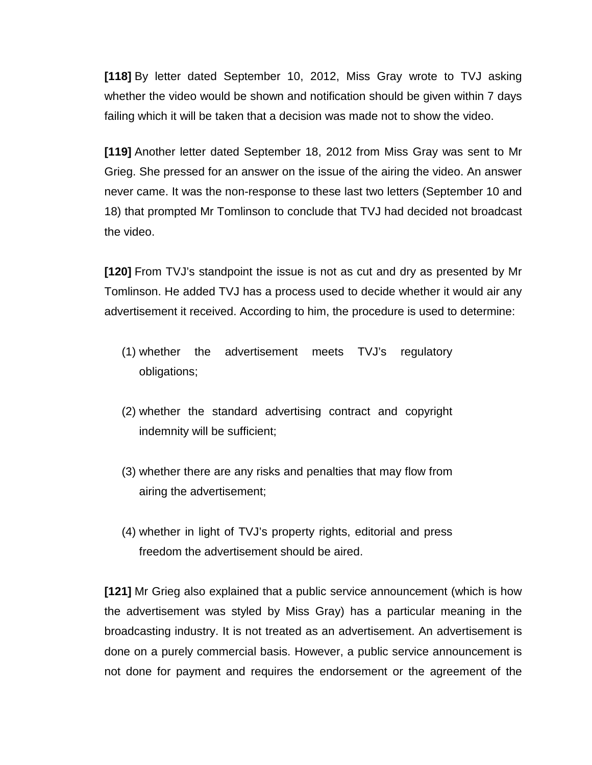**[118]** By letter dated September 10, 2012, Miss Gray wrote to TVJ asking whether the video would be shown and notification should be given within 7 days failing which it will be taken that a decision was made not to show the video.

**[119]** Another letter dated September 18, 2012 from Miss Gray was sent to Mr Grieg. She pressed for an answer on the issue of the airing the video. An answer never came. It was the non-response to these last two letters (September 10 and 18) that prompted Mr Tomlinson to conclude that TVJ had decided not broadcast the video.

**[120]** From TVJ's standpoint the issue is not as cut and dry as presented by Mr Tomlinson. He added TVJ has a process used to decide whether it would air any advertisement it received. According to him, the procedure is used to determine:

(1) whether the advertisement meets TVJ's regulatory obligations;

(2) whether the standard advertising contract and copyright indemnity will be sufficient;

(3) whether there are any risks and penalties that may flow from airing the advertisement;

(4) whether in light of TVJ's property rights, editorial and press freedom the advertisement should be aired.

**[121]** Mr Grieg also explained that a public service announcement (which is how the advertisement was styled by Miss Gray) has a particular meaning in the broadcasting industry. It is not treated as an advertisement. An advertisement is done on a purely commercial basis. However, a public service announcement is not done for payment and requires the endorsement or the agreement of the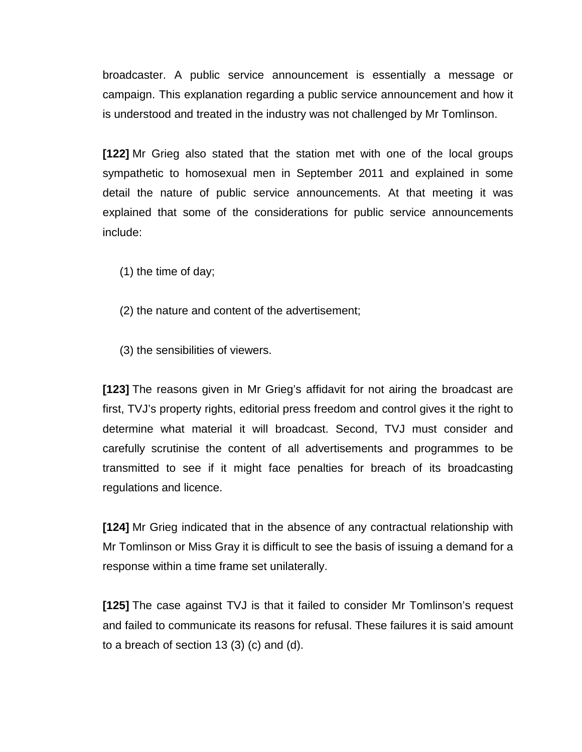broadcaster. A public service announcement is essentially a message or campaign. This explanation regarding a public service announcement and how it is understood and treated in the industry was not challenged by Mr Tomlinson.

**[122]** Mr Grieg also stated that the station met with one of the local groups sympathetic to homosexual men in September 2011 and explained in some detail the nature of public service announcements. At that meeting it was explained that some of the considerations for public service announcements include:

(1) the time of day;

(2) the nature and content of the advertisement;

(3) the sensibilities of viewers.

**[123]** The reasons given in Mr Grieg's affidavit for not airing the broadcast are first, TVJ's property rights, editorial press freedom and control gives it the right to determine what material it will broadcast. Second, TVJ must consider and carefully scrutinise the content of all advertisements and programmes to be transmitted to see if it might face penalties for breach of its broadcasting regulations and licence.

**[124]** Mr Grieg indicated that in the absence of any contractual relationship with Mr Tomlinson or Miss Gray it is difficult to see the basis of issuing a demand for a response within a time frame set unilaterally.

**[125]** The case against TVJ is that it failed to consider Mr Tomlinson's request and failed to communicate its reasons for refusal. These failures it is said amount to a breach of section 13 (3) (c) and (d).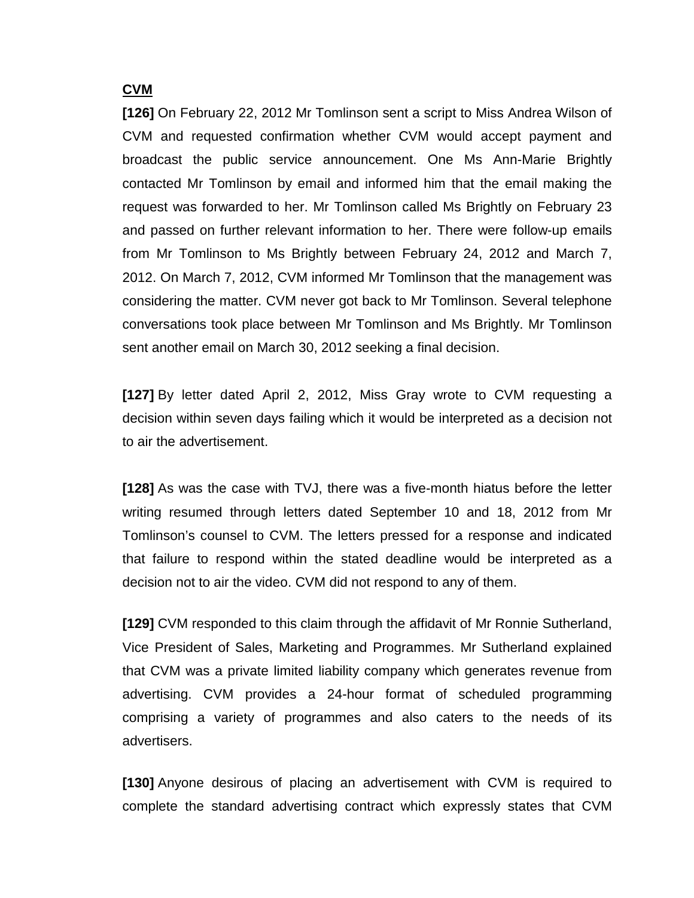**CVM**

**[126]** On February 22, 2012 Mr Tomlinson sent a script to Miss Andrea Wilson of CVM and requested confirmation whether CVM would accept payment and broadcast the public service announcement. One Ms Ann-Marie Brightly contacted Mr Tomlinson by email and informed him that the email making the request was forwarded to her. Mr Tomlinson called Ms Brightly on February 23 and passed on further relevant information to her. There were follow-up emails from Mr Tomlinson to Ms Brightly between February 24, 2012 and March 7, 2012. On March 7, 2012, CVM informed Mr Tomlinson that the management was considering the matter. CVM never got back to Mr Tomlinson. Several telephone conversations took place between Mr Tomlinson and Ms Brightly. Mr Tomlinson sent another email on March 30, 2012 seeking a final decision.

**[127]** By letter dated April 2, 2012, Miss Gray wrote to CVM requesting a decision within seven days failing which it would be interpreted as a decision not to air the advertisement.

**[128]** As was the case with TVJ, there was a five-month hiatus before the letter writing resumed through letters dated September 10 and 18, 2012 from Mr Tomlinson's counsel to CVM. The letters pressed for a response and indicated that failure to respond within the stated deadline would be interpreted as a decision not to air the video. CVM did not respond to any of them.

**[129]** CVM responded to this claim through the affidavit of Mr Ronnie Sutherland, Vice President of Sales, Marketing and Programmes. Mr Sutherland explained that CVM was a private limited liability company which generates revenue from advertising. CVM provides a 24-hour format of scheduled programming comprising a variety of programmes and also caters to the needs of its advertisers.

**[130]** Anyone desirous of placing an advertisement with CVM is required to complete the standard advertising contract which expressly states that CVM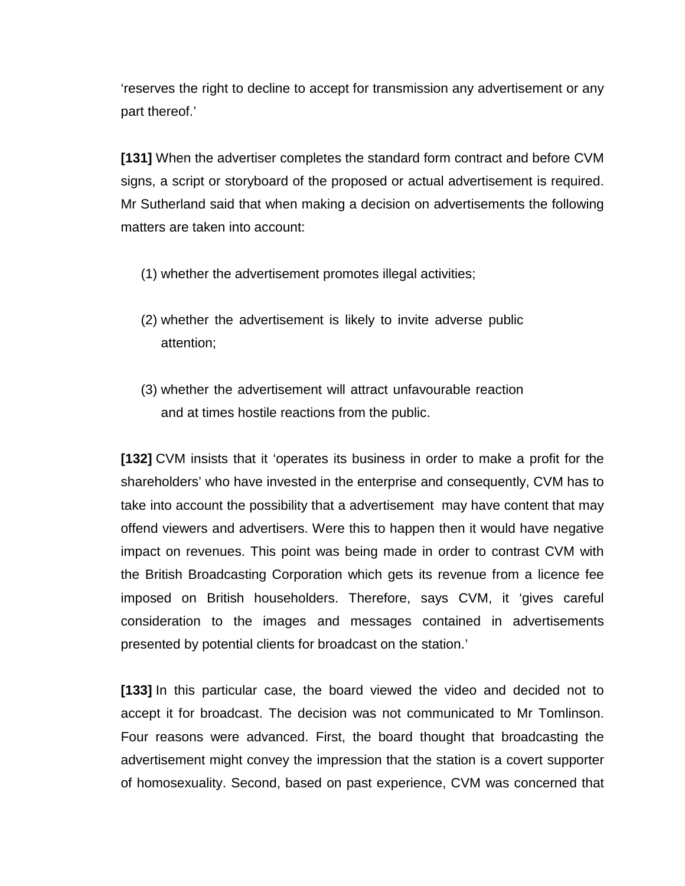'reserves the right to decline to accept for transmission any advertisement or any part thereof.'

**[131]** When the advertiser completes the standard form contract and before CVM signs, a script or storyboard of the proposed or actual advertisement is required. Mr Sutherland said that when making a decision on advertisements the following matters are taken into account:

(1) whether the advertisement promotes illegal activities;

(2) whether the advertisement is likely to invite adverse public attention;

(3) whether the advertisement will attract unfavourable reaction and at times hostile reactions from the public.

**[132]** CVM insists that it 'operates its business in order to make a profit for the shareholders' who have invested in the enterprise and consequently, CVM has to take into account the possibility that a advertisement may have content that may offend viewers and advertisers. Were this to happen then it would have negative impact on revenues. This point was being made in order to contrast CVM with the British Broadcasting Corporation which gets its revenue from a licence fee imposed on British householders. Therefore, says CVM, it 'gives careful consideration to the images and messages contained in advertisements presented by potential clients for broadcast on the station.'

**[133]** In this particular case, the board viewed the video and decided not to accept it for broadcast. The decision was not communicated to Mr Tomlinson. Four reasons were advanced. First, the board thought that broadcasting the advertisement might convey the impression that the station is a covert supporter of homosexuality. Second, based on past experience, CVM was concerned that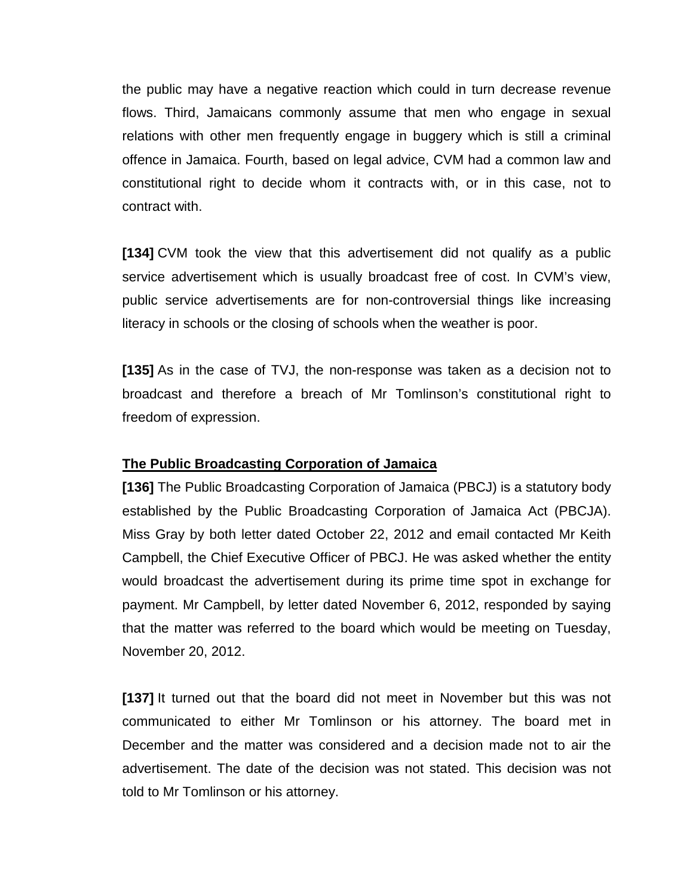the public may have a negative reaction which could in turn decrease revenue flows. Third, Jamaicans commonly assume that men who engage in sexual relations with other men frequently engage in buggery which is still a criminal offence in Jamaica. Fourth, based on legal advice, CVM had a common law and constitutional right to decide whom it contracts with, or in this case, not to contract with.

**[134]** CVM took the view that this advertisement did not qualify as a public service advertisement which is usually broadcast free of cost. In CVM's view, public service advertisements are for non-controversial things like increasing literacy in schools or the closing of schools when the weather is poor.

**[135]** As in the case of TVJ, the non-response was taken as a decision not to broadcast and therefore a breach of Mr Tomlinson's constitutional right to freedom of expression.

**<u>The Public Broadcasting Corporation of Jamaica</u>**

**[136]** The Public Broadcasting Corporation of Jamaica (PBCJ) is a statutory body established by the Public Broadcasting Corporation of Jamaica Act (PBCJA). Miss Gray by both letter dated October 22, 2012 and email contacted Mr Keith Campbell, the Chief Executive Officer of PBCJ. He was asked whether the entity would broadcast the advertisement during its prime time spot in exchange for payment. Mr Campbell, by letter dated November 6, 2012, responded by saying that the matter was referred to the board which would be meeting on Tuesday, November 20, 2012.

**[137]** It turned out that the board did not meet in November but this was not communicated to either Mr Tomlinson or his attorney. The board met in December and the matter was considered and a decision made not to air the advertisement. The date of the decision was not stated. This decision was not told to Mr Tomlinson or his attorney.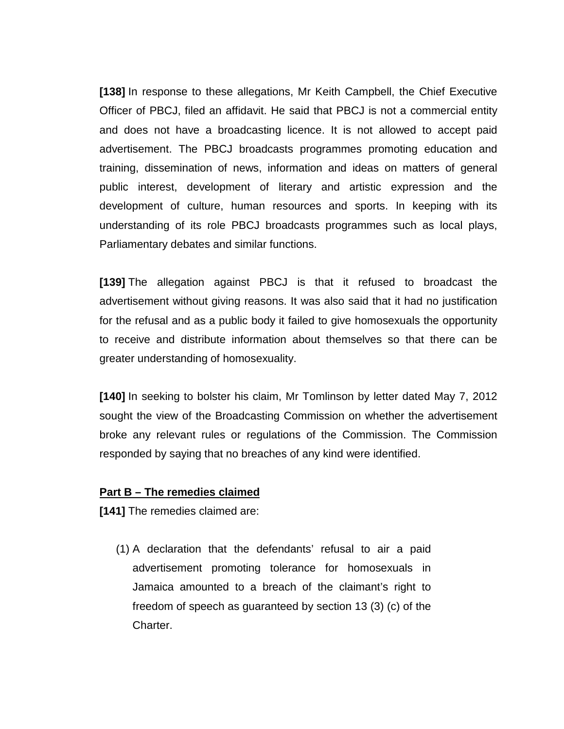**[138]** In response to these allegations, Mr Keith Campbell, the Chief Executive Officer of PBCJ, filed an affidavit. He said that PBCJ is not a commercial entity and does not have a broadcasting licence. It is not allowed to accept paid advertisement. The PBCJ broadcasts programmes promoting education and training, dissemination of news, information and ideas on matters of general public interest, development of literary and artistic expression and the development of culture, human resources and sports. In keeping with its understanding of its role PBCJ broadcasts programmes such as local plays, Parliamentary debates and similar functions.

**[139]** The allegation against PBCJ is that it refused to broadcast the advertisement without giving reasons. It was also said that it had no justification for the refusal and as a public body it failed to give homosexuals the opportunity to receive and distribute information about themselves so that there can be greater understanding of homosexuality.

**[140]** In seeking to bolster his claim, Mr Tomlinson by letter dated May 7, 2012 sought the view of the Broadcasting Commission on whether the advertisement broke any relevant rules or regulations of the Commission. The Commission responded by saying that no breaches of any kind were identified.

**Part B – The remedies claimed**

**[141]** The remedies claimed are:

(1) A declaration that the defendants' refusal to air a paid advertisement promoting tolerance for homosexuals in Jamaica amounted to a breach of the claimant's right to freedom of speech as guaranteed by section 13 (3) (c) of the Charter.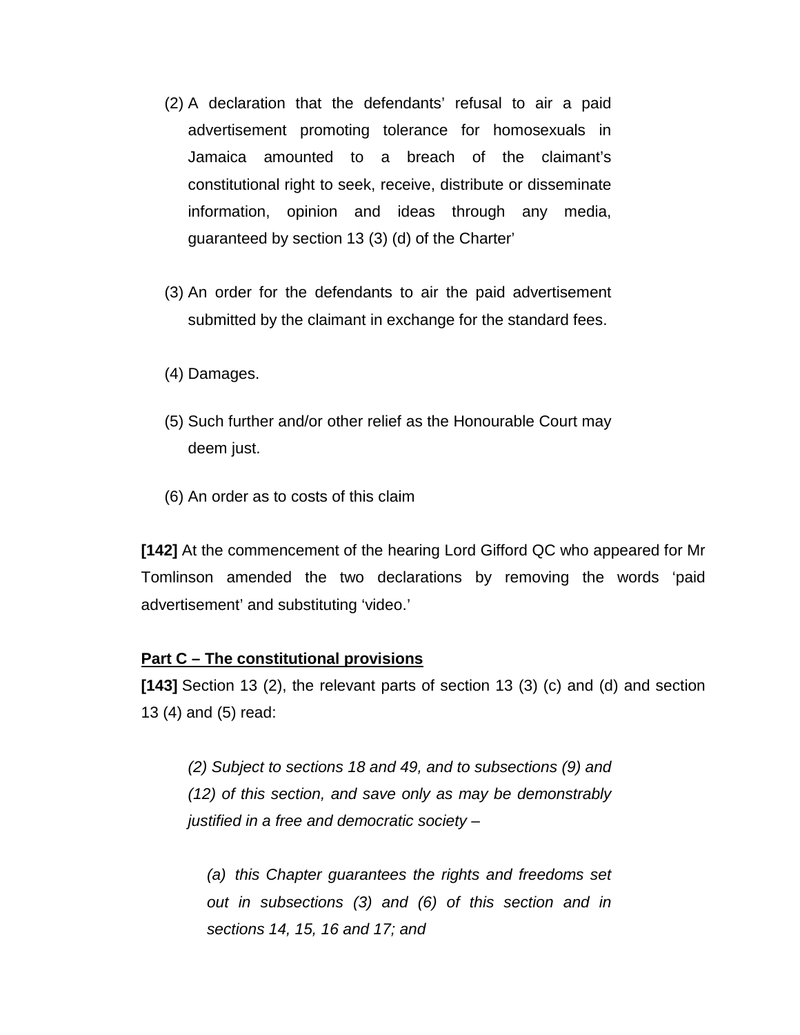(2) A declaration that the defendants' refusal to air a paid advertisement promoting tolerance for homosexuals in Jamaica amounted to a breach of the claimant's constitutional right to seek, receive, distribute or disseminate information, opinion and ideas through any media, guaranteed by section 13 (3) (d) of the Charter'

(3) An order for the defendants to air the paid advertisement submitted by the claimant in exchange for the standard fees.

(4) Damages.

(5) Such further and/or other relief as the Honourable Court may deem just.

(6) An order as to costs of this claim

**[142]** At the commencement of the hearing Lord Gifford QC who appeared for Mr Tomlinson amended the two declarations by removing the words 'paid advertisement' and substituting 'video.'

**Part C – The constitutional provisions**

**[143]** Section 13 (2), the relevant parts of section 13 (3) (c) and (d) and section 13 (4) and (5) read:

*(2) Subject to sections 18 and 49, and to subsections (9) and (12) of this section, and save only as may be demonstrably justified in a free and democratic society –*

*(a) this Chapter guarantees the rights and freedoms set out in subsections (3) and (6) of this section and in sections 14, 15, 16 and 17; and*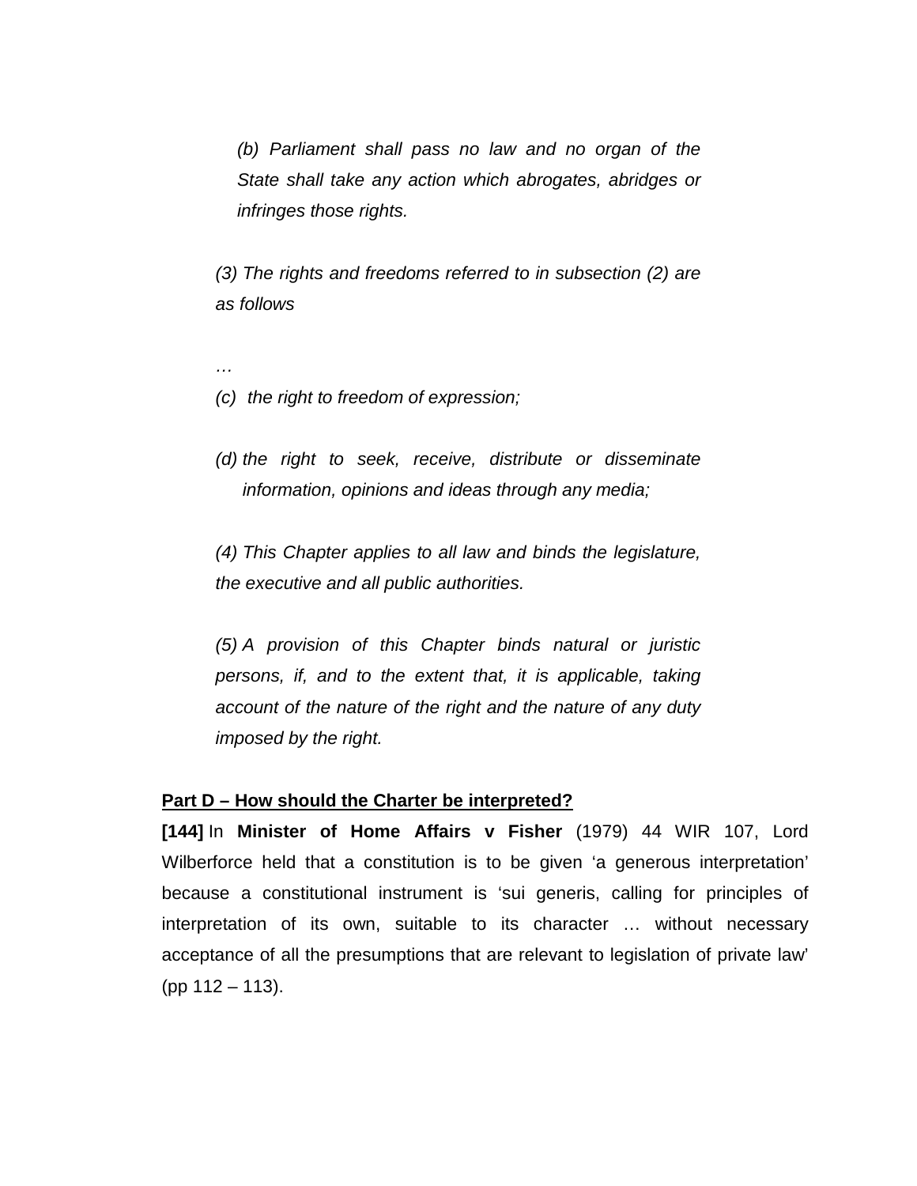> *(b) Parliament shall pass no law and no organ of the State shall take any action which abrogates, abridges or infringes those rights.*
>
> *(3) The rights and freedoms referred to in subsection (2) are as follows*
>
> *…*
>
> *(c) the right to freedom of expression;*
>
> *(d) the right to seek, receive, distribute or disseminate information, opinions and ideas through any media;*
>
> *(4) This Chapter applies to all law and binds the legislature, the executive and all public authorities.*
>
> *(5) A provision of this Chapter binds natural or juristic persons, if, and to the extent that, it is applicable, taking account of the nature of the right and the nature of any duty imposed by the right.*

**Part D – How should the Charter be interpreted?**

**[144]** In **Minister of Home Affairs v Fisher** (1979) 44 WIR 107, Lord Wilberforce held that a constitution is to be given 'a generous interpretation' because a constitutional instrument is 'sui generis, calling for principles of interpretation of its own, suitable to its character … without necessary acceptance of all the presumptions that are relevant to legislation of private law' (pp 112 – 113).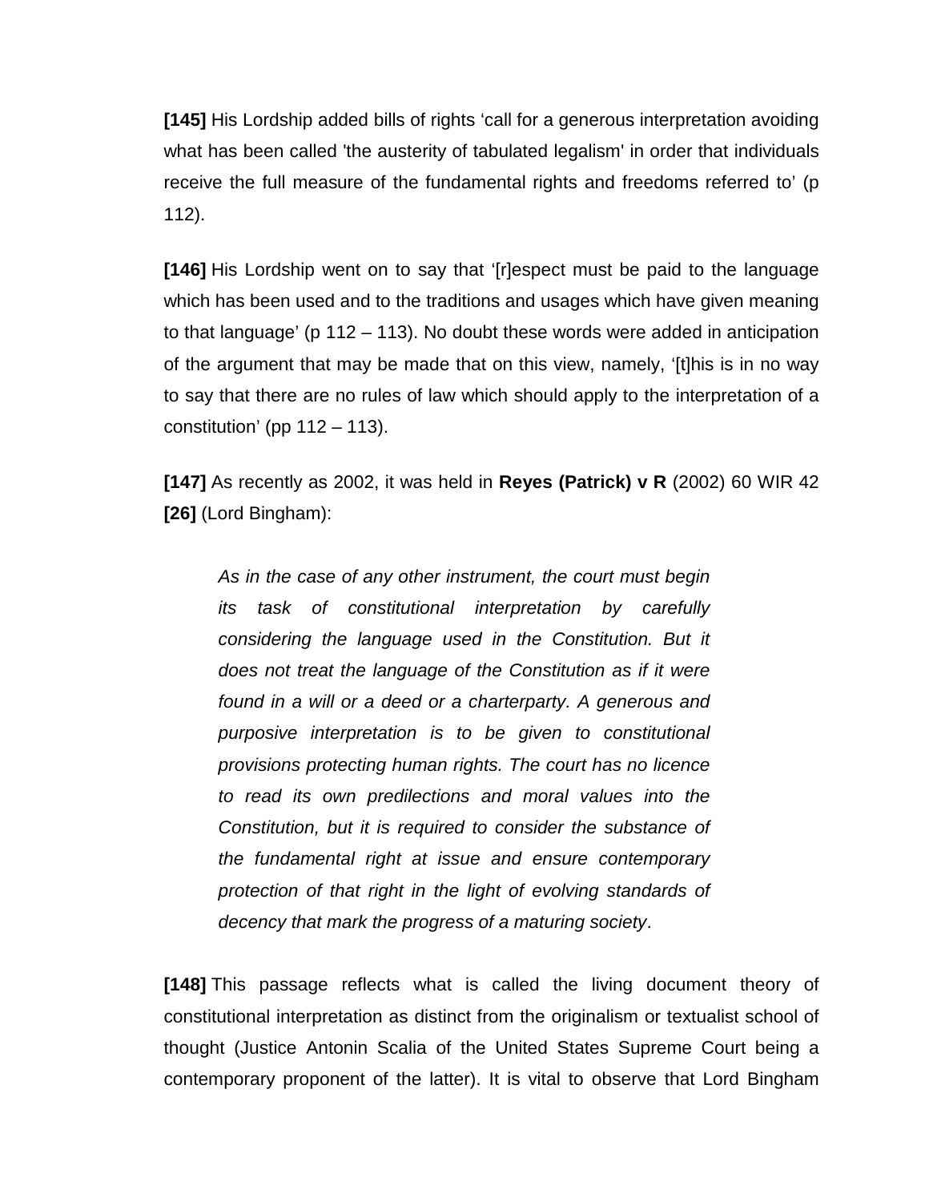**[145]** His Lordship added bills of rights 'call for a generous interpretation avoiding what has been called 'the austerity of tabulated legalism' in order that individuals receive the full measure of the fundamental rights and freedoms referred to' (p 112).

**[146]** His Lordship went on to say that '[r]espect must be paid to the language which has been used and to the traditions and usages which have given meaning to that language' (p 112 – 113). No doubt these words were added in anticipation of the argument that may be made that on this view, namely, '[t]his is in no way to say that there are no rules of law which should apply to the interpretation of a constitution' (pp 112 – 113).

**[147]** As recently as 2002, it was held in **Reyes (Patrick) v R** (2002) 60 WIR 42 **[26]** (Lord Bingham):

> *As in the case of any other instrument, the court must begin its task of constitutional interpretation by carefully considering the language used in the Constitution. But it does not treat the language of the Constitution as if it were found in a will or a deed or a charterparty. A generous and purposive interpretation is to be given to constitutional provisions protecting human rights. The court has no licence to read its own predilections and moral values into the Constitution, but it is required to consider the substance of the fundamental right at issue and ensure contemporary protection of that right in the light of evolving standards of decency that mark the progress of a maturing society*.

**[148]** This passage reflects what is called the living document theory of constitutional interpretation as distinct from the originalism or textualist school of thought (Justice Antonin Scalia of the United States Supreme Court being a contemporary proponent of the latter). It is vital to observe that Lord Bingham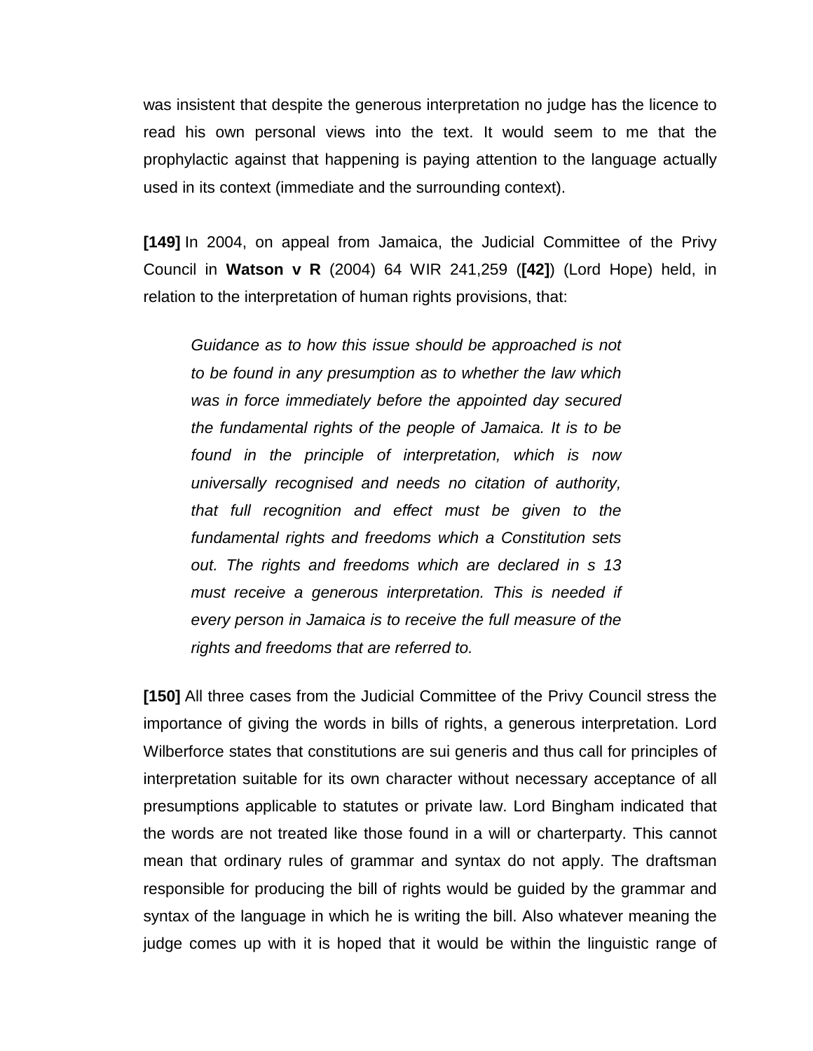was insistent that despite the generous interpretation no judge has the licence to read his own personal views into the text. It would seem to me that the prophylactic against that happening is paying attention to the language actually used in its context (immediate and the surrounding context).

**[149]** In 2004, on appeal from Jamaica, the Judicial Committee of the Privy Council in **Watson v R** (2004) 64 WIR 241,259 (**[42]**) (Lord Hope) held, in relation to the interpretation of human rights provisions, that:

> *Guidance as to how this issue should be approached is not to be found in any presumption as to whether the law which was in force immediately before the appointed day secured the fundamental rights of the people of Jamaica. It is to be found in the principle of interpretation, which is now universally recognised and needs no citation of authority, that full recognition and effect must be given to the fundamental rights and freedoms which a Constitution sets out. The rights and freedoms which are declared in s 13 must receive a generous interpretation. This is needed if every person in Jamaica is to receive the full measure of the rights and freedoms that are referred to.*

**[150]** All three cases from the Judicial Committee of the Privy Council stress the importance of giving the words in bills of rights, a generous interpretation. Lord Wilberforce states that constitutions are sui generis and thus call for principles of interpretation suitable for its own character without necessary acceptance of all presumptions applicable to statutes or private law. Lord Bingham indicated that the words are not treated like those found in a will or charterparty. This cannot mean that ordinary rules of grammar and syntax do not apply. The draftsman responsible for producing the bill of rights would be guided by the grammar and syntax of the language in which he is writing the bill. Also whatever meaning the judge comes up with it is hoped that it would be within the linguistic range of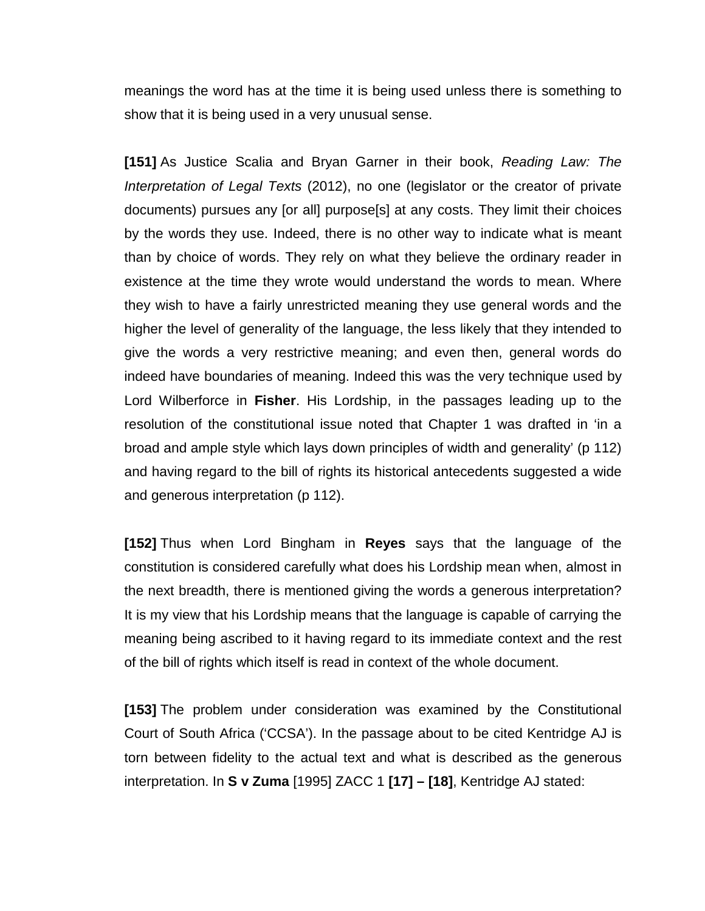meanings the word has at the time it is being used unless there is something to show that it is being used in a very unusual sense.

**[151]** As Justice Scalia and Bryan Garner in their book, *Reading Law: The Interpretation of Legal Texts* (2012), no one (legislator or the creator of private documents) pursues any [or all] purpose[s] at any costs. They limit their choices by the words they use. Indeed, there is no other way to indicate what is meant than by choice of words. They rely on what they believe the ordinary reader in existence at the time they wrote would understand the words to mean. Where they wish to have a fairly unrestricted meaning they use general words and the higher the level of generality of the language, the less likely that they intended to give the words a very restrictive meaning; and even then, general words do indeed have boundaries of meaning. Indeed this was the very technique used by Lord Wilberforce in **Fisher**. His Lordship, in the passages leading up to the resolution of the constitutional issue noted that Chapter 1 was drafted in 'in a broad and ample style which lays down principles of width and generality' (p 112) and having regard to the bill of rights its historical antecedents suggested a wide and generous interpretation (p 112).

**[152]** Thus when Lord Bingham in **Reyes** says that the language of the constitution is considered carefully what does his Lordship mean when, almost in the next breadth, there is mentioned giving the words a generous interpretation? It is my view that his Lordship means that the language is capable of carrying the meaning being ascribed to it having regard to its immediate context and the rest of the bill of rights which itself is read in context of the whole document.

**[153]** The problem under consideration was examined by the Constitutional Court of South Africa ('CCSA'). In the passage about to be cited Kentridge AJ is torn between fidelity to the actual text and what is described as the generous interpretation. In **S v Zuma** [1995] ZACC 1 **[17] – [18]**, Kentridge AJ stated: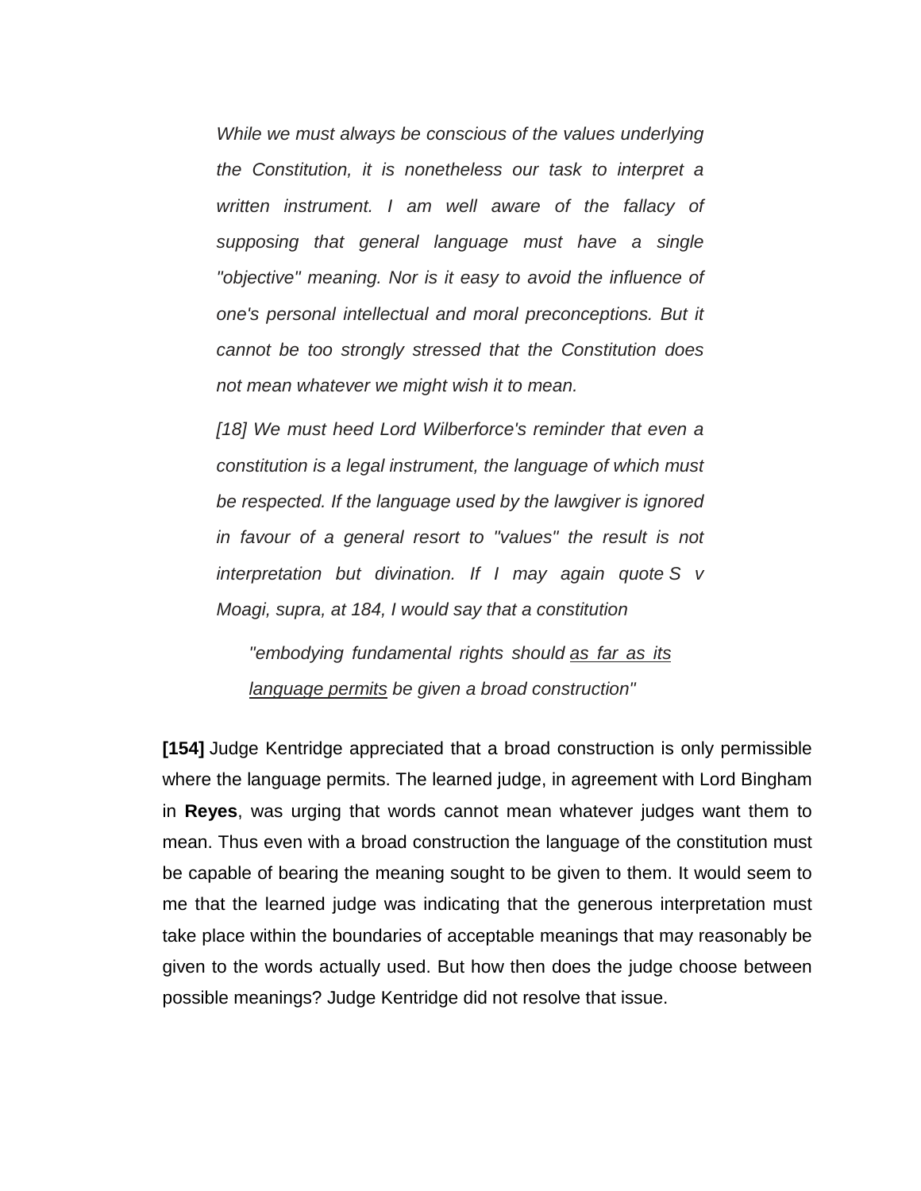> *While we must always be conscious of the values underlying the Constitution, it is nonetheless our task to interpret a written instrument. I am well aware of the fallacy of supposing that general language must have a single "objective" meaning. Nor is it easy to avoid the influence of one's personal intellectual and moral preconceptions. But it cannot be too strongly stressed that the Constitution does not mean whatever we might wish it to mean.*
>
> *[18] We must heed Lord Wilberforce's reminder that even a constitution is a legal instrument, the language of which must be respected. If the language used by the lawgiver is ignored in favour of a general resort to "values" the result is not interpretation but divination. If I may again quote S v Moagi, supra, at 184, I would say that a constitution*
>
>> *"embodying fundamental rights should <u>as far as its language permits</u> be given a broad construction"*

**[154]** Judge Kentridge appreciated that a broad construction is only permissible where the language permits. The learned judge, in agreement with Lord Bingham in **Reyes**, was urging that words cannot mean whatever judges want them to mean. Thus even with a broad construction the language of the constitution must be capable of bearing the meaning sought to be given to them. It would seem to me that the learned judge was indicating that the generous interpretation must take place within the boundaries of acceptable meanings that may reasonably be given to the words actually used. But how then does the judge choose between possible meanings? Judge Kentridge did not resolve that issue.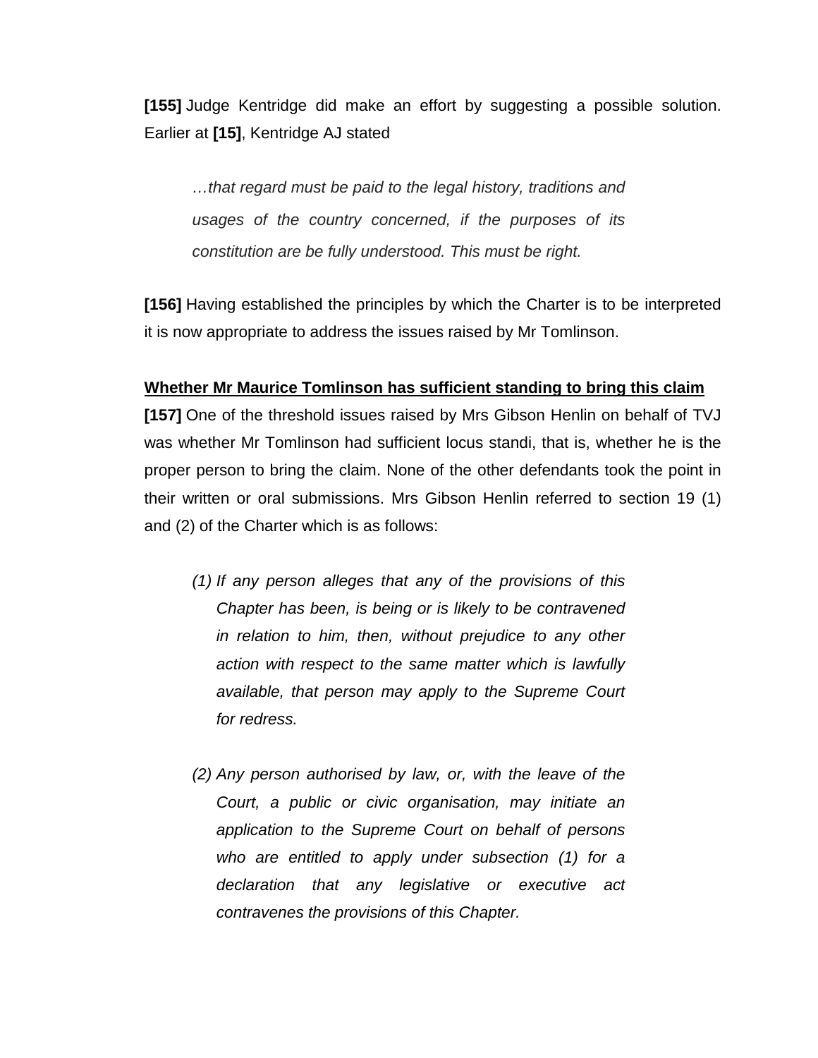**[155]** Judge Kentridge did make an effort by suggesting a possible solution. Earlier at **[15]**, Kentridge AJ stated

> *…that regard must be paid to the legal history, traditions and usages of the country concerned, if the purposes of its constitution are be fully understood. This must be right.*

**[156]** Having established the principles by which the Charter is to be interpreted it is now appropriate to address the issues raised by Mr Tomlinson.

**Whether Mr Maurice Tomlinson has sufficient standing to bring this claim**

**[157]** One of the threshold issues raised by Mrs Gibson Henlin on behalf of TVJ was whether Mr Tomlinson had sufficient locus standi, that is, whether he is the proper person to bring the claim. None of the other defendants took the point in their written or oral submissions. Mrs Gibson Henlin referred to section 19 (1) and (2) of the Charter which is as follows:

> *(1) If any person alleges that any of the provisions of this Chapter has been, is being or is likely to be contravened in relation to him, then, without prejudice to any other action with respect to the same matter which is lawfully available, that person may apply to the Supreme Court for redress.*
>
> *(2) Any person authorised by law, or, with the leave of the Court, a public or civic organisation, may initiate an application to the Supreme Court on behalf of persons who are entitled to apply under subsection (1) for a declaration that any legislative or executive act contravenes the provisions of this Chapter.*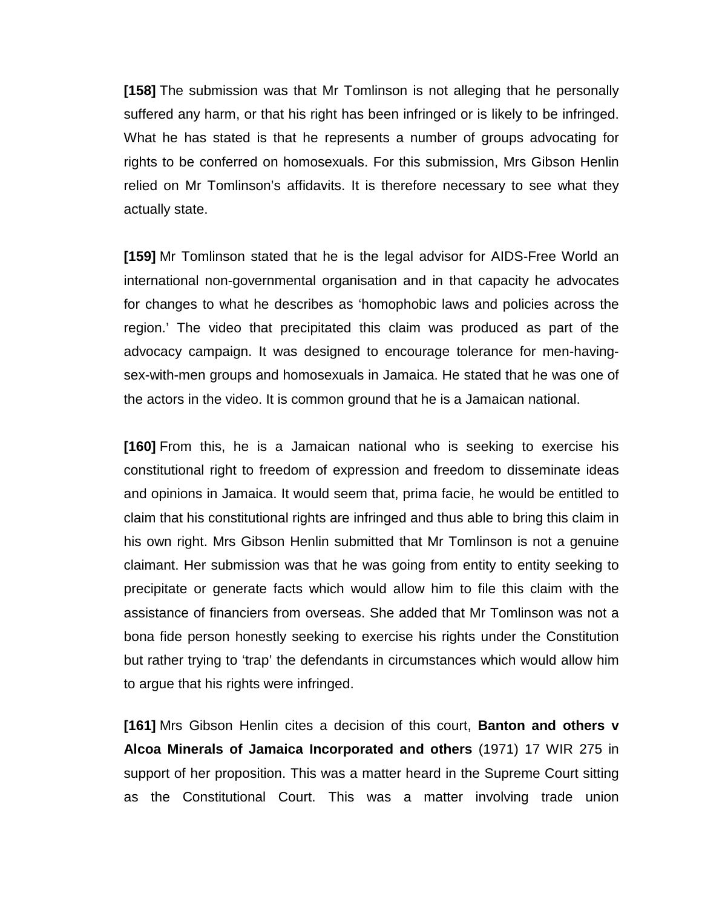**[158]** The submission was that Mr Tomlinson is not alleging that he personally suffered any harm, or that his right has been infringed or is likely to be infringed. What he has stated is that he represents a number of groups advocating for rights to be conferred on homosexuals. For this submission, Mrs Gibson Henlin relied on Mr Tomlinson's affidavits. It is therefore necessary to see what they actually state.

**[159]** Mr Tomlinson stated that he is the legal advisor for AIDS-Free World an international non-governmental organisation and in that capacity he advocates for changes to what he describes as 'homophobic laws and policies across the region.' The video that precipitated this claim was produced as part of the advocacy campaign. It was designed to encourage tolerance for men-having-sex-with-men groups and homosexuals in Jamaica. He stated that he was one of the actors in the video. It is common ground that he is a Jamaican national.

**[160]** From this, he is a Jamaican national who is seeking to exercise his constitutional right to freedom of expression and freedom to disseminate ideas and opinions in Jamaica. It would seem that, prima facie, he would be entitled to claim that his constitutional rights are infringed and thus able to bring this claim in his own right. Mrs Gibson Henlin submitted that Mr Tomlinson is not a genuine claimant. Her submission was that he was going from entity to entity seeking to precipitate or generate facts which would allow him to file this claim with the assistance of financiers from overseas. She added that Mr Tomlinson was not a bona fide person honestly seeking to exercise his rights under the Constitution but rather trying to 'trap' the defendants in circumstances which would allow him to argue that his rights were infringed.

**[161]** Mrs Gibson Henlin cites a decision of this court, **Banton and others v Alcoa Minerals of Jamaica Incorporated and others** (1971) 17 WIR 275 in support of her proposition. This was a matter heard in the Supreme Court sitting as the Constitutional Court. This was a matter involving trade union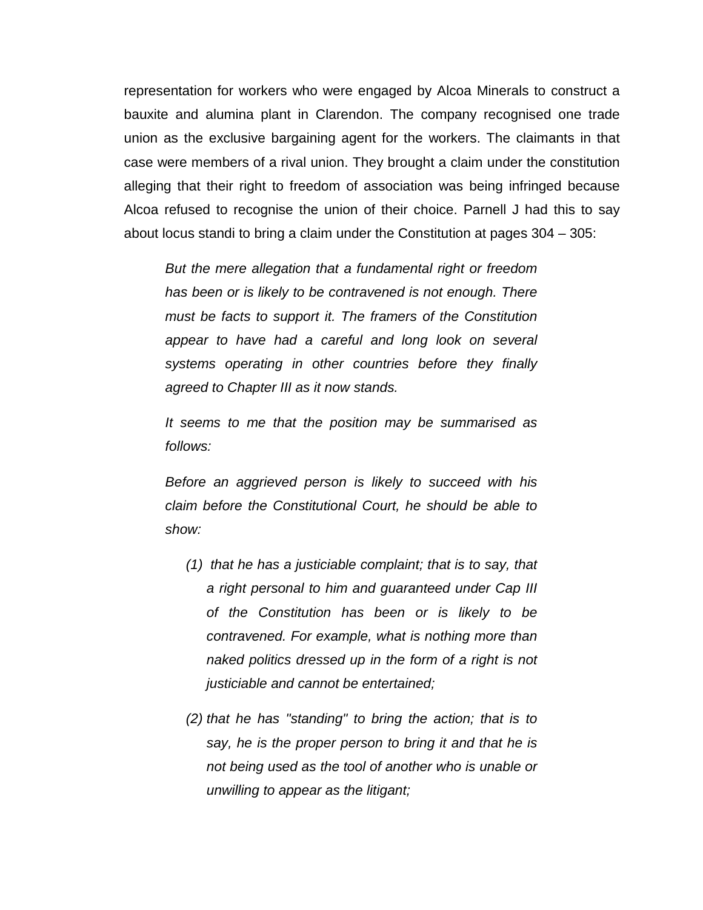representation for workers who were engaged by Alcoa Minerals to construct a bauxite and alumina plant in Clarendon. The company recognised one trade union as the exclusive bargaining agent for the workers. The claimants in that case were members of a rival union. They brought a claim under the constitution alleging that their right to freedom of association was being infringed because Alcoa refused to recognise the union of their choice. Parnell J had this to say about locus standi to bring a claim under the Constitution at pages 304 – 305:

> *But the mere allegation that a fundamental right or freedom has been or is likely to be contravened is not enough. There must be facts to support it. The framers of the Constitution appear to have had a careful and long look on several systems operating in other countries before they finally agreed to Chapter III as it now stands.*
>
> *It seems to me that the position may be summarised as follows:*
>
> *Before an aggrieved person is likely to succeed with his claim before the Constitutional Court, he should be able to show:*
>
> *(1) that he has a justiciable complaint; that is to say, that a right personal to him and guaranteed under Cap III of the Constitution has been or is likely to be contravened. For example, what is nothing more than naked politics dressed up in the form of a right is not justiciable and cannot be entertained;*
>
> *(2) that he has "standing" to bring the action; that is to say, he is the proper person to bring it and that he is not being used as the tool of another who is unable or unwilling to appear as the litigant;*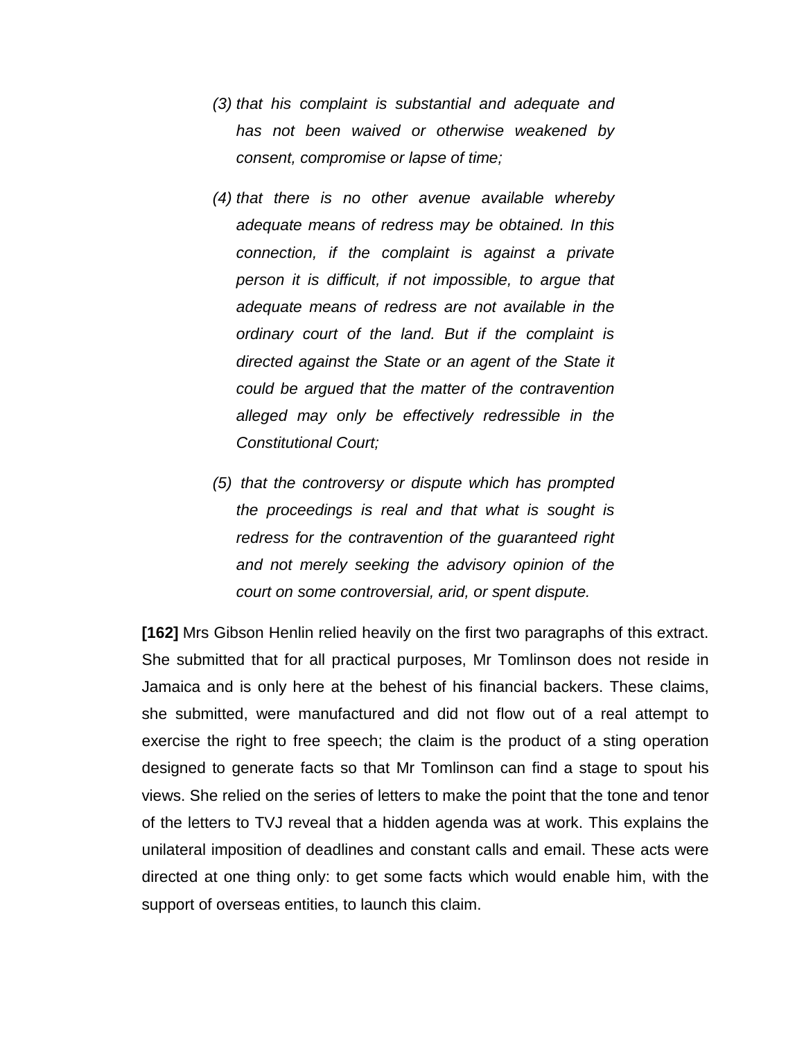> *(3) that his complaint is substantial and adequate and has not been waived or otherwise weakened by consent, compromise or lapse of time;*
>
> *(4) that there is no other avenue available whereby adequate means of redress may be obtained. In this connection, if the complaint is against a private person it is difficult, if not impossible, to argue that adequate means of redress are not available in the ordinary court of the land. But if the complaint is directed against the State or an agent of the State it could be argued that the matter of the contravention alleged may only be effectively redressible in the Constitutional Court;*
>
> *(5) that the controversy or dispute which has prompted the proceedings is real and that what is sought is redress for the contravention of the guaranteed right and not merely seeking the advisory opinion of the court on some controversial, arid, or spent dispute.*

**[162]** Mrs Gibson Henlin relied heavily on the first two paragraphs of this extract. She submitted that for all practical purposes, Mr Tomlinson does not reside in Jamaica and is only here at the behest of his financial backers. These claims, she submitted, were manufactured and did not flow out of a real attempt to exercise the right to free speech; the claim is the product of a sting operation designed to generate facts so that Mr Tomlinson can find a stage to spout his views. She relied on the series of letters to make the point that the tone and tenor of the letters to TVJ reveal that a hidden agenda was at work. This explains the unilateral imposition of deadlines and constant calls and email. These acts were directed at one thing only: to get some facts which would enable him, with the support of overseas entities, to launch this claim.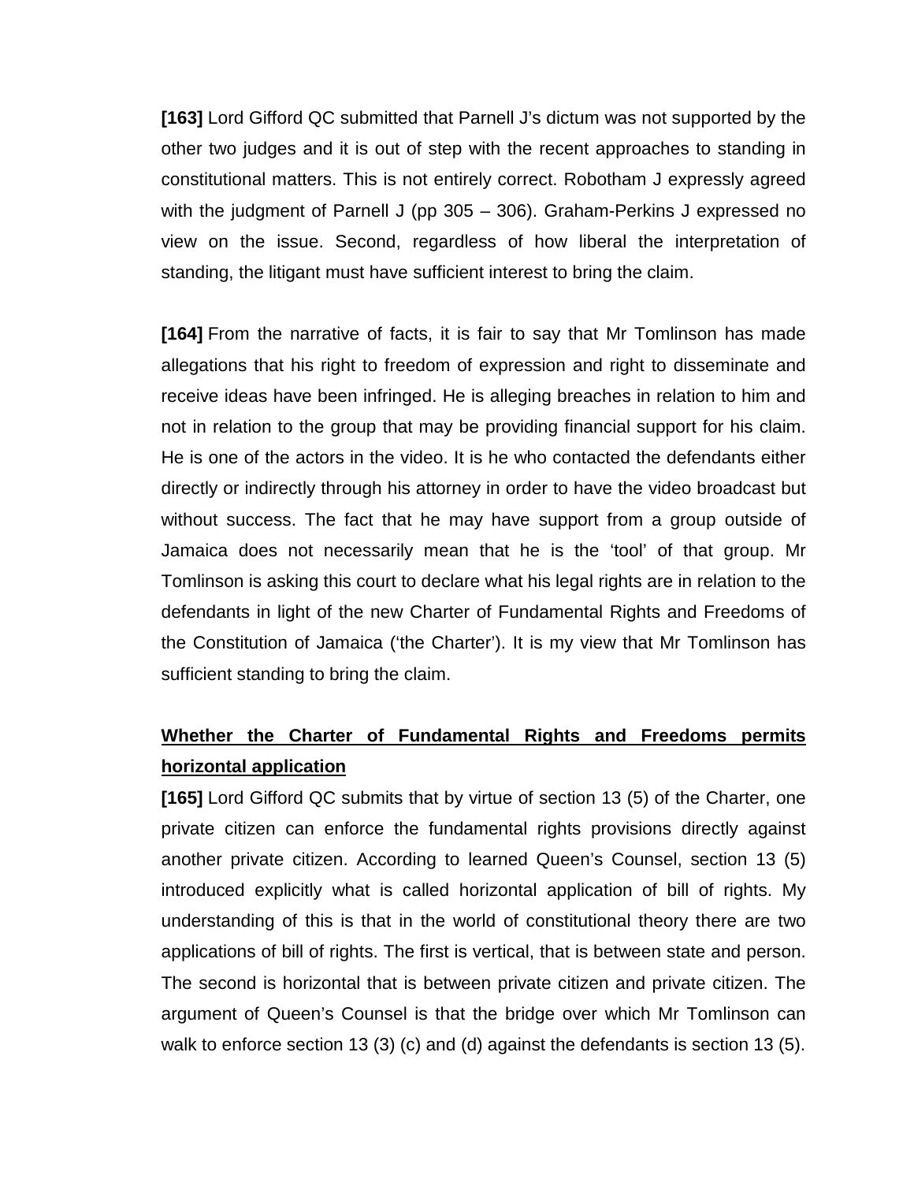**[163]** Lord Gifford QC submitted that Parnell J's dictum was not supported by the other two judges and it is out of step with the recent approaches to standing in constitutional matters. This is not entirely correct. Robotham J expressly agreed with the judgment of Parnell J (pp 305 – 306). Graham-Perkins J expressed no view on the issue. Second, regardless of how liberal the interpretation of standing, the litigant must have sufficient interest to bring the claim.

**[164]** From the narrative of facts, it is fair to say that Mr Tomlinson has made allegations that his right to freedom of expression and right to disseminate and receive ideas have been infringed. He is alleging breaches in relation to him and not in relation to the group that may be providing financial support for his claim. He is one of the actors in the video. It is he who contacted the defendants either directly or indirectly through his attorney in order to have the video broadcast but without success. The fact that he may have support from a group outside of Jamaica does not necessarily mean that he is the 'tool' of that group. Mr Tomlinson is asking this court to declare what his legal rights are in relation to the defendants in light of the new Charter of Fundamental Rights and Freedoms of the Constitution of Jamaica ('the Charter'). It is my view that Mr Tomlinson has sufficient standing to bring the claim.

**Whether the Charter of Fundamental Rights and Freedoms permits horizontal application**

**[165]** Lord Gifford QC submits that by virtue of section 13 (5) of the Charter, one private citizen can enforce the fundamental rights provisions directly against another private citizen. According to learned Queen's Counsel, section 13 (5) introduced explicitly what is called horizontal application of bill of rights. My understanding of this is that in the world of constitutional theory there are two applications of bill of rights. The first is vertical, that is between state and person. The second is horizontal that is between private citizen and private citizen. The argument of Queen's Counsel is that the bridge over which Mr Tomlinson can walk to enforce section 13 (3) (c) and (d) against the defendants is section 13 (5).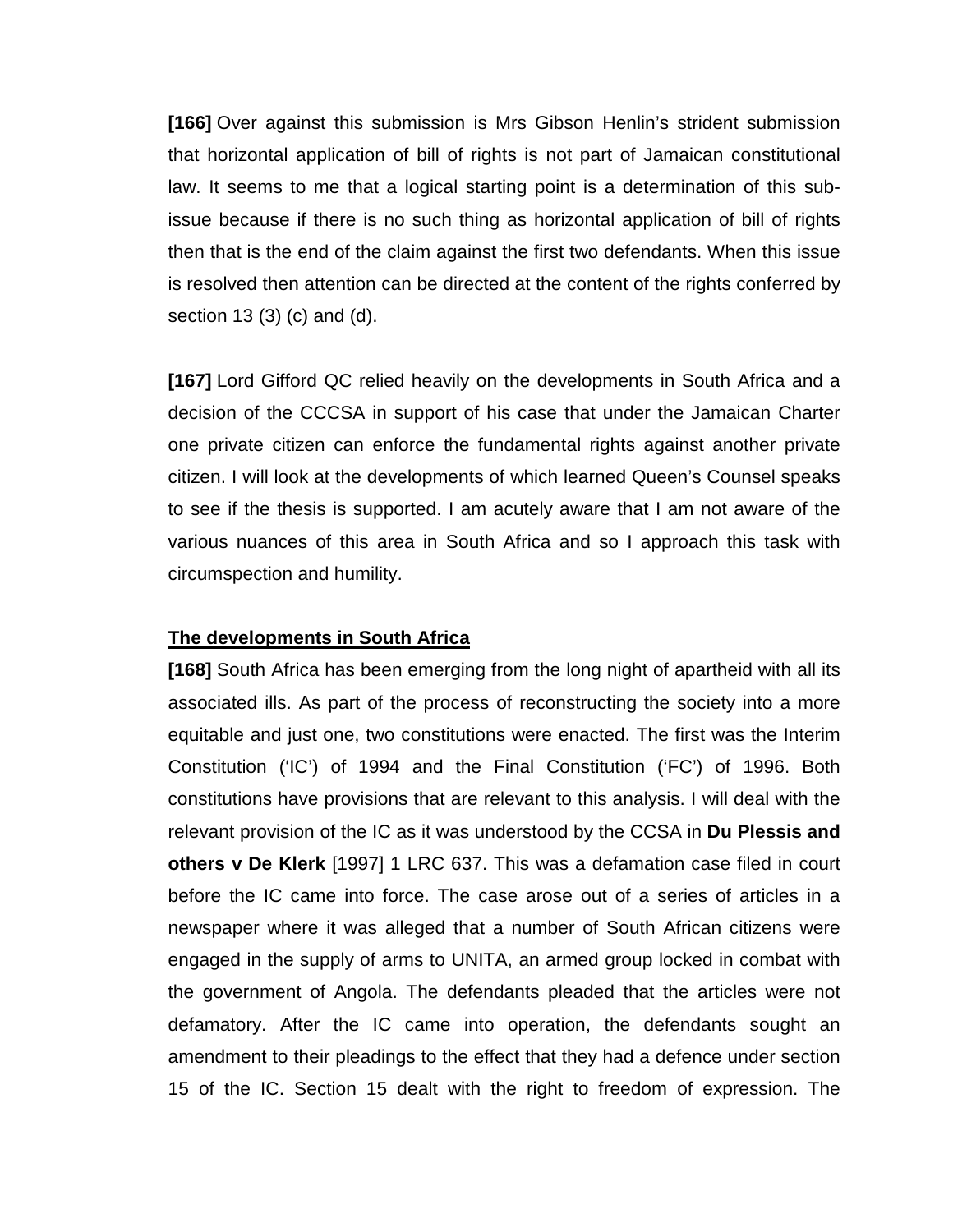**[166]** Over against this submission is Mrs Gibson Henlin's strident submission that horizontal application of bill of rights is not part of Jamaican constitutional law. It seems to me that a logical starting point is a determination of this sub-issue because if there is no such thing as horizontal application of bill of rights then that is the end of the claim against the first two defendants. When this issue is resolved then attention can be directed at the content of the rights conferred by section 13 (3) (c) and (d).

**[167]** Lord Gifford QC relied heavily on the developments in South Africa and a decision of the CCCSA in support of his case that under the Jamaican Charter one private citizen can enforce the fundamental rights against another private citizen. I will look at the developments of which learned Queen's Counsel speaks to see if the thesis is supported. I am acutely aware that I am not aware of the various nuances of this area in South Africa and so I approach this task with circumspection and humility.

**The developments in South Africa**

**[168]** South Africa has been emerging from the long night of apartheid with all its associated ills. As part of the process of reconstructing the society into a more equitable and just one, two constitutions were enacted. The first was the Interim Constitution ('IC') of 1994 and the Final Constitution ('FC') of 1996. Both constitutions have provisions that are relevant to this analysis. I will deal with the relevant provision of the IC as it was understood by the CCSA in **Du Plessis and others v De Klerk** [1997] 1 LRC 637. This was a defamation case filed in court before the IC came into force. The case arose out of a series of articles in a newspaper where it was alleged that a number of South African citizens were engaged in the supply of arms to UNITA, an armed group locked in combat with the government of Angola. The defendants pleaded that the articles were not defamatory. After the IC came into operation, the defendants sought an amendment to their pleadings to the effect that they had a defence under section 15 of the IC. Section 15 dealt with the right to freedom of expression. The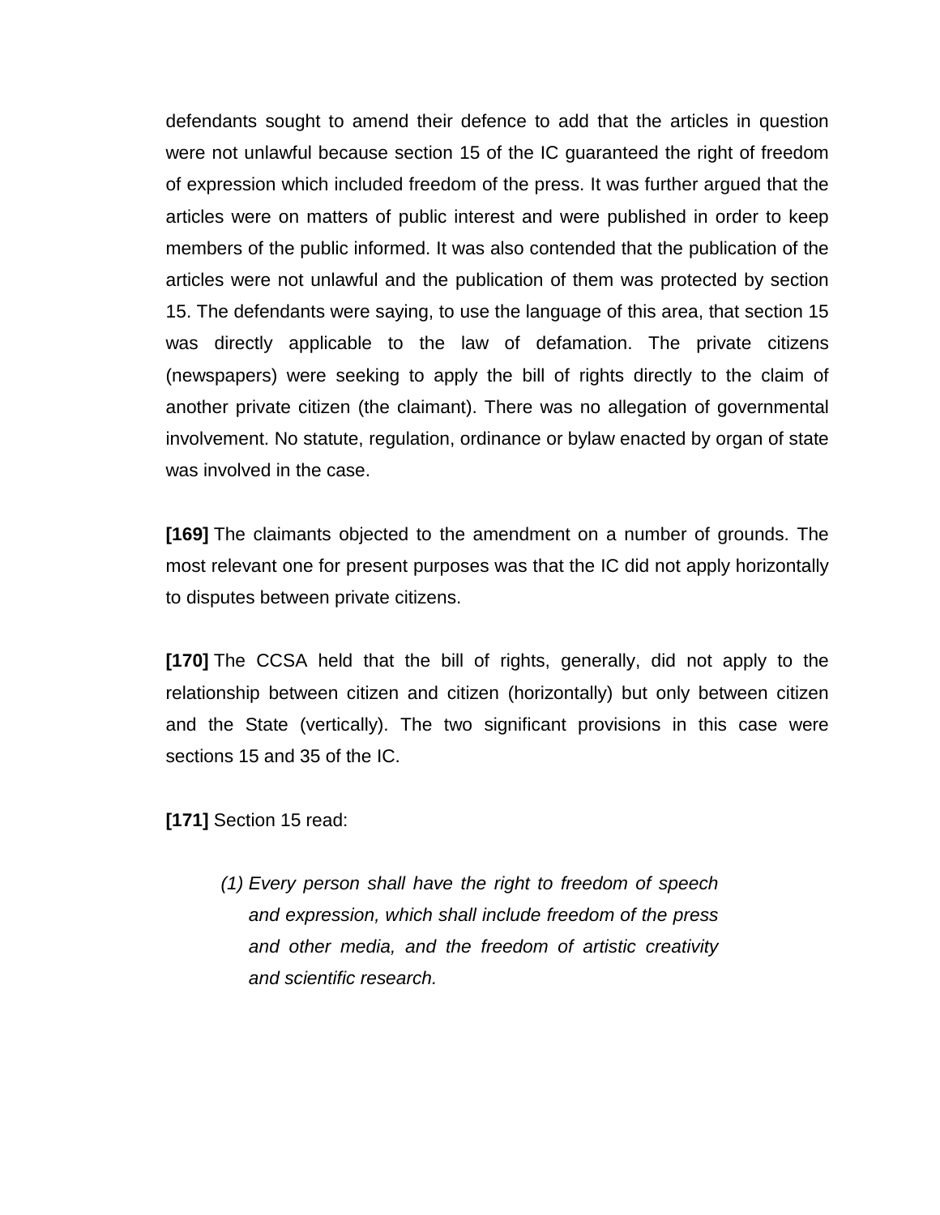defendants sought to amend their defence to add that the articles in question were not unlawful because section 15 of the IC guaranteed the right of freedom of expression which included freedom of the press. It was further argued that the articles were on matters of public interest and were published in order to keep members of the public informed. It was also contended that the publication of the articles were not unlawful and the publication of them was protected by section 15. The defendants were saying, to use the language of this area, that section 15 was directly applicable to the law of defamation. The private citizens (newspapers) were seeking to apply the bill of rights directly to the claim of another private citizen (the claimant). There was no allegation of governmental involvement. No statute, regulation, ordinance or bylaw enacted by organ of state was involved in the case.

**[169]** The claimants objected to the amendment on a number of grounds. The most relevant one for present purposes was that the IC did not apply horizontally to disputes between private citizens.

**[170]** The CCSA held that the bill of rights, generally, did not apply to the relationship between citizen and citizen (horizontally) but only between citizen and the State (vertically). The two significant provisions in this case were sections 15 and 35 of the IC.

**[171]** Section 15 read:

> *(1) Every person shall have the right to freedom of speech and expression, which shall include freedom of the press and other media, and the freedom of artistic creativity and scientific research.*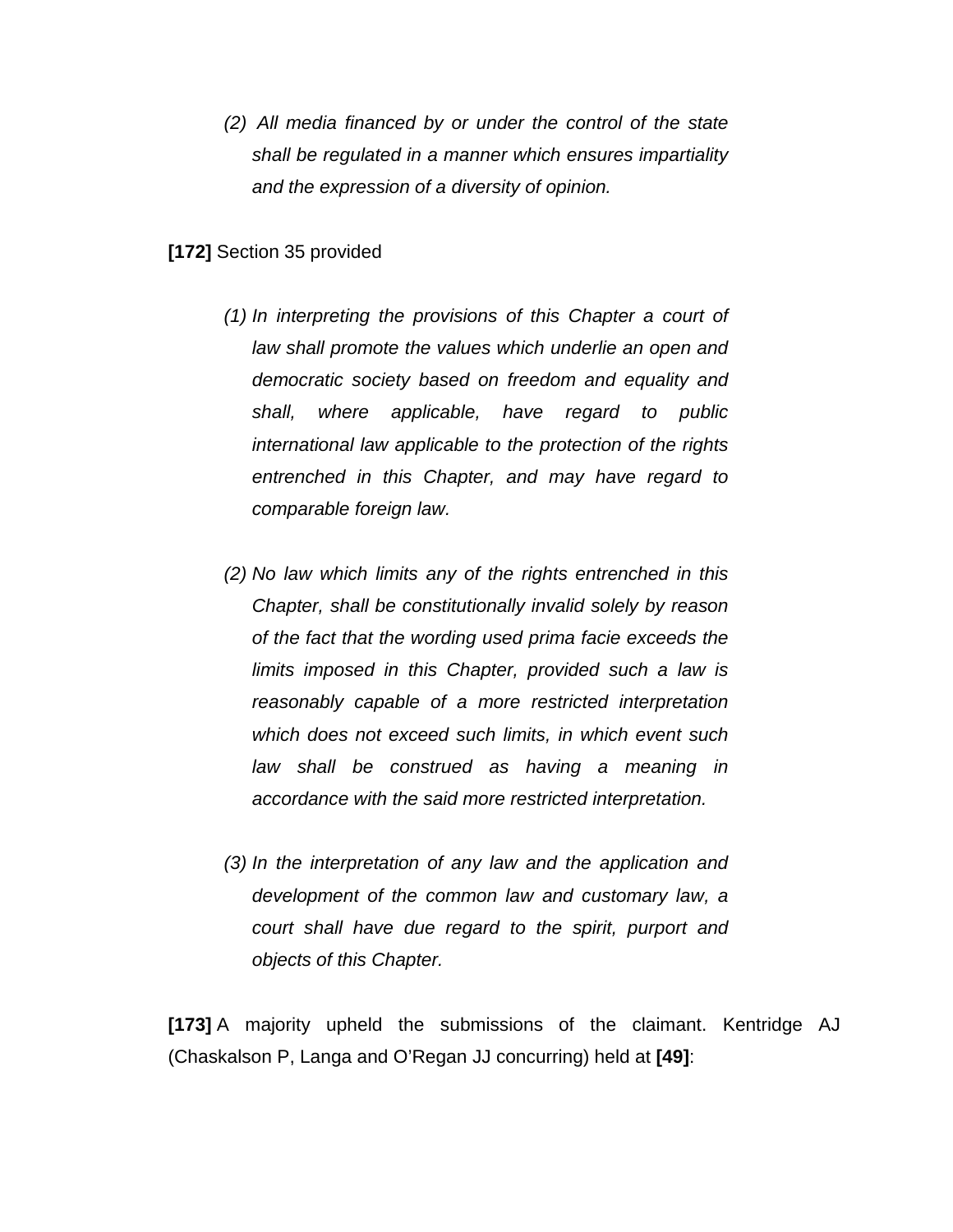> *(2) All media financed by or under the control of the state shall be regulated in a manner which ensures impartiality and the expression of a diversity of opinion.*

**[172]** Section 35 provided

> *(1) In interpreting the provisions of this Chapter a court of law shall promote the values which underlie an open and democratic society based on freedom and equality and shall, where applicable, have regard to public international law applicable to the protection of the rights entrenched in this Chapter, and may have regard to comparable foreign law.*
>
> *(2) No law which limits any of the rights entrenched in this Chapter, shall be constitutionally invalid solely by reason of the fact that the wording used prima facie exceeds the limits imposed in this Chapter, provided such a law is reasonably capable of a more restricted interpretation which does not exceed such limits, in which event such law shall be construed as having a meaning in accordance with the said more restricted interpretation.*
>
> *(3) In the interpretation of any law and the application and development of the common law and customary law, a court shall have due regard to the spirit, purport and objects of this Chapter.*

**[173]** A majority upheld the submissions of the claimant. Kentridge AJ (Chaskalson P, Langa and O'Regan JJ concurring) held at **[49]**: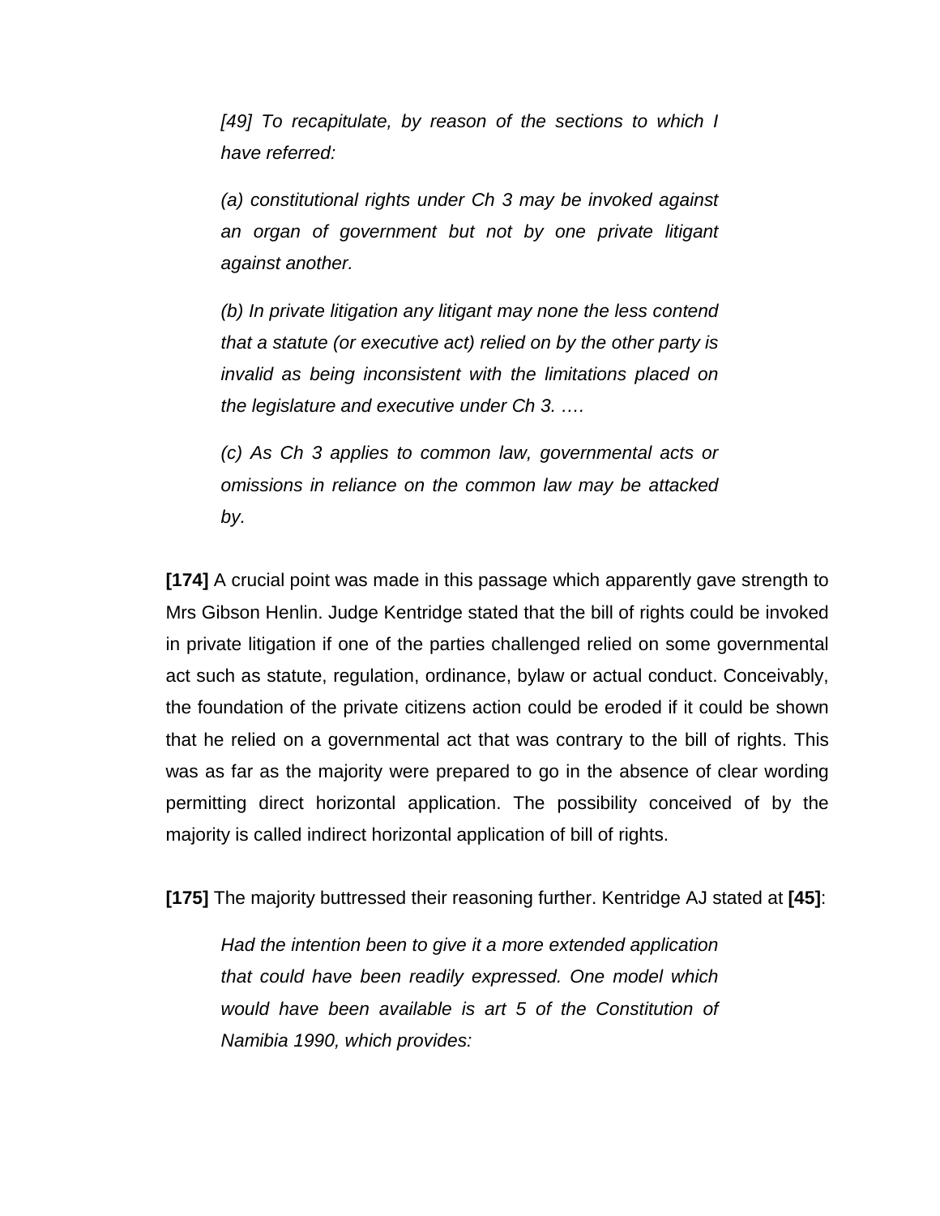> *[49] To recapitulate, by reason of the sections to which I have referred:*
>
> *(a) constitutional rights under Ch 3 may be invoked against an organ of government but not by one private litigant against another.*
>
> *(b) In private litigation any litigant may none the less contend that a statute (or executive act) relied on by the other party is invalid as being inconsistent with the limitations placed on the legislature and executive under Ch 3. ….*
>
> *(c) As Ch 3 applies to common law, governmental acts or omissions in reliance on the common law may be attacked by.*

**[174]** A crucial point was made in this passage which apparently gave strength to Mrs Gibson Henlin. Judge Kentridge stated that the bill of rights could be invoked in private litigation if one of the parties challenged relied on some governmental act such as statute, regulation, ordinance, bylaw or actual conduct. Conceivably, the foundation of the private citizens action could be eroded if it could be shown that he relied on a governmental act that was contrary to the bill of rights. This was as far as the majority were prepared to go in the absence of clear wording permitting direct horizontal application. The possibility conceived of by the majority is called indirect horizontal application of bill of rights.

**[175]** The majority buttressed their reasoning further. Kentridge AJ stated at **[45]**:

> *Had the intention been to give it a more extended application that could have been readily expressed. One model which would have been available is art 5 of the Constitution of Namibia 1990, which provides:*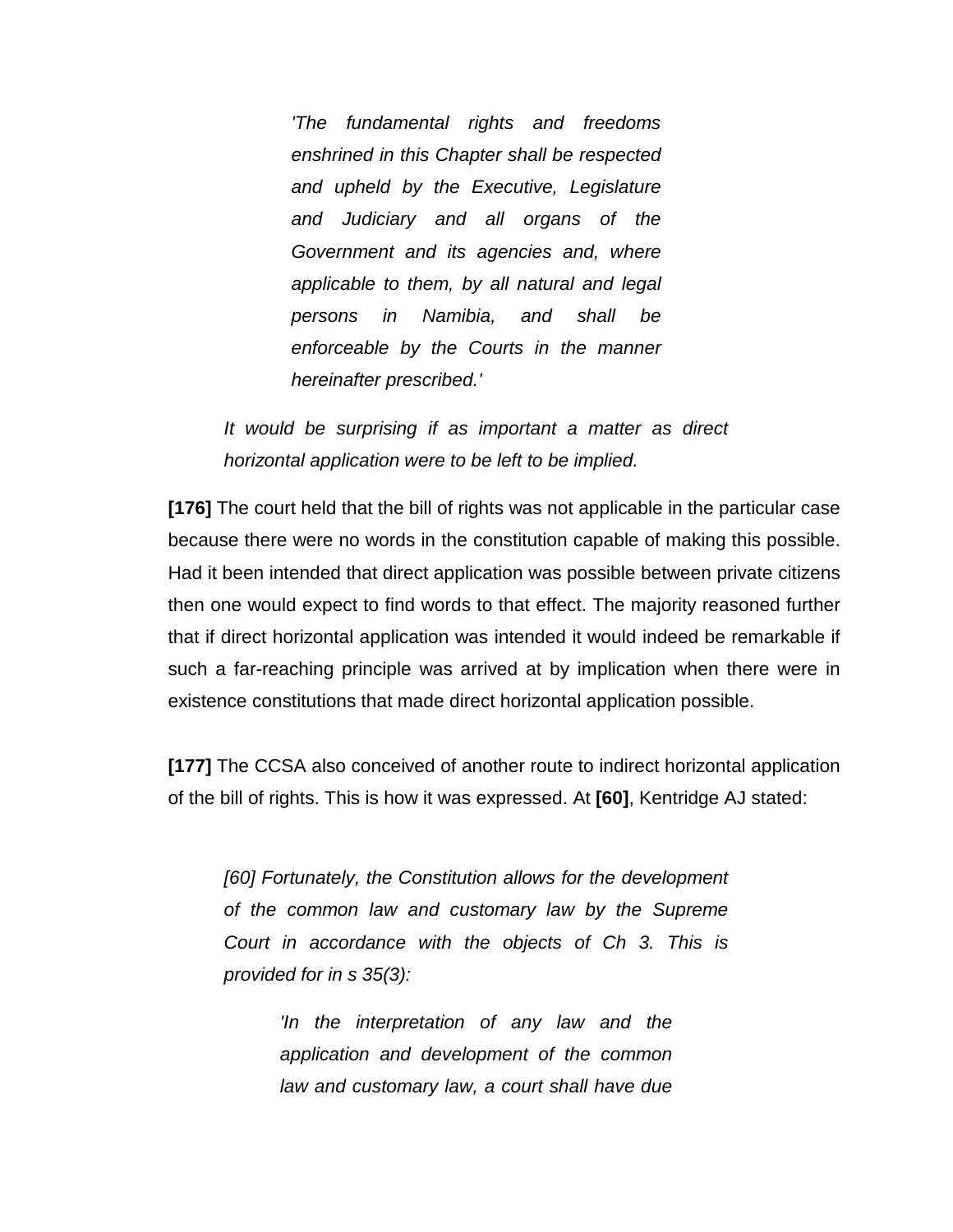> > *'The fundamental rights and freedoms enshrined in this Chapter shall be respected and upheld by the Executive, Legislature and Judiciary and all organs of the Government and its agencies and, where applicable to them, by all natural and legal persons in Namibia, and shall be enforceable by the Courts in the manner hereinafter prescribed.'*
>
> *It would be surprising if as important a matter as direct horizontal application were to be left to be implied.*

**[176]** The court held that the bill of rights was not applicable in the particular case because there were no words in the constitution capable of making this possible. Had it been intended that direct application was possible between private citizens then one would expect to find words to that effect. The majority reasoned further that if direct horizontal application was intended it would indeed be remarkable if such a far-reaching principle was arrived at by implication when there were in existence constitutions that made direct horizontal application possible.

**[177]** The CCSA also conceived of another route to indirect horizontal application of the bill of rights. This is how it was expressed. At **[60]**, Kentridge AJ stated:

> *[60] Fortunately, the Constitution allows for the development of the common law and customary law by the Supreme Court in accordance with the objects of Ch 3. This is provided for in s 35(3):*
>
> > *'In the interpretation of any law and the application and development of the common law and customary law, a court shall have due*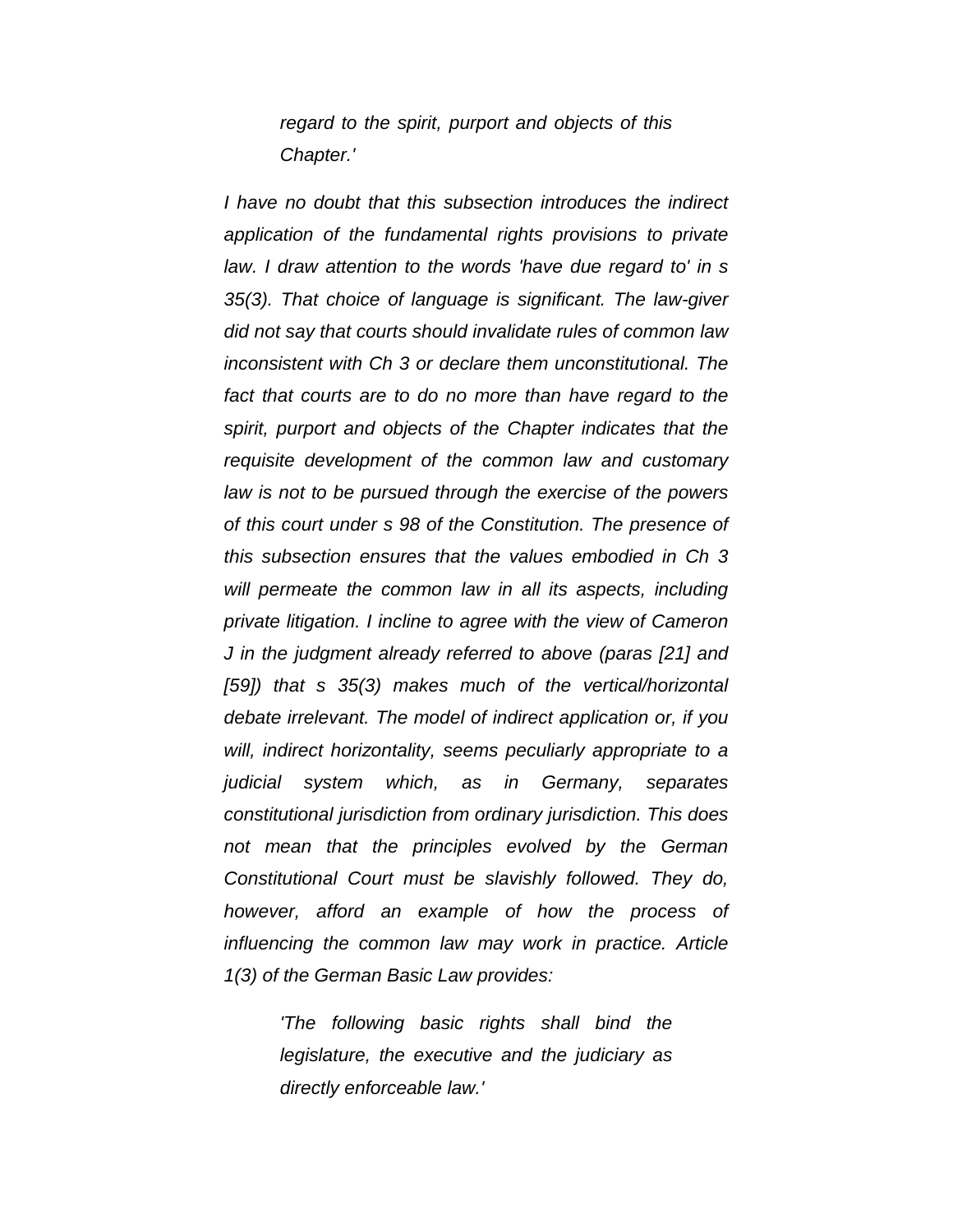> *regard to the spirit, purport and objects of this Chapter.'*

*I have no doubt that this subsection introduces the indirect application of the fundamental rights provisions to private law. I draw attention to the words 'have due regard to' in s 35(3). That choice of language is significant. The law-giver did not say that courts should invalidate rules of common law inconsistent with Ch 3 or declare them unconstitutional. The fact that courts are to do no more than have regard to the spirit, purport and objects of the Chapter indicates that the requisite development of the common law and customary law is not to be pursued through the exercise of the powers of this court under s 98 of the Constitution. The presence of this subsection ensures that the values embodied in Ch 3 will permeate the common law in all its aspects, including private litigation. I incline to agree with the view of Cameron J in the judgment already referred to above (paras [21] and [59]) that s 35(3) makes much of the vertical/horizontal debate irrelevant. The model of indirect application or, if you will, indirect horizontality, seems peculiarly appropriate to a judicial system which, as in Germany, separates constitutional jurisdiction from ordinary jurisdiction. This does not mean that the principles evolved by the German Constitutional Court must be slavishly followed. They do, however, afford an example of how the process of influencing the common law may work in practice. Article 1(3) of the German Basic Law provides:*

> *'The following basic rights shall bind the legislature, the executive and the judiciary as directly enforceable law.'*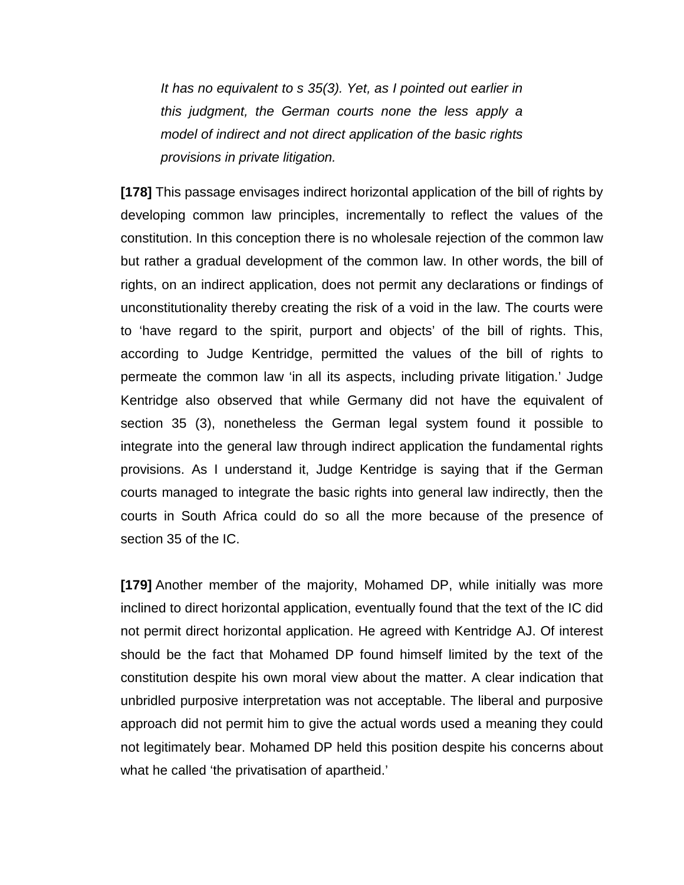> *It has no equivalent to s 35(3). Yet, as I pointed out earlier in this judgment, the German courts none the less apply a model of indirect and not direct application of the basic rights provisions in private litigation.*

**[178]** This passage envisages indirect horizontal application of the bill of rights by developing common law principles, incrementally to reflect the values of the constitution. In this conception there is no wholesale rejection of the common law but rather a gradual development of the common law. In other words, the bill of rights, on an indirect application, does not permit any declarations or findings of unconstitutionality thereby creating the risk of a void in the law. The courts were to 'have regard to the spirit, purport and objects' of the bill of rights. This, according to Judge Kentridge, permitted the values of the bill of rights to permeate the common law 'in all its aspects, including private litigation.' Judge Kentridge also observed that while Germany did not have the equivalent of section 35 (3), nonetheless the German legal system found it possible to integrate into the general law through indirect application the fundamental rights provisions. As I understand it, Judge Kentridge is saying that if the German courts managed to integrate the basic rights into general law indirectly, then the courts in South Africa could do so all the more because of the presence of section 35 of the IC.

**[179]** Another member of the majority, Mohamed DP, while initially was more inclined to direct horizontal application, eventually found that the text of the IC did not permit direct horizontal application. He agreed with Kentridge AJ. Of interest should be the fact that Mohamed DP found himself limited by the text of the constitution despite his own moral view about the matter. A clear indication that unbridled purposive interpretation was not acceptable. The liberal and purposive approach did not permit him to give the actual words used a meaning they could not legitimately bear. Mohamed DP held this position despite his concerns about what he called 'the privatisation of apartheid.'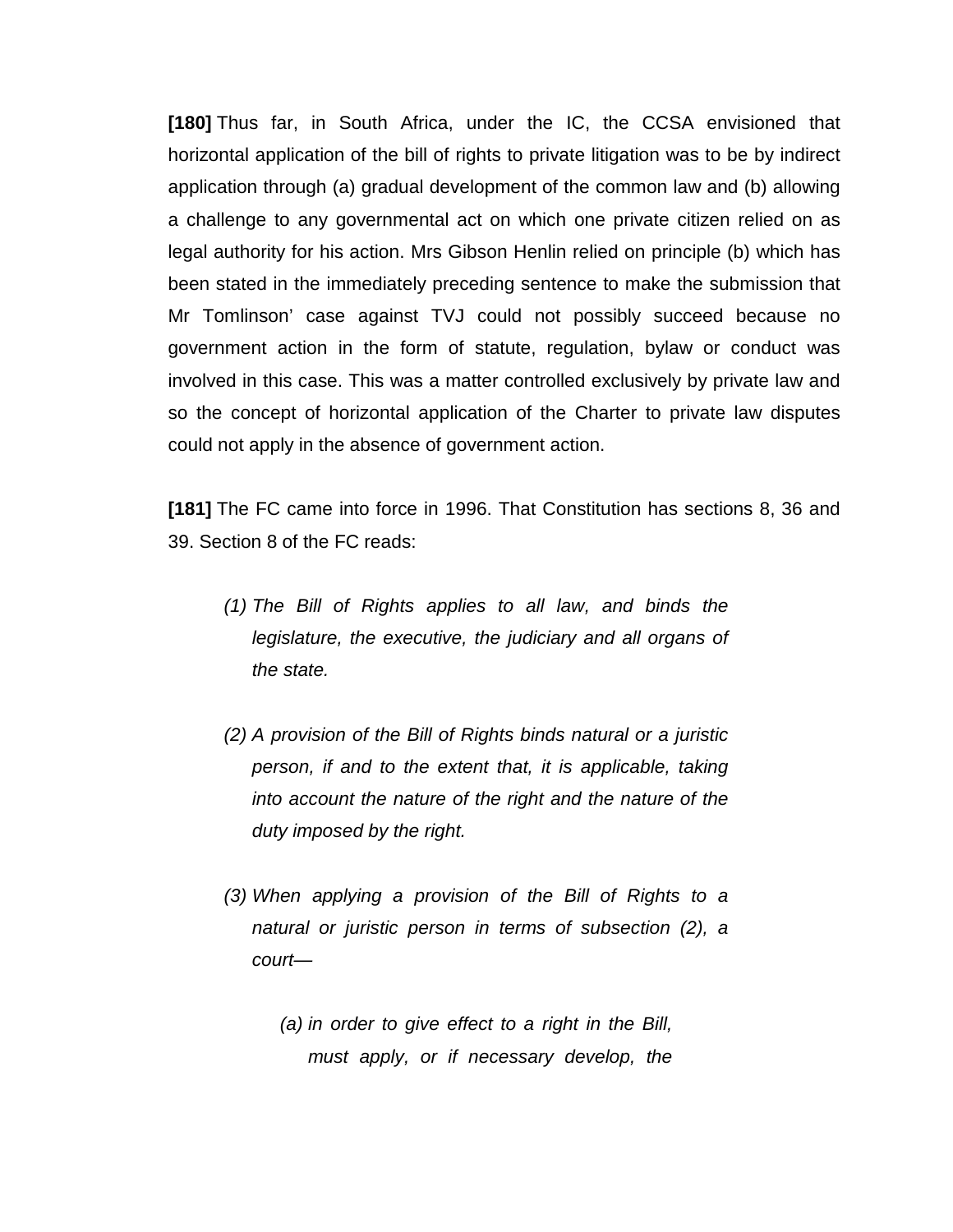**[180]** Thus far, in South Africa, under the IC, the CCSA envisioned that horizontal application of the bill of rights to private litigation was to be by indirect application through (a) gradual development of the common law and (b) allowing a challenge to any governmental act on which one private citizen relied on as legal authority for his action. Mrs Gibson Henlin relied on principle (b) which has been stated in the immediately preceding sentence to make the submission that Mr Tomlinson' case against TVJ could not possibly succeed because no government action in the form of statute, regulation, bylaw or conduct was involved in this case. This was a matter controlled exclusively by private law and so the concept of horizontal application of the Charter to private law disputes could not apply in the absence of government action.

**[181]** The FC came into force in 1996. That Constitution has sections 8, 36 and 39. Section 8 of the FC reads:

> *(1) The Bill of Rights applies to all law, and binds the legislature, the executive, the judiciary and all organs of the state.*
>
> *(2) A provision of the Bill of Rights binds natural or a juristic person, if and to the extent that, it is applicable, taking into account the nature of the right and the nature of the duty imposed by the right.*
>
> *(3) When applying a provision of the Bill of Rights to a natural or juristic person in terms of subsection (2), a court—*
>
> > *(a) in order to give effect to a right in the Bill, must apply, or if necessary develop, the*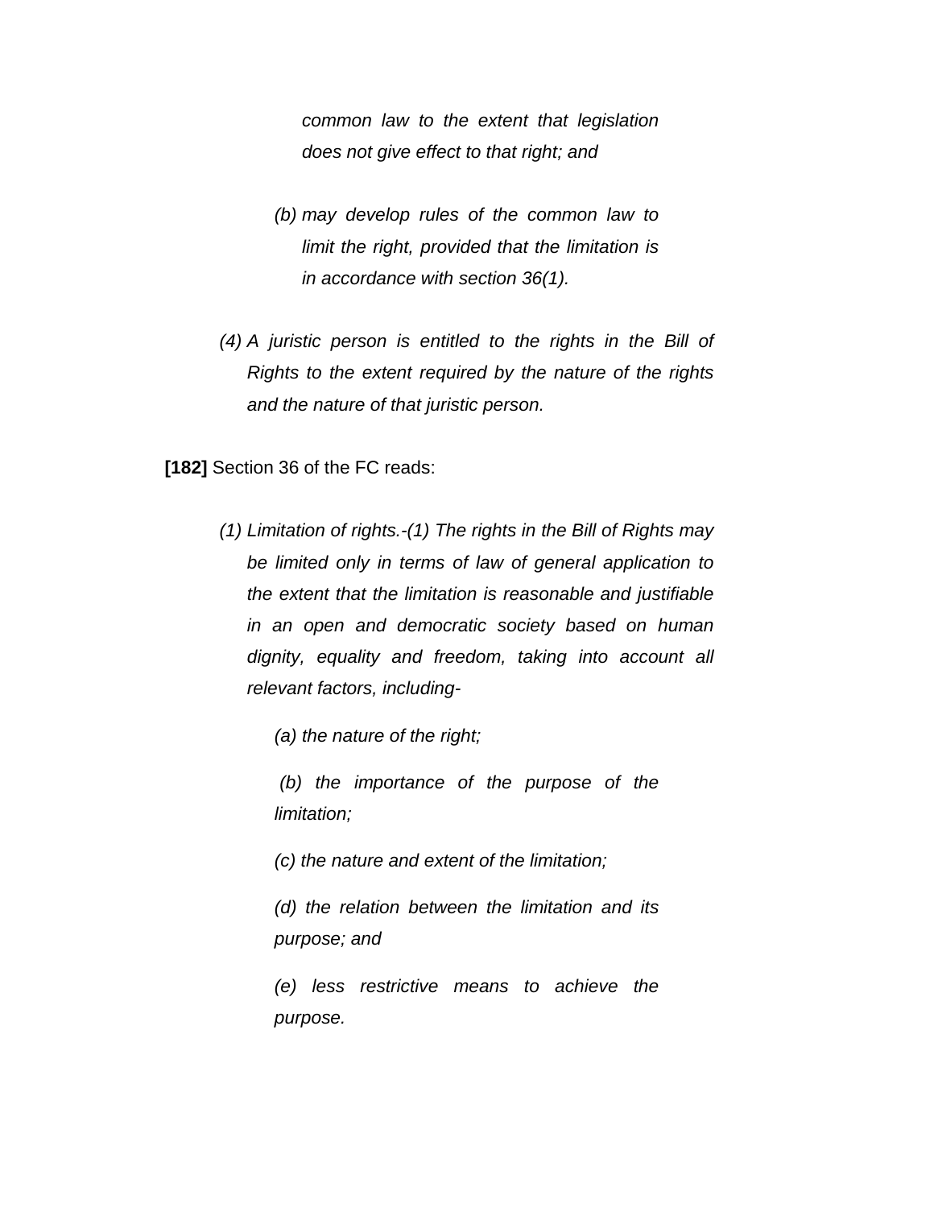*common law to the extent that legislation does not give effect to that right; and*

*(b) may develop rules of the common law to limit the right, provided that the limitation is in accordance with section 36(1).*

*(4) A juristic person is entitled to the rights in the Bill of Rights to the extent required by the nature of the rights and the nature of that juristic person.*

**[182]** Section 36 of the FC reads:

*(1) Limitation of rights.-(1) The rights in the Bill of Rights may be limited only in terms of law of general application to the extent that the limitation is reasonable and justifiable in an open and democratic society based on human dignity, equality and freedom, taking into account all relevant factors, including-*

*(a) the nature of the right;*

*(b) the importance of the purpose of the limitation;*

*(c) the nature and extent of the limitation;*

*(d) the relation between the limitation and its purpose; and*

*(e) less restrictive means to achieve the purpose.*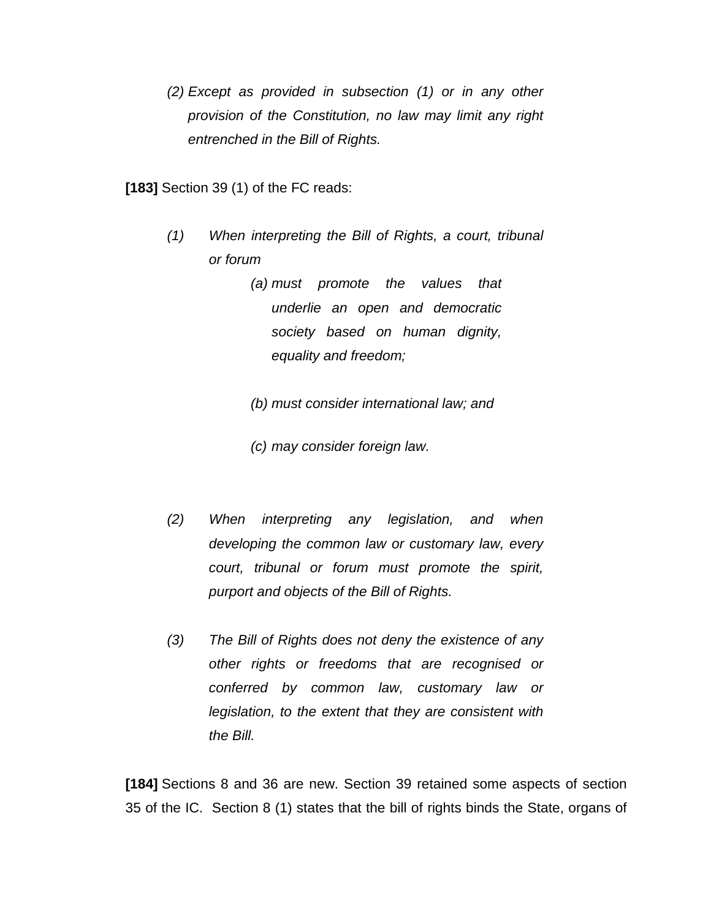> *(2) Except as provided in subsection (1) or in any other provision of the Constitution, no law may limit any right entrenched in the Bill of Rights.*

**[183]** Section 39 (1) of the FC reads:

> *(1) When interpreting the Bill of Rights, a court, tribunal or forum*
>
> > *(a) must promote the values that underlie an open and democratic society based on human dignity, equality and freedom;*
> >
> > *(b) must consider international law; and*
> >
> > *(c) may consider foreign law.*
>
> *(2) When interpreting any legislation, and when developing the common law or customary law, every court, tribunal or forum must promote the spirit, purport and objects of the Bill of Rights.*
>
> *(3) The Bill of Rights does not deny the existence of any other rights or freedoms that are recognised or conferred by common law, customary law or legislation, to the extent that they are consistent with the Bill.*

**[184]** Sections 8 and 36 are new. Section 39 retained some aspects of section 35 of the IC. Section 8 (1) states that the bill of rights binds the State, organs of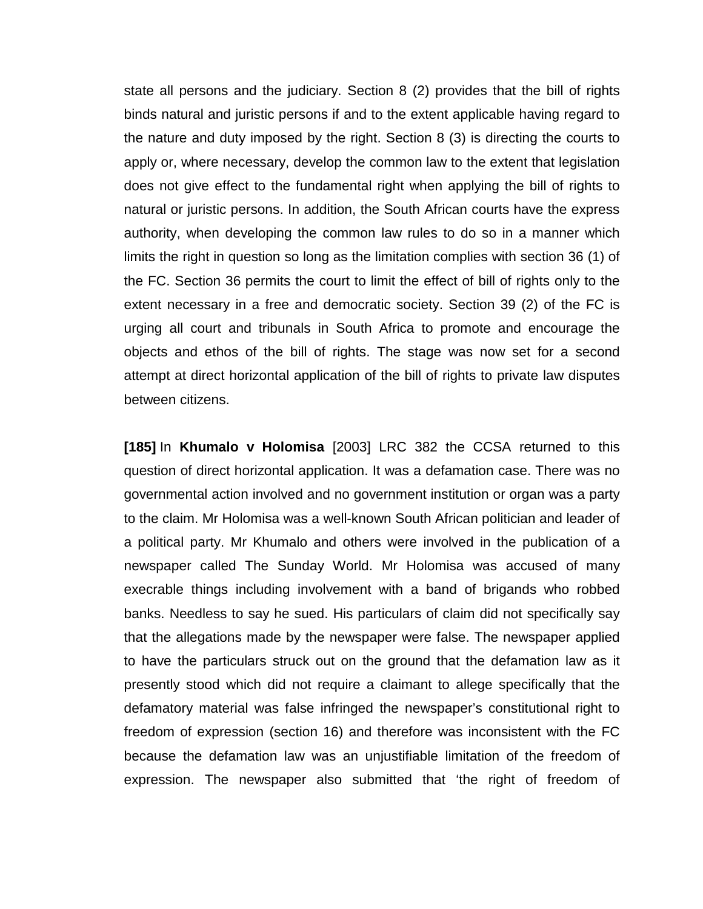state all persons and the judiciary. Section 8 (2) provides that the bill of rights binds natural and juristic persons if and to the extent applicable having regard to the nature and duty imposed by the right. Section 8 (3) is directing the courts to apply or, where necessary, develop the common law to the extent that legislation does not give effect to the fundamental right when applying the bill of rights to natural or juristic persons. In addition, the South African courts have the express authority, when developing the common law rules to do so in a manner which limits the right in question so long as the limitation complies with section 36 (1) of the FC. Section 36 permits the court to limit the effect of bill of rights only to the extent necessary in a free and democratic society. Section 39 (2) of the FC is urging all court and tribunals in South Africa to promote and encourage the objects and ethos of the bill of rights. The stage was now set for a second attempt at direct horizontal application of the bill of rights to private law disputes between citizens.

**[185]** In **Khumalo v Holomisa** [2003] LRC 382 the CCSA returned to this question of direct horizontal application. It was a defamation case. There was no governmental action involved and no government institution or organ was a party to the claim. Mr Holomisa was a well-known South African politician and leader of a political party. Mr Khumalo and others were involved in the publication of a newspaper called The Sunday World. Mr Holomisa was accused of many execrable things including involvement with a band of brigands who robbed banks. Needless to say he sued. His particulars of claim did not specifically say that the allegations made by the newspaper were false. The newspaper applied to have the particulars struck out on the ground that the defamation law as it presently stood which did not require a claimant to allege specifically that the defamatory material was false infringed the newspaper's constitutional right to freedom of expression (section 16) and therefore was inconsistent with the FC because the defamation law was an unjustifiable limitation of the freedom of expression. The newspaper also submitted that 'the right of freedom of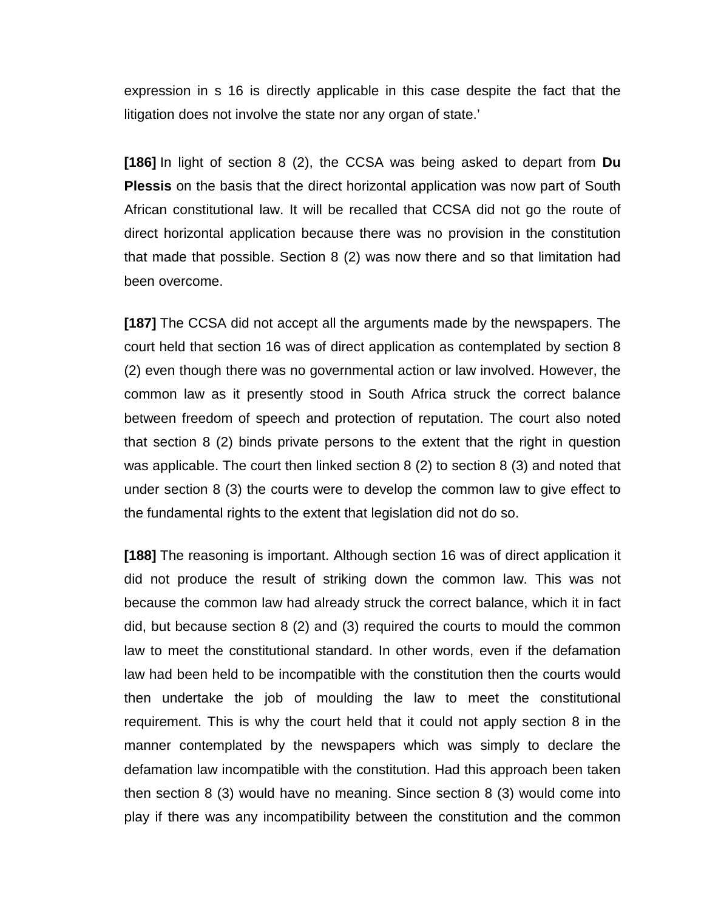expression in s 16 is directly applicable in this case despite the fact that the litigation does not involve the state nor any organ of state.'

**[186]** In light of section 8 (2), the CCSA was being asked to depart from **Du Plessis** on the basis that the direct horizontal application was now part of South African constitutional law. It will be recalled that CCSA did not go the route of direct horizontal application because there was no provision in the constitution that made that possible. Section 8 (2) was now there and so that limitation had been overcome.

**[187]** The CCSA did not accept all the arguments made by the newspapers. The court held that section 16 was of direct application as contemplated by section 8 (2) even though there was no governmental action or law involved. However, the common law as it presently stood in South Africa struck the correct balance between freedom of speech and protection of reputation. The court also noted that section 8 (2) binds private persons to the extent that the right in question was applicable. The court then linked section 8 (2) to section 8 (3) and noted that under section 8 (3) the courts were to develop the common law to give effect to the fundamental rights to the extent that legislation did not do so.

**[188]** The reasoning is important. Although section 16 was of direct application it did not produce the result of striking down the common law. This was not because the common law had already struck the correct balance, which it in fact did, but because section 8 (2) and (3) required the courts to mould the common law to meet the constitutional standard. In other words, even if the defamation law had been held to be incompatible with the constitution then the courts would then undertake the job of moulding the law to meet the constitutional requirement. This is why the court held that it could not apply section 8 in the manner contemplated by the newspapers which was simply to declare the defamation law incompatible with the constitution. Had this approach been taken then section 8 (3) would have no meaning. Since section 8 (3) would come into play if there was any incompatibility between the constitution and the common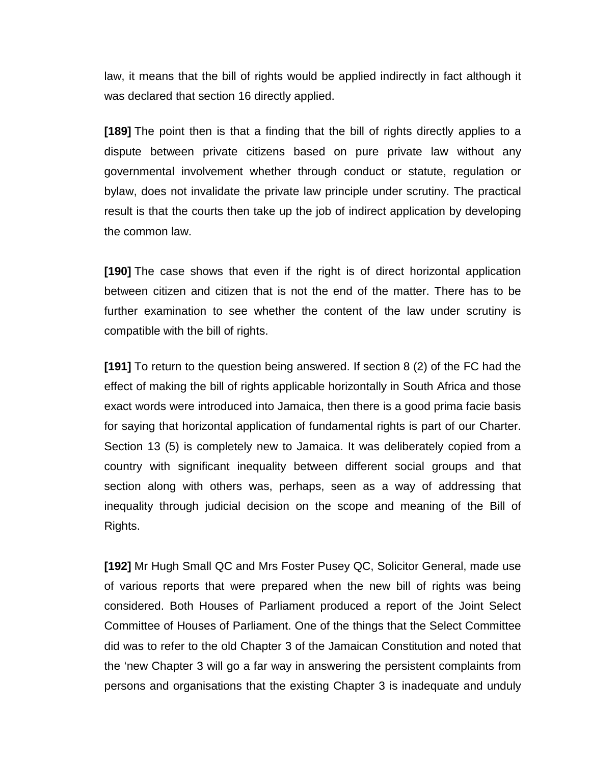law, it means that the bill of rights would be applied indirectly in fact although it was declared that section 16 directly applied.

**[189]** The point then is that a finding that the bill of rights directly applies to a dispute between private citizens based on pure private law without any governmental involvement whether through conduct or statute, regulation or bylaw, does not invalidate the private law principle under scrutiny. The practical result is that the courts then take up the job of indirect application by developing the common law.

**[190]** The case shows that even if the right is of direct horizontal application between citizen and citizen that is not the end of the matter. There has to be further examination to see whether the content of the law under scrutiny is compatible with the bill of rights.

**[191]** To return to the question being answered. If section 8 (2) of the FC had the effect of making the bill of rights applicable horizontally in South Africa and those exact words were introduced into Jamaica, then there is a good prima facie basis for saying that horizontal application of fundamental rights is part of our Charter. Section 13 (5) is completely new to Jamaica. It was deliberately copied from a country with significant inequality between different social groups and that section along with others was, perhaps, seen as a way of addressing that inequality through judicial decision on the scope and meaning of the Bill of Rights.

**[192]** Mr Hugh Small QC and Mrs Foster Pusey QC, Solicitor General, made use of various reports that were prepared when the new bill of rights was being considered. Both Houses of Parliament produced a report of the Joint Select Committee of Houses of Parliament. One of the things that the Select Committee did was to refer to the old Chapter 3 of the Jamaican Constitution and noted that the 'new Chapter 3 will go a far way in answering the persistent complaints from persons and organisations that the existing Chapter 3 is inadequate and unduly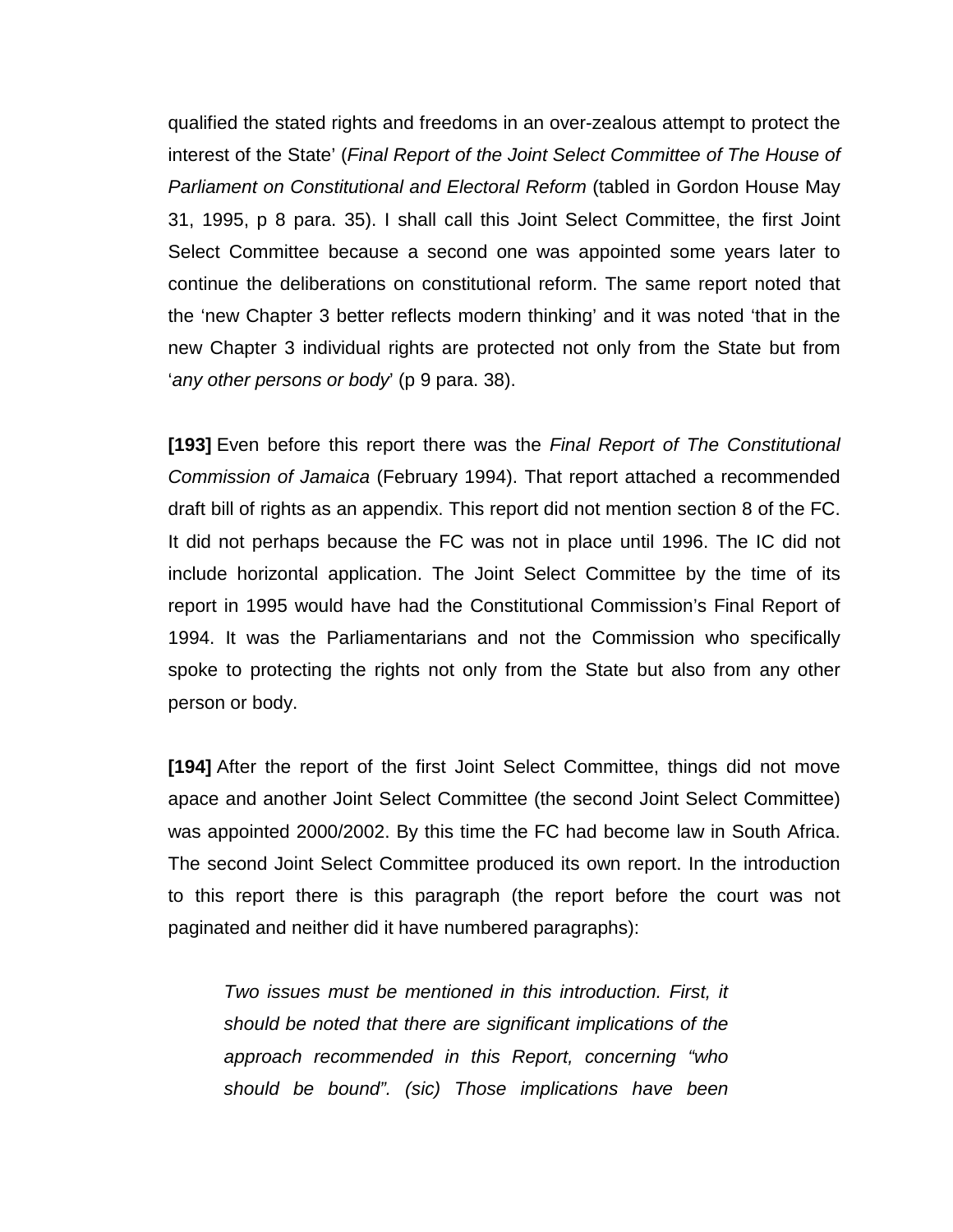qualified the stated rights and freedoms in an over-zealous attempt to protect the interest of the State' (*Final Report of the Joint Select Committee of The House of Parliament on Constitutional and Electoral Reform* (tabled in Gordon House May 31, 1995, p 8 para. 35). I shall call this Joint Select Committee, the first Joint Select Committee because a second one was appointed some years later to continue the deliberations on constitutional reform. The same report noted that the 'new Chapter 3 better reflects modern thinking' and it was noted 'that in the new Chapter 3 individual rights are protected not only from the State but from '*any other persons or body*' (p 9 para. 38).

**[193]** Even before this report there was the *Final Report of The Constitutional Commission of Jamaica* (February 1994). That report attached a recommended draft bill of rights as an appendix. This report did not mention section 8 of the FC. It did not perhaps because the FC was not in place until 1996. The IC did not include horizontal application. The Joint Select Committee by the time of its report in 1995 would have had the Constitutional Commission's Final Report of 1994. It was the Parliamentarians and not the Commission who specifically spoke to protecting the rights not only from the State but also from any other person or body.

**[194]** After the report of the first Joint Select Committee, things did not move apace and another Joint Select Committee (the second Joint Select Committee) was appointed 2000/2002. By this time the FC had become law in South Africa. The second Joint Select Committee produced its own report. In the introduction to this report there is this paragraph (the report before the court was not paginated and neither did it have numbered paragraphs):

> *Two issues must be mentioned in this introduction. First, it should be noted that there are significant implications of the approach recommended in this Report, concerning "who should be bound". (sic) Those implications have been*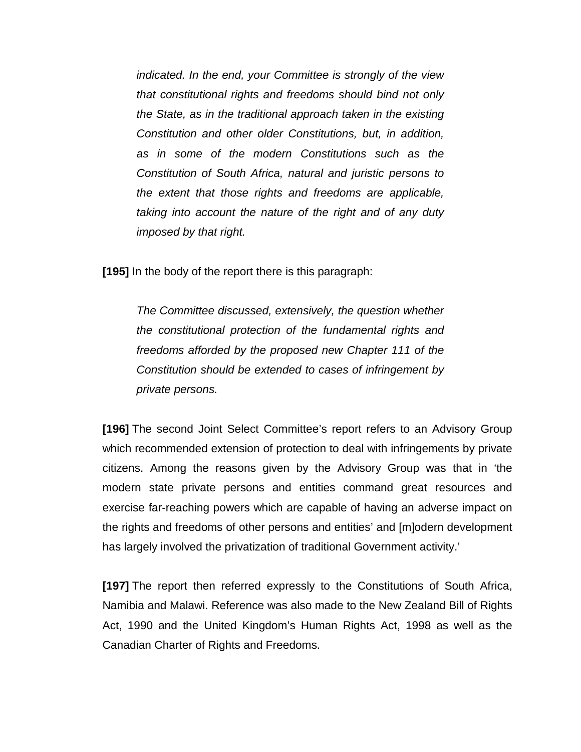> *indicated. In the end, your Committee is strongly of the view that constitutional rights and freedoms should bind not only the State, as in the traditional approach taken in the existing Constitution and other older Constitutions, but, in addition, as in some of the modern Constitutions such as the Constitution of South Africa, natural and juristic persons to the extent that those rights and freedoms are applicable, taking into account the nature of the right and of any duty imposed by that right.*

**[195]** In the body of the report there is this paragraph:

> *The Committee discussed, extensively, the question whether the constitutional protection of the fundamental rights and freedoms afforded by the proposed new Chapter 111 of the Constitution should be extended to cases of infringement by private persons.*

**[196]** The second Joint Select Committee's report refers to an Advisory Group which recommended extension of protection to deal with infringements by private citizens. Among the reasons given by the Advisory Group was that in 'the modern state private persons and entities command great resources and exercise far-reaching powers which are capable of having an adverse impact on the rights and freedoms of other persons and entities' and [m]odern development has largely involved the privatization of traditional Government activity.'

**[197]** The report then referred expressly to the Constitutions of South Africa, Namibia and Malawi. Reference was also made to the New Zealand Bill of Rights Act, 1990 and the United Kingdom's Human Rights Act, 1998 as well as the Canadian Charter of Rights and Freedoms.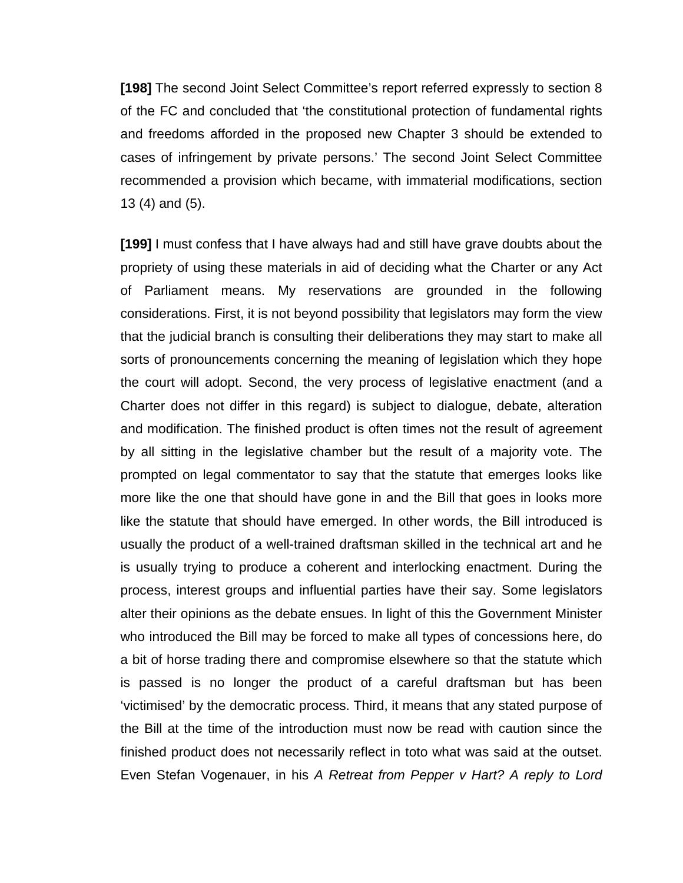**[198]** The second Joint Select Committee's report referred expressly to section 8 of the FC and concluded that 'the constitutional protection of fundamental rights and freedoms afforded in the proposed new Chapter 3 should be extended to cases of infringement by private persons.' The second Joint Select Committee recommended a provision which became, with immaterial modifications, section 13 (4) and (5).

**[199]** I must confess that I have always had and still have grave doubts about the propriety of using these materials in aid of deciding what the Charter or any Act of Parliament means. My reservations are grounded in the following considerations. First, it is not beyond possibility that legislators may form the view that the judicial branch is consulting their deliberations they may start to make all sorts of pronouncements concerning the meaning of legislation which they hope the court will adopt. Second, the very process of legislative enactment (and a Charter does not differ in this regard) is subject to dialogue, debate, alteration and modification. The finished product is often times not the result of agreement by all sitting in the legislative chamber but the result of a majority vote. The prompted on legal commentator to say that the statute that emerges looks like more like the one that should have gone in and the Bill that goes in looks more like the statute that should have emerged. In other words, the Bill introduced is usually the product of a well-trained draftsman skilled in the technical art and he is usually trying to produce a coherent and interlocking enactment. During the process, interest groups and influential parties have their say. Some legislators alter their opinions as the debate ensues. In light of this the Government Minister who introduced the Bill may be forced to make all types of concessions here, do a bit of horse trading there and compromise elsewhere so that the statute which is passed is no longer the product of a careful draftsman but has been 'victimised' by the democratic process. Third, it means that any stated purpose of the Bill at the time of the introduction must now be read with caution since the finished product does not necessarily reflect in toto what was said at the outset. Even Stefan Vogenauer, in his *A Retreat from Pepper v Hart? A reply to Lord*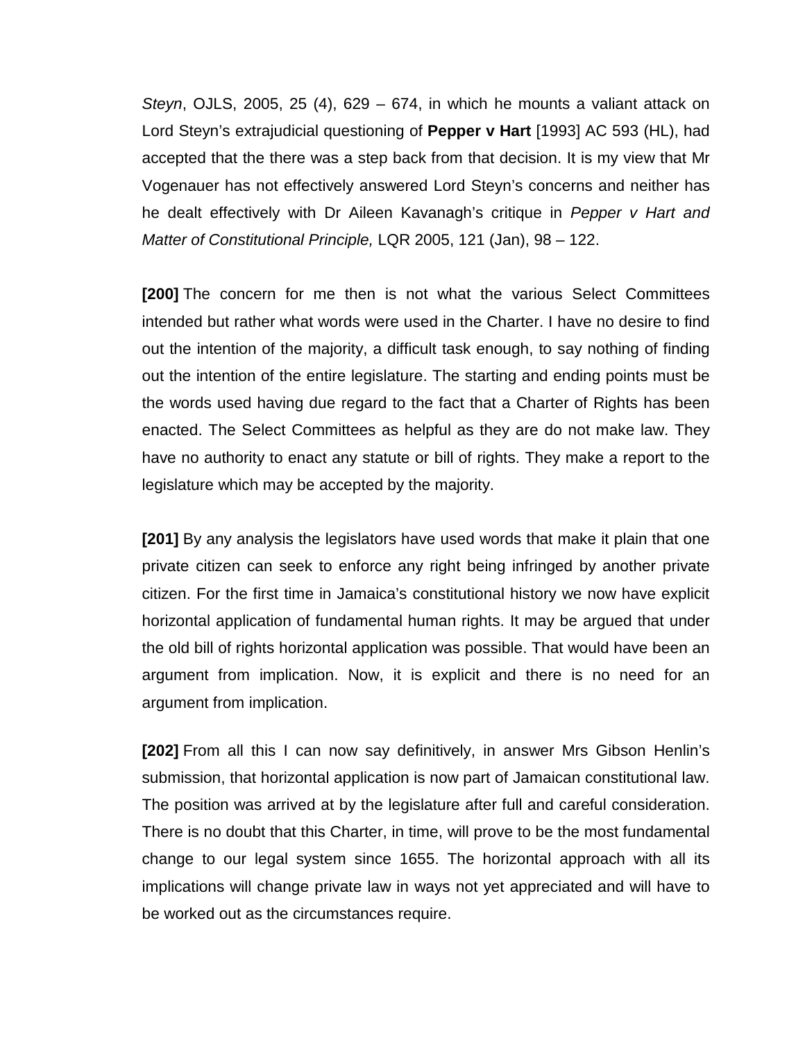*Steyn*, OJLS, 2005, 25 (4), 629 – 674, in which he mounts a valiant attack on Lord Steyn's extrajudicial questioning of **Pepper v Hart** [1993] AC 593 (HL), had accepted that the there was a step back from that decision. It is my view that Mr Vogenauer has not effectively answered Lord Steyn's concerns and neither has he dealt effectively with Dr Aileen Kavanagh's critique in *Pepper v Hart and Matter of Constitutional Principle,* LQR 2005, 121 (Jan), 98 – 122.

**[200]** The concern for me then is not what the various Select Committees intended but rather what words were used in the Charter. I have no desire to find out the intention of the majority, a difficult task enough, to say nothing of finding out the intention of the entire legislature. The starting and ending points must be the words used having due regard to the fact that a Charter of Rights has been enacted. The Select Committees as helpful as they are do not make law. They have no authority to enact any statute or bill of rights. They make a report to the legislature which may be accepted by the majority.

**[201]** By any analysis the legislators have used words that make it plain that one private citizen can seek to enforce any right being infringed by another private citizen. For the first time in Jamaica's constitutional history we now have explicit horizontal application of fundamental human rights. It may be argued that under the old bill of rights horizontal application was possible. That would have been an argument from implication. Now, it is explicit and there is no need for an argument from implication.

**[202]** From all this I can now say definitively, in answer Mrs Gibson Henlin's submission, that horizontal application is now part of Jamaican constitutional law. The position was arrived at by the legislature after full and careful consideration. There is no doubt that this Charter, in time, will prove to be the most fundamental change to our legal system since 1655. The horizontal approach with all its implications will change private law in ways not yet appreciated and will have to be worked out as the circumstances require.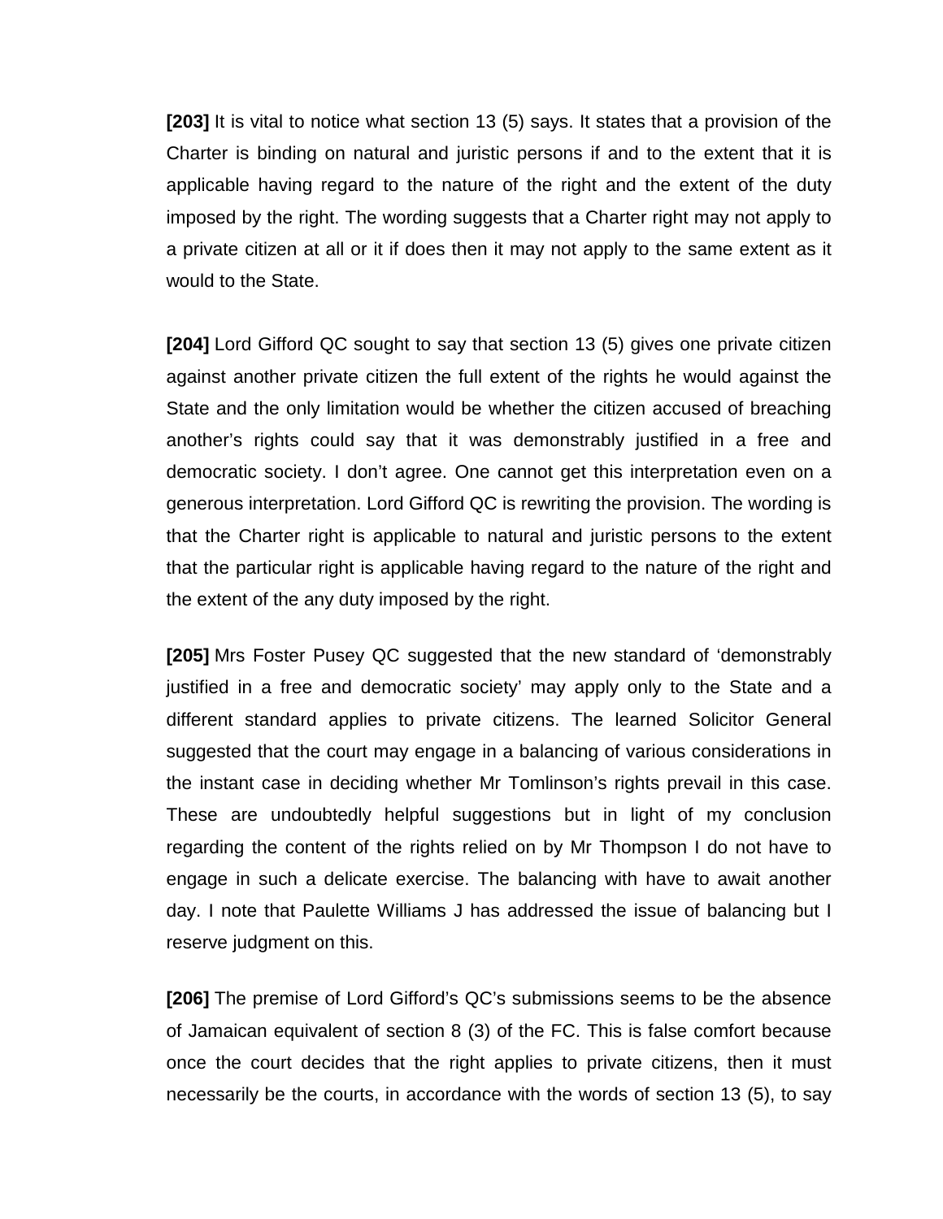**[203]** It is vital to notice what section 13 (5) says. It states that a provision of the Charter is binding on natural and juristic persons if and to the extent that it is applicable having regard to the nature of the right and the extent of the duty imposed by the right. The wording suggests that a Charter right may not apply to a private citizen at all or it if does then it may not apply to the same extent as it would to the State.

**[204]** Lord Gifford QC sought to say that section 13 (5) gives one private citizen against another private citizen the full extent of the rights he would against the State and the only limitation would be whether the citizen accused of breaching another's rights could say that it was demonstrably justified in a free and democratic society. I don't agree. One cannot get this interpretation even on a generous interpretation. Lord Gifford QC is rewriting the provision. The wording is that the Charter right is applicable to natural and juristic persons to the extent that the particular right is applicable having regard to the nature of the right and the extent of the any duty imposed by the right.

**[205]** Mrs Foster Pusey QC suggested that the new standard of 'demonstrably justified in a free and democratic society' may apply only to the State and a different standard applies to private citizens. The learned Solicitor General suggested that the court may engage in a balancing of various considerations in the instant case in deciding whether Mr Tomlinson's rights prevail in this case. These are undoubtedly helpful suggestions but in light of my conclusion regarding the content of the rights relied on by Mr Thompson I do not have to engage in such a delicate exercise. The balancing with have to await another day. I note that Paulette Williams J has addressed the issue of balancing but I reserve judgment on this.

**[206]** The premise of Lord Gifford's QC's submissions seems to be the absence of Jamaican equivalent of section 8 (3) of the FC. This is false comfort because once the court decides that the right applies to private citizens, then it must necessarily be the courts, in accordance with the words of section 13 (5), to say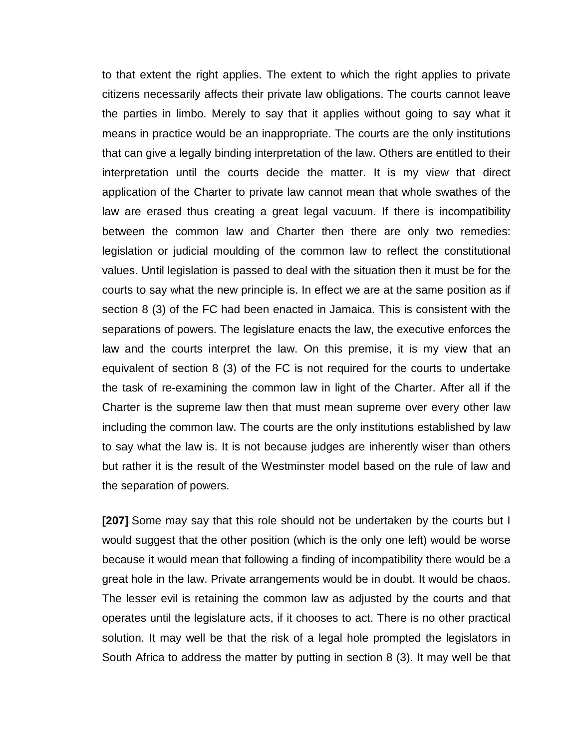to that extent the right applies. The extent to which the right applies to private citizens necessarily affects their private law obligations. The courts cannot leave the parties in limbo. Merely to say that it applies without going to say what it means in practice would be an inappropriate. The courts are the only institutions that can give a legally binding interpretation of the law. Others are entitled to their interpretation until the courts decide the matter. It is my view that direct application of the Charter to private law cannot mean that whole swathes of the law are erased thus creating a great legal vacuum. If there is incompatibility between the common law and Charter then there are only two remedies: legislation or judicial moulding of the common law to reflect the constitutional values. Until legislation is passed to deal with the situation then it must be for the courts to say what the new principle is. In effect we are at the same position as if section 8 (3) of the FC had been enacted in Jamaica. This is consistent with the separations of powers. The legislature enacts the law, the executive enforces the law and the courts interpret the law. On this premise, it is my view that an equivalent of section 8 (3) of the FC is not required for the courts to undertake the task of re-examining the common law in light of the Charter. After all if the Charter is the supreme law then that must mean supreme over every other law including the common law. The courts are the only institutions established by law to say what the law is. It is not because judges are inherently wiser than others but rather it is the result of the Westminster model based on the rule of law and the separation of powers.

**[207]** Some may say that this role should not be undertaken by the courts but I would suggest that the other position (which is the only one left) would be worse because it would mean that following a finding of incompatibility there would be a great hole in the law. Private arrangements would be in doubt. It would be chaos. The lesser evil is retaining the common law as adjusted by the courts and that operates until the legislature acts, if it chooses to act. There is no other practical solution. It may well be that the risk of a legal hole prompted the legislators in South Africa to address the matter by putting in section 8 (3). It may well be that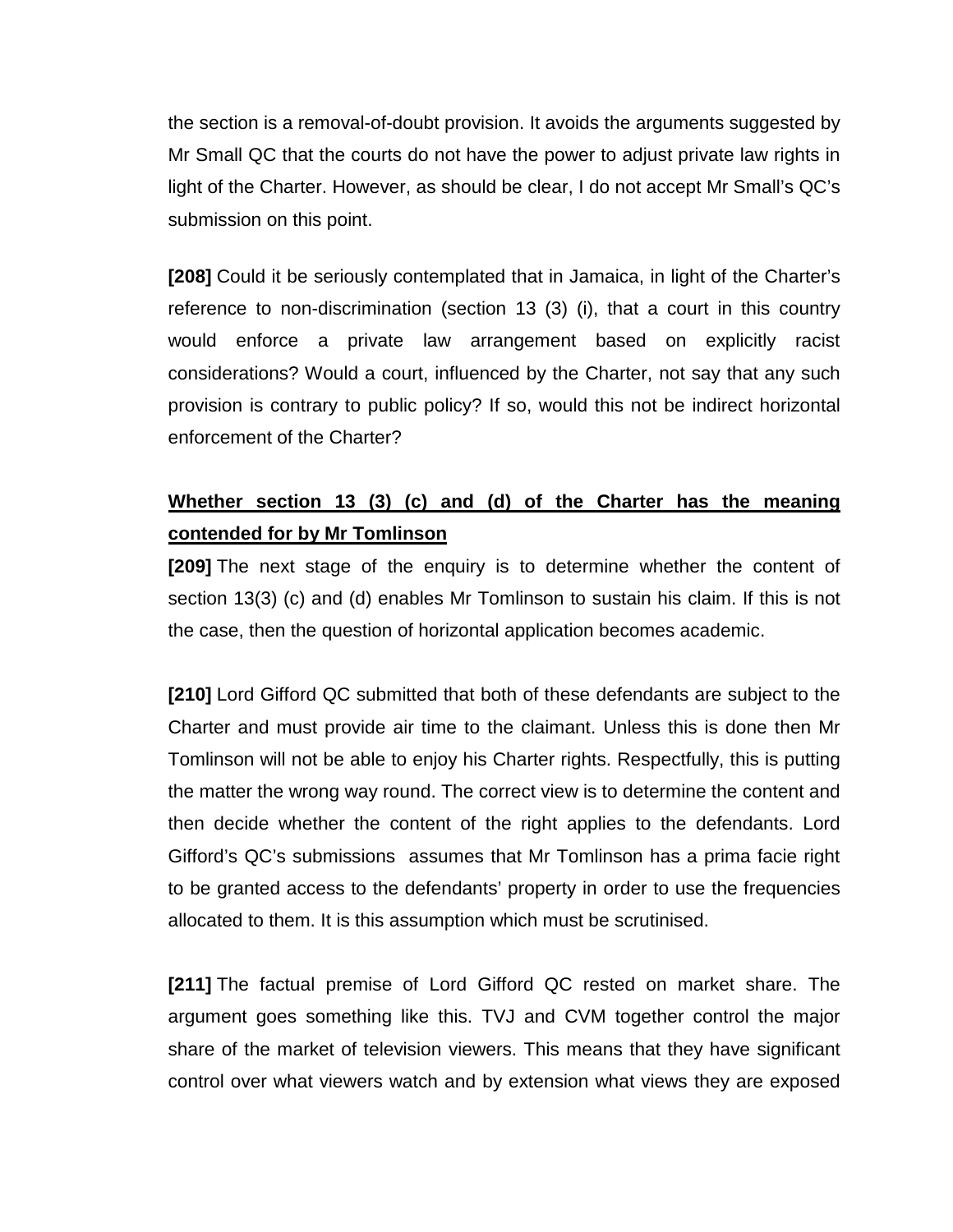the section is a removal-of-doubt provision. It avoids the arguments suggested by Mr Small QC that the courts do not have the power to adjust private law rights in light of the Charter. However, as should be clear, I do not accept Mr Small's QC's submission on this point.

**[208]** Could it be seriously contemplated that in Jamaica, in light of the Charter's reference to non-discrimination (section 13 (3) (i), that a court in this country would enforce a private law arrangement based on explicitly racist considerations? Would a court, influenced by the Charter, not say that any such provision is contrary to public policy? If so, would this not be indirect horizontal enforcement of the Charter?

**<u>Whether section 13 (3) (c) and (d) of the Charter has the meaning contended for by Mr Tomlinson</u>**

**[209]** The next stage of the enquiry is to determine whether the content of section 13(3) (c) and (d) enables Mr Tomlinson to sustain his claim. If this is not the case, then the question of horizontal application becomes academic.

**[210]** Lord Gifford QC submitted that both of these defendants are subject to the Charter and must provide air time to the claimant. Unless this is done then Mr Tomlinson will not be able to enjoy his Charter rights. Respectfully, this is putting the matter the wrong way round. The correct view is to determine the content and then decide whether the content of the right applies to the defendants. Lord Gifford's QC's submissions assumes that Mr Tomlinson has a prima facie right to be granted access to the defendants' property in order to use the frequencies allocated to them. It is this assumption which must be scrutinised.

**[211]** The factual premise of Lord Gifford QC rested on market share. The argument goes something like this. TVJ and CVM together control the major share of the market of television viewers. This means that they have significant control over what viewers watch and by extension what views they are exposed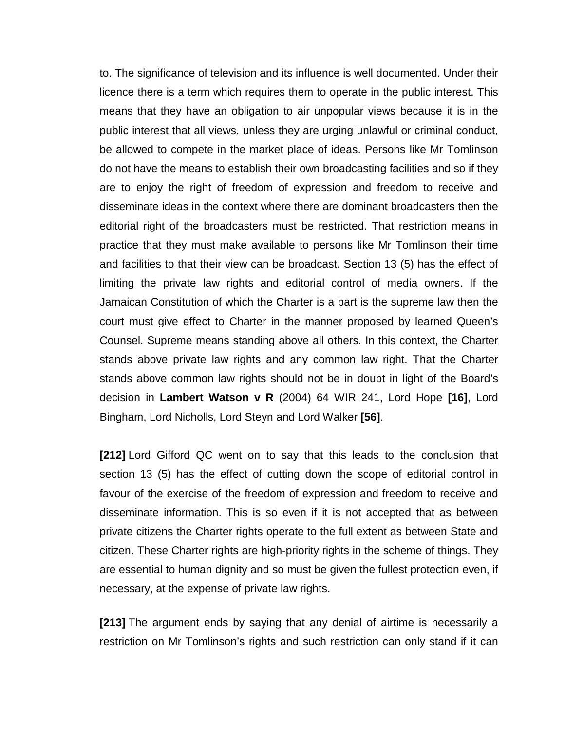to. The significance of television and its influence is well documented. Under their licence there is a term which requires them to operate in the public interest. This means that they have an obligation to air unpopular views because it is in the public interest that all views, unless they are urging unlawful or criminal conduct, be allowed to compete in the market place of ideas. Persons like Mr Tomlinson do not have the means to establish their own broadcasting facilities and so if they are to enjoy the right of freedom of expression and freedom to receive and disseminate ideas in the context where there are dominant broadcasters then the editorial right of the broadcasters must be restricted. That restriction means in practice that they must make available to persons like Mr Tomlinson their time and facilities to that their view can be broadcast. Section 13 (5) has the effect of limiting the private law rights and editorial control of media owners. If the Jamaican Constitution of which the Charter is a part is the supreme law then the court must give effect to Charter in the manner proposed by learned Queen's Counsel. Supreme means standing above all others. In this context, the Charter stands above private law rights and any common law right. That the Charter stands above common law rights should not be in doubt in light of the Board's decision in **Lambert Watson v R** (2004) 64 WIR 241, Lord Hope **[16]**, Lord Bingham, Lord Nicholls, Lord Steyn and Lord Walker **[56]**.

**[212]** Lord Gifford QC went on to say that this leads to the conclusion that section 13 (5) has the effect of cutting down the scope of editorial control in favour of the exercise of the freedom of expression and freedom to receive and disseminate information. This is so even if it is not accepted that as between private citizens the Charter rights operate to the full extent as between State and citizen. These Charter rights are high-priority rights in the scheme of things. They are essential to human dignity and so must be given the fullest protection even, if necessary, at the expense of private law rights.

**[213]** The argument ends by saying that any denial of airtime is necessarily a restriction on Mr Tomlinson's rights and such restriction can only stand if it can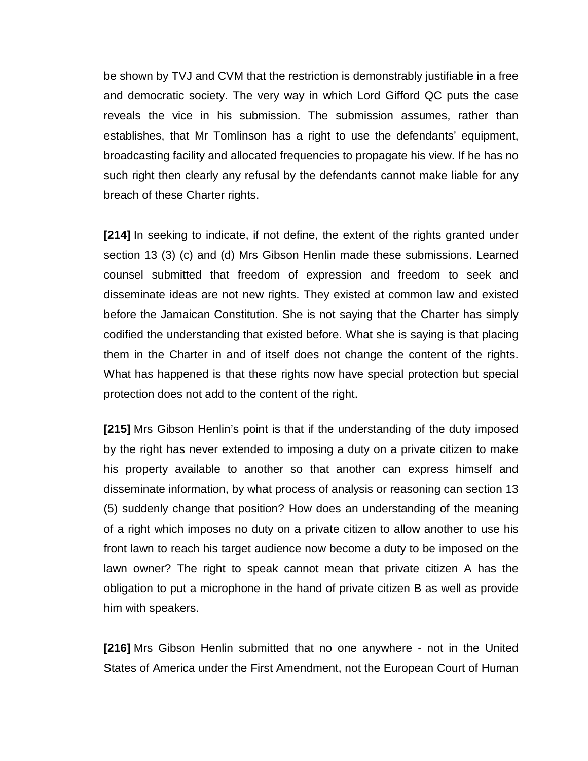be shown by TVJ and CVM that the restriction is demonstrably justifiable in a free and democratic society. The very way in which Lord Gifford QC puts the case reveals the vice in his submission. The submission assumes, rather than establishes, that Mr Tomlinson has a right to use the defendants' equipment, broadcasting facility and allocated frequencies to propagate his view. If he has no such right then clearly any refusal by the defendants cannot make liable for any breach of these Charter rights.

**[214]** In seeking to indicate, if not define, the extent of the rights granted under section 13 (3) (c) and (d) Mrs Gibson Henlin made these submissions. Learned counsel submitted that freedom of expression and freedom to seek and disseminate ideas are not new rights. They existed at common law and existed before the Jamaican Constitution. She is not saying that the Charter has simply codified the understanding that existed before. What she is saying is that placing them in the Charter in and of itself does not change the content of the rights. What has happened is that these rights now have special protection but special protection does not add to the content of the right.

**[215]** Mrs Gibson Henlin's point is that if the understanding of the duty imposed by the right has never extended to imposing a duty on a private citizen to make his property available to another so that another can express himself and disseminate information, by what process of analysis or reasoning can section 13 (5) suddenly change that position? How does an understanding of the meaning of a right which imposes no duty on a private citizen to allow another to use his front lawn to reach his target audience now become a duty to be imposed on the lawn owner? The right to speak cannot mean that private citizen A has the obligation to put a microphone in the hand of private citizen B as well as provide him with speakers.

**[216]** Mrs Gibson Henlin submitted that no one anywhere - not in the United States of America under the First Amendment, not the European Court of Human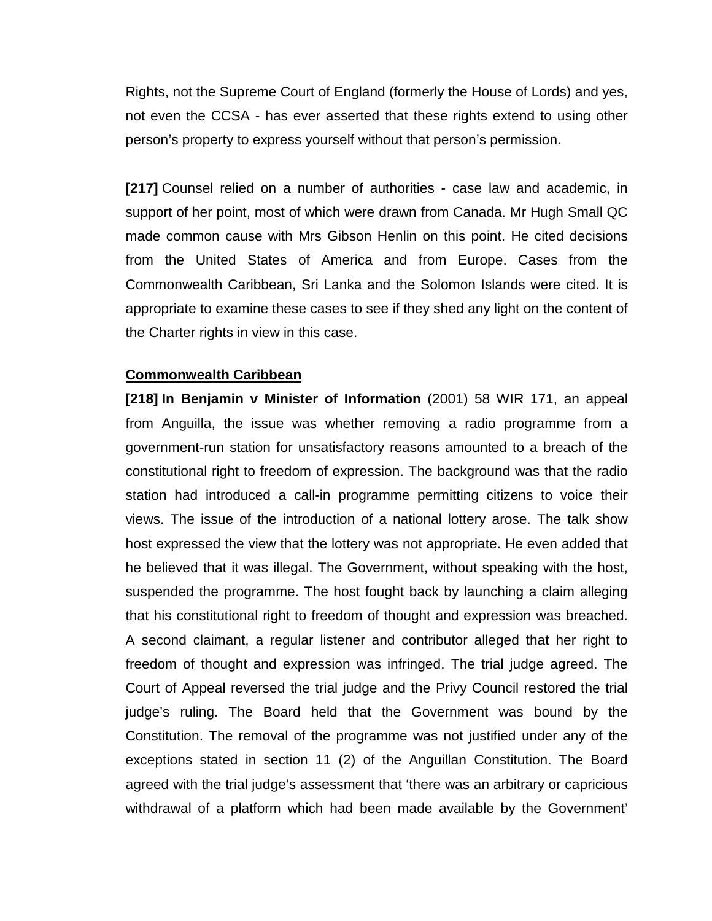Rights, not the Supreme Court of England (formerly the House of Lords) and yes, not even the CCSA - has ever asserted that these rights extend to using other person's property to express yourself without that person's permission.

**[217]** Counsel relied on a number of authorities - case law and academic, in support of her point, most of which were drawn from Canada. Mr Hugh Small QC made common cause with Mrs Gibson Henlin on this point. He cited decisions from the United States of America and from Europe. Cases from the Commonwealth Caribbean, Sri Lanka and the Solomon Islands were cited. It is appropriate to examine these cases to see if they shed any light on the content of the Charter rights in view in this case.

**Commonwealth Caribbean**

**[218] In Benjamin v Minister of Information** (2001) 58 WIR 171, an appeal from Anguilla, the issue was whether removing a radio programme from a government-run station for unsatisfactory reasons amounted to a breach of the constitutional right to freedom of expression. The background was that the radio station had introduced a call-in programme permitting citizens to voice their views. The issue of the introduction of a national lottery arose. The talk show host expressed the view that the lottery was not appropriate. He even added that he believed that it was illegal. The Government, without speaking with the host, suspended the programme. The host fought back by launching a claim alleging that his constitutional right to freedom of thought and expression was breached. A second claimant, a regular listener and contributor alleged that her right to freedom of thought and expression was infringed. The trial judge agreed. The Court of Appeal reversed the trial judge and the Privy Council restored the trial judge's ruling. The Board held that the Government was bound by the Constitution. The removal of the programme was not justified under any of the exceptions stated in section 11 (2) of the Anguillan Constitution. The Board agreed with the trial judge's assessment that 'there was an arbitrary or capricious withdrawal of a platform which had been made available by the Government'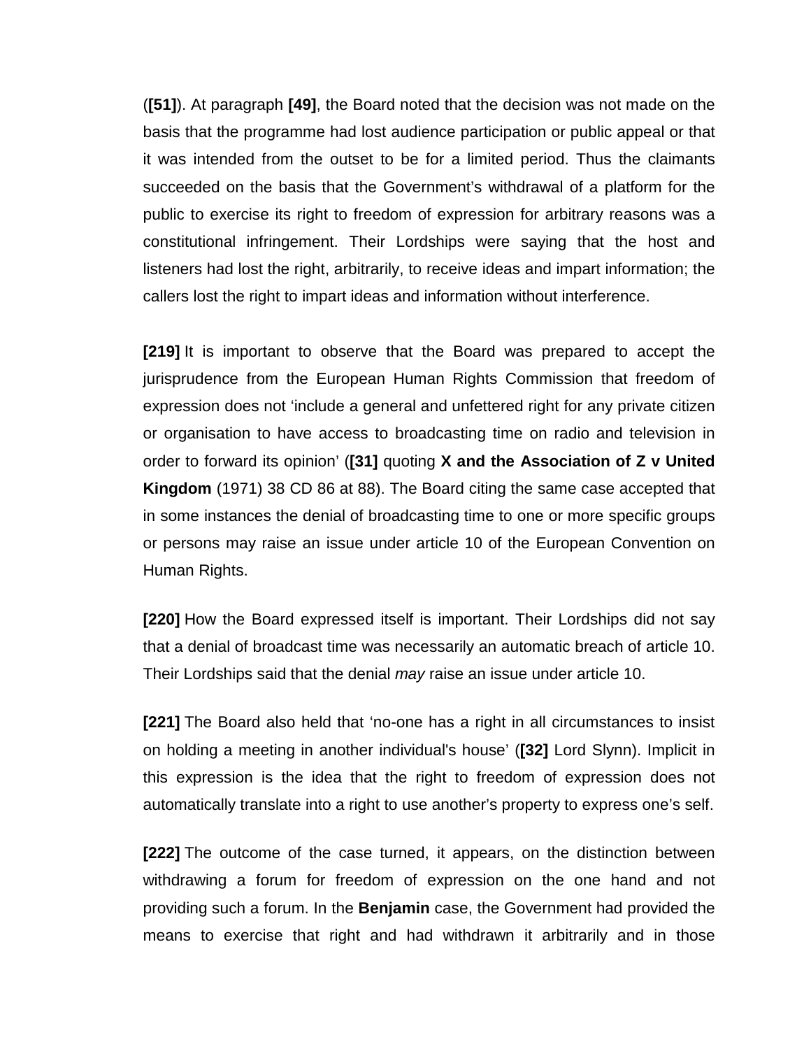(**[51]**). At paragraph **[49]**, the Board noted that the decision was not made on the basis that the programme had lost audience participation or public appeal or that it was intended from the outset to be for a limited period. Thus the claimants succeeded on the basis that the Government's withdrawal of a platform for the public to exercise its right to freedom of expression for arbitrary reasons was a constitutional infringement. Their Lordships were saying that the host and listeners had lost the right, arbitrarily, to receive ideas and impart information; the callers lost the right to impart ideas and information without interference.

**[219]** It is important to observe that the Board was prepared to accept the jurisprudence from the European Human Rights Commission that freedom of expression does not 'include a general and unfettered right for any private citizen or organisation to have access to broadcasting time on radio and television in order to forward its opinion' (**[31]** quoting **X and the Association of Z v United Kingdom** (1971) 38 CD 86 at 88). The Board citing the same case accepted that in some instances the denial of broadcasting time to one or more specific groups or persons may raise an issue under article 10 of the European Convention on Human Rights.

**[220]** How the Board expressed itself is important. Their Lordships did not say that a denial of broadcast time was necessarily an automatic breach of article 10. Their Lordships said that the denial *may* raise an issue under article 10.

**[221]** The Board also held that 'no-one has a right in all circumstances to insist on holding a meeting in another individual's house' (**[32]** Lord Slynn). Implicit in this expression is the idea that the right to freedom of expression does not automatically translate into a right to use another's property to express one's self.

**[222]** The outcome of the case turned, it appears, on the distinction between withdrawing a forum for freedom of expression on the one hand and not providing such a forum. In the **Benjamin** case, the Government had provided the means to exercise that right and had withdrawn it arbitrarily and in those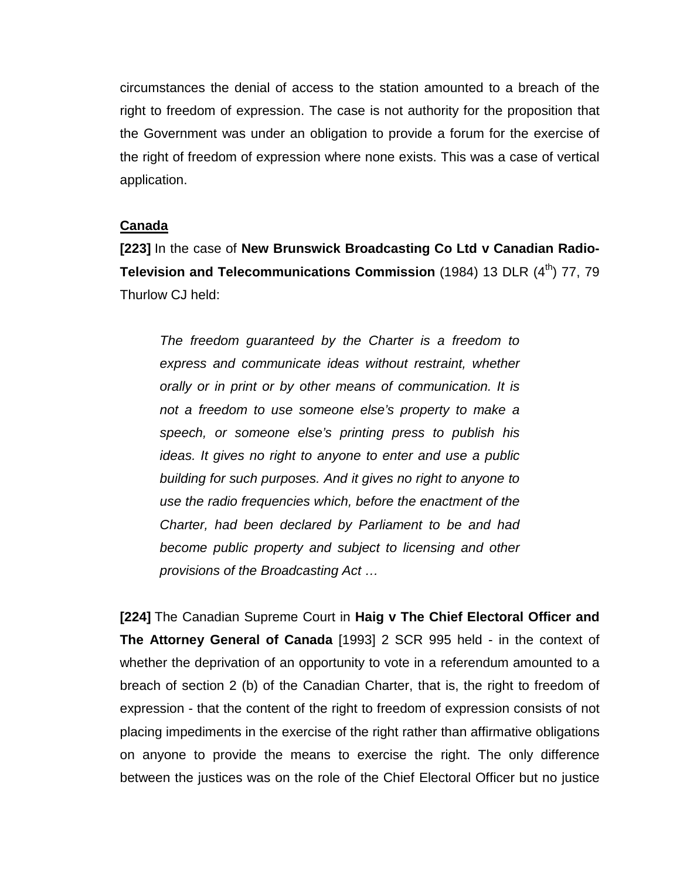circumstances the denial of access to the station amounted to a breach of the right to freedom of expression. The case is not authority for the proposition that the Government was under an obligation to provide a forum for the exercise of the right of freedom of expression where none exists. This was a case of vertical application.

**Canada**

**[223]** In the case of **New Brunswick Broadcasting Co Ltd v Canadian Radio-Television and Telecommunications Commission** (1984) 13 DLR (4th) 77, 79 Thurlow CJ held:

> *The freedom guaranteed by the Charter is a freedom to express and communicate ideas without restraint, whether orally or in print or by other means of communication. It is not a freedom to use someone else's property to make a speech, or someone else's printing press to publish his ideas. It gives no right to anyone to enter and use a public building for such purposes. And it gives no right to anyone to use the radio frequencies which, before the enactment of the Charter, had been declared by Parliament to be and had become public property and subject to licensing and other provisions of the Broadcasting Act …*

**[224]** The Canadian Supreme Court in **Haig v The Chief Electoral Officer and The Attorney General of Canada** [1993] 2 SCR 995 held - in the context of whether the deprivation of an opportunity to vote in a referendum amounted to a breach of section 2 (b) of the Canadian Charter, that is, the right to freedom of expression - that the content of the right to freedom of expression consists of not placing impediments in the exercise of the right rather than affirmative obligations on anyone to provide the means to exercise the right. The only difference between the justices was on the role of the Chief Electoral Officer but no justice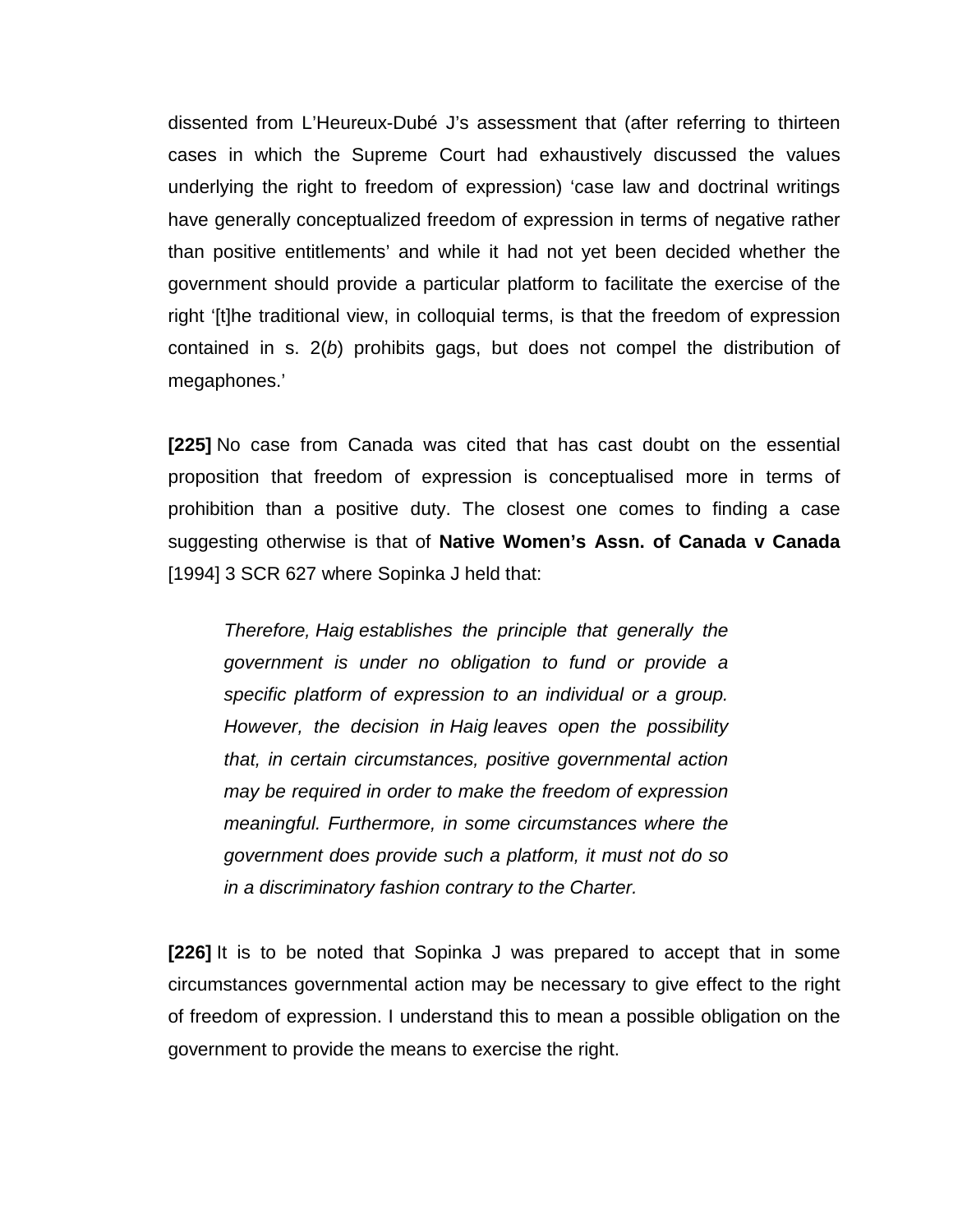dissented from L'Heureux-Dubé J's assessment that (after referring to thirteen cases in which the Supreme Court had exhaustively discussed the values underlying the right to freedom of expression) 'case law and doctrinal writings have generally conceptualized freedom of expression in terms of negative rather than positive entitlements' and while it had not yet been decided whether the government should provide a particular platform to facilitate the exercise of the right '[t]he traditional view, in colloquial terms, is that the freedom of expression contained in s. 2(*b*) prohibits gags, but does not compel the distribution of megaphones.'

**[225]** No case from Canada was cited that has cast doubt on the essential proposition that freedom of expression is conceptualised more in terms of prohibition than a positive duty. The closest one comes to finding a case suggesting otherwise is that of **Native Women's Assn. of Canada v Canada** [1994] 3 SCR 627 where Sopinka J held that:

> *Therefore, Haig establishes the principle that generally the government is under no obligation to fund or provide a specific platform of expression to an individual or a group. However, the decision in Haig leaves open the possibility that, in certain circumstances, positive governmental action may be required in order to make the freedom of expression meaningful. Furthermore, in some circumstances where the government does provide such a platform, it must not do so in a discriminatory fashion contrary to the Charter.*

**[226]** It is to be noted that Sopinka J was prepared to accept that in some circumstances governmental action may be necessary to give effect to the right of freedom of expression. I understand this to mean a possible obligation on the government to provide the means to exercise the right.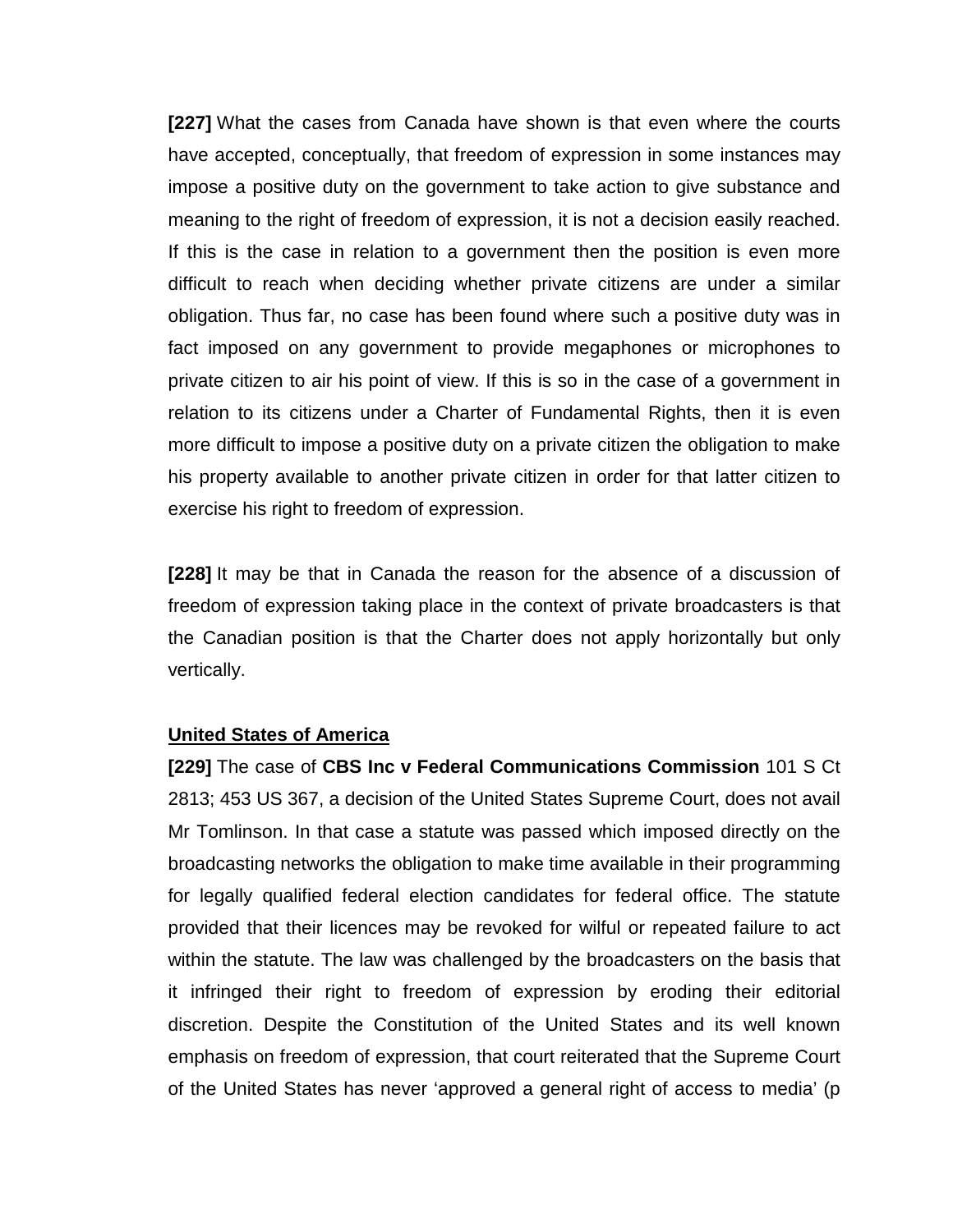**[227]** What the cases from Canada have shown is that even where the courts have accepted, conceptually, that freedom of expression in some instances may impose a positive duty on the government to take action to give substance and meaning to the right of freedom of expression, it is not a decision easily reached. If this is the case in relation to a government then the position is even more difficult to reach when deciding whether private citizens are under a similar obligation. Thus far, no case has been found where such a positive duty was in fact imposed on any government to provide megaphones or microphones to private citizen to air his point of view. If this is so in the case of a government in relation to its citizens under a Charter of Fundamental Rights, then it is even more difficult to impose a positive duty on a private citizen the obligation to make his property available to another private citizen in order for that latter citizen to exercise his right to freedom of expression.

**[228]** It may be that in Canada the reason for the absence of a discussion of freedom of expression taking place in the context of private broadcasters is that the Canadian position is that the Charter does not apply horizontally but only vertically.

**United States of America**

**[229]** The case of **CBS Inc v Federal Communications Commission** 101 S Ct 2813; 453 US 367, a decision of the United States Supreme Court, does not avail Mr Tomlinson. In that case a statute was passed which imposed directly on the broadcasting networks the obligation to make time available in their programming for legally qualified federal election candidates for federal office. The statute provided that their licences may be revoked for wilful or repeated failure to act within the statute. The law was challenged by the broadcasters on the basis that it infringed their right to freedom of expression by eroding their editorial discretion. Despite the Constitution of the United States and its well known emphasis on freedom of expression, that court reiterated that the Supreme Court of the United States has never 'approved a general right of access to media' (p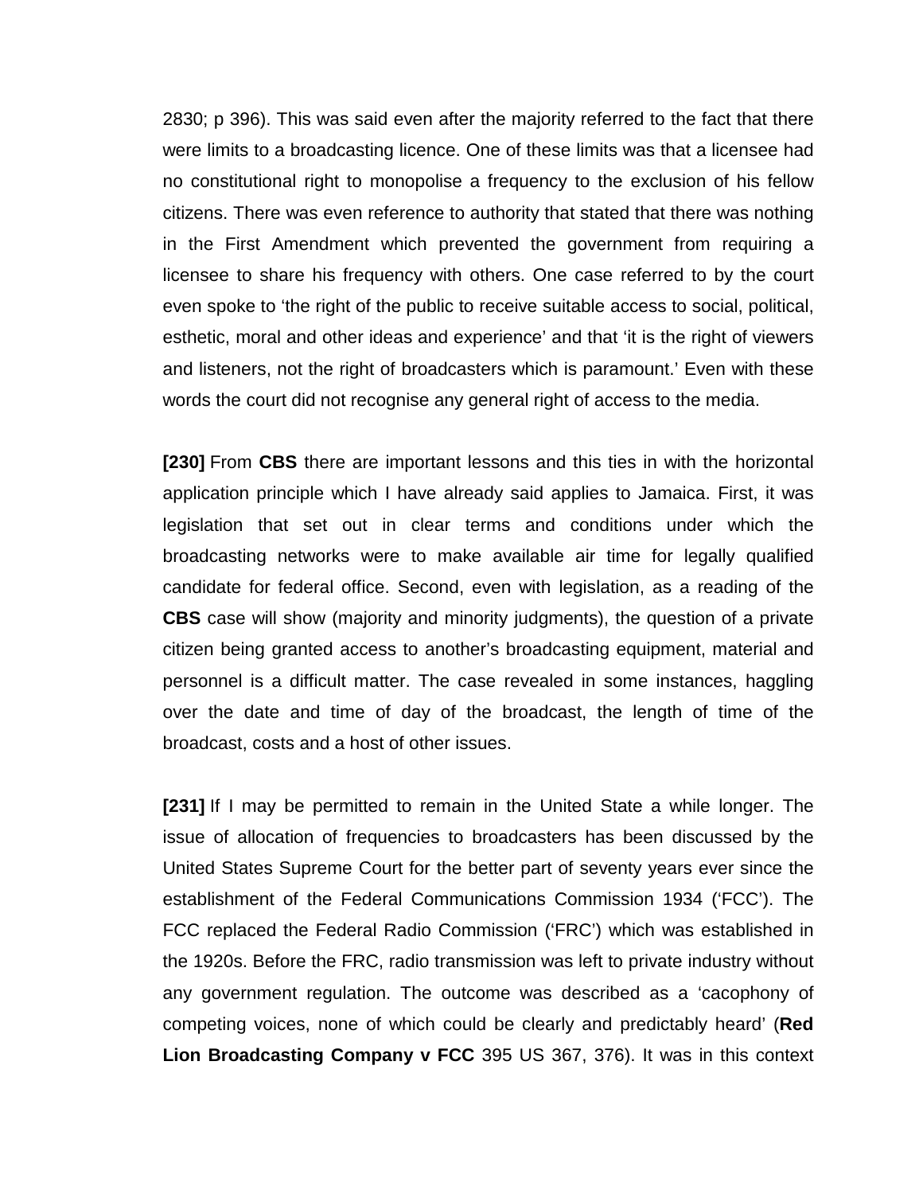2830; p 396). This was said even after the majority referred to the fact that there were limits to a broadcasting licence. One of these limits was that a licensee had no constitutional right to monopolise a frequency to the exclusion of his fellow citizens. There was even reference to authority that stated that there was nothing in the First Amendment which prevented the government from requiring a licensee to share his frequency with others. One case referred to by the court even spoke to 'the right of the public to receive suitable access to social, political, esthetic, moral and other ideas and experience' and that 'it is the right of viewers and listeners, not the right of broadcasters which is paramount.' Even with these words the court did not recognise any general right of access to the media.

**[230]** From **CBS** there are important lessons and this ties in with the horizontal application principle which I have already said applies to Jamaica. First, it was legislation that set out in clear terms and conditions under which the broadcasting networks were to make available air time for legally qualified candidate for federal office. Second, even with legislation, as a reading of the **CBS** case will show (majority and minority judgments), the question of a private citizen being granted access to another's broadcasting equipment, material and personnel is a difficult matter. The case revealed in some instances, haggling over the date and time of day of the broadcast, the length of time of the broadcast, costs and a host of other issues.

**[231]** If I may be permitted to remain in the United State a while longer. The issue of allocation of frequencies to broadcasters has been discussed by the United States Supreme Court for the better part of seventy years ever since the establishment of the Federal Communications Commission 1934 ('FCC'). The FCC replaced the Federal Radio Commission ('FRC') which was established in the 1920s. Before the FRC, radio transmission was left to private industry without any government regulation. The outcome was described as a 'cacophony of competing voices, none of which could be clearly and predictably heard' (**Red Lion Broadcasting Company v FCC** 395 US 367, 376). It was in this context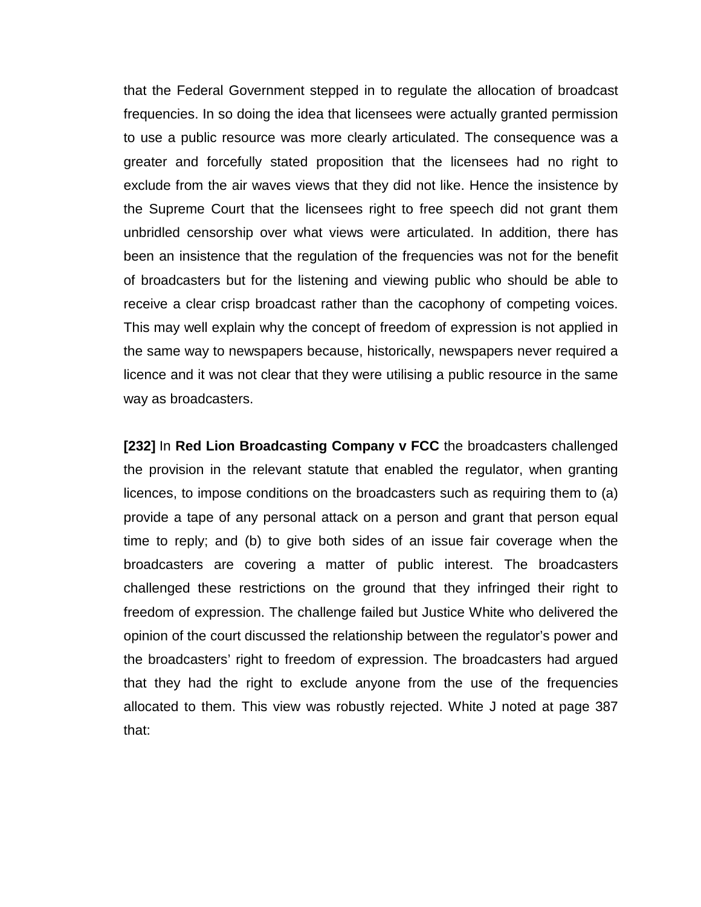that the Federal Government stepped in to regulate the allocation of broadcast frequencies. In so doing the idea that licensees were actually granted permission to use a public resource was more clearly articulated. The consequence was a greater and forcefully stated proposition that the licensees had no right to exclude from the air waves views that they did not like. Hence the insistence by the Supreme Court that the licensees right to free speech did not grant them unbridled censorship over what views were articulated. In addition, there has been an insistence that the regulation of the frequencies was not for the benefit of broadcasters but for the listening and viewing public who should be able to receive a clear crisp broadcast rather than the cacophony of competing voices. This may well explain why the concept of freedom of expression is not applied in the same way to newspapers because, historically, newspapers never required a licence and it was not clear that they were utilising a public resource in the same way as broadcasters.

**[232]** In **Red Lion Broadcasting Company v FCC** the broadcasters challenged the provision in the relevant statute that enabled the regulator, when granting licences, to impose conditions on the broadcasters such as requiring them to (a) provide a tape of any personal attack on a person and grant that person equal time to reply; and (b) to give both sides of an issue fair coverage when the broadcasters are covering a matter of public interest. The broadcasters challenged these restrictions on the ground that they infringed their right to freedom of expression. The challenge failed but Justice White who delivered the opinion of the court discussed the relationship between the regulator's power and the broadcasters' right to freedom of expression. The broadcasters had argued that they had the right to exclude anyone from the use of the frequencies allocated to them. This view was robustly rejected. White J noted at page 387 that: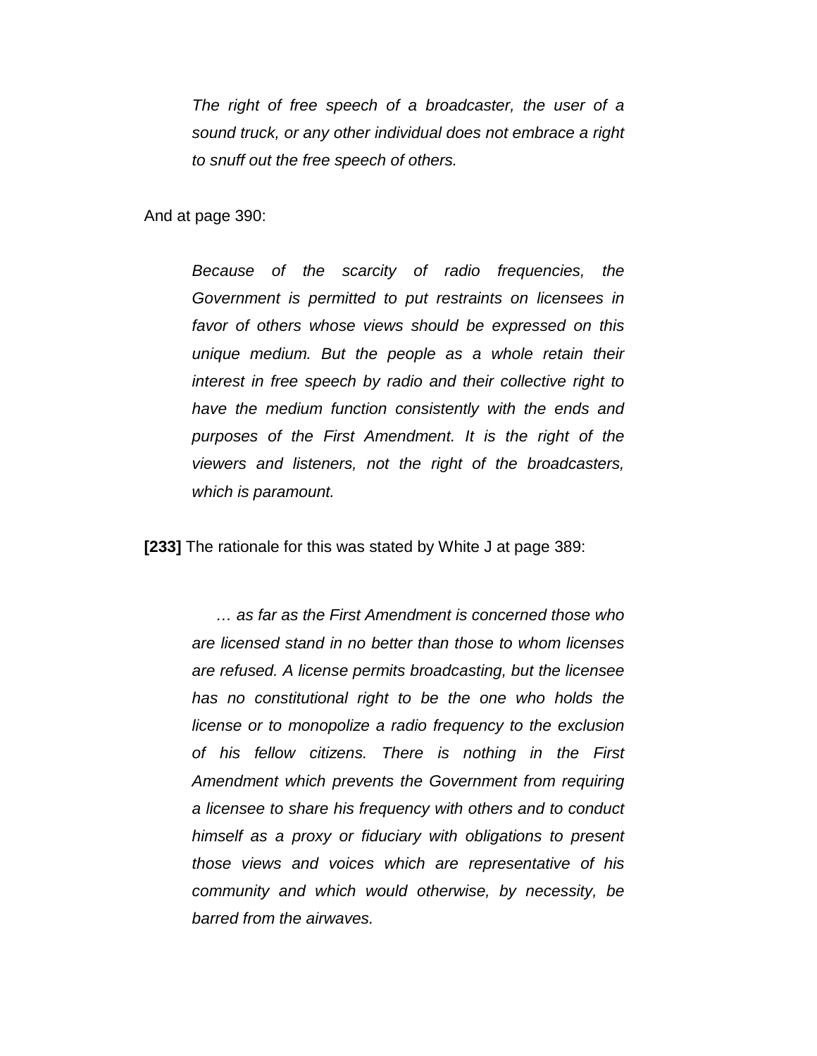> *The right of free speech of a broadcaster, the user of a sound truck, or any other individual does not embrace a right to snuff out the free speech of others.*

And at page 390:

> *Because of the scarcity of radio frequencies, the Government is permitted to put restraints on licensees in favor of others whose views should be expressed on this unique medium. But the people as a whole retain their interest in free speech by radio and their collective right to have the medium function consistently with the ends and purposes of the First Amendment. It is the right of the viewers and listeners, not the right of the broadcasters, which is paramount.*

**[233]** The rationale for this was stated by White J at page 389:

> *… as far as the First Amendment is concerned those who are licensed stand in no better than those to whom licenses are refused. A license permits broadcasting, but the licensee has no constitutional right to be the one who holds the license or to monopolize a radio frequency to the exclusion of his fellow citizens. There is nothing in the First Amendment which prevents the Government from requiring a licensee to share his frequency with others and to conduct himself as a proxy or fiduciary with obligations to present those views and voices which are representative of his community and which would otherwise, by necessity, be barred from the airwaves.*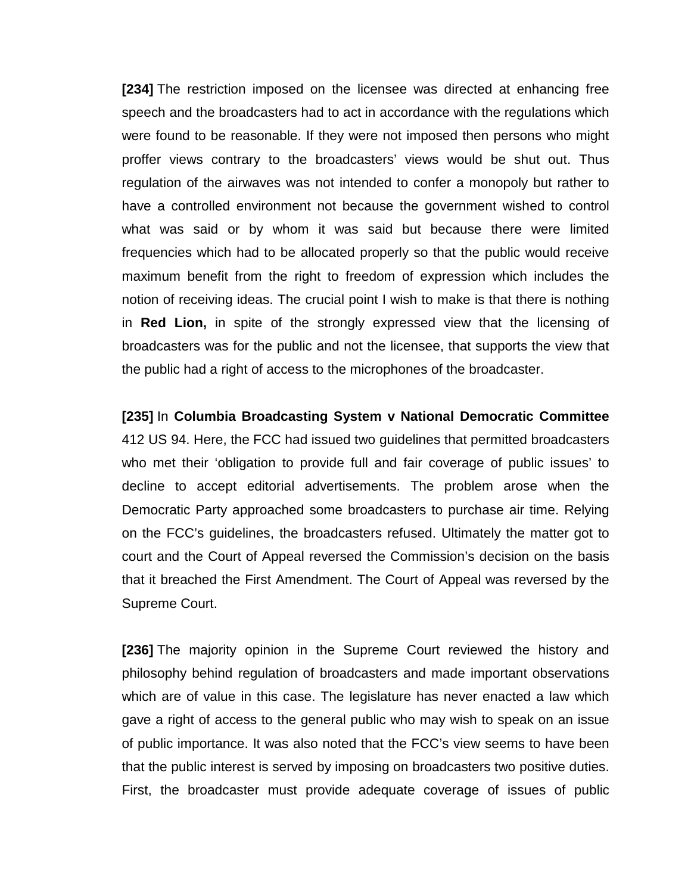**[234]** The restriction imposed on the licensee was directed at enhancing free speech and the broadcasters had to act in accordance with the regulations which were found to be reasonable. If they were not imposed then persons who might proffer views contrary to the broadcasters' views would be shut out. Thus regulation of the airwaves was not intended to confer a monopoly but rather to have a controlled environment not because the government wished to control what was said or by whom it was said but because there were limited frequencies which had to be allocated properly so that the public would receive maximum benefit from the right to freedom of expression which includes the notion of receiving ideas. The crucial point I wish to make is that there is nothing in **Red Lion,** in spite of the strongly expressed view that the licensing of broadcasters was for the public and not the licensee, that supports the view that the public had a right of access to the microphones of the broadcaster.

**[235]** In **Columbia Broadcasting System v National Democratic Committee** 412 US 94. Here, the FCC had issued two guidelines that permitted broadcasters who met their 'obligation to provide full and fair coverage of public issues' to decline to accept editorial advertisements. The problem arose when the Democratic Party approached some broadcasters to purchase air time. Relying on the FCC's guidelines, the broadcasters refused. Ultimately the matter got to court and the Court of Appeal reversed the Commission's decision on the basis that it breached the First Amendment. The Court of Appeal was reversed by the Supreme Court.

**[236]** The majority opinion in the Supreme Court reviewed the history and philosophy behind regulation of broadcasters and made important observations which are of value in this case. The legislature has never enacted a law which gave a right of access to the general public who may wish to speak on an issue of public importance. It was also noted that the FCC's view seems to have been that the public interest is served by imposing on broadcasters two positive duties. First, the broadcaster must provide adequate coverage of issues of public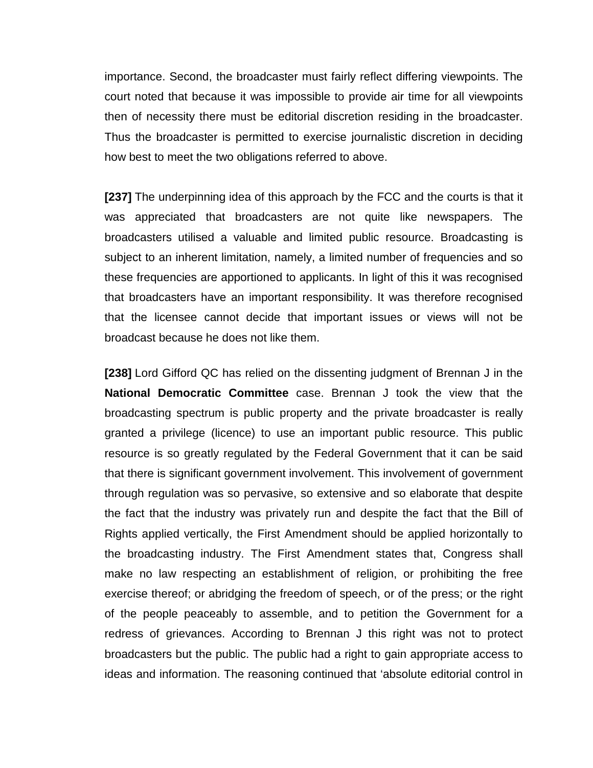importance. Second, the broadcaster must fairly reflect differing viewpoints. The court noted that because it was impossible to provide air time for all viewpoints then of necessity there must be editorial discretion residing in the broadcaster. Thus the broadcaster is permitted to exercise journalistic discretion in deciding how best to meet the two obligations referred to above.

**[237]** The underpinning idea of this approach by the FCC and the courts is that it was appreciated that broadcasters are not quite like newspapers. The broadcasters utilised a valuable and limited public resource. Broadcasting is subject to an inherent limitation, namely, a limited number of frequencies and so these frequencies are apportioned to applicants. In light of this it was recognised that broadcasters have an important responsibility. It was therefore recognised that the licensee cannot decide that important issues or views will not be broadcast because he does not like them.

**[238]** Lord Gifford QC has relied on the dissenting judgment of Brennan J in the **National Democratic Committee** case. Brennan J took the view that the broadcasting spectrum is public property and the private broadcaster is really granted a privilege (licence) to use an important public resource. This public resource is so greatly regulated by the Federal Government that it can be said that there is significant government involvement. This involvement of government through regulation was so pervasive, so extensive and so elaborate that despite the fact that the industry was privately run and despite the fact that the Bill of Rights applied vertically, the First Amendment should be applied horizontally to the broadcasting industry. The First Amendment states that, Congress shall make no law respecting an establishment of religion, or prohibiting the free exercise thereof; or abridging the freedom of speech, or of the press; or the right of the people peaceably to assemble, and to petition the Government for a redress of grievances. According to Brennan J this right was not to protect broadcasters but the public. The public had a right to gain appropriate access to ideas and information. The reasoning continued that 'absolute editorial control in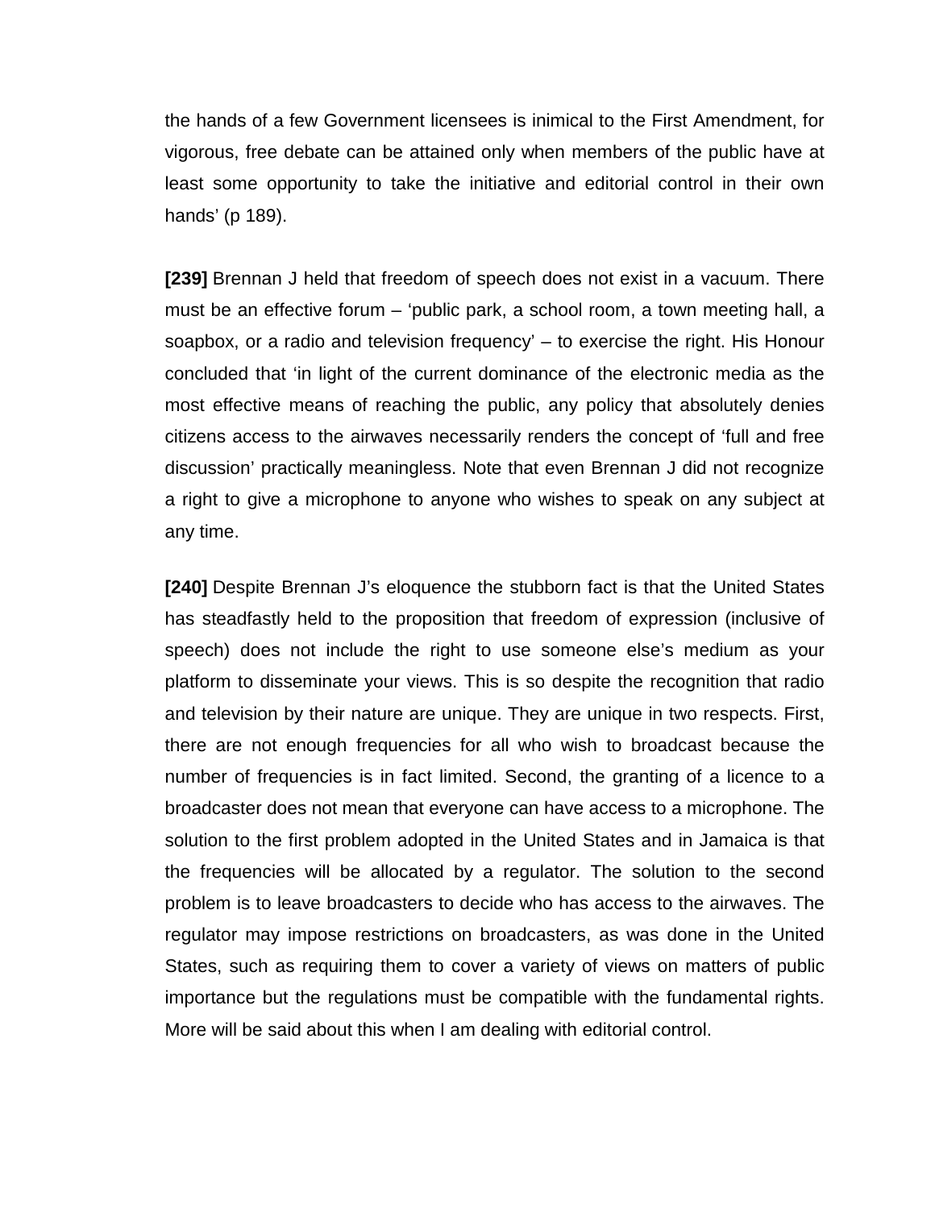the hands of a few Government licensees is inimical to the First Amendment, for vigorous, free debate can be attained only when members of the public have at least some opportunity to take the initiative and editorial control in their own hands' (p 189).

**[239]** Brennan J held that freedom of speech does not exist in a vacuum. There must be an effective forum – 'public park, a school room, a town meeting hall, a soapbox, or a radio and television frequency' – to exercise the right. His Honour concluded that 'in light of the current dominance of the electronic media as the most effective means of reaching the public, any policy that absolutely denies citizens access to the airwaves necessarily renders the concept of 'full and free discussion' practically meaningless. Note that even Brennan J did not recognize a right to give a microphone to anyone who wishes to speak on any subject at any time.

**[240]** Despite Brennan J's eloquence the stubborn fact is that the United States has steadfastly held to the proposition that freedom of expression (inclusive of speech) does not include the right to use someone else's medium as your platform to disseminate your views. This is so despite the recognition that radio and television by their nature are unique. They are unique in two respects. First, there are not enough frequencies for all who wish to broadcast because the number of frequencies is in fact limited. Second, the granting of a licence to a broadcaster does not mean that everyone can have access to a microphone. The solution to the first problem adopted in the United States and in Jamaica is that the frequencies will be allocated by a regulator. The solution to the second problem is to leave broadcasters to decide who has access to the airwaves. The regulator may impose restrictions on broadcasters, as was done in the United States, such as requiring them to cover a variety of views on matters of public importance but the regulations must be compatible with the fundamental rights. More will be said about this when I am dealing with editorial control.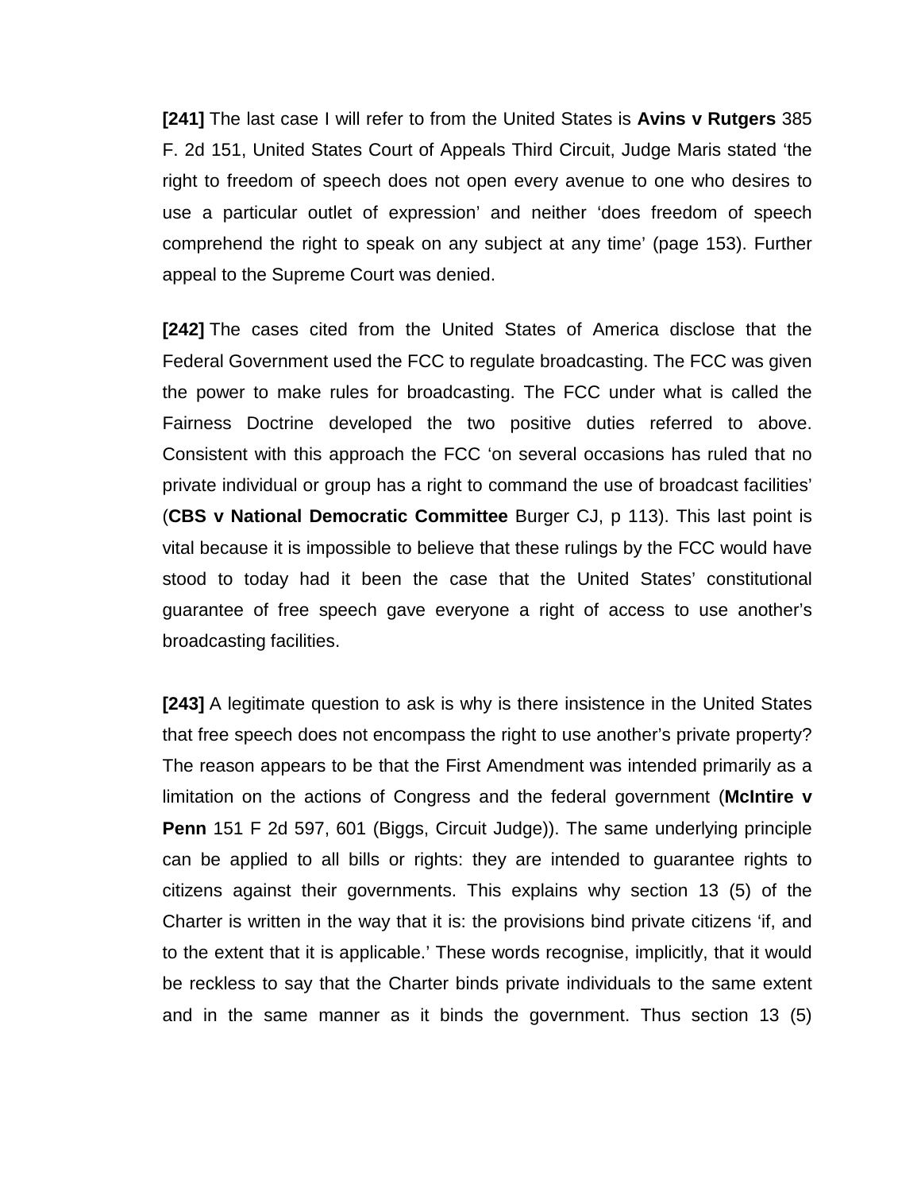**[241]** The last case I will refer to from the United States is **Avins v Rutgers** 385 F. 2d 151, United States Court of Appeals Third Circuit, Judge Maris stated 'the right to freedom of speech does not open every avenue to one who desires to use a particular outlet of expression' and neither 'does freedom of speech comprehend the right to speak on any subject at any time' (page 153). Further appeal to the Supreme Court was denied.

**[242]** The cases cited from the United States of America disclose that the Federal Government used the FCC to regulate broadcasting. The FCC was given the power to make rules for broadcasting. The FCC under what is called the Fairness Doctrine developed the two positive duties referred to above. Consistent with this approach the FCC 'on several occasions has ruled that no private individual or group has a right to command the use of broadcast facilities' (**CBS v National Democratic Committee** Burger CJ, p 113). This last point is vital because it is impossible to believe that these rulings by the FCC would have stood to today had it been the case that the United States' constitutional guarantee of free speech gave everyone a right of access to use another's broadcasting facilities.

**[243]** A legitimate question to ask is why is there insistence in the United States that free speech does not encompass the right to use another's private property? The reason appears to be that the First Amendment was intended primarily as a limitation on the actions of Congress and the federal government (**McIntire v Penn** 151 F 2d 597, 601 (Biggs, Circuit Judge)). The same underlying principle can be applied to all bills or rights: they are intended to guarantee rights to citizens against their governments. This explains why section 13 (5) of the Charter is written in the way that it is: the provisions bind private citizens 'if, and to the extent that it is applicable.' These words recognise, implicitly, that it would be reckless to say that the Charter binds private individuals to the same extent and in the same manner as it binds the government. Thus section 13 (5)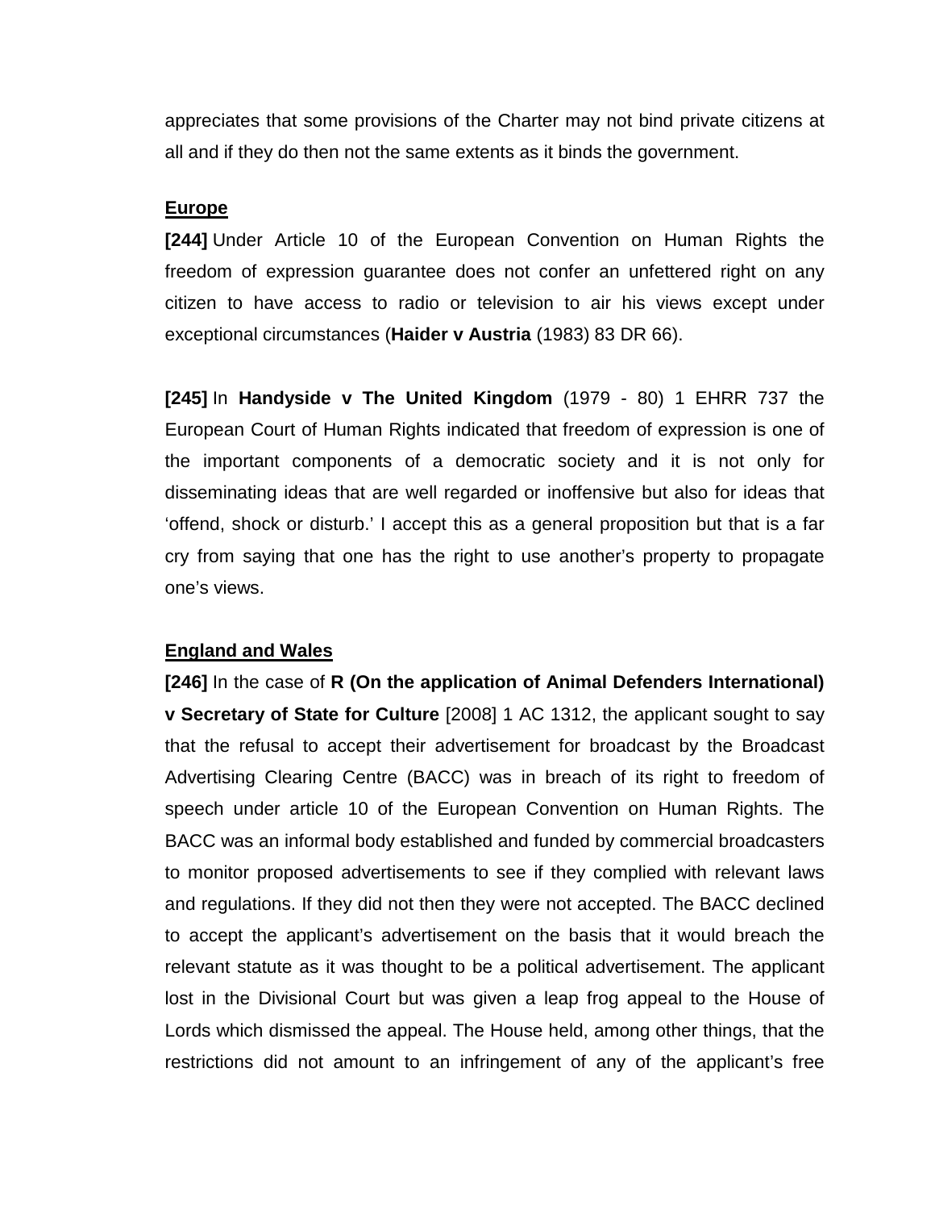appreciates that some provisions of the Charter may not bind private citizens at all and if they do then not the same extents as it binds the government.

**<u>Europe</u>**

**[244]** Under Article 10 of the European Convention on Human Rights the freedom of expression guarantee does not confer an unfettered right on any citizen to have access to radio or television to air his views except under exceptional circumstances (**Haider v Austria** (1983) 83 DR 66).

**[245]** In **Handyside v The United Kingdom** (1979 - 80) 1 EHRR 737 the European Court of Human Rights indicated that freedom of expression is one of the important components of a democratic society and it is not only for disseminating ideas that are well regarded or inoffensive but also for ideas that 'offend, shock or disturb.' I accept this as a general proposition but that is a far cry from saying that one has the right to use another's property to propagate one's views.

**<u>England and Wales</u>**

**[246]** In the case of **R (On the application of Animal Defenders International) v Secretary of State for Culture** [2008] 1 AC 1312, the applicant sought to say that the refusal to accept their advertisement for broadcast by the Broadcast Advertising Clearing Centre (BACC) was in breach of its right to freedom of speech under article 10 of the European Convention on Human Rights. The BACC was an informal body established and funded by commercial broadcasters to monitor proposed advertisements to see if they complied with relevant laws and regulations. If they did not then they were not accepted. The BACC declined to accept the applicant's advertisement on the basis that it would breach the relevant statute as it was thought to be a political advertisement. The applicant lost in the Divisional Court but was given a leap frog appeal to the House of Lords which dismissed the appeal. The House held, among other things, that the restrictions did not amount to an infringement of any of the applicant's free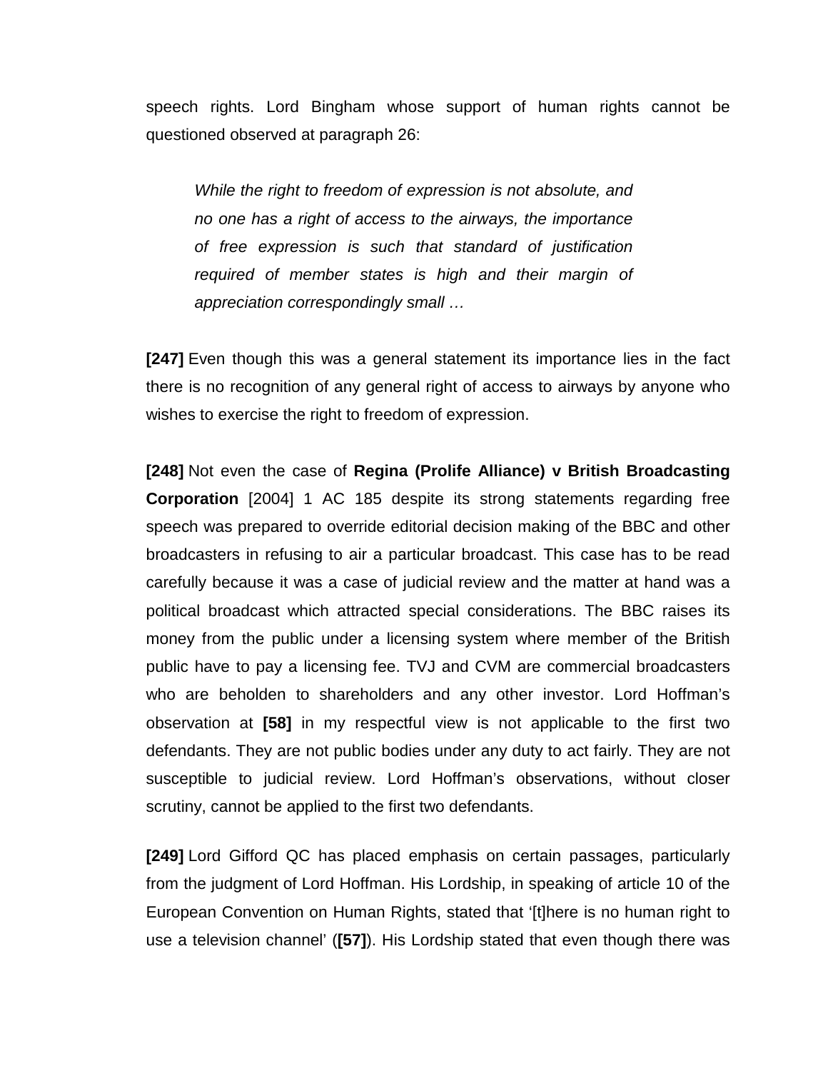speech rights. Lord Bingham whose support of human rights cannot be questioned observed at paragraph 26:

> *While the right to freedom of expression is not absolute, and no one has a right of access to the airways, the importance of free expression is such that standard of justification required of member states is high and their margin of appreciation correspondingly small …*

**[247]** Even though this was a general statement its importance lies in the fact there is no recognition of any general right of access to airways by anyone who wishes to exercise the right to freedom of expression.

**[248]** Not even the case of **Regina (Prolife Alliance) v British Broadcasting Corporation** [2004] 1 AC 185 despite its strong statements regarding free speech was prepared to override editorial decision making of the BBC and other broadcasters in refusing to air a particular broadcast. This case has to be read carefully because it was a case of judicial review and the matter at hand was a political broadcast which attracted special considerations. The BBC raises its money from the public under a licensing system where member of the British public have to pay a licensing fee. TVJ and CVM are commercial broadcasters who are beholden to shareholders and any other investor. Lord Hoffman's observation at **[58]** in my respectful view is not applicable to the first two defendants. They are not public bodies under any duty to act fairly. They are not susceptible to judicial review. Lord Hoffman's observations, without closer scrutiny, cannot be applied to the first two defendants.

**[249]** Lord Gifford QC has placed emphasis on certain passages, particularly from the judgment of Lord Hoffman. His Lordship, in speaking of article 10 of the European Convention on Human Rights, stated that '[t]here is no human right to use a television channel' (**[57]**). His Lordship stated that even though there was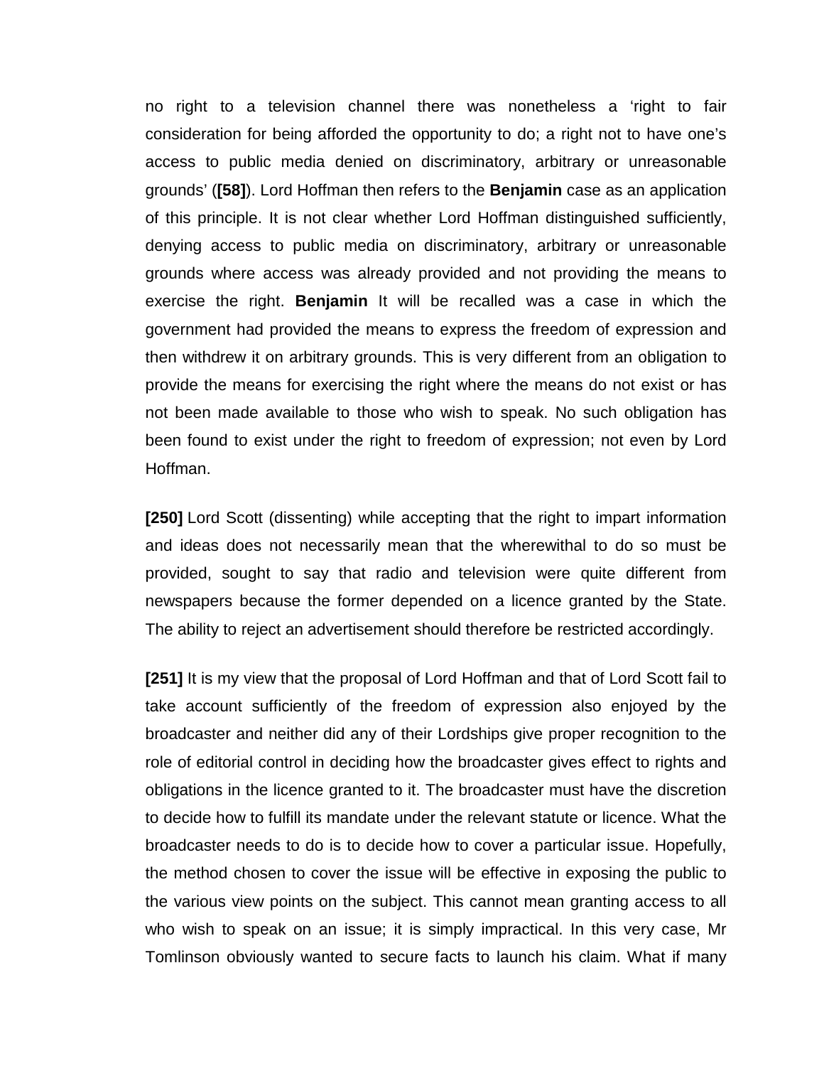no right to a television channel there was nonetheless a 'right to fair consideration for being afforded the opportunity to do; a right not to have one's access to public media denied on discriminatory, arbitrary or unreasonable grounds' (**[58]**). Lord Hoffman then refers to the **Benjamin** case as an application of this principle. It is not clear whether Lord Hoffman distinguished sufficiently, denying access to public media on discriminatory, arbitrary or unreasonable grounds where access was already provided and not providing the means to exercise the right. **Benjamin** It will be recalled was a case in which the government had provided the means to express the freedom of expression and then withdrew it on arbitrary grounds. This is very different from an obligation to provide the means for exercising the right where the means do not exist or has not been made available to those who wish to speak. No such obligation has been found to exist under the right to freedom of expression; not even by Lord Hoffman.

**[250]** Lord Scott (dissenting) while accepting that the right to impart information and ideas does not necessarily mean that the wherewithal to do so must be provided, sought to say that radio and television were quite different from newspapers because the former depended on a licence granted by the State. The ability to reject an advertisement should therefore be restricted accordingly.

**[251]** It is my view that the proposal of Lord Hoffman and that of Lord Scott fail to take account sufficiently of the freedom of expression also enjoyed by the broadcaster and neither did any of their Lordships give proper recognition to the role of editorial control in deciding how the broadcaster gives effect to rights and obligations in the licence granted to it. The broadcaster must have the discretion to decide how to fulfill its mandate under the relevant statute or licence. What the broadcaster needs to do is to decide how to cover a particular issue. Hopefully, the method chosen to cover the issue will be effective in exposing the public to the various view points on the subject. This cannot mean granting access to all who wish to speak on an issue; it is simply impractical. In this very case, Mr Tomlinson obviously wanted to secure facts to launch his claim. What if many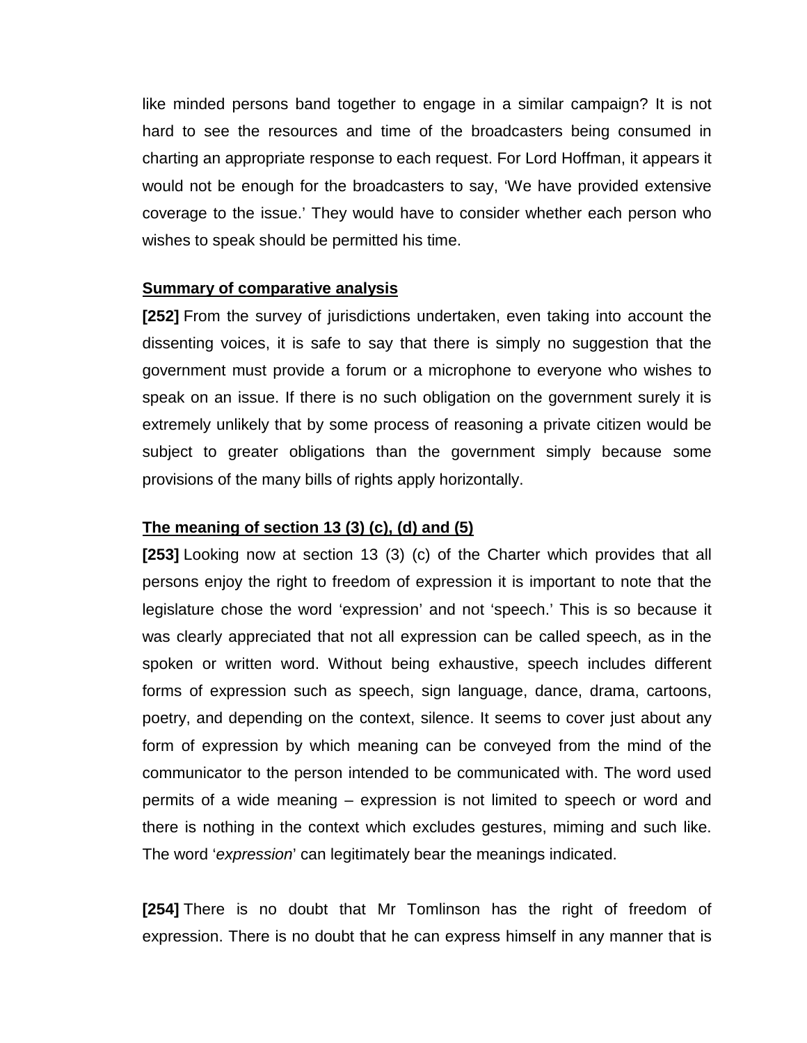like minded persons band together to engage in a similar campaign? It is not hard to see the resources and time of the broadcasters being consumed in charting an appropriate response to each request. For Lord Hoffman, it appears it would not be enough for the broadcasters to say, 'We have provided extensive coverage to the issue.' They would have to consider whether each person who wishes to speak should be permitted his time.

**Summary of comparative analysis**

**[252]** From the survey of jurisdictions undertaken, even taking into account the dissenting voices, it is safe to say that there is simply no suggestion that the government must provide a forum or a microphone to everyone who wishes to speak on an issue. If there is no such obligation on the government surely it is extremely unlikely that by some process of reasoning a private citizen would be subject to greater obligations than the government simply because some provisions of the many bills of rights apply horizontally.

**The meaning of section 13 (3) (c), (d) and (5)**

**[253]** Looking now at section 13 (3) (c) of the Charter which provides that all persons enjoy the right to freedom of expression it is important to note that the legislature chose the word 'expression' and not 'speech.' This is so because it was clearly appreciated that not all expression can be called speech, as in the spoken or written word. Without being exhaustive, speech includes different forms of expression such as speech, sign language, dance, drama, cartoons, poetry, and depending on the context, silence. It seems to cover just about any form of expression by which meaning can be conveyed from the mind of the communicator to the person intended to be communicated with. The word used permits of a wide meaning – expression is not limited to speech or word and there is nothing in the context which excludes gestures, miming and such like. The word '*expression*' can legitimately bear the meanings indicated.

**[254]** There is no doubt that Mr Tomlinson has the right of freedom of expression. There is no doubt that he can express himself in any manner that is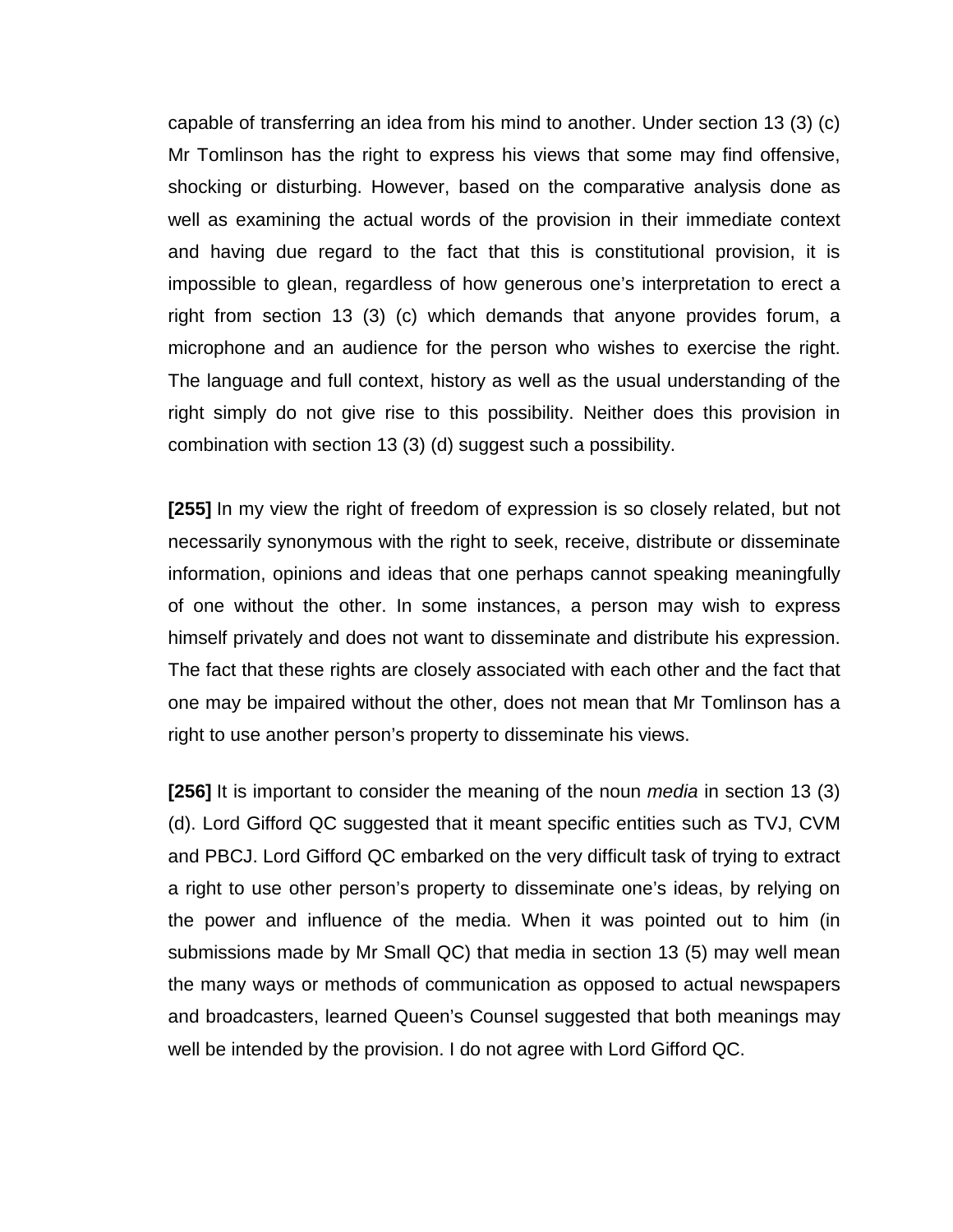capable of transferring an idea from his mind to another. Under section 13 (3) (c) Mr Tomlinson has the right to express his views that some may find offensive, shocking or disturbing. However, based on the comparative analysis done as well as examining the actual words of the provision in their immediate context and having due regard to the fact that this is constitutional provision, it is impossible to glean, regardless of how generous one's interpretation to erect a right from section 13 (3) (c) which demands that anyone provides forum, a microphone and an audience for the person who wishes to exercise the right. The language and full context, history as well as the usual understanding of the right simply do not give rise to this possibility. Neither does this provision in combination with section 13 (3) (d) suggest such a possibility.

**[255]** In my view the right of freedom of expression is so closely related, but not necessarily synonymous with the right to seek, receive, distribute or disseminate information, opinions and ideas that one perhaps cannot speaking meaningfully of one without the other. In some instances, a person may wish to express himself privately and does not want to disseminate and distribute his expression. The fact that these rights are closely associated with each other and the fact that one may be impaired without the other, does not mean that Mr Tomlinson has a right to use another person's property to disseminate his views.

**[256]** It is important to consider the meaning of the noun *media* in section 13 (3) (d). Lord Gifford QC suggested that it meant specific entities such as TVJ, CVM and PBCJ. Lord Gifford QC embarked on the very difficult task of trying to extract a right to use other person's property to disseminate one's ideas, by relying on the power and influence of the media. When it was pointed out to him (in submissions made by Mr Small QC) that media in section 13 (5) may well mean the many ways or methods of communication as opposed to actual newspapers and broadcasters, learned Queen's Counsel suggested that both meanings may well be intended by the provision. I do not agree with Lord Gifford QC.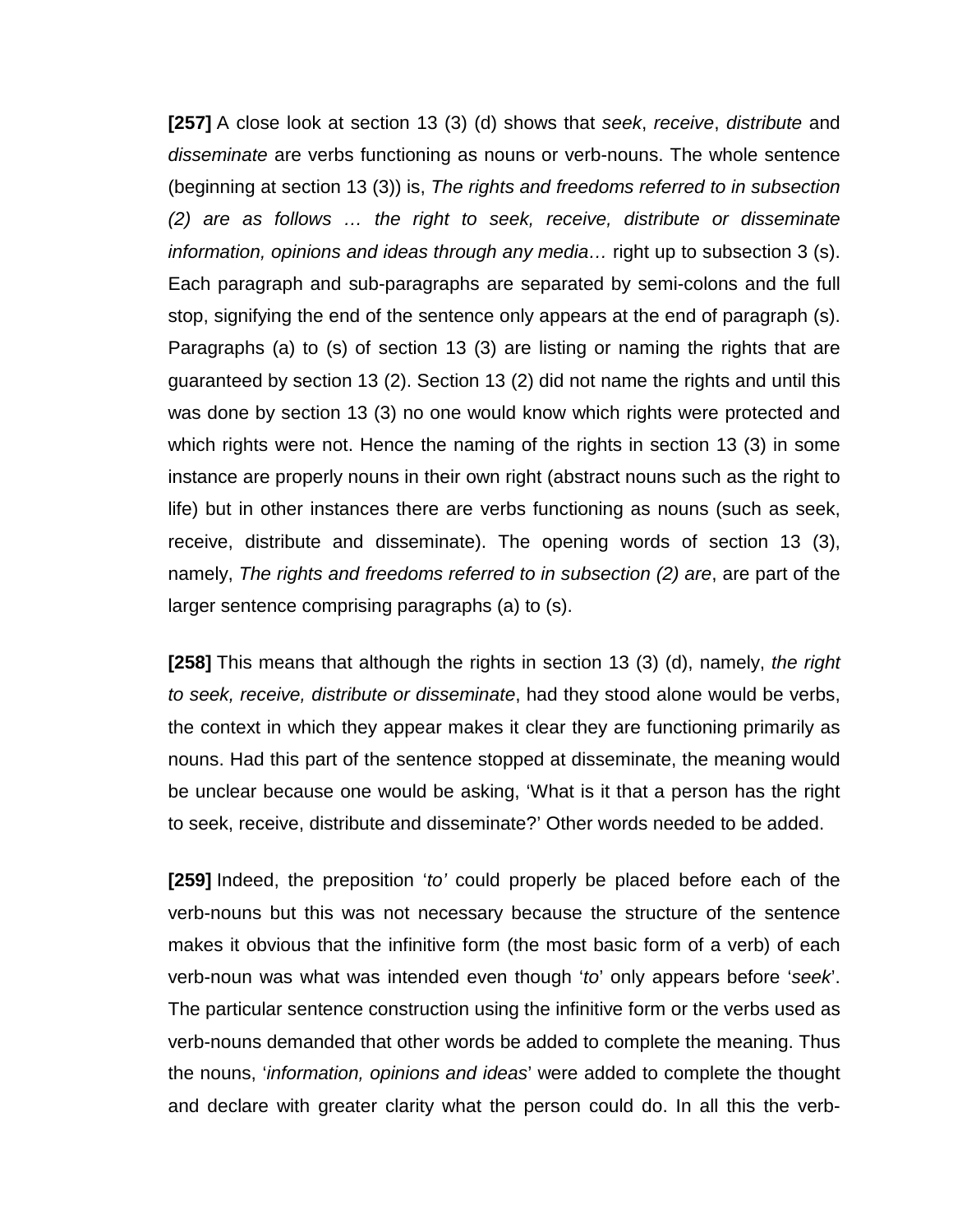**[257]** A close look at section 13 (3) (d) shows that *seek*, *receive*, *distribute* and *disseminate* are verbs functioning as nouns or verb-nouns. The whole sentence (beginning at section 13 (3)) is, *The rights and freedoms referred to in subsection (2) are as follows … the right to seek, receive, distribute or disseminate information, opinions and ideas through any media…* right up to subsection 3 (s). Each paragraph and sub-paragraphs are separated by semi-colons and the full stop, signifying the end of the sentence only appears at the end of paragraph (s). Paragraphs (a) to (s) of section 13 (3) are listing or naming the rights that are guaranteed by section 13 (2). Section 13 (2) did not name the rights and until this was done by section 13 (3) no one would know which rights were protected and which rights were not. Hence the naming of the rights in section 13 (3) in some instance are properly nouns in their own right (abstract nouns such as the right to life) but in other instances there are verbs functioning as nouns (such as seek, receive, distribute and disseminate). The opening words of section 13 (3), namely, *The rights and freedoms referred to in subsection (2) are*, are part of the larger sentence comprising paragraphs (a) to (s).

**[258]** This means that although the rights in section 13 (3) (d), namely, *the right to seek, receive, distribute or disseminate*, had they stood alone would be verbs, the context in which they appear makes it clear they are functioning primarily as nouns. Had this part of the sentence stopped at disseminate, the meaning would be unclear because one would be asking, 'What is it that a person has the right to seek, receive, distribute and disseminate?' Other words needed to be added.

**[259]** Indeed, the preposition '*to'* could properly be placed before each of the verb-nouns but this was not necessary because the structure of the sentence makes it obvious that the infinitive form (the most basic form of a verb) of each verb-noun was what was intended even though '*to*' only appears before '*seek*'. The particular sentence construction using the infinitive form or the verbs used as verb-nouns demanded that other words be added to complete the meaning. Thus the nouns, '*information, opinions and ideas*' were added to complete the thought and declare with greater clarity what the person could do. In all this the verb-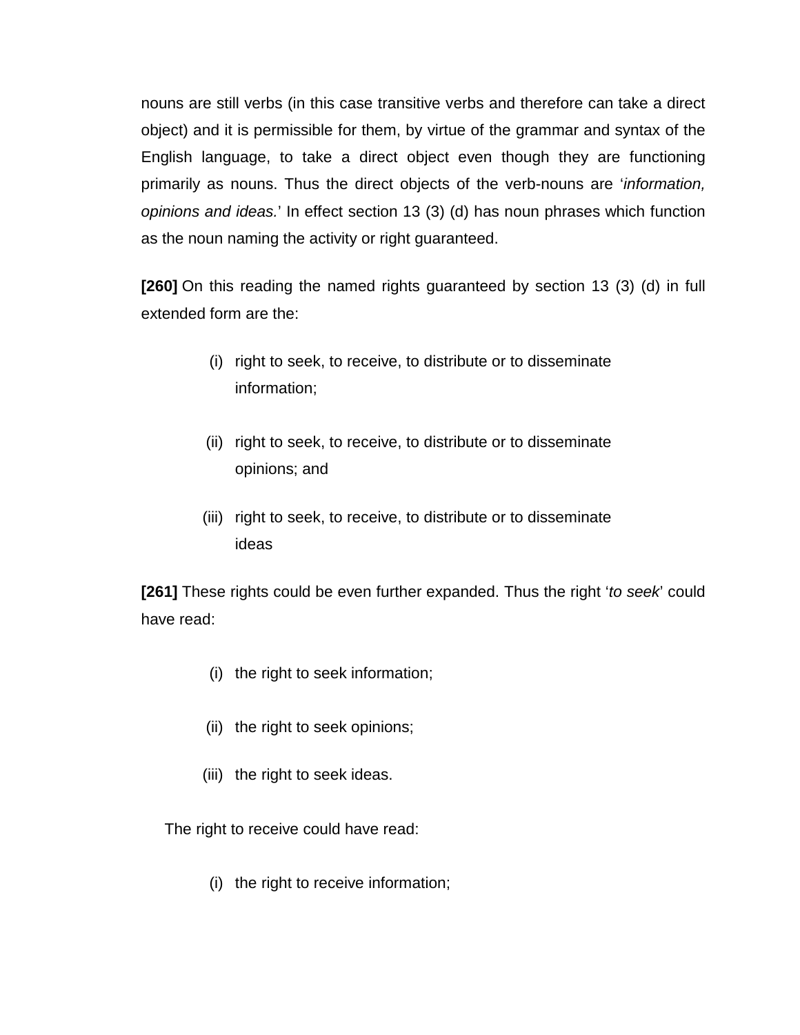nouns are still verbs (in this case transitive verbs and therefore can take a direct object) and it is permissible for them, by virtue of the grammar and syntax of the English language, to take a direct object even though they are functioning primarily as nouns. Thus the direct objects of the verb-nouns are '*information, opinions and ideas.*' In effect section 13 (3) (d) has noun phrases which function as the noun naming the activity or right guaranteed.

**[260]** On this reading the named rights guaranteed by section 13 (3) (d) in full extended form are the:

(i) right to seek, to receive, to distribute or to disseminate information;

(ii) right to seek, to receive, to distribute or to disseminate opinions; and

(iii) right to seek, to receive, to distribute or to disseminate ideas

**[261]** These rights could be even further expanded. Thus the right '*to seek*' could have read:

(i) the right to seek information;

(ii) the right to seek opinions;

(iii) the right to seek ideas.

The right to receive could have read:

(i) the right to receive information;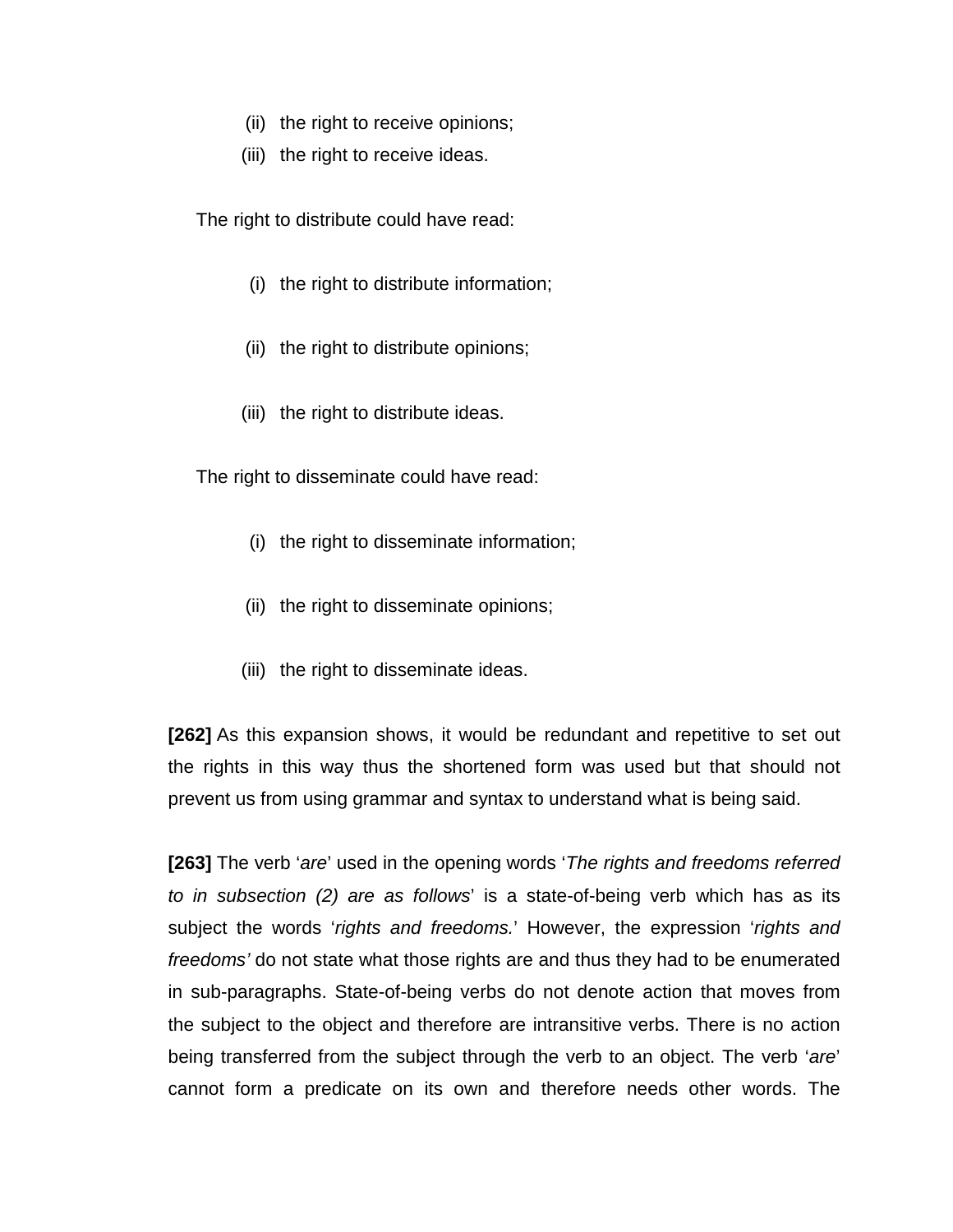(ii) the right to receive opinions;

(iii) the right to receive ideas.

The right to distribute could have read:

(i) the right to distribute information;

(ii) the right to distribute opinions;

(iii) the right to distribute ideas.

The right to disseminate could have read:

(i) the right to disseminate information;

(ii) the right to disseminate opinions;

(iii) the right to disseminate ideas.

**[262]** As this expansion shows, it would be redundant and repetitive to set out the rights in this way thus the shortened form was used but that should not prevent us from using grammar and syntax to understand what is being said.

**[263]** The verb '*are*' used in the opening words '*The rights and freedoms referred to in subsection (2) are as follows*' is a state-of-being verb which has as its subject the words '*rights and freedoms.*' However, the expression '*rights and freedoms'* do not state what those rights are and thus they had to be enumerated in sub-paragraphs. State-of-being verbs do not denote action that moves from the subject to the object and therefore are intransitive verbs. There is no action being transferred from the subject through the verb to an object. The verb '*are*' cannot form a predicate on its own and therefore needs other words. The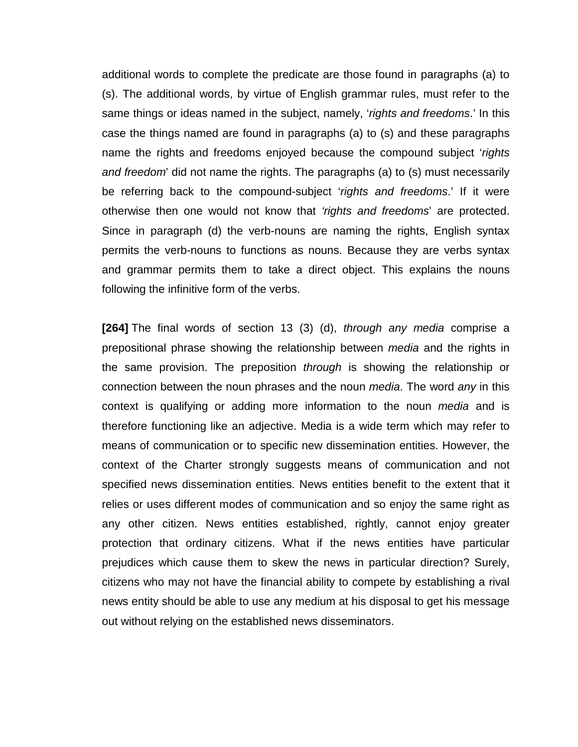additional words to complete the predicate are those found in paragraphs (a) to (s). The additional words, by virtue of English grammar rules, must refer to the same things or ideas named in the subject, namely, '*rights and freedoms*.' In this case the things named are found in paragraphs (a) to (s) and these paragraphs name the rights and freedoms enjoyed because the compound subject '*rights and freedom*' did not name the rights. The paragraphs (a) to (s) must necessarily be referring back to the compound-subject '*rights and freedoms*.' If it were otherwise then one would not know that *'rights and freedoms*' are protected. Since in paragraph (d) the verb-nouns are naming the rights, English syntax permits the verb-nouns to functions as nouns. Because they are verbs syntax and grammar permits them to take a direct object. This explains the nouns following the infinitive form of the verbs.

**[264]** The final words of section 13 (3) (d), *through any media* comprise a prepositional phrase showing the relationship between *media* and the rights in the same provision. The preposition *through* is showing the relationship or connection between the noun phrases and the noun *media*. The word *any* in this context is qualifying or adding more information to the noun *media* and is therefore functioning like an adjective. Media is a wide term which may refer to means of communication or to specific new dissemination entities. However, the context of the Charter strongly suggests means of communication and not specified news dissemination entities. News entities benefit to the extent that it relies or uses different modes of communication and so enjoy the same right as any other citizen. News entities established, rightly, cannot enjoy greater protection that ordinary citizens. What if the news entities have particular prejudices which cause them to skew the news in particular direction? Surely, citizens who may not have the financial ability to compete by establishing a rival news entity should be able to use any medium at his disposal to get his message out without relying on the established news disseminators.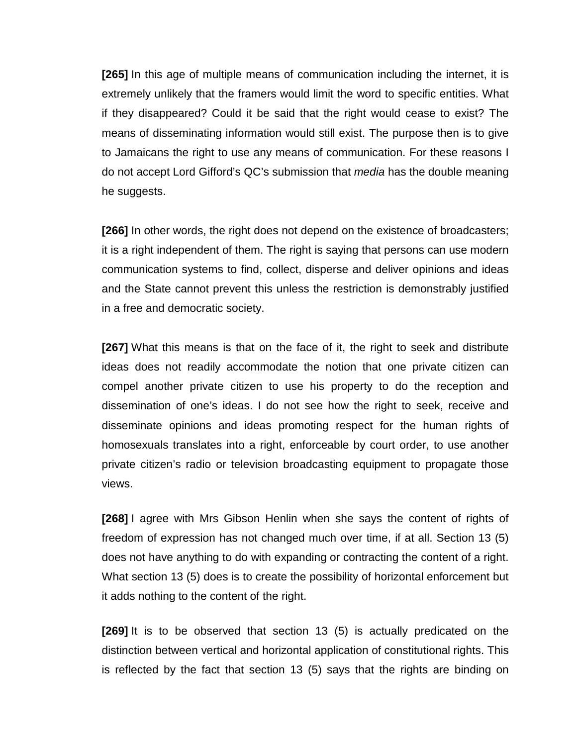**[265]** In this age of multiple means of communication including the internet, it is extremely unlikely that the framers would limit the word to specific entities. What if they disappeared? Could it be said that the right would cease to exist? The means of disseminating information would still exist. The purpose then is to give to Jamaicans the right to use any means of communication. For these reasons I do not accept Lord Gifford's QC's submission that *media* has the double meaning he suggests.

**[266]** In other words, the right does not depend on the existence of broadcasters; it is a right independent of them. The right is saying that persons can use modern communication systems to find, collect, disperse and deliver opinions and ideas and the State cannot prevent this unless the restriction is demonstrably justified in a free and democratic society.

**[267]** What this means is that on the face of it, the right to seek and distribute ideas does not readily accommodate the notion that one private citizen can compel another private citizen to use his property to do the reception and dissemination of one's ideas. I do not see how the right to seek, receive and disseminate opinions and ideas promoting respect for the human rights of homosexuals translates into a right, enforceable by court order, to use another private citizen's radio or television broadcasting equipment to propagate those views.

**[268]** I agree with Mrs Gibson Henlin when she says the content of rights of freedom of expression has not changed much over time, if at all. Section 13 (5) does not have anything to do with expanding or contracting the content of a right. What section 13 (5) does is to create the possibility of horizontal enforcement but it adds nothing to the content of the right.

**[269]** It is to be observed that section 13 (5) is actually predicated on the distinction between vertical and horizontal application of constitutional rights. This is reflected by the fact that section 13 (5) says that the rights are binding on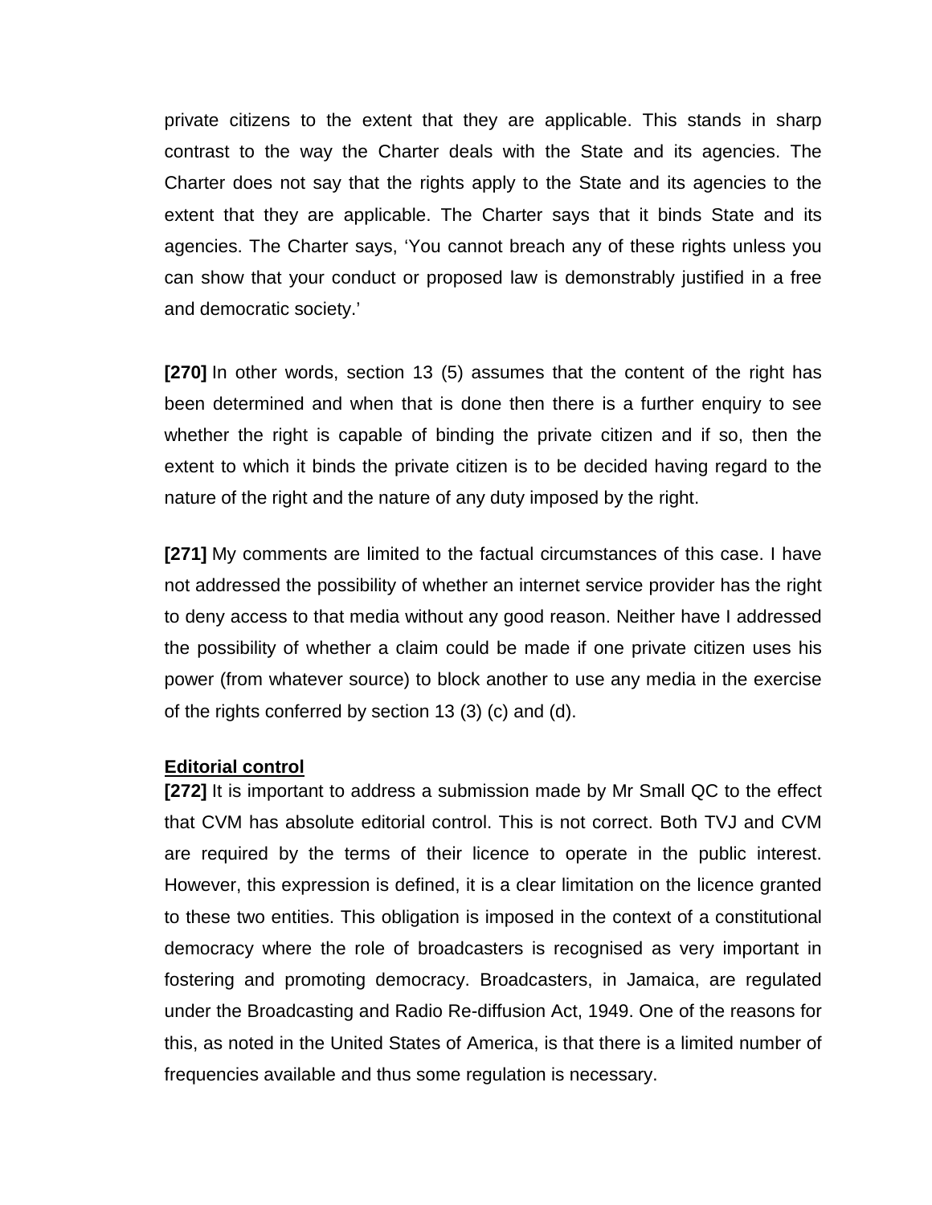private citizens to the extent that they are applicable. This stands in sharp contrast to the way the Charter deals with the State and its agencies. The Charter does not say that the rights apply to the State and its agencies to the extent that they are applicable. The Charter says that it binds State and its agencies. The Charter says, 'You cannot breach any of these rights unless you can show that your conduct or proposed law is demonstrably justified in a free and democratic society.'

**[270]** In other words, section 13 (5) assumes that the content of the right has been determined and when that is done then there is a further enquiry to see whether the right is capable of binding the private citizen and if so, then the extent to which it binds the private citizen is to be decided having regard to the nature of the right and the nature of any duty imposed by the right.

**[271]** My comments are limited to the factual circumstances of this case. I have not addressed the possibility of whether an internet service provider has the right to deny access to that media without any good reason. Neither have I addressed the possibility of whether a claim could be made if one private citizen uses his power (from whatever source) to block another to use any media in the exercise of the rights conferred by section 13 (3) (c) and (d).

**Editorial control**

**[272]** It is important to address a submission made by Mr Small QC to the effect that CVM has absolute editorial control. This is not correct. Both TVJ and CVM are required by the terms of their licence to operate in the public interest. However, this expression is defined, it is a clear limitation on the licence granted to these two entities. This obligation is imposed in the context of a constitutional democracy where the role of broadcasters is recognised as very important in fostering and promoting democracy. Broadcasters, in Jamaica, are regulated under the Broadcasting and Radio Re-diffusion Act, 1949. One of the reasons for this, as noted in the United States of America, is that there is a limited number of frequencies available and thus some regulation is necessary.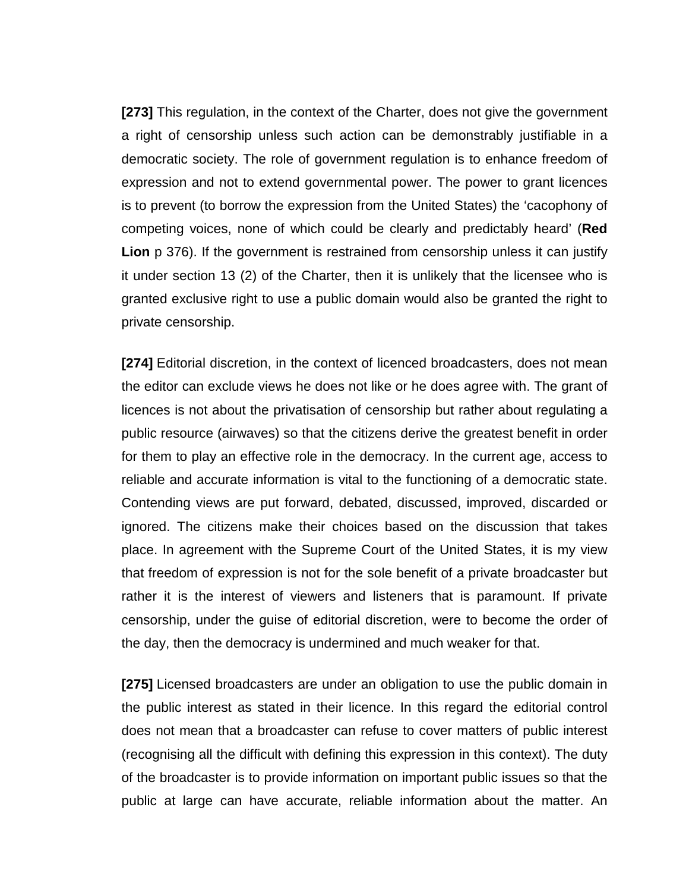**[273]** This regulation, in the context of the Charter, does not give the government a right of censorship unless such action can be demonstrably justifiable in a democratic society. The role of government regulation is to enhance freedom of expression and not to extend governmental power. The power to grant licences is to prevent (to borrow the expression from the United States) the 'cacophony of competing voices, none of which could be clearly and predictably heard' (**Red Lion** p 376). If the government is restrained from censorship unless it can justify it under section 13 (2) of the Charter, then it is unlikely that the licensee who is granted exclusive right to use a public domain would also be granted the right to private censorship.

**[274]** Editorial discretion, in the context of licenced broadcasters, does not mean the editor can exclude views he does not like or he does agree with. The grant of licences is not about the privatisation of censorship but rather about regulating a public resource (airwaves) so that the citizens derive the greatest benefit in order for them to play an effective role in the democracy. In the current age, access to reliable and accurate information is vital to the functioning of a democratic state. Contending views are put forward, debated, discussed, improved, discarded or ignored. The citizens make their choices based on the discussion that takes place. In agreement with the Supreme Court of the United States, it is my view that freedom of expression is not for the sole benefit of a private broadcaster but rather it is the interest of viewers and listeners that is paramount. If private censorship, under the guise of editorial discretion, were to become the order of the day, then the democracy is undermined and much weaker for that.

**[275]** Licensed broadcasters are under an obligation to use the public domain in the public interest as stated in their licence. In this regard the editorial control does not mean that a broadcaster can refuse to cover matters of public interest (recognising all the difficult with defining this expression in this context). The duty of the broadcaster is to provide information on important public issues so that the public at large can have accurate, reliable information about the matter. An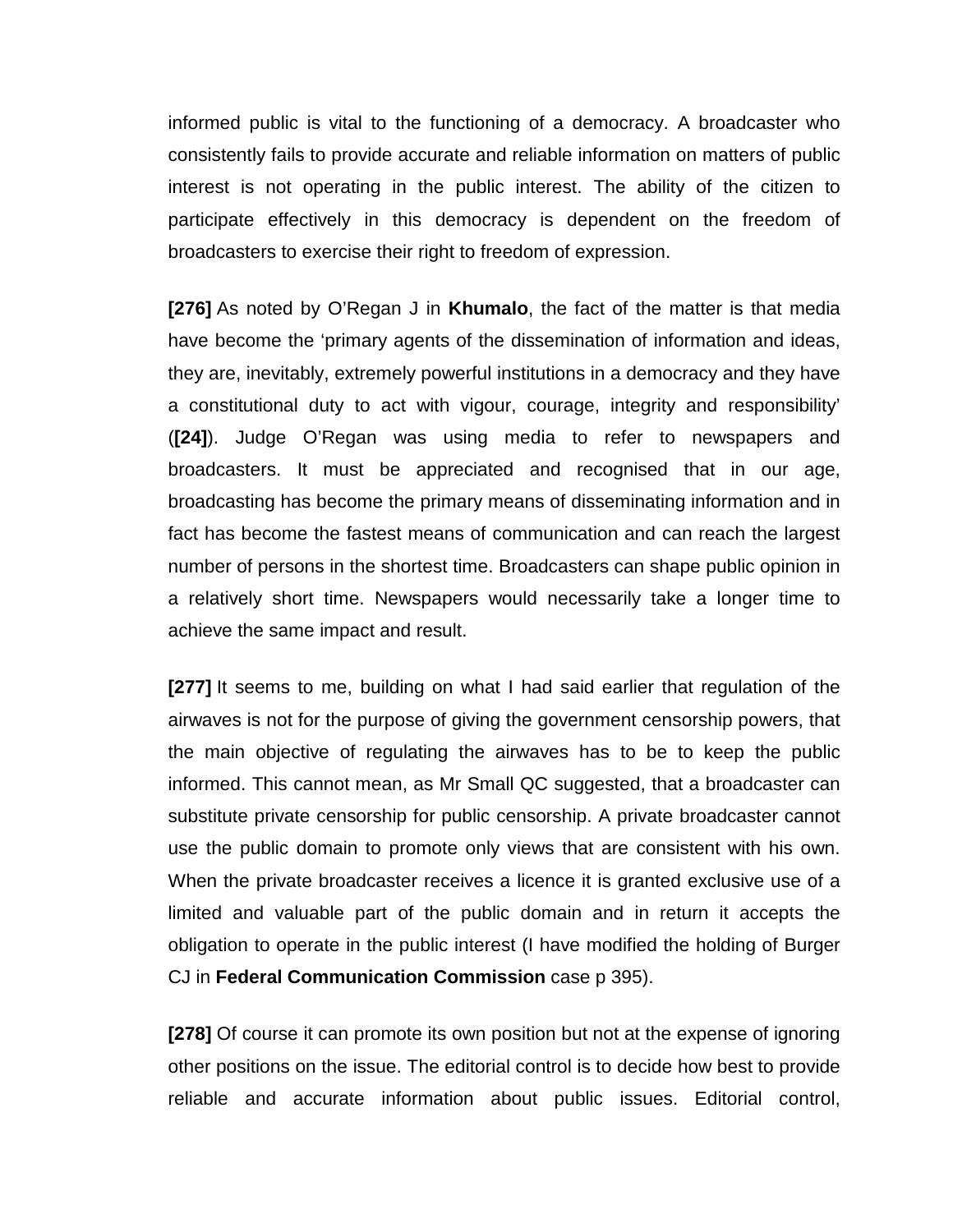informed public is vital to the functioning of a democracy. A broadcaster who consistently fails to provide accurate and reliable information on matters of public interest is not operating in the public interest. The ability of the citizen to participate effectively in this democracy is dependent on the freedom of broadcasters to exercise their right to freedom of expression.

**[276]** As noted by O'Regan J in **Khumalo**, the fact of the matter is that media have become the 'primary agents of the dissemination of information and ideas, they are, inevitably, extremely powerful institutions in a democracy and they have a constitutional duty to act with vigour, courage, integrity and responsibility' (**[24]**). Judge O'Regan was using media to refer to newspapers and broadcasters. It must be appreciated and recognised that in our age, broadcasting has become the primary means of disseminating information and in fact has become the fastest means of communication and can reach the largest number of persons in the shortest time. Broadcasters can shape public opinion in a relatively short time. Newspapers would necessarily take a longer time to achieve the same impact and result.

**[277]** It seems to me, building on what I had said earlier that regulation of the airwaves is not for the purpose of giving the government censorship powers, that the main objective of regulating the airwaves has to be to keep the public informed. This cannot mean, as Mr Small QC suggested, that a broadcaster can substitute private censorship for public censorship. A private broadcaster cannot use the public domain to promote only views that are consistent with his own. When the private broadcaster receives a licence it is granted exclusive use of a limited and valuable part of the public domain and in return it accepts the obligation to operate in the public interest (I have modified the holding of Burger CJ in **Federal Communication Commission** case p 395).

**[278]** Of course it can promote its own position but not at the expense of ignoring other positions on the issue. The editorial control is to decide how best to provide reliable and accurate information about public issues. Editorial control,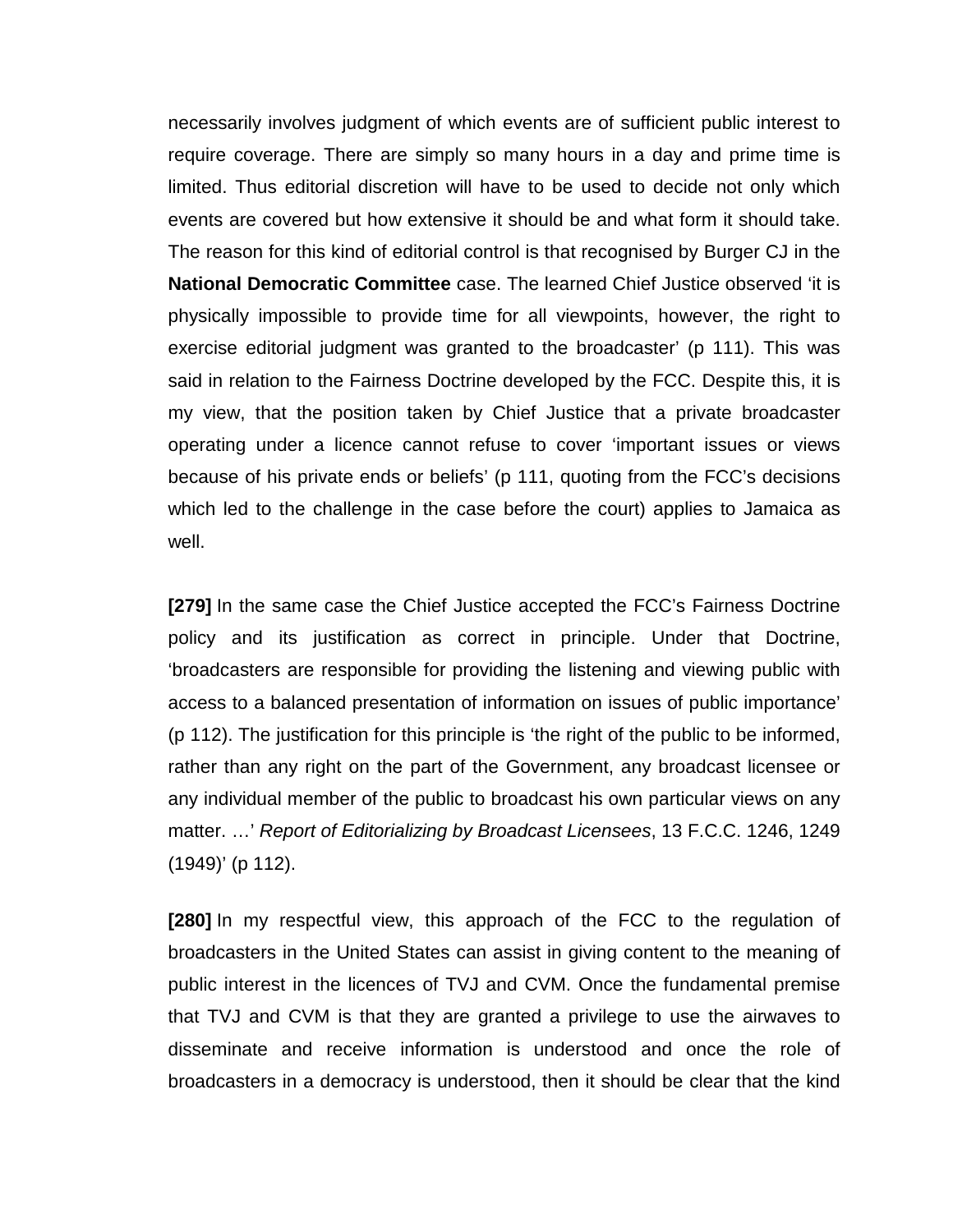necessarily involves judgment of which events are of sufficient public interest to require coverage. There are simply so many hours in a day and prime time is limited. Thus editorial discretion will have to be used to decide not only which events are covered but how extensive it should be and what form it should take. The reason for this kind of editorial control is that recognised by Burger CJ in the **National Democratic Committee** case. The learned Chief Justice observed 'it is physically impossible to provide time for all viewpoints, however, the right to exercise editorial judgment was granted to the broadcaster' (p 111). This was said in relation to the Fairness Doctrine developed by the FCC. Despite this, it is my view, that the position taken by Chief Justice that a private broadcaster operating under a licence cannot refuse to cover 'important issues or views because of his private ends or beliefs' (p 111, quoting from the FCC's decisions which led to the challenge in the case before the court) applies to Jamaica as well.

**[279]** In the same case the Chief Justice accepted the FCC's Fairness Doctrine policy and its justification as correct in principle. Under that Doctrine, 'broadcasters are responsible for providing the listening and viewing public with access to a balanced presentation of information on issues of public importance' (p 112). The justification for this principle is 'the right of the public to be informed, rather than any right on the part of the Government, any broadcast licensee or any individual member of the public to broadcast his own particular views on any matter. …' *Report of Editorializing by Broadcast Licensees*, 13 F.C.C. 1246, 1249 (1949)' (p 112).

**[280]** In my respectful view, this approach of the FCC to the regulation of broadcasters in the United States can assist in giving content to the meaning of public interest in the licences of TVJ and CVM. Once the fundamental premise that TVJ and CVM is that they are granted a privilege to use the airwaves to disseminate and receive information is understood and once the role of broadcasters in a democracy is understood, then it should be clear that the kind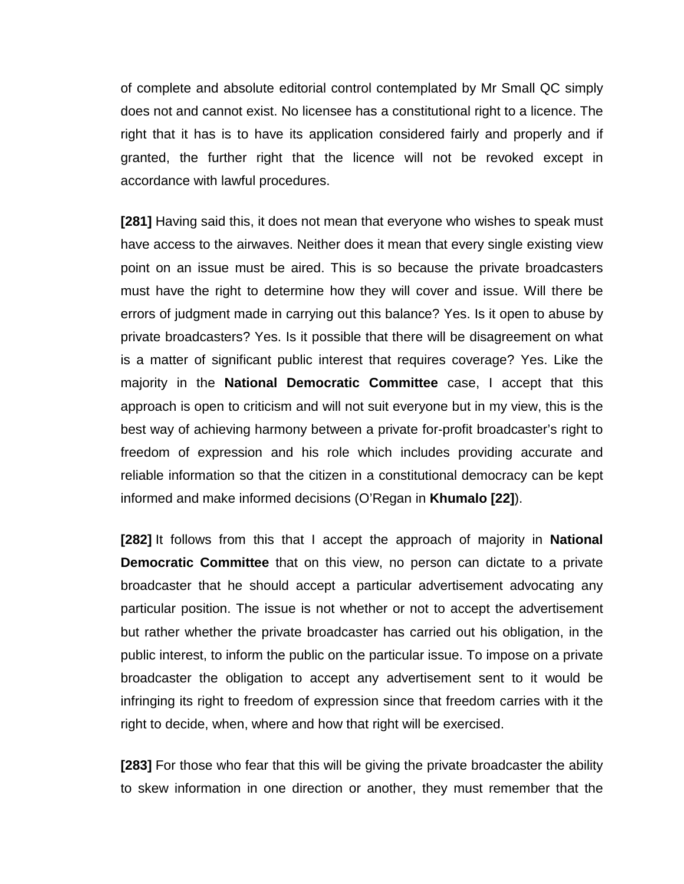of complete and absolute editorial control contemplated by Mr Small QC simply does not and cannot exist. No licensee has a constitutional right to a licence. The right that it has is to have its application considered fairly and properly and if granted, the further right that the licence will not be revoked except in accordance with lawful procedures.

**[281]** Having said this, it does not mean that everyone who wishes to speak must have access to the airwaves. Neither does it mean that every single existing view point on an issue must be aired. This is so because the private broadcasters must have the right to determine how they will cover and issue. Will there be errors of judgment made in carrying out this balance? Yes. Is it open to abuse by private broadcasters? Yes. Is it possible that there will be disagreement on what is a matter of significant public interest that requires coverage? Yes. Like the majority in the **National Democratic Committee** case, I accept that this approach is open to criticism and will not suit everyone but in my view, this is the best way of achieving harmony between a private for-profit broadcaster's right to freedom of expression and his role which includes providing accurate and reliable information so that the citizen in a constitutional democracy can be kept informed and make informed decisions (O'Regan in **Khumalo [22]**).

**[282]** It follows from this that I accept the approach of majority in **National Democratic Committee** that on this view, no person can dictate to a private broadcaster that he should accept a particular advertisement advocating any particular position. The issue is not whether or not to accept the advertisement but rather whether the private broadcaster has carried out his obligation, in the public interest, to inform the public on the particular issue. To impose on a private broadcaster the obligation to accept any advertisement sent to it would be infringing its right to freedom of expression since that freedom carries with it the right to decide, when, where and how that right will be exercised.

**[283]** For those who fear that this will be giving the private broadcaster the ability to skew information in one direction or another, they must remember that the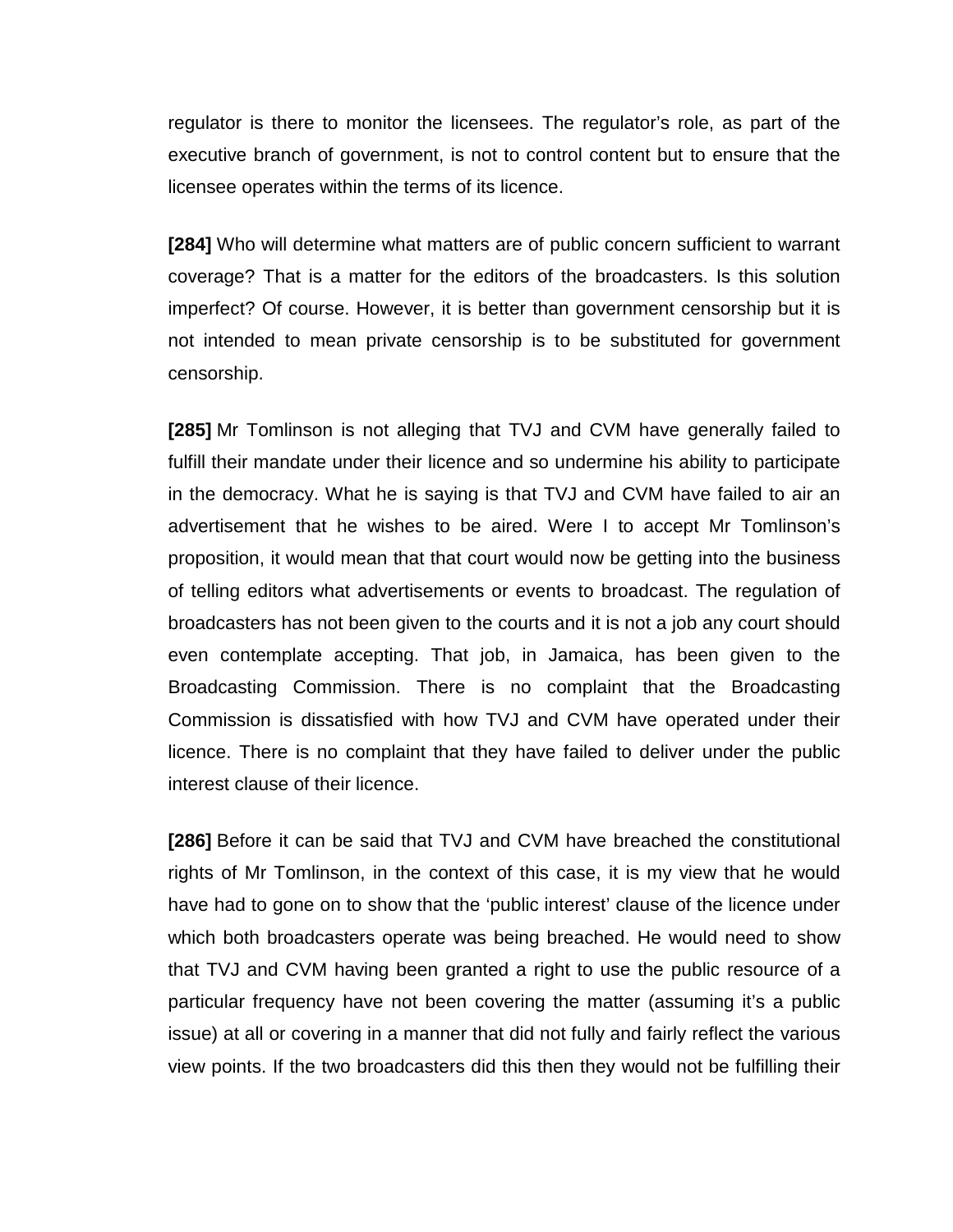regulator is there to monitor the licensees. The regulator’s role, as part of the executive branch of government, is not to control content but to ensure that the licensee operates within the terms of its licence.

**[284]** Who will determine what matters are of public concern sufficient to warrant coverage? That is a matter for the editors of the broadcasters. Is this solution imperfect? Of course. However, it is better than government censorship but it is not intended to mean private censorship is to be substituted for government censorship.

**[285]** Mr Tomlinson is not alleging that TVJ and CVM have generally failed to fulfill their mandate under their licence and so undermine his ability to participate in the democracy. What he is saying is that TVJ and CVM have failed to air an advertisement that he wishes to be aired. Were I to accept Mr Tomlinson’s proposition, it would mean that that court would now be getting into the business of telling editors what advertisements or events to broadcast. The regulation of broadcasters has not been given to the courts and it is not a job any court should even contemplate accepting. That job, in Jamaica, has been given to the Broadcasting Commission. There is no complaint that the Broadcasting Commission is dissatisfied with how TVJ and CVM have operated under their licence. There is no complaint that they have failed to deliver under the public interest clause of their licence.

**[286]** Before it can be said that TVJ and CVM have breached the constitutional rights of Mr Tomlinson, in the context of this case, it is my view that he would have had to gone on to show that the ‘public interest’ clause of the licence under which both broadcasters operate was being breached. He would need to show that TVJ and CVM having been granted a right to use the public resource of a particular frequency have not been covering the matter (assuming it’s a public issue) at all or covering in a manner that did not fully and fairly reflect the various view points. If the two broadcasters did this then they would not be fulfilling their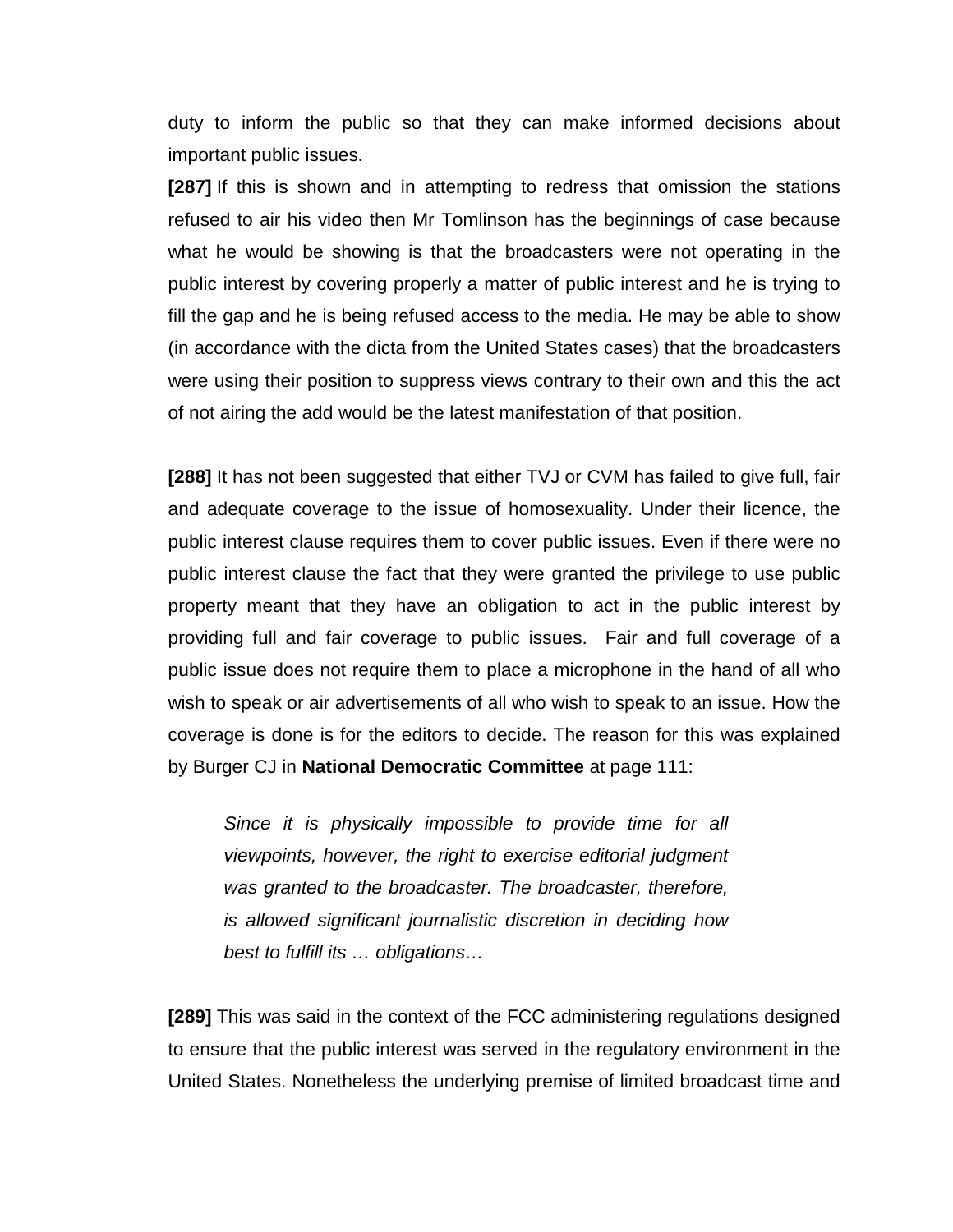duty to inform the public so that they can make informed decisions about important public issues.

**[287]** If this is shown and in attempting to redress that omission the stations refused to air his video then Mr Tomlinson has the beginnings of case because what he would be showing is that the broadcasters were not operating in the public interest by covering properly a matter of public interest and he is trying to fill the gap and he is being refused access to the media. He may be able to show (in accordance with the dicta from the United States cases) that the broadcasters were using their position to suppress views contrary to their own and this the act of not airing the add would be the latest manifestation of that position.

**[288]** It has not been suggested that either TVJ or CVM has failed to give full, fair and adequate coverage to the issue of homosexuality. Under their licence, the public interest clause requires them to cover public issues. Even if there were no public interest clause the fact that they were granted the privilege to use public property meant that they have an obligation to act in the public interest by providing full and fair coverage to public issues. Fair and full coverage of a public issue does not require them to place a microphone in the hand of all who wish to speak or air advertisements of all who wish to speak to an issue. How the coverage is done is for the editors to decide. The reason for this was explained by Burger CJ in **National Democratic Committee** at page 111:

> *Since it is physically impossible to provide time for all viewpoints, however, the right to exercise editorial judgment was granted to the broadcaster. The broadcaster, therefore, is allowed significant journalistic discretion in deciding how best to fulfill its … obligations…*

**[289]** This was said in the context of the FCC administering regulations designed to ensure that the public interest was served in the regulatory environment in the United States. Nonetheless the underlying premise of limited broadcast time and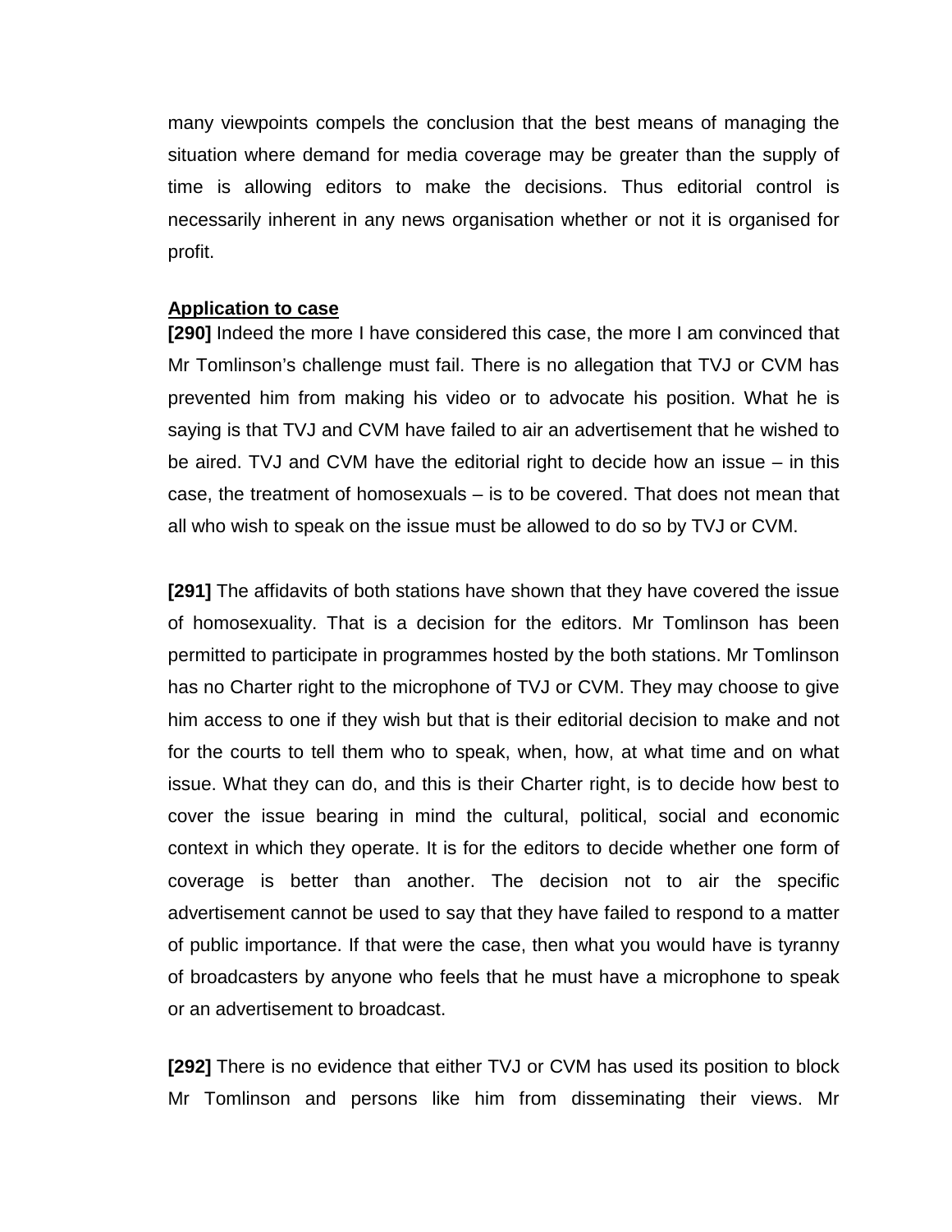many viewpoints compels the conclusion that the best means of managing the situation where demand for media coverage may be greater than the supply of time is allowing editors to make the decisions. Thus editorial control is necessarily inherent in any news organisation whether or not it is organised for profit.

**Application to case**

**[290]** Indeed the more I have considered this case, the more I am convinced that Mr Tomlinson's challenge must fail. There is no allegation that TVJ or CVM has prevented him from making his video or to advocate his position. What he is saying is that TVJ and CVM have failed to air an advertisement that he wished to be aired. TVJ and CVM have the editorial right to decide how an issue – in this case, the treatment of homosexuals – is to be covered. That does not mean that all who wish to speak on the issue must be allowed to do so by TVJ or CVM.

**[291]** The affidavits of both stations have shown that they have covered the issue of homosexuality. That is a decision for the editors. Mr Tomlinson has been permitted to participate in programmes hosted by the both stations. Mr Tomlinson has no Charter right to the microphone of TVJ or CVM. They may choose to give him access to one if they wish but that is their editorial decision to make and not for the courts to tell them who to speak, when, how, at what time and on what issue. What they can do, and this is their Charter right, is to decide how best to cover the issue bearing in mind the cultural, political, social and economic context in which they operate. It is for the editors to decide whether one form of coverage is better than another. The decision not to air the specific advertisement cannot be used to say that they have failed to respond to a matter of public importance. If that were the case, then what you would have is tyranny of broadcasters by anyone who feels that he must have a microphone to speak or an advertisement to broadcast.

**[292]** There is no evidence that either TVJ or CVM has used its position to block Mr Tomlinson and persons like him from disseminating their views. Mr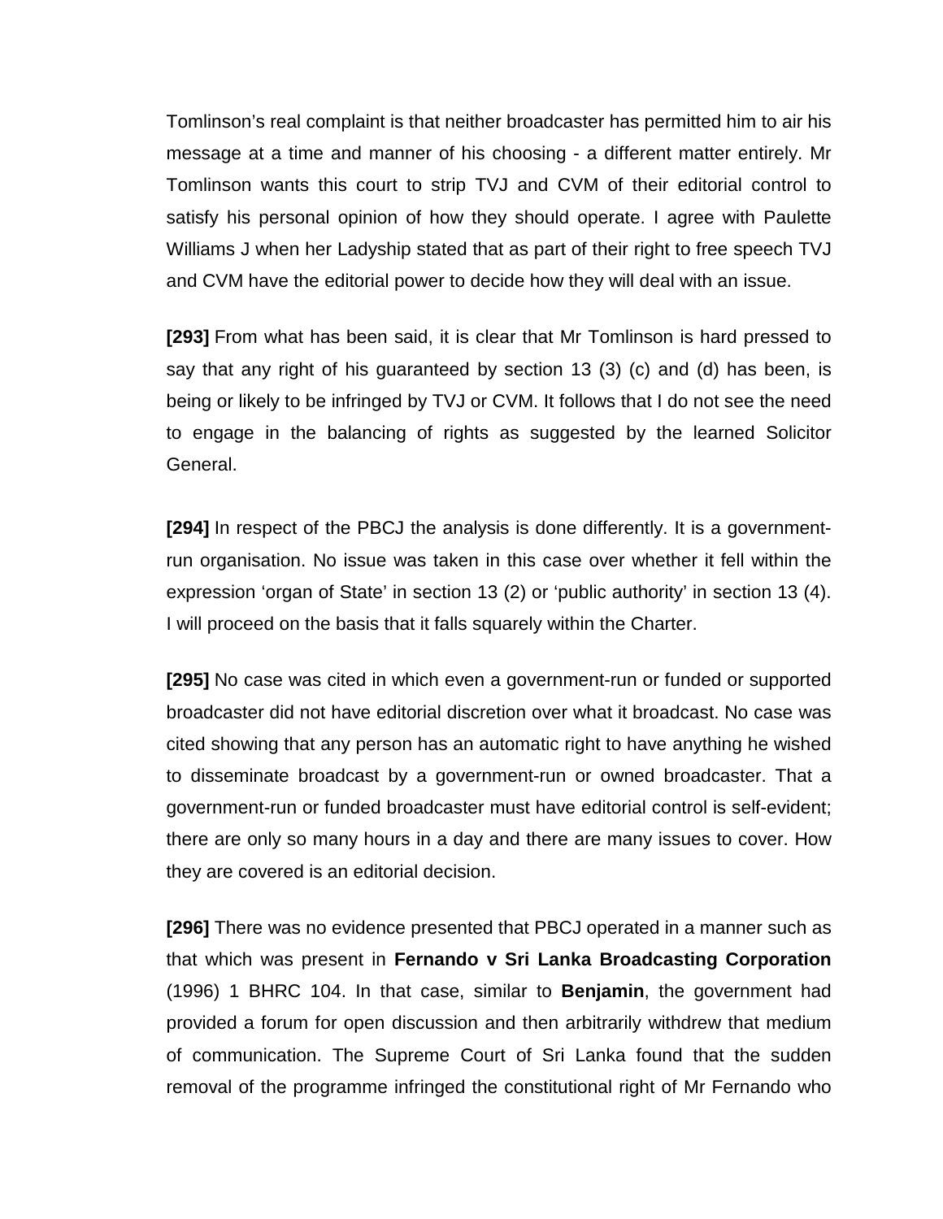Tomlinson's real complaint is that neither broadcaster has permitted him to air his message at a time and manner of his choosing - a different matter entirely. Mr Tomlinson wants this court to strip TVJ and CVM of their editorial control to satisfy his personal opinion of how they should operate. I agree with Paulette Williams J when her Ladyship stated that as part of their right to free speech TVJ and CVM have the editorial power to decide how they will deal with an issue.

**[293]** From what has been said, it is clear that Mr Tomlinson is hard pressed to say that any right of his guaranteed by section 13 (3) (c) and (d) has been, is being or likely to be infringed by TVJ or CVM. It follows that I do not see the need to engage in the balancing of rights as suggested by the learned Solicitor General.

**[294]** In respect of the PBCJ the analysis is done differently. It is a government-run organisation. No issue was taken in this case over whether it fell within the expression 'organ of State' in section 13 (2) or 'public authority' in section 13 (4). I will proceed on the basis that it falls squarely within the Charter.

**[295]** No case was cited in which even a government-run or funded or supported broadcaster did not have editorial discretion over what it broadcast. No case was cited showing that any person has an automatic right to have anything he wished to disseminate broadcast by a government-run or owned broadcaster. That a government-run or funded broadcaster must have editorial control is self-evident; there are only so many hours in a day and there are many issues to cover. How they are covered is an editorial decision.

**[296]** There was no evidence presented that PBCJ operated in a manner such as that which was present in **Fernando v Sri Lanka Broadcasting Corporation** (1996) 1 BHRC 104. In that case, similar to **Benjamin**, the government had provided a forum for open discussion and then arbitrarily withdrew that medium of communication. The Supreme Court of Sri Lanka found that the sudden removal of the programme infringed the constitutional right of Mr Fernando who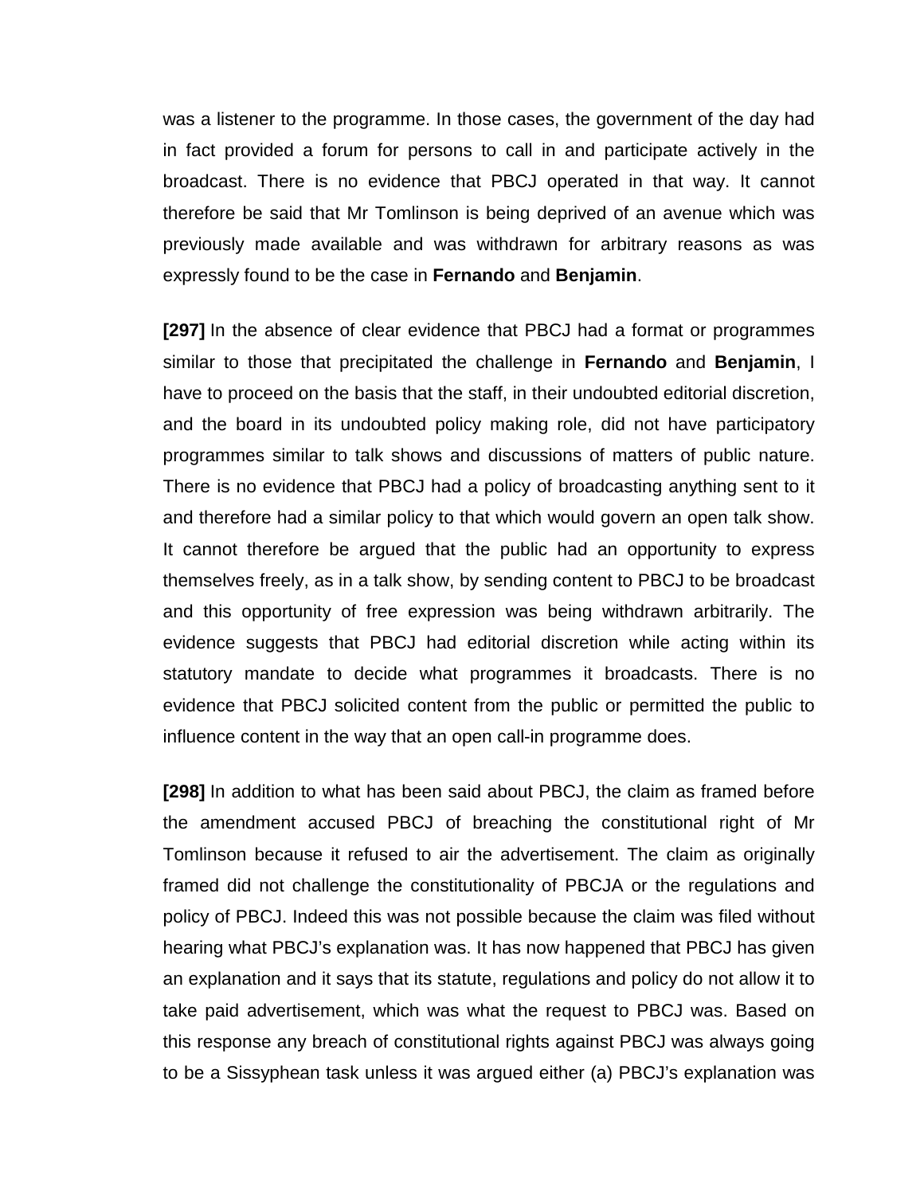was a listener to the programme. In those cases, the government of the day had in fact provided a forum for persons to call in and participate actively in the broadcast. There is no evidence that PBCJ operated in that way. It cannot therefore be said that Mr Tomlinson is being deprived of an avenue which was previously made available and was withdrawn for arbitrary reasons as was expressly found to be the case in **Fernando** and **Benjamin**.

**[297]** In the absence of clear evidence that PBCJ had a format or programmes similar to those that precipitated the challenge in **Fernando** and **Benjamin**, I have to proceed on the basis that the staff, in their undoubted editorial discretion, and the board in its undoubted policy making role, did not have participatory programmes similar to talk shows and discussions of matters of public nature. There is no evidence that PBCJ had a policy of broadcasting anything sent to it and therefore had a similar policy to that which would govern an open talk show. It cannot therefore be argued that the public had an opportunity to express themselves freely, as in a talk show, by sending content to PBCJ to be broadcast and this opportunity of free expression was being withdrawn arbitrarily. The evidence suggests that PBCJ had editorial discretion while acting within its statutory mandate to decide what programmes it broadcasts. There is no evidence that PBCJ solicited content from the public or permitted the public to influence content in the way that an open call-in programme does.

**[298]** In addition to what has been said about PBCJ, the claim as framed before the amendment accused PBCJ of breaching the constitutional right of Mr Tomlinson because it refused to air the advertisement. The claim as originally framed did not challenge the constitutionality of PBCJA or the regulations and policy of PBCJ. Indeed this was not possible because the claim was filed without hearing what PBCJ's explanation was. It has now happened that PBCJ has given an explanation and it says that its statute, regulations and policy do not allow it to take paid advertisement, which was what the request to PBCJ was. Based on this response any breach of constitutional rights against PBCJ was always going to be a Sissyphean task unless it was argued either (a) PBCJ's explanation was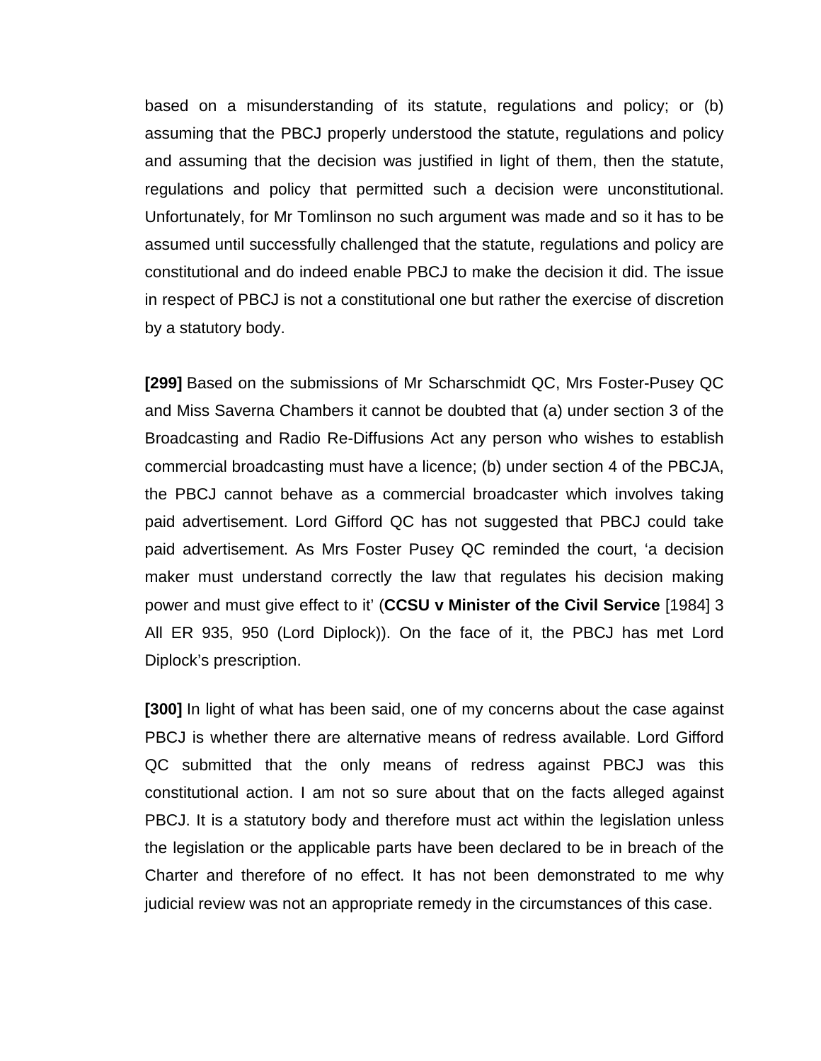based on a misunderstanding of its statute, regulations and policy; or (b) assuming that the PBCJ properly understood the statute, regulations and policy and assuming that the decision was justified in light of them, then the statute, regulations and policy that permitted such a decision were unconstitutional. Unfortunately, for Mr Tomlinson no such argument was made and so it has to be assumed until successfully challenged that the statute, regulations and policy are constitutional and do indeed enable PBCJ to make the decision it did. The issue in respect of PBCJ is not a constitutional one but rather the exercise of discretion by a statutory body.

**[299]** Based on the submissions of Mr Scharschmidt QC, Mrs Foster-Pusey QC and Miss Saverna Chambers it cannot be doubted that (a) under section 3 of the Broadcasting and Radio Re-Diffusions Act any person who wishes to establish commercial broadcasting must have a licence; (b) under section 4 of the PBCJA, the PBCJ cannot behave as a commercial broadcaster which involves taking paid advertisement. Lord Gifford QC has not suggested that PBCJ could take paid advertisement. As Mrs Foster Pusey QC reminded the court, 'a decision maker must understand correctly the law that regulates his decision making power and must give effect to it' (**CCSU v Minister of the Civil Service** [1984] 3 All ER 935, 950 (Lord Diplock)). On the face of it, the PBCJ has met Lord Diplock's prescription.

**[300]** In light of what has been said, one of my concerns about the case against PBCJ is whether there are alternative means of redress available. Lord Gifford QC submitted that the only means of redress against PBCJ was this constitutional action. I am not so sure about that on the facts alleged against PBCJ. It is a statutory body and therefore must act within the legislation unless the legislation or the applicable parts have been declared to be in breach of the Charter and therefore of no effect. It has not been demonstrated to me why judicial review was not an appropriate remedy in the circumstances of this case.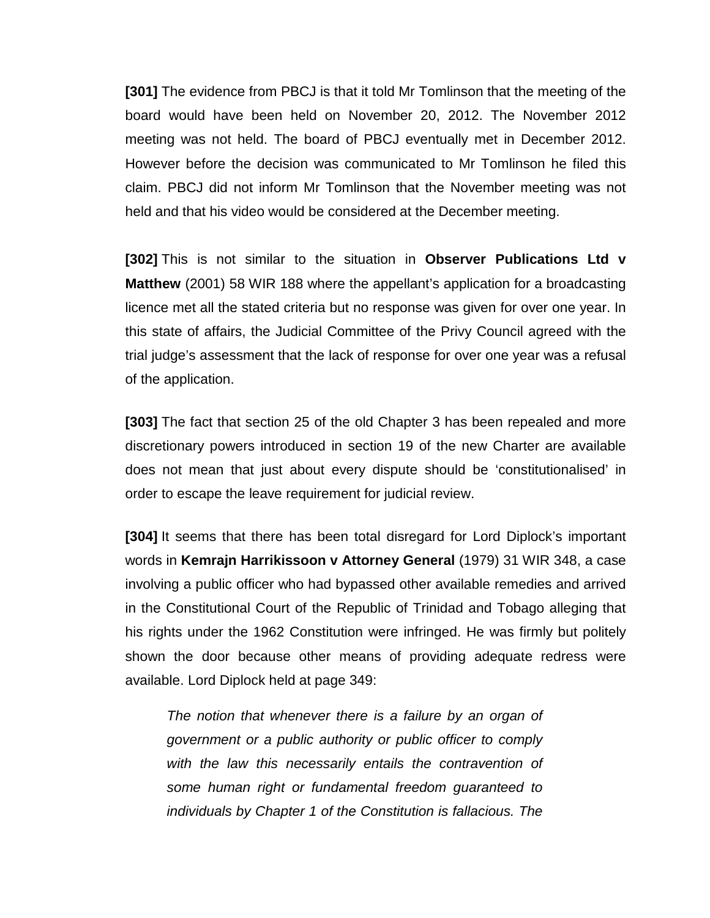**[301]** The evidence from PBCJ is that it told Mr Tomlinson that the meeting of the board would have been held on November 20, 2012. The November 2012 meeting was not held. The board of PBCJ eventually met in December 2012. However before the decision was communicated to Mr Tomlinson he filed this claim. PBCJ did not inform Mr Tomlinson that the November meeting was not held and that his video would be considered at the December meeting.

**[302]** This is not similar to the situation in **Observer Publications Ltd v Matthew** (2001) 58 WIR 188 where the appellant's application for a broadcasting licence met all the stated criteria but no response was given for over one year. In this state of affairs, the Judicial Committee of the Privy Council agreed with the trial judge's assessment that the lack of response for over one year was a refusal of the application.

**[303]** The fact that section 25 of the old Chapter 3 has been repealed and more discretionary powers introduced in section 19 of the new Charter are available does not mean that just about every dispute should be 'constitutionalised' in order to escape the leave requirement for judicial review.

**[304]** It seems that there has been total disregard for Lord Diplock's important words in **Kemrajn Harrikissoon v Attorney General** (1979) 31 WIR 348, a case involving a public officer who had bypassed other available remedies and arrived in the Constitutional Court of the Republic of Trinidad and Tobago alleging that his rights under the 1962 Constitution were infringed. He was firmly but politely shown the door because other means of providing adequate redress were available. Lord Diplock held at page 349:

> *The notion that whenever there is a failure by an organ of government or a public authority or public officer to comply with the law this necessarily entails the contravention of some human right or fundamental freedom guaranteed to individuals by Chapter 1 of the Constitution is fallacious. The*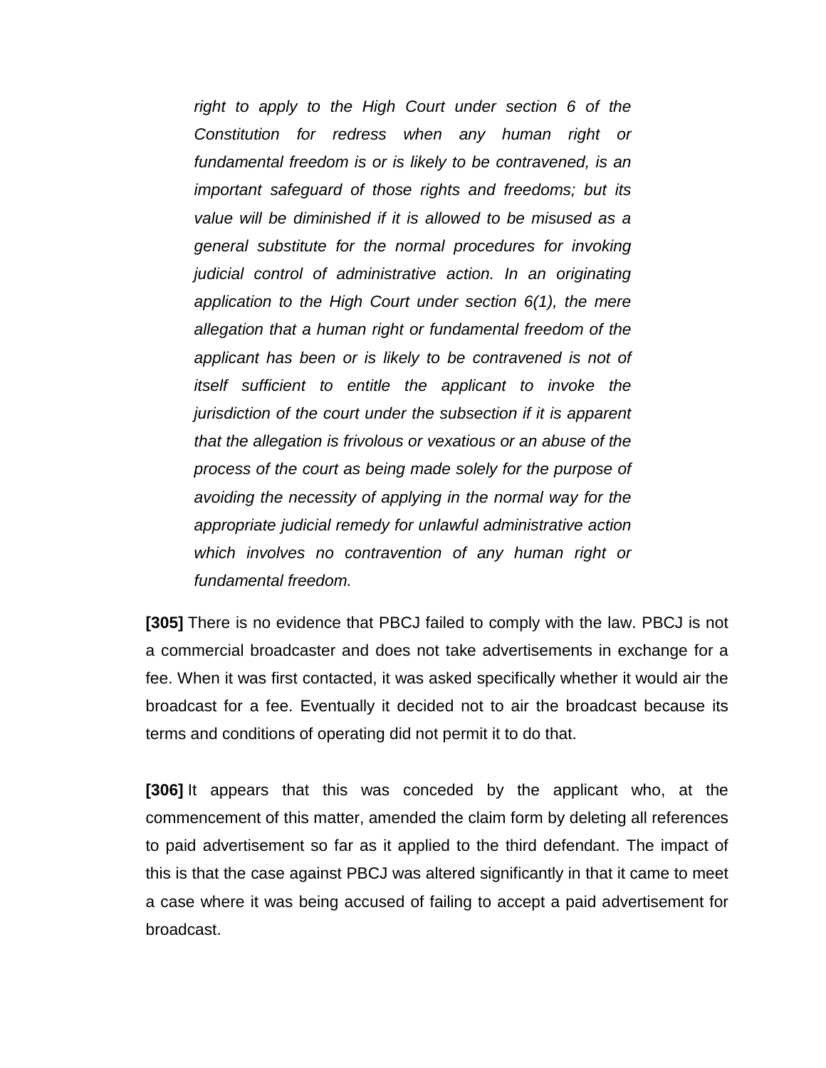> *right to apply to the High Court under section 6 of the Constitution for redress when any human right or fundamental freedom is or is likely to be contravened, is an important safeguard of those rights and freedoms; but its value will be diminished if it is allowed to be misused as a general substitute for the normal procedures for invoking judicial control of administrative action. In an originating application to the High Court under section 6(1), the mere allegation that a human right or fundamental freedom of the applicant has been or is likely to be contravened is not of itself sufficient to entitle the applicant to invoke the jurisdiction of the court under the subsection if it is apparent that the allegation is frivolous or vexatious or an abuse of the process of the court as being made solely for the purpose of avoiding the necessity of applying in the normal way for the appropriate judicial remedy for unlawful administrative action which involves no contravention of any human right or fundamental freedom.*

**[305]** There is no evidence that PBCJ failed to comply with the law. PBCJ is not a commercial broadcaster and does not take advertisements in exchange for a fee. When it was first contacted, it was asked specifically whether it would air the broadcast for a fee. Eventually it decided not to air the broadcast because its terms and conditions of operating did not permit it to do that.

**[306]** It appears that this was conceded by the applicant who, at the commencement of this matter, amended the claim form by deleting all references to paid advertisement so far as it applied to the third defendant. The impact of this is that the case against PBCJ was altered significantly in that it came to meet a case where it was being accused of failing to accept a paid advertisement for broadcast.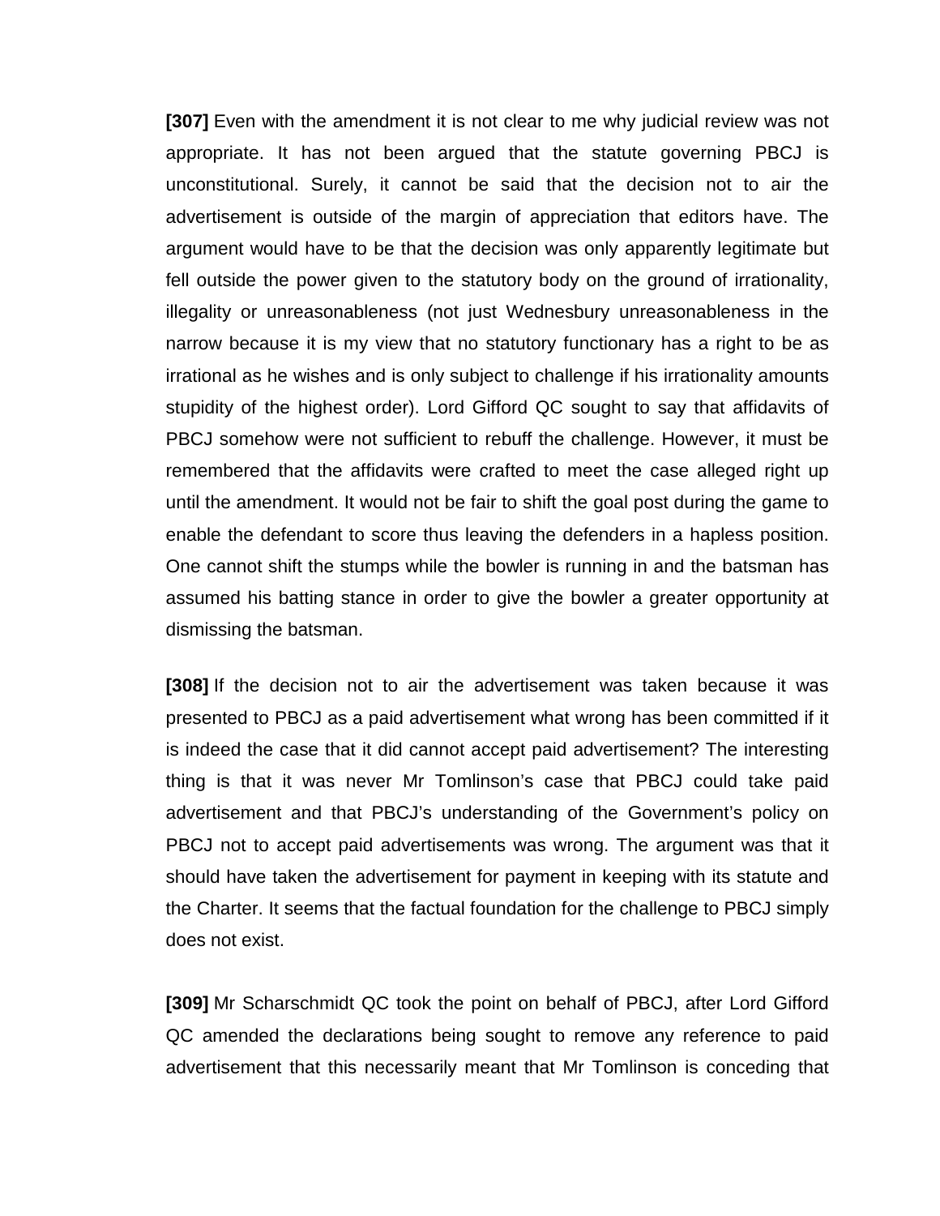**[307]** Even with the amendment it is not clear to me why judicial review was not appropriate. It has not been argued that the statute governing PBCJ is unconstitutional. Surely, it cannot be said that the decision not to air the advertisement is outside of the margin of appreciation that editors have. The argument would have to be that the decision was only apparently legitimate but fell outside the power given to the statutory body on the ground of irrationality, illegality or unreasonableness (not just Wednesbury unreasonableness in the narrow because it is my view that no statutory functionary has a right to be as irrational as he wishes and is only subject to challenge if his irrationality amounts stupidity of the highest order). Lord Gifford QC sought to say that affidavits of PBCJ somehow were not sufficient to rebuff the challenge. However, it must be remembered that the affidavits were crafted to meet the case alleged right up until the amendment. It would not be fair to shift the goal post during the game to enable the defendant to score thus leaving the defenders in a hapless position. One cannot shift the stumps while the bowler is running in and the batsman has assumed his batting stance in order to give the bowler a greater opportunity at dismissing the batsman.

**[308]** If the decision not to air the advertisement was taken because it was presented to PBCJ as a paid advertisement what wrong has been committed if it is indeed the case that it did cannot accept paid advertisement? The interesting thing is that it was never Mr Tomlinson's case that PBCJ could take paid advertisement and that PBCJ's understanding of the Government's policy on PBCJ not to accept paid advertisements was wrong. The argument was that it should have taken the advertisement for payment in keeping with its statute and the Charter. It seems that the factual foundation for the challenge to PBCJ simply does not exist.

**[309]** Mr Scharschmidt QC took the point on behalf of PBCJ, after Lord Gifford QC amended the declarations being sought to remove any reference to paid advertisement that this necessarily meant that Mr Tomlinson is conceding that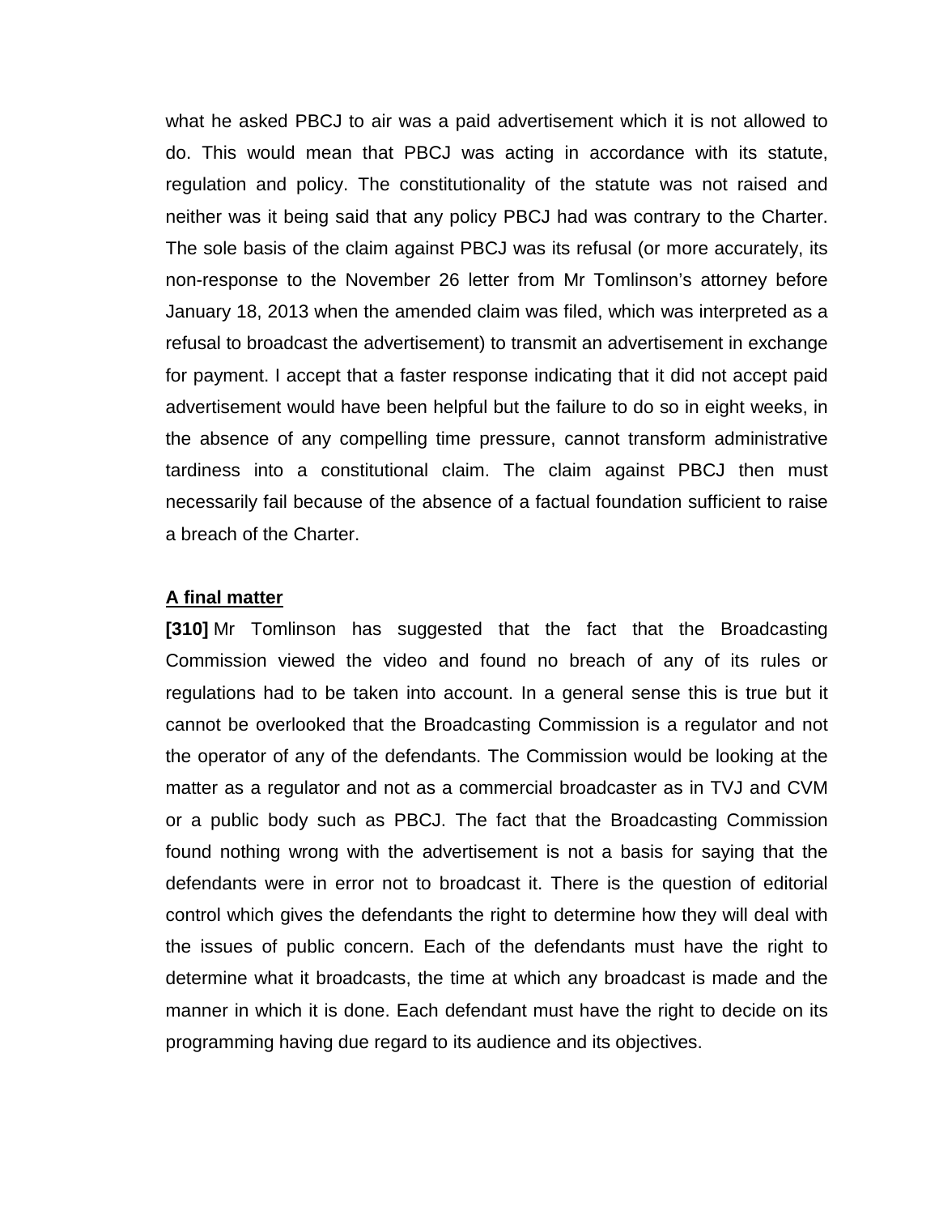what he asked PBCJ to air was a paid advertisement which it is not allowed to do. This would mean that PBCJ was acting in accordance with its statute, regulation and policy. The constitutionality of the statute was not raised and neither was it being said that any policy PBCJ had was contrary to the Charter. The sole basis of the claim against PBCJ was its refusal (or more accurately, its non-response to the November 26 letter from Mr Tomlinson's attorney before January 18, 2013 when the amended claim was filed, which was interpreted as a refusal to broadcast the advertisement) to transmit an advertisement in exchange for payment. I accept that a faster response indicating that it did not accept paid advertisement would have been helpful but the failure to do so in eight weeks, in the absence of any compelling time pressure, cannot transform administrative tardiness into a constitutional claim. The claim against PBCJ then must necessarily fail because of the absence of a factual foundation sufficient to raise a breach of the Charter.

**A final matter**

**[310]** Mr Tomlinson has suggested that the fact that the Broadcasting Commission viewed the video and found no breach of any of its rules or regulations had to be taken into account. In a general sense this is true but it cannot be overlooked that the Broadcasting Commission is a regulator and not the operator of any of the defendants. The Commission would be looking at the matter as a regulator and not as a commercial broadcaster as in TVJ and CVM or a public body such as PBCJ. The fact that the Broadcasting Commission found nothing wrong with the advertisement is not a basis for saying that the defendants were in error not to broadcast it. There is the question of editorial control which gives the defendants the right to determine how they will deal with the issues of public concern. Each of the defendants must have the right to determine what it broadcasts, the time at which any broadcast is made and the manner in which it is done. Each defendant must have the right to decide on its programming having due regard to its audience and its objectives.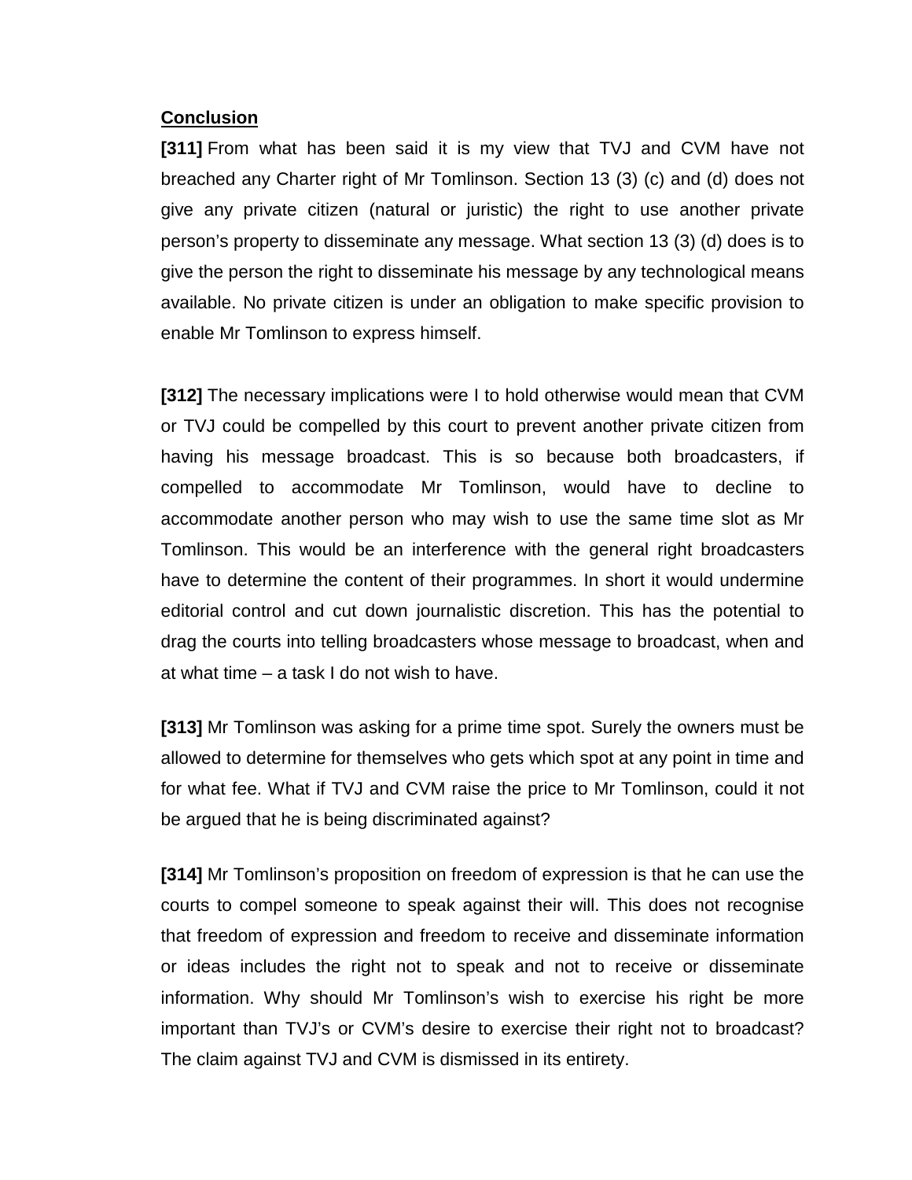**Conclusion**

**[311]** From what has been said it is my view that TVJ and CVM have not breached any Charter right of Mr Tomlinson. Section 13 (3) (c) and (d) does not give any private citizen (natural or juristic) the right to use another private person's property to disseminate any message. What section 13 (3) (d) does is to give the person the right to disseminate his message by any technological means available. No private citizen is under an obligation to make specific provision to enable Mr Tomlinson to express himself.

**[312]** The necessary implications were I to hold otherwise would mean that CVM or TVJ could be compelled by this court to prevent another private citizen from having his message broadcast. This is so because both broadcasters, if compelled to accommodate Mr Tomlinson, would have to decline to accommodate another person who may wish to use the same time slot as Mr Tomlinson. This would be an interference with the general right broadcasters have to determine the content of their programmes. In short it would undermine editorial control and cut down journalistic discretion. This has the potential to drag the courts into telling broadcasters whose message to broadcast, when and at what time – a task I do not wish to have.

**[313]** Mr Tomlinson was asking for a prime time spot. Surely the owners must be allowed to determine for themselves who gets which spot at any point in time and for what fee. What if TVJ and CVM raise the price to Mr Tomlinson, could it not be argued that he is being discriminated against?

**[314]** Mr Tomlinson's proposition on freedom of expression is that he can use the courts to compel someone to speak against their will. This does not recognise that freedom of expression and freedom to receive and disseminate information or ideas includes the right not to speak and not to receive or disseminate information. Why should Mr Tomlinson's wish to exercise his right be more important than TVJ's or CVM's desire to exercise their right not to broadcast? The claim against TVJ and CVM is dismissed in its entirety.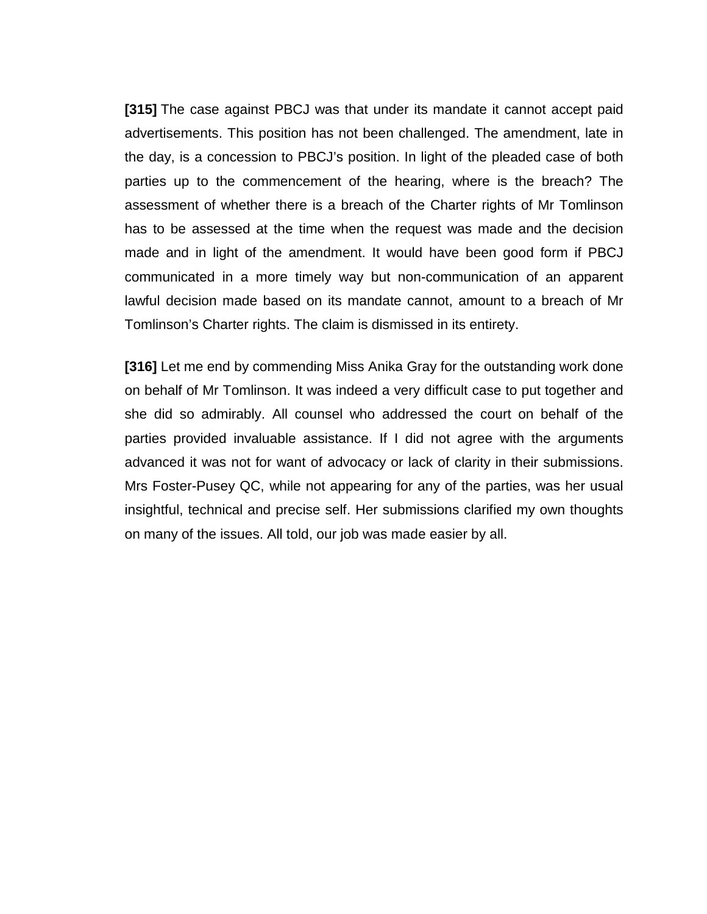**[315]** The case against PBCJ was that under its mandate it cannot accept paid advertisements. This position has not been challenged. The amendment, late in the day, is a concession to PBCJ's position. In light of the pleaded case of both parties up to the commencement of the hearing, where is the breach? The assessment of whether there is a breach of the Charter rights of Mr Tomlinson has to be assessed at the time when the request was made and the decision made and in light of the amendment. It would have been good form if PBCJ communicated in a more timely way but non-communication of an apparent lawful decision made based on its mandate cannot, amount to a breach of Mr Tomlinson's Charter rights. The claim is dismissed in its entirety.

**[316]** Let me end by commending Miss Anika Gray for the outstanding work done on behalf of Mr Tomlinson. It was indeed a very difficult case to put together and she did so admirably. All counsel who addressed the court on behalf of the parties provided invaluable assistance. If I did not agree with the arguments advanced it was not for want of advocacy or lack of clarity in their submissions. Mrs Foster-Pusey QC, while not appearing for any of the parties, was her usual insightful, technical and precise self. Her submissions clarified my own thoughts on many of the issues. All told, our job was made easier by all.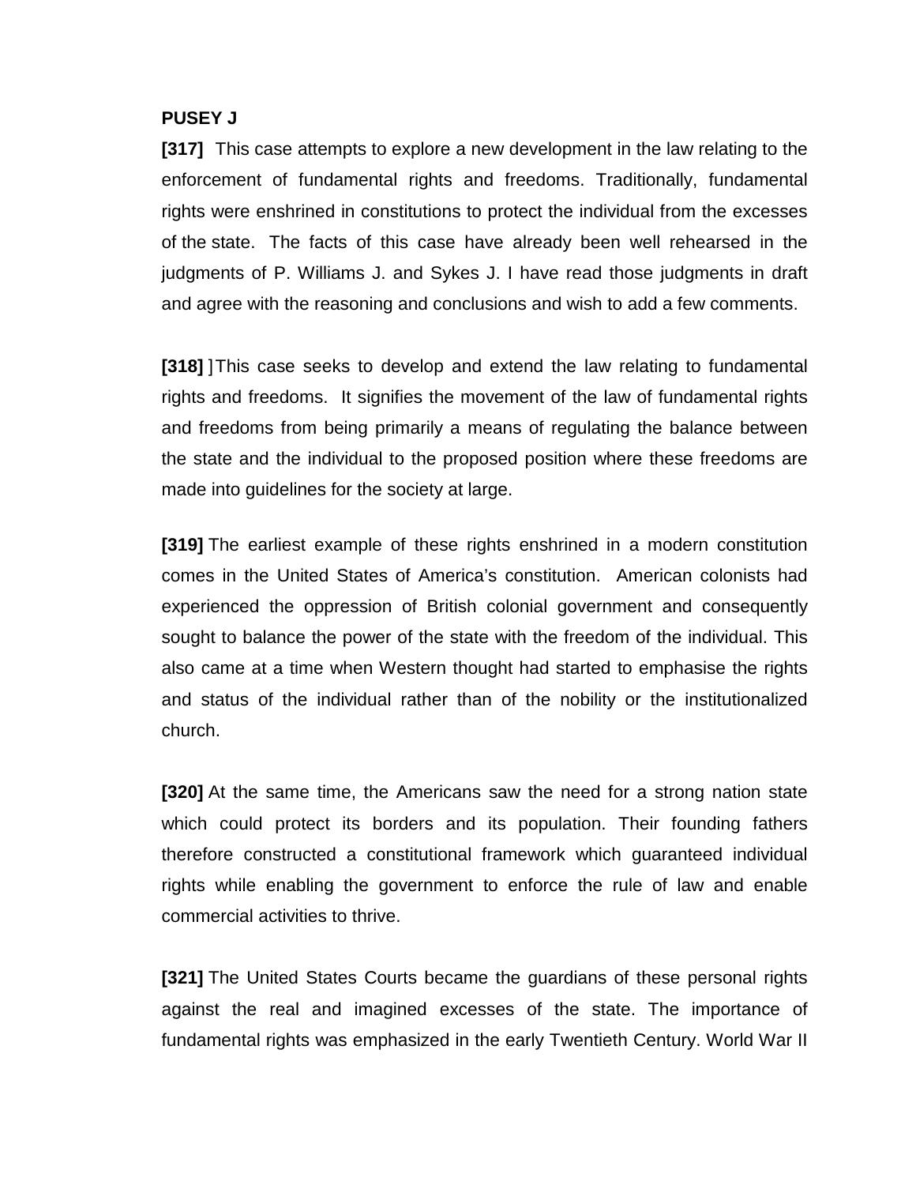**PUSEY J**

**[317]** This case attempts to explore a new development in the law relating to the enforcement of fundamental rights and freedoms. Traditionally, fundamental rights were enshrined in constitutions to protect the individual from the excesses of the state. The facts of this case have already been well rehearsed in the judgments of P. Williams J. and Sykes J. I have read those judgments in draft and agree with the reasoning and conclusions and wish to add a few comments.

**[318]** ]This case seeks to develop and extend the law relating to fundamental rights and freedoms. It signifies the movement of the law of fundamental rights and freedoms from being primarily a means of regulating the balance between the state and the individual to the proposed position where these freedoms are made into guidelines for the society at large.

**[319]** The earliest example of these rights enshrined in a modern constitution comes in the United States of America's constitution. American colonists had experienced the oppression of British colonial government and consequently sought to balance the power of the state with the freedom of the individual. This also came at a time when Western thought had started to emphasise the rights and status of the individual rather than of the nobility or the institutionalized church.

**[320]** At the same time, the Americans saw the need for a strong nation state which could protect its borders and its population. Their founding fathers therefore constructed a constitutional framework which guaranteed individual rights while enabling the government to enforce the rule of law and enable commercial activities to thrive.

**[321]** The United States Courts became the guardians of these personal rights against the real and imagined excesses of the state. The importance of fundamental rights was emphasized in the early Twentieth Century. World War II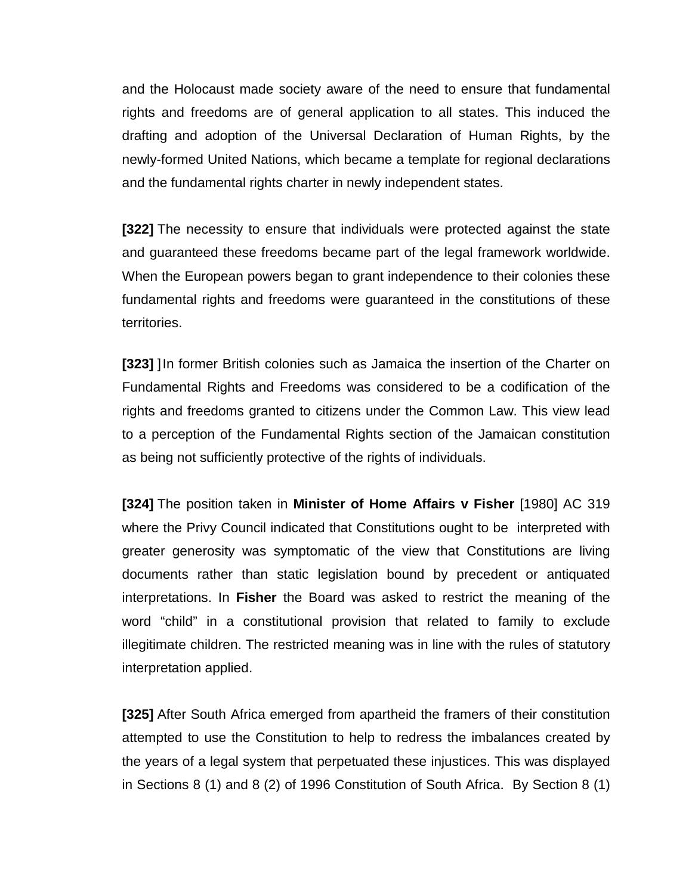and the Holocaust made society aware of the need to ensure that fundamental rights and freedoms are of general application to all states. This induced the drafting and adoption of the Universal Declaration of Human Rights, by the newly-formed United Nations, which became a template for regional declarations and the fundamental rights charter in newly independent states.

**[322]** The necessity to ensure that individuals were protected against the state and guaranteed these freedoms became part of the legal framework worldwide. When the European powers began to grant independence to their colonies these fundamental rights and freedoms were guaranteed in the constitutions of these territories.

**[323]** ] In former British colonies such as Jamaica the insertion of the Charter on Fundamental Rights and Freedoms was considered to be a codification of the rights and freedoms granted to citizens under the Common Law. This view lead to a perception of the Fundamental Rights section of the Jamaican constitution as being not sufficiently protective of the rights of individuals.

**[324]** The position taken in **Minister of Home Affairs v Fisher** [1980] AC 319 where the Privy Council indicated that Constitutions ought to be interpreted with greater generosity was symptomatic of the view that Constitutions are living documents rather than static legislation bound by precedent or antiquated interpretations. In **Fisher** the Board was asked to restrict the meaning of the word "child" in a constitutional provision that related to family to exclude illegitimate children. The restricted meaning was in line with the rules of statutory interpretation applied.

**[325]** After South Africa emerged from apartheid the framers of their constitution attempted to use the Constitution to help to redress the imbalances created by the years of a legal system that perpetuated these injustices. This was displayed in Sections 8 (1) and 8 (2) of 1996 Constitution of South Africa. By Section 8 (1)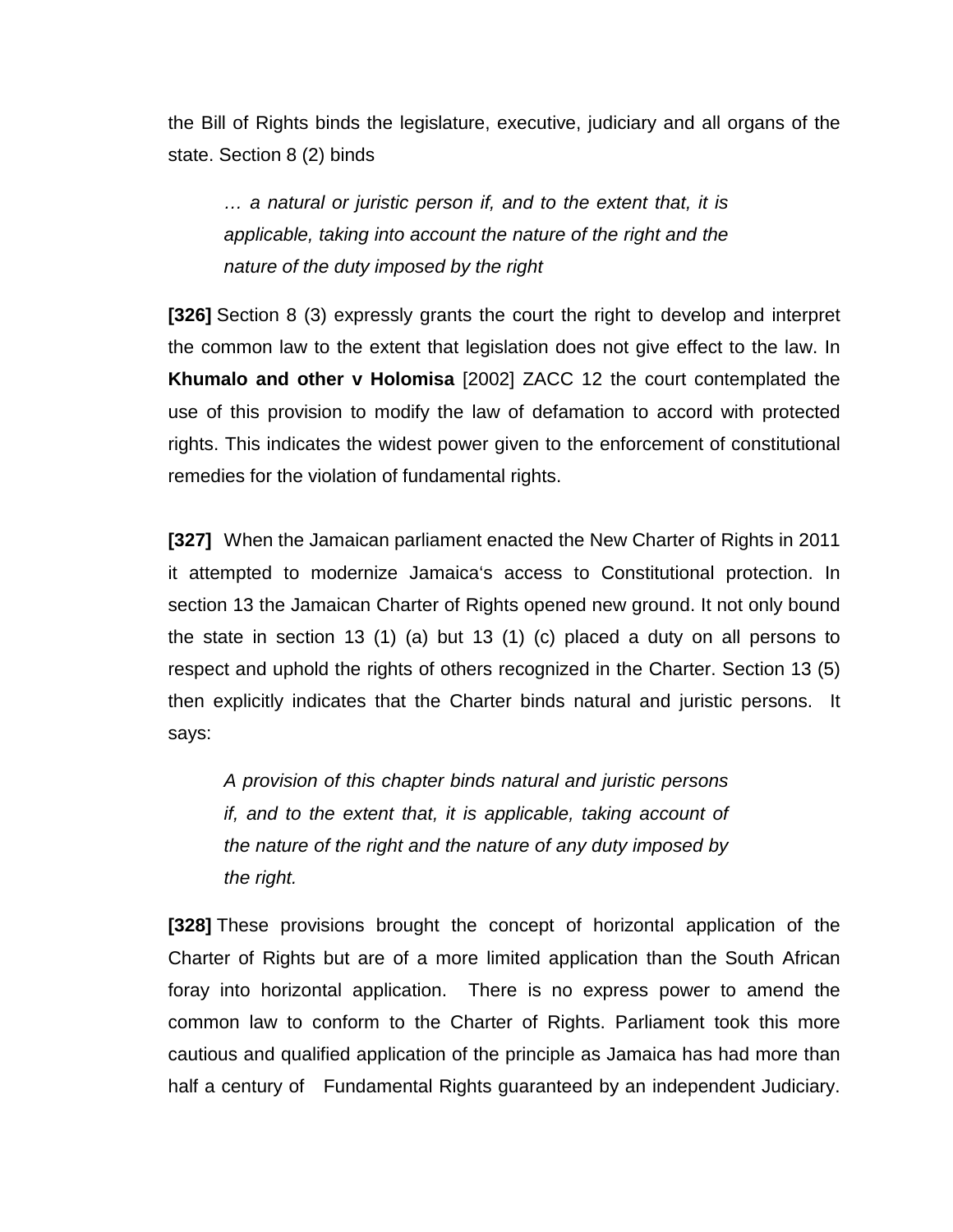the Bill of Rights binds the legislature, executive, judiciary and all organs of the state. Section 8 (2) binds

> *… a natural or juristic person if, and to the extent that, it is applicable, taking into account the nature of the right and the nature of the duty imposed by the right*

**[326]** Section 8 (3) expressly grants the court the right to develop and interpret the common law to the extent that legislation does not give effect to the law. In **Khumalo and other v Holomisa** [2002] ZACC 12 the court contemplated the use of this provision to modify the law of defamation to accord with protected rights. This indicates the widest power given to the enforcement of constitutional remedies for the violation of fundamental rights.

**[327]** When the Jamaican parliament enacted the New Charter of Rights in 2011 it attempted to modernize Jamaica's access to Constitutional protection. In section 13 the Jamaican Charter of Rights opened new ground. It not only bound the state in section 13 (1) (a) but 13 (1) (c) placed a duty on all persons to respect and uphold the rights of others recognized in the Charter. Section 13 (5) then explicitly indicates that the Charter binds natural and juristic persons. It says:

> *A provision of this chapter binds natural and juristic persons if, and to the extent that, it is applicable, taking account of the nature of the right and the nature of any duty imposed by the right.*

**[328]** These provisions brought the concept of horizontal application of the Charter of Rights but are of a more limited application than the South African foray into horizontal application. There is no express power to amend the common law to conform to the Charter of Rights. Parliament took this more cautious and qualified application of the principle as Jamaica has had more than half a century of Fundamental Rights guaranteed by an independent Judiciary.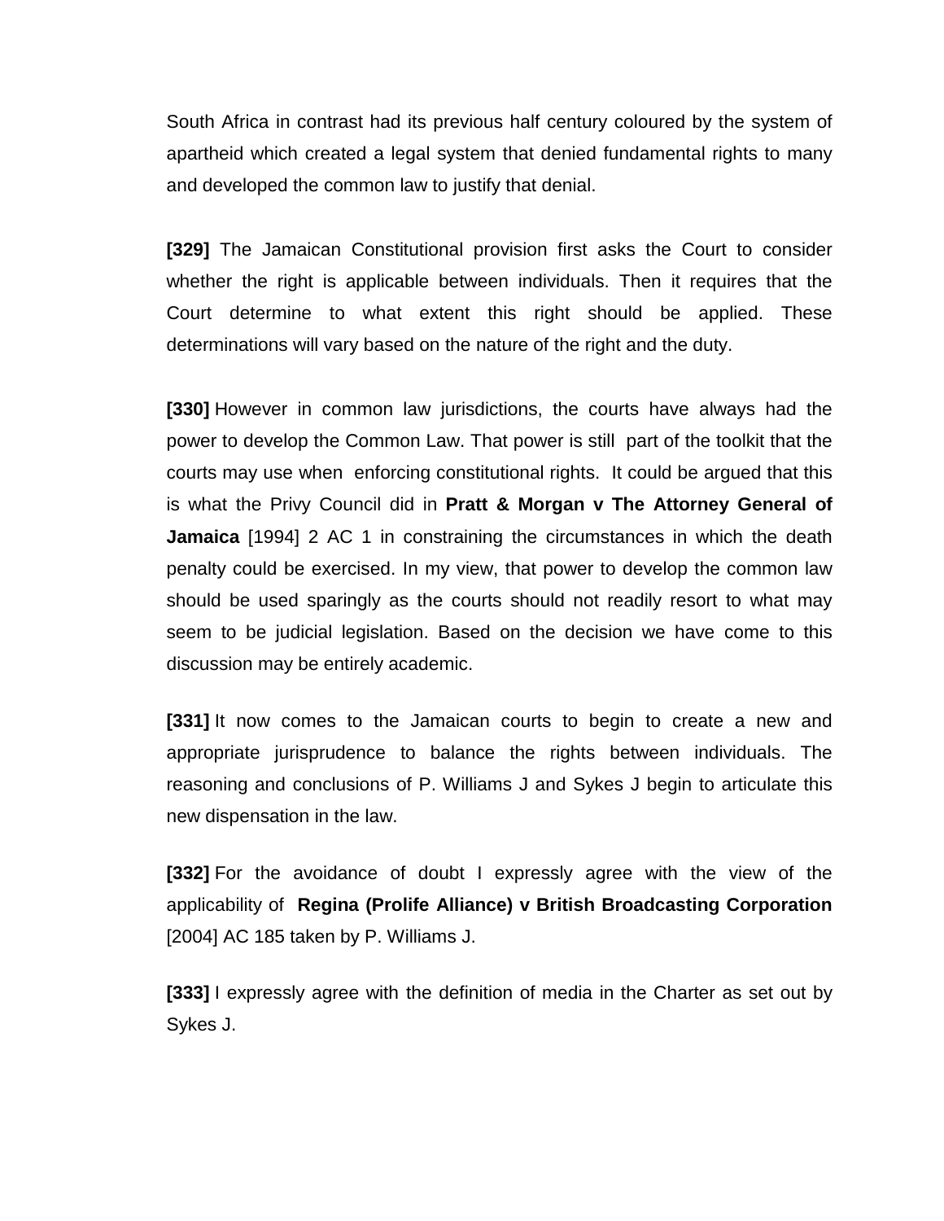South Africa in contrast had its previous half century coloured by the system of apartheid which created a legal system that denied fundamental rights to many and developed the common law to justify that denial.

**[329]** The Jamaican Constitutional provision first asks the Court to consider whether the right is applicable between individuals. Then it requires that the Court determine to what extent this right should be applied. These determinations will vary based on the nature of the right and the duty.

**[330]** However in common law jurisdictions, the courts have always had the power to develop the Common Law. That power is still part of the toolkit that the courts may use when enforcing constitutional rights. It could be argued that this is what the Privy Council did in **Pratt & Morgan v The Attorney General of Jamaica** [1994] 2 AC 1 in constraining the circumstances in which the death penalty could be exercised. In my view, that power to develop the common law should be used sparingly as the courts should not readily resort to what may seem to be judicial legislation. Based on the decision we have come to this discussion may be entirely academic.

**[331]** It now comes to the Jamaican courts to begin to create a new and appropriate jurisprudence to balance the rights between individuals. The reasoning and conclusions of P. Williams J and Sykes J begin to articulate this new dispensation in the law.

**[332]** For the avoidance of doubt I expressly agree with the view of the applicability of **Regina (Prolife Alliance) v British Broadcasting Corporation** [2004] AC 185 taken by P. Williams J.

**[333]** I expressly agree with the definition of media in the Charter as set out by Sykes J.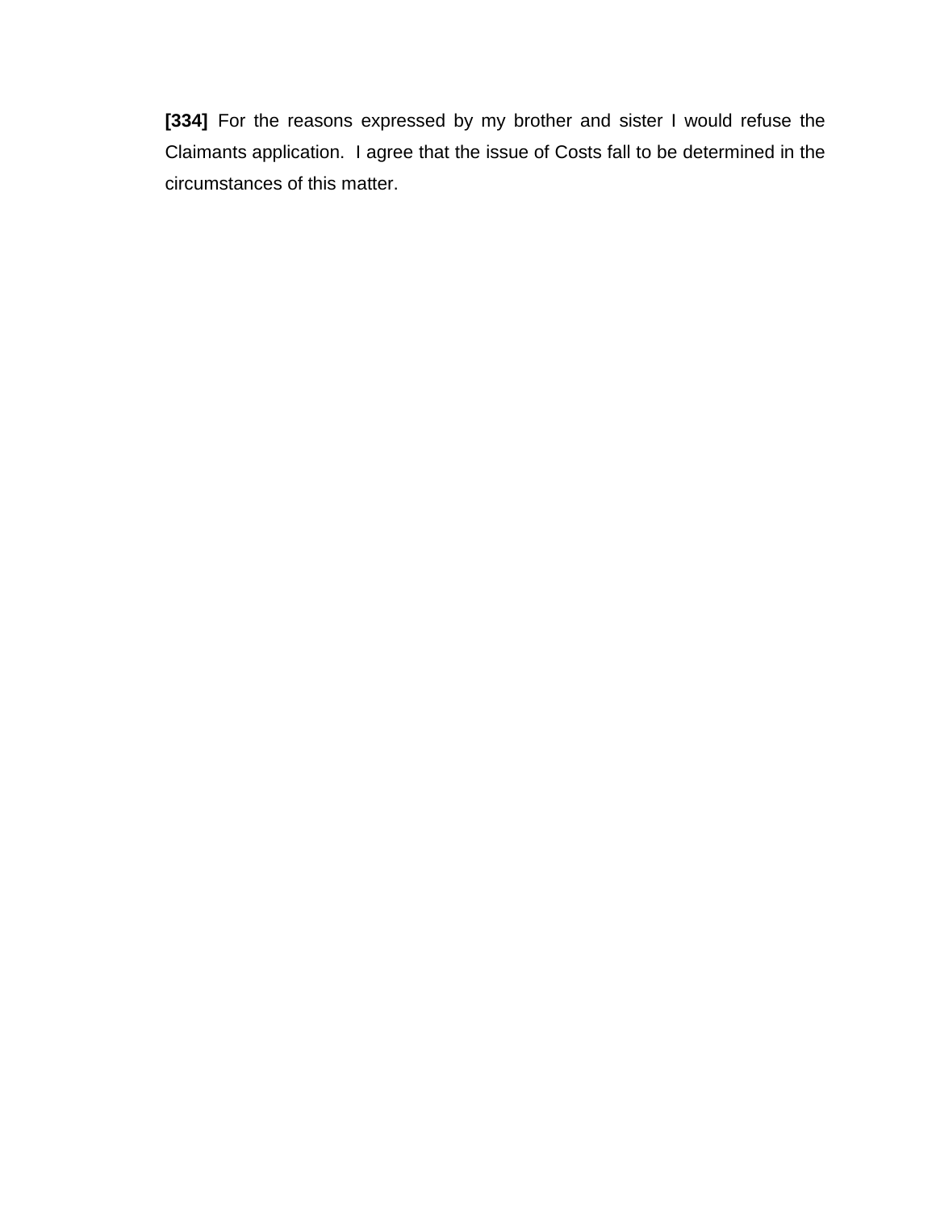**[334]** For the reasons expressed by my brother and sister I would refuse the Claimants application. I agree that the issue of Costs fall to be determined in the circumstances of this matter.